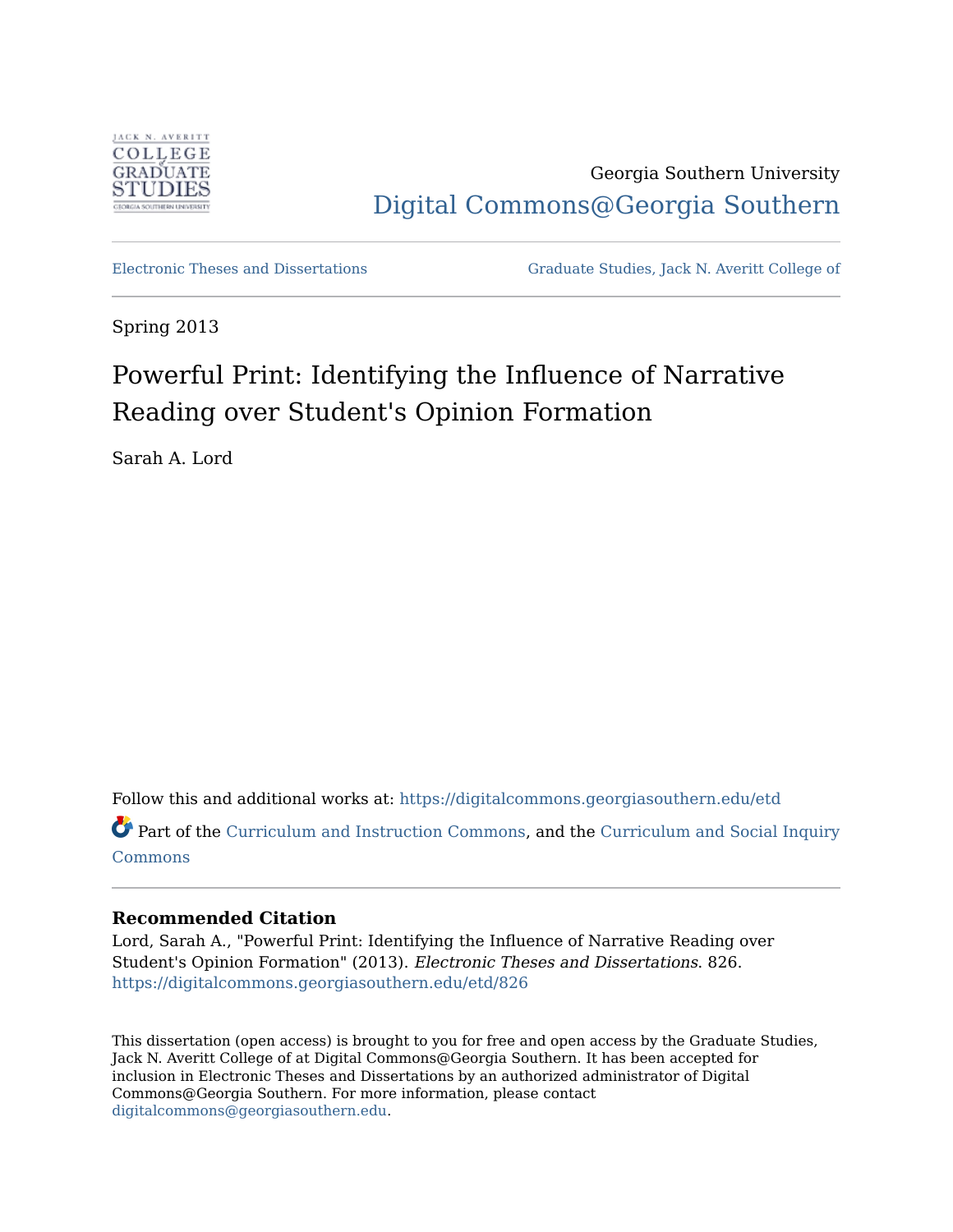Georgia Southern University

Digital Commons@Georgia Southern

Electronic Theses and Dissertations | Graduate Studies, Jack N. Averitt College of

Spring 2013

# Powerful Print: Identifying the Influence of Narrative Reading over Student's Opinion Formation

Sarah A. Lord

Follow this and additional works at: https://digitalcommons.georgiasouthern.edu/etd

Part of the Curriculum and Instruction Commons, and the Curriculum and Social Inquiry Commons

**Recommended Citation**

Lord, Sarah A., "Powerful Print: Identifying the Influence of Narrative Reading over Student's Opinion Formation" (2013). *Electronic Theses and Dissertations*. 826.
https://digitalcommons.georgiasouthern.edu/etd/826

This dissertation (open access) is brought to you for free and open access by the Graduate Studies, Jack N. Averitt College of at Digital Commons@Georgia Southern. It has been accepted for inclusion in Electronic Theses and Dissertations by an authorized administrator of Digital Commons@Georgia Southern. For more information, please contact digitalcommons@georgiasouthern.edu.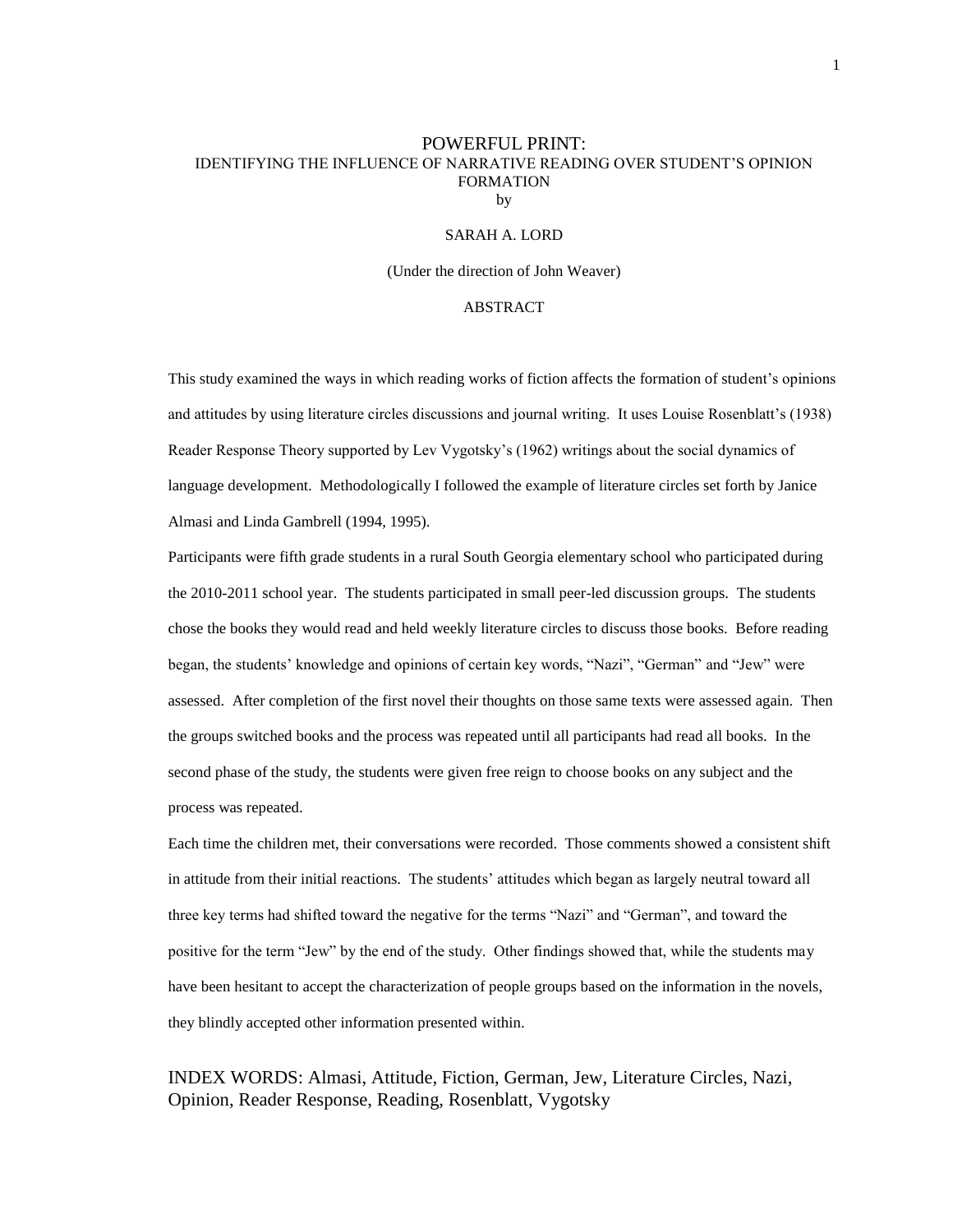# POWERFUL PRINT:
## IDENTIFYING THE INFLUENCE OF NARRATIVE READING OVER STUDENT'S OPINION FORMATION

by

SARAH A. LORD

(Under the direction of John Weaver)

ABSTRACT

This study examined the ways in which reading works of fiction affects the formation of student's opinions and attitudes by using literature circles discussions and journal writing. It uses Louise Rosenblatt's (1938) Reader Response Theory supported by Lev Vygotsky's (1962) writings about the social dynamics of language development. Methodologically I followed the example of literature circles set forth by Janice Almasi and Linda Gambrell (1994, 1995).

Participants were fifth grade students in a rural South Georgia elementary school who participated during the 2010-2011 school year. The students participated in small peer-led discussion groups. The students chose the books they would read and held weekly literature circles to discuss those books. Before reading began, the students' knowledge and opinions of certain key words, "Nazi", "German" and "Jew" were assessed. After completion of the first novel their thoughts on those same texts were assessed again. Then the groups switched books and the process was repeated until all participants had read all books. In the second phase of the study, the students were given free reign to choose books on any subject and the process was repeated.

Each time the children met, their conversations were recorded. Those comments showed a consistent shift in attitude from their initial reactions. The students' attitudes which began as largely neutral toward all three key terms had shifted toward the negative for the terms "Nazi" and "German", and toward the positive for the term "Jew" by the end of the study. Other findings showed that, while the students may have been hesitant to accept the characterization of people groups based on the information in the novels, they blindly accepted other information presented within.

INDEX WORDS: Almasi, Attitude, Fiction, German, Jew, Literature Circles, Nazi, Opinion, Reader Response, Reading, Rosenblatt, Vygotsky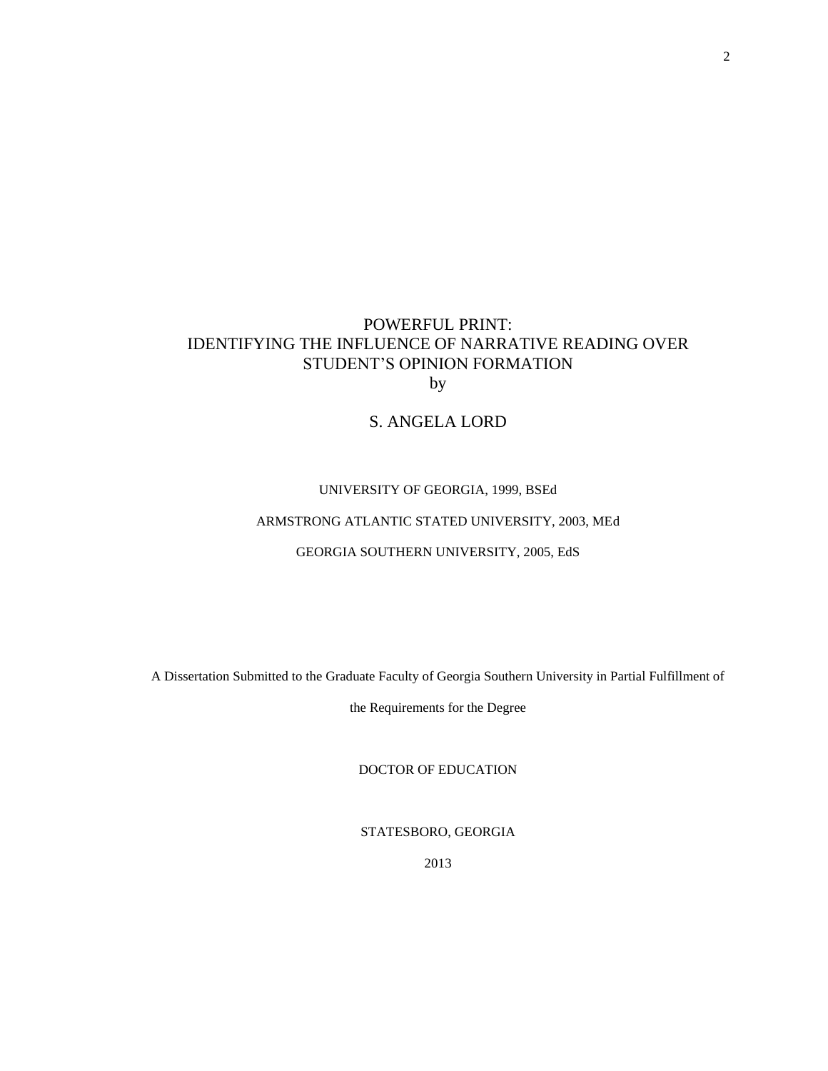# POWERFUL PRINT:
# IDENTIFYING THE INFLUENCE OF NARRATIVE READING OVER STUDENT'S OPINION FORMATION

by

S. ANGELA LORD

UNIVERSITY OF GEORGIA, 1999, BSEd

ARMSTRONG ATLANTIC STATED UNIVERSITY, 2003, MEd

GEORGIA SOUTHERN UNIVERSITY, 2005, EdS

A Dissertation Submitted to the Graduate Faculty of Georgia Southern University in Partial Fulfillment of the Requirements for the Degree

DOCTOR OF EDUCATION

STATESBORO, GEORGIA

2013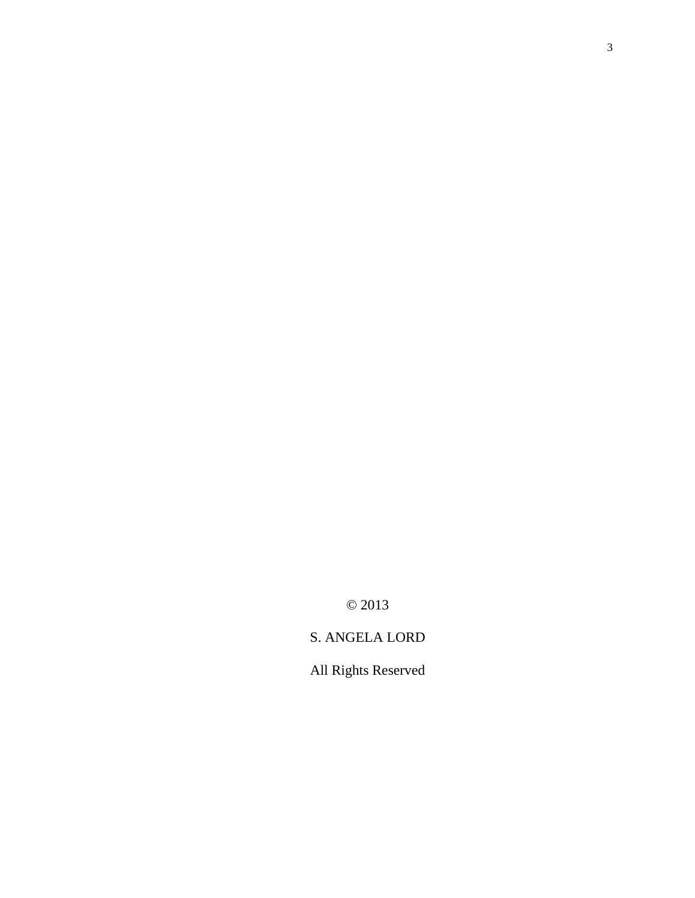© 2013

S. ANGELA LORD

All Rights Reserved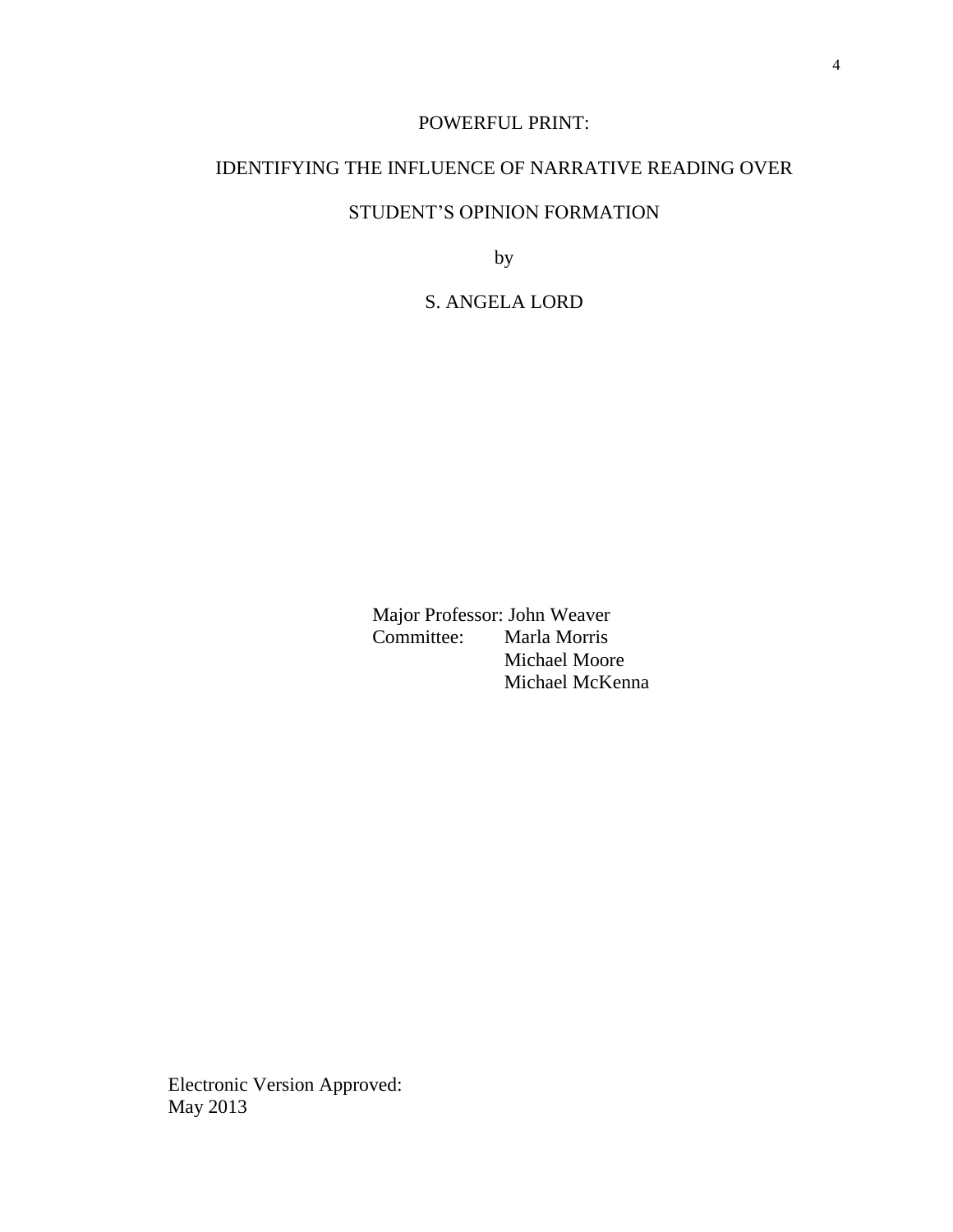POWERFUL PRINT:

IDENTIFYING THE INFLUENCE OF NARRATIVE READING OVER

STUDENT'S OPINION FORMATION

by

S. ANGELA LORD

Major Professor: John Weaver
Committee: Marla Morris
Michael Moore
Michael McKenna

Electronic Version Approved:
May 2013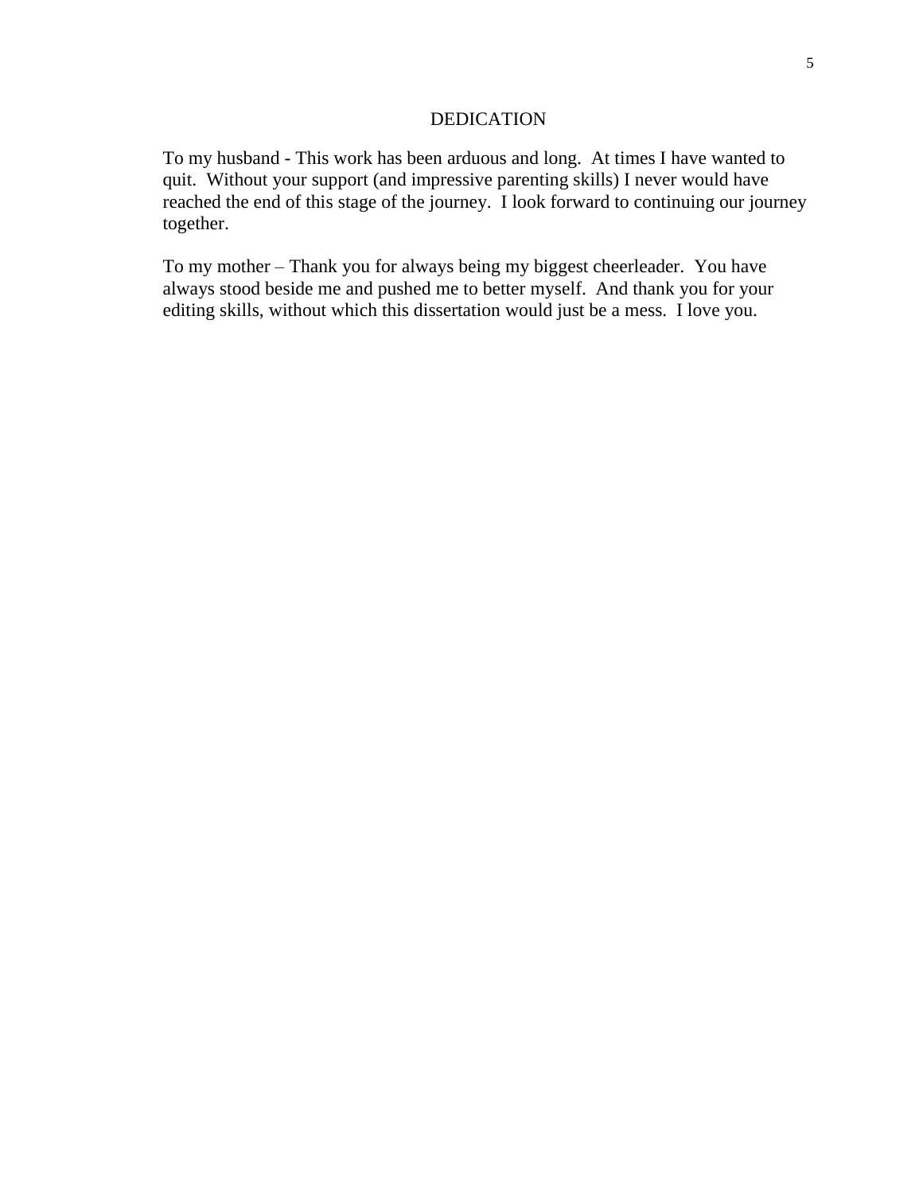# DEDICATION

To my husband - This work has been arduous and long. At times I have wanted to quit. Without your support (and impressive parenting skills) I never would have reached the end of this stage of the journey. I look forward to continuing our journey together.

To my mother – Thank you for always being my biggest cheerleader. You have always stood beside me and pushed me to better myself. And thank you for your editing skills, without which this dissertation would just be a mess. I love you.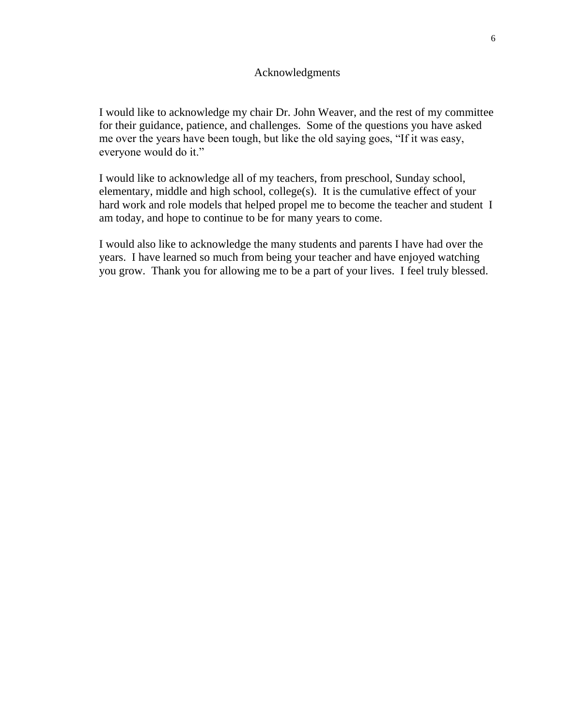# Acknowledgments

I would like to acknowledge my chair Dr. John Weaver, and the rest of my committee for their guidance, patience, and challenges. Some of the questions you have asked me over the years have been tough, but like the old saying goes, "If it was easy, everyone would do it."

I would like to acknowledge all of my teachers, from preschool, Sunday school, elementary, middle and high school, college(s). It is the cumulative effect of your hard work and role models that helped propel me to become the teacher and student I am today, and hope to continue to be for many years to come.

I would also like to acknowledge the many students and parents I have had over the years. I have learned so much from being your teacher and have enjoyed watching you grow. Thank you for allowing me to be a part of your lives. I feel truly blessed.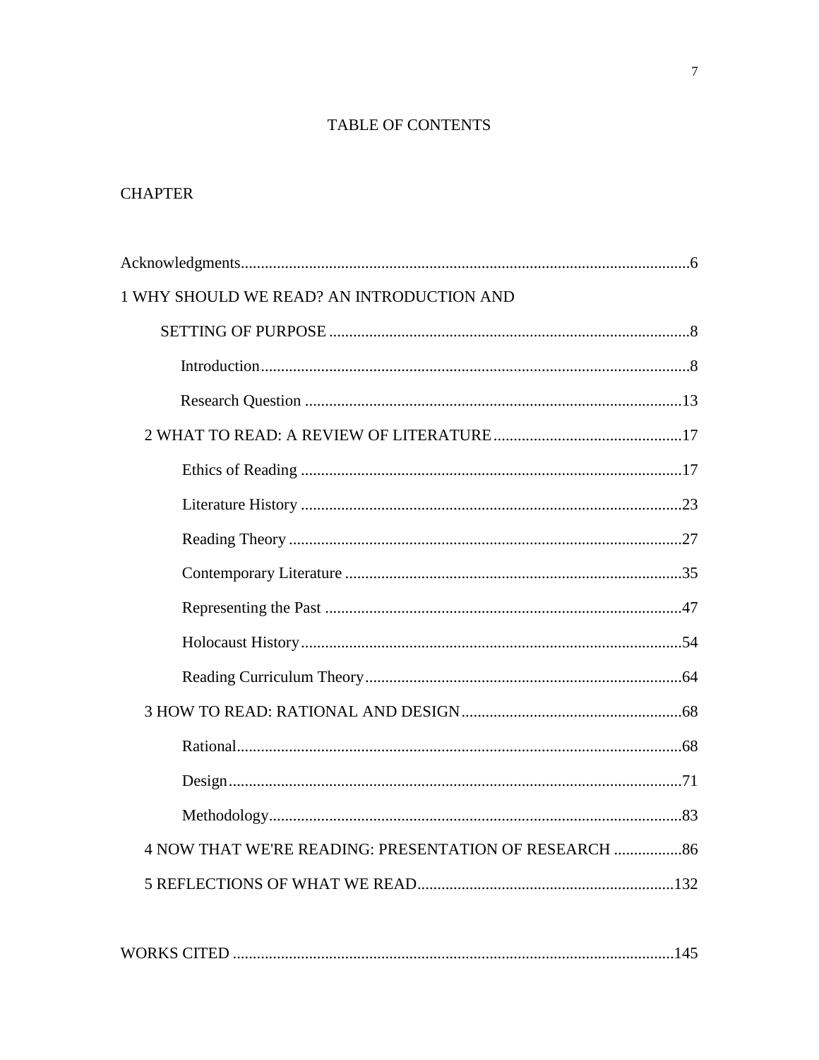# TABLE OF CONTENTS

CHAPTER

Acknowledgments...6

1 WHY SHOULD WE READ? AN INTRODUCTION AND SETTING OF PURPOSE...8

- Introduction...8
- Research Question...13

2 WHAT TO READ: A REVIEW OF LITERATURE...17

- Ethics of Reading...17
- Literature History...23
- Reading Theory...27
- Contemporary Literature...35
- Representing the Past...47
- Holocaust History...54
- Reading Curriculum Theory...64

3 HOW TO READ: RATIONAL AND DESIGN...68

- Rational...68
- Design...71
- Methodology...83

4 NOW THAT WE'RE READING: PRESENTATION OF RESEARCH...86

5 REFLECTIONS OF WHAT WE READ...132

WORKS CITED...145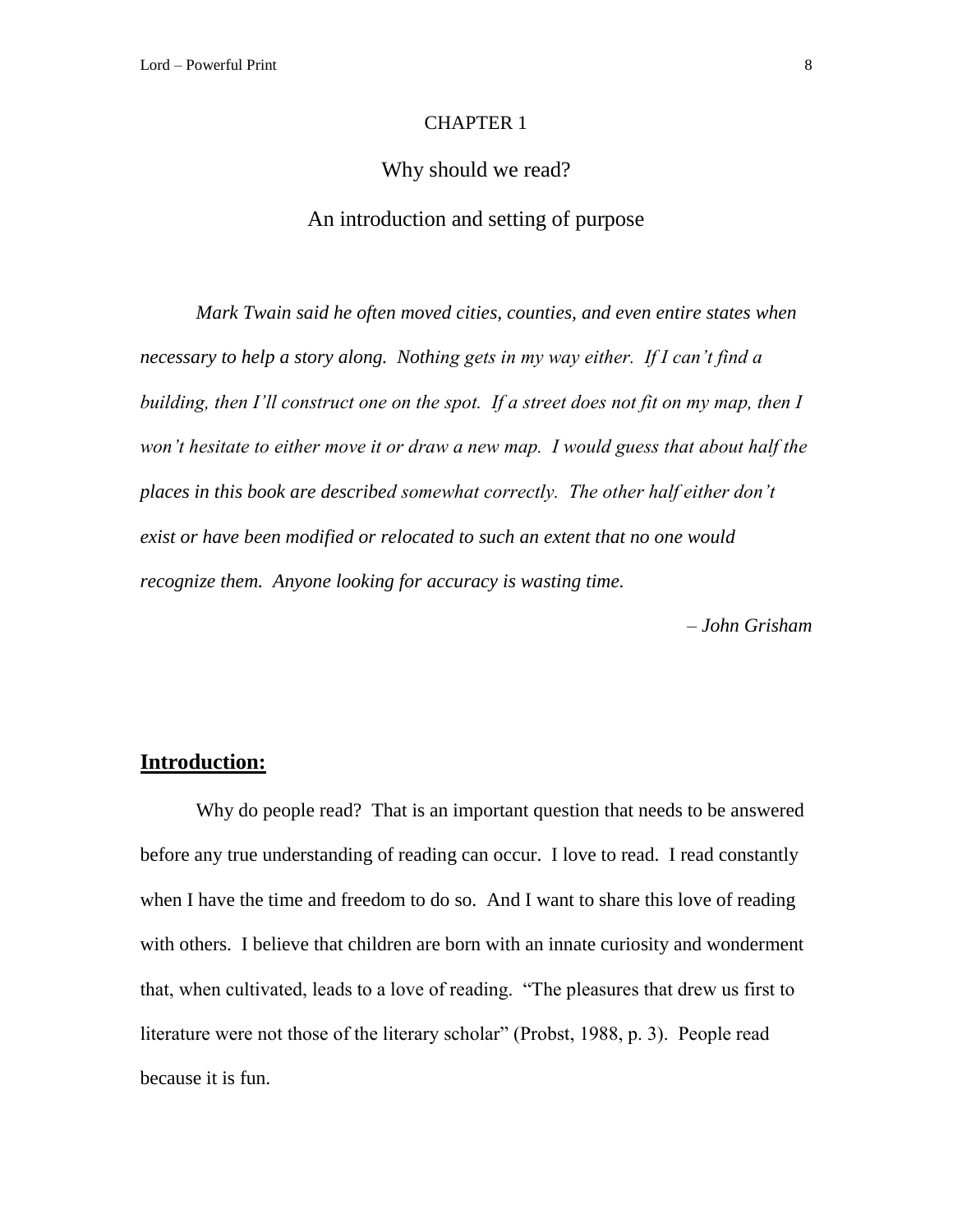# CHAPTER 1

## Why should we read?

## An introduction and setting of purpose

*Mark Twain said he often moved cities, counties, and even entire states when necessary to help a story along. Nothing gets in my way either. If I can't find a building, then I'll construct one on the spot. If a street does not fit on my map, then I won't hesitate to either move it or draw a new map. I would guess that about half the places in this book are described somewhat correctly. The other half either don't exist or have been modified or relocated to such an extent that no one would recognize them. Anyone looking for accuracy is wasting time.*

*– John Grisham*

### **Introduction:**

Why do people read? That is an important question that needs to be answered before any true understanding of reading can occur. I love to read. I read constantly when I have the time and freedom to do so. And I want to share this love of reading with others. I believe that children are born with an innate curiosity and wonderment that, when cultivated, leads to a love of reading. "The pleasures that drew us first to literature were not those of the literary scholar" (Probst, 1988, p. 3). People read because it is fun.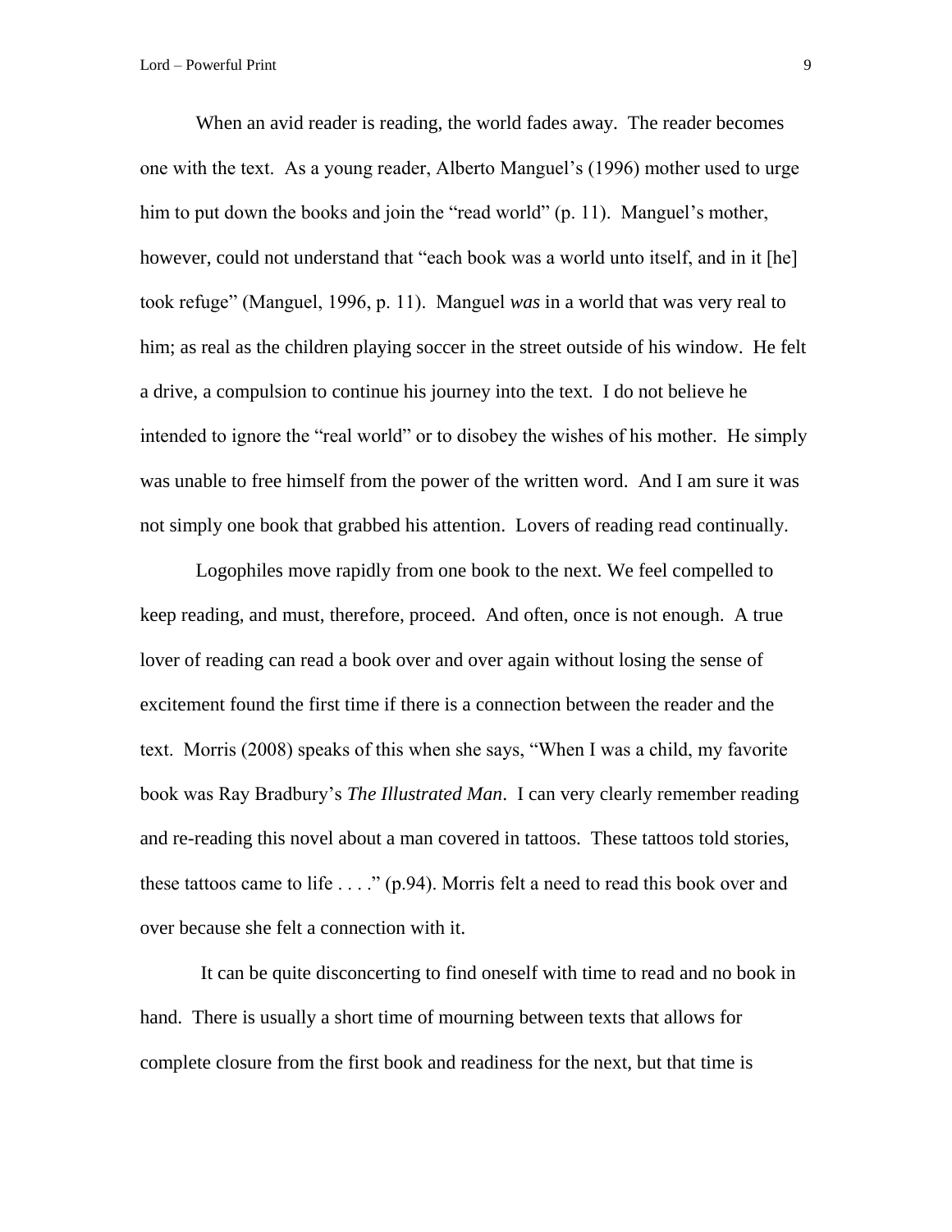When an avid reader is reading, the world fades away. The reader becomes one with the text. As a young reader, Alberto Manguel's (1996) mother used to urge him to put down the books and join the "read world" (p. 11). Manguel's mother, however, could not understand that "each book was a world unto itself, and in it [he] took refuge" (Manguel, 1996, p. 11). Manguel *was* in a world that was very real to him; as real as the children playing soccer in the street outside of his window. He felt a drive, a compulsion to continue his journey into the text. I do not believe he intended to ignore the "real world" or to disobey the wishes of his mother. He simply was unable to free himself from the power of the written word. And I am sure it was not simply one book that grabbed his attention. Lovers of reading read continually.

Logophiles move rapidly from one book to the next. We feel compelled to keep reading, and must, therefore, proceed. And often, once is not enough. A true lover of reading can read a book over and over again without losing the sense of excitement found the first time if there is a connection between the reader and the text. Morris (2008) speaks of this when she says, "When I was a child, my favorite book was Ray Bradbury's *The Illustrated Man*. I can very clearly remember reading and re-reading this novel about a man covered in tattoos. These tattoos told stories, these tattoos came to life . . . ." (p.94). Morris felt a need to read this book over and over because she felt a connection with it.

It can be quite disconcerting to find oneself with time to read and no book in hand. There is usually a short time of mourning between texts that allows for complete closure from the first book and readiness for the next, but that time is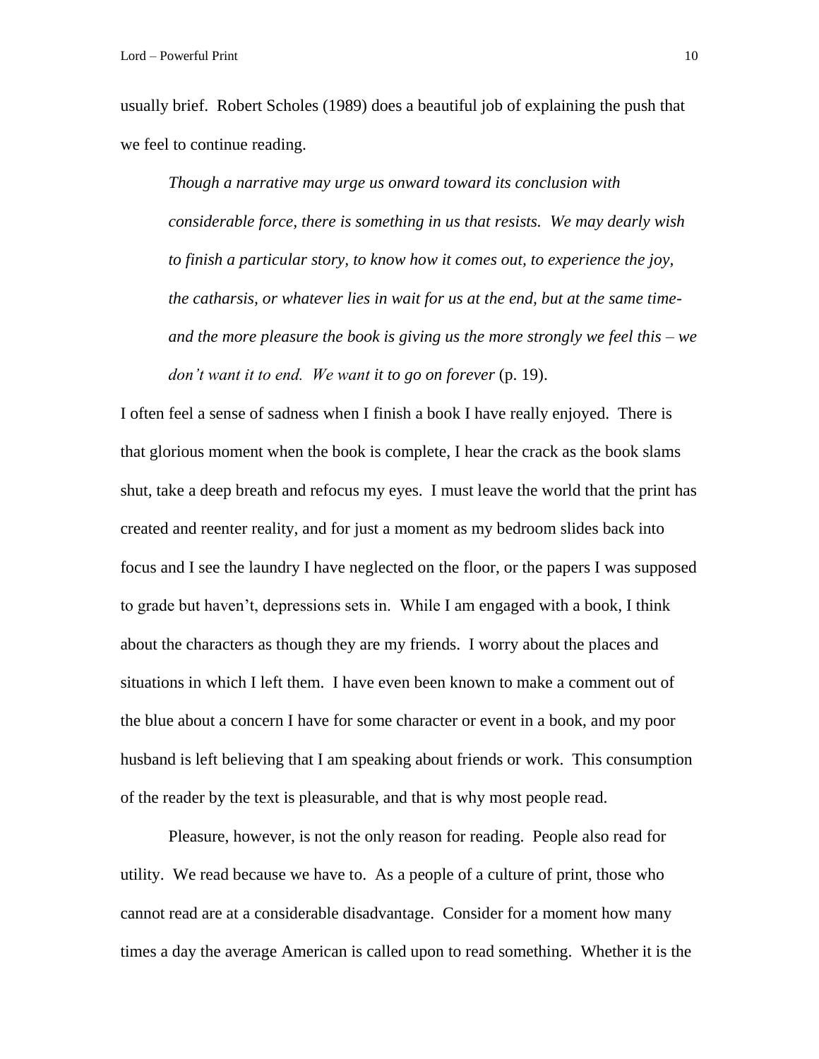usually brief. Robert Scholes (1989) does a beautiful job of explaining the push that we feel to continue reading.

> *Though a narrative may urge us onward toward its conclusion with considerable force, there is something in us that resists. We may dearly wish to finish a particular story, to know how it comes out, to experience the joy, the catharsis, or whatever lies in wait for us at the end, but at the same time- and the more pleasure the book is giving us the more strongly we feel this – we don't want it to end. We want it to go on forever* (p. 19).

I often feel a sense of sadness when I finish a book I have really enjoyed. There is that glorious moment when the book is complete, I hear the crack as the book slams shut, take a deep breath and refocus my eyes. I must leave the world that the print has created and reenter reality, and for just a moment as my bedroom slides back into focus and I see the laundry I have neglected on the floor, or the papers I was supposed to grade but haven't, depressions sets in. While I am engaged with a book, I think about the characters as though they are my friends. I worry about the places and situations in which I left them. I have even been known to make a comment out of the blue about a concern I have for some character or event in a book, and my poor husband is left believing that I am speaking about friends or work. This consumption of the reader by the text is pleasurable, and that is why most people read.

Pleasure, however, is not the only reason for reading. People also read for utility. We read because we have to. As a people of a culture of print, those who cannot read are at a considerable disadvantage. Consider for a moment how many times a day the average American is called upon to read something. Whether it is the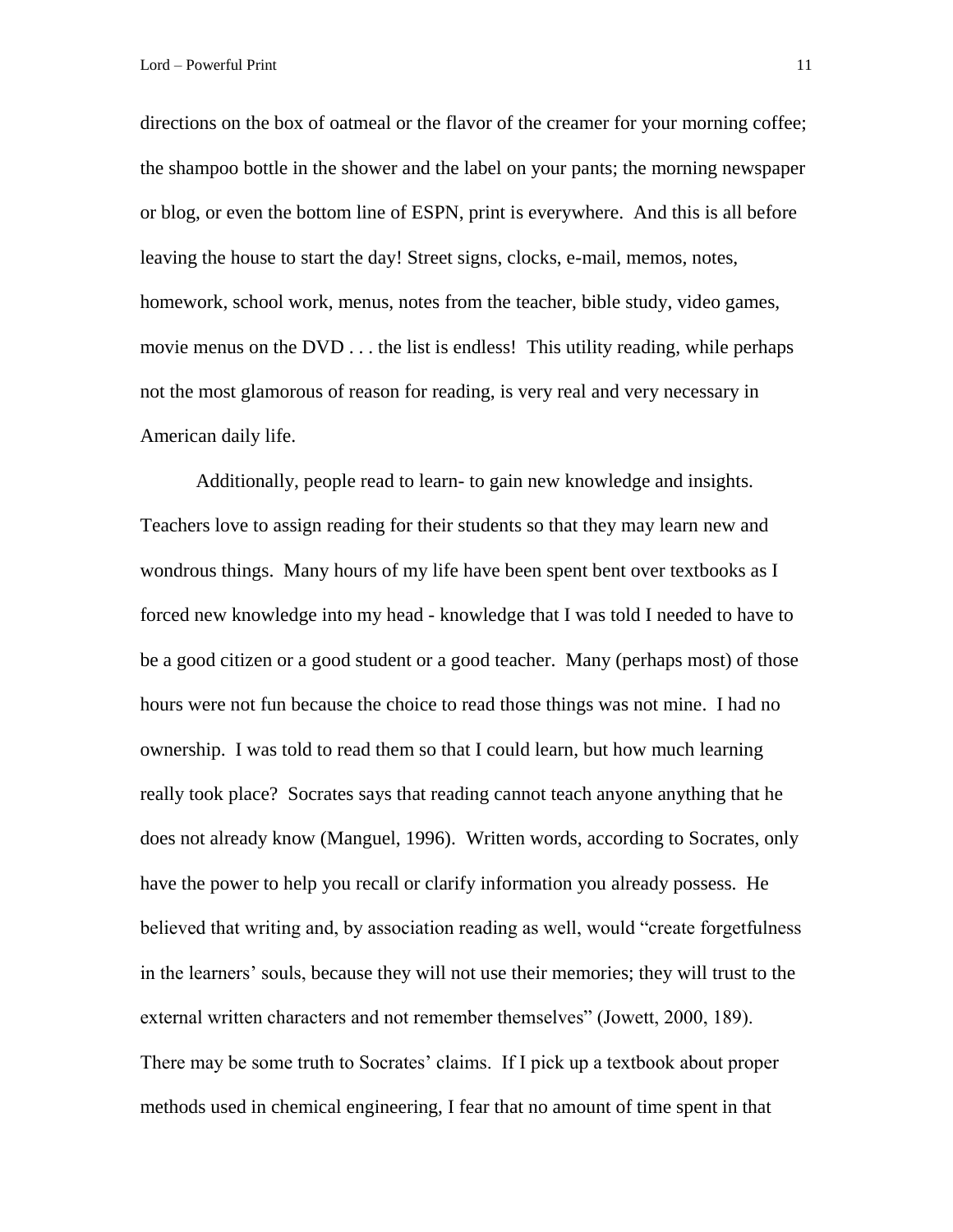directions on the box of oatmeal or the flavor of the creamer for your morning coffee; the shampoo bottle in the shower and the label on your pants; the morning newspaper or blog, or even the bottom line of ESPN, print is everywhere. And this is all before leaving the house to start the day! Street signs, clocks, e-mail, memos, notes, homework, school work, menus, notes from the teacher, bible study, video games, movie menus on the DVD . . . the list is endless! This utility reading, while perhaps not the most glamorous of reason for reading, is very real and very necessary in American daily life.

Additionally, people read to learn- to gain new knowledge and insights. Teachers love to assign reading for their students so that they may learn new and wondrous things. Many hours of my life have been spent bent over textbooks as I forced new knowledge into my head - knowledge that I was told I needed to have to be a good citizen or a good student or a good teacher. Many (perhaps most) of those hours were not fun because the choice to read those things was not mine. I had no ownership. I was told to read them so that I could learn, but how much learning really took place? Socrates says that reading cannot teach anyone anything that he does not already know (Manguel, 1996). Written words, according to Socrates, only have the power to help you recall or clarify information you already possess. He believed that writing and, by association reading as well, would "create forgetfulness in the learners' souls, because they will not use their memories; they will trust to the external written characters and not remember themselves" (Jowett, 2000, 189). There may be some truth to Socrates' claims. If I pick up a textbook about proper methods used in chemical engineering, I fear that no amount of time spent in that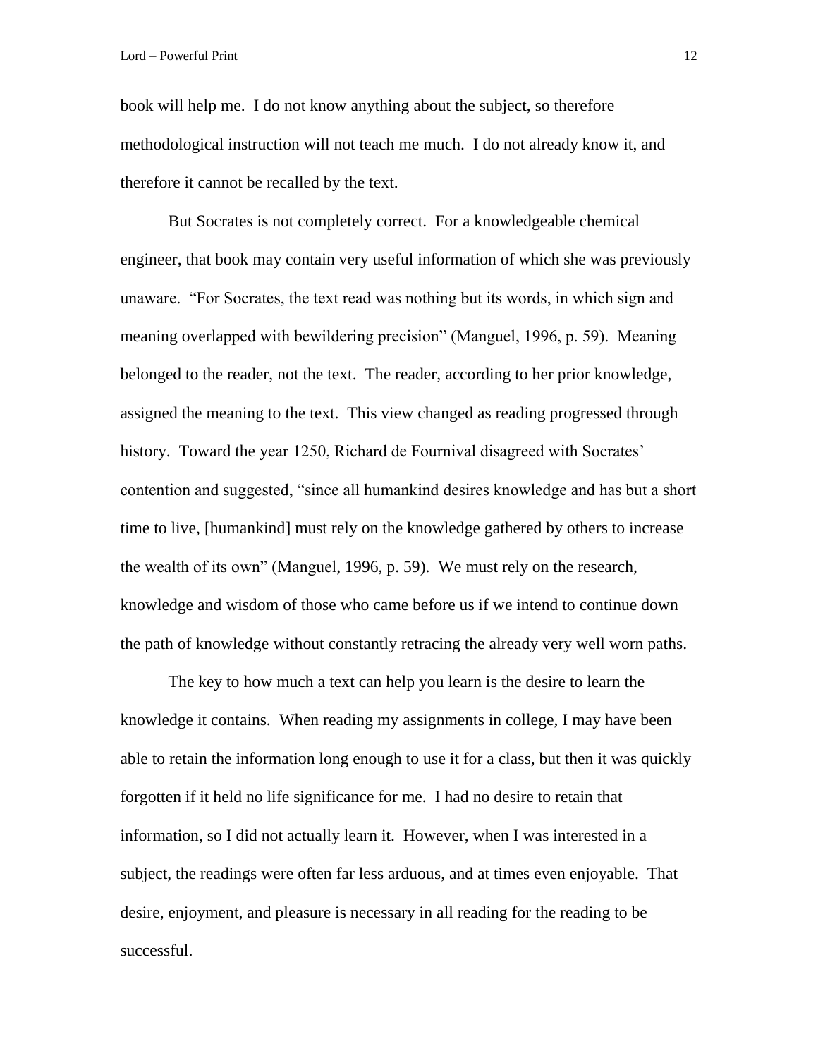book will help me. I do not know anything about the subject, so therefore methodological instruction will not teach me much. I do not already know it, and therefore it cannot be recalled by the text.

But Socrates is not completely correct. For a knowledgeable chemical engineer, that book may contain very useful information of which she was previously unaware. “For Socrates, the text read was nothing but its words, in which sign and meaning overlapped with bewildering precision” (Manguel, 1996, p. 59). Meaning belonged to the reader, not the text. The reader, according to her prior knowledge, assigned the meaning to the text. This view changed as reading progressed through history. Toward the year 1250, Richard de Fournival disagreed with Socrates’ contention and suggested, “since all humankind desires knowledge and has but a short time to live, [humankind] must rely on the knowledge gathered by others to increase the wealth of its own” (Manguel, 1996, p. 59). We must rely on the research, knowledge and wisdom of those who came before us if we intend to continue down the path of knowledge without constantly retracing the already very well worn paths.

The key to how much a text can help you learn is the desire to learn the knowledge it contains. When reading my assignments in college, I may have been able to retain the information long enough to use it for a class, but then it was quickly forgotten if it held no life significance for me. I had no desire to retain that information, so I did not actually learn it. However, when I was interested in a subject, the readings were often far less arduous, and at times even enjoyable. That desire, enjoyment, and pleasure is necessary in all reading for the reading to be successful.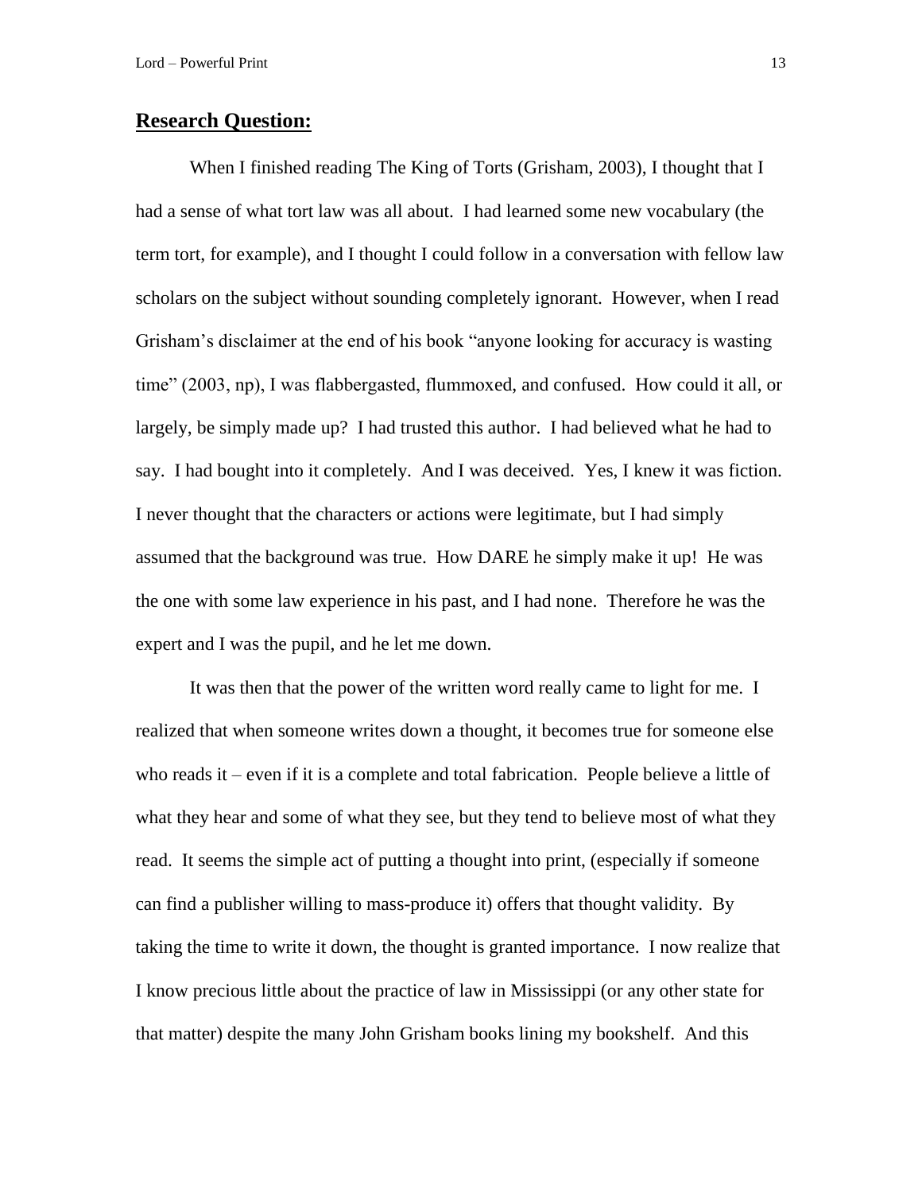## **Research Question:**

When I finished reading The King of Torts (Grisham, 2003), I thought that I had a sense of what tort law was all about. I had learned some new vocabulary (the term tort, for example), and I thought I could follow in a conversation with fellow law scholars on the subject without sounding completely ignorant. However, when I read Grisham's disclaimer at the end of his book "anyone looking for accuracy is wasting time" (2003, np), I was flabbergasted, flummoxed, and confused. How could it all, or largely, be simply made up? I had trusted this author. I had believed what he had to say. I had bought into it completely. And I was deceived. Yes, I knew it was fiction. I never thought that the characters or actions were legitimate, but I had simply assumed that the background was true. How DARE he simply make it up! He was the one with some law experience in his past, and I had none. Therefore he was the expert and I was the pupil, and he let me down.

It was then that the power of the written word really came to light for me. I realized that when someone writes down a thought, it becomes true for someone else who reads it – even if it is a complete and total fabrication. People believe a little of what they hear and some of what they see, but they tend to believe most of what they read. It seems the simple act of putting a thought into print, (especially if someone can find a publisher willing to mass-produce it) offers that thought validity. By taking the time to write it down, the thought is granted importance. I now realize that I know precious little about the practice of law in Mississippi (or any other state for that matter) despite the many John Grisham books lining my bookshelf. And this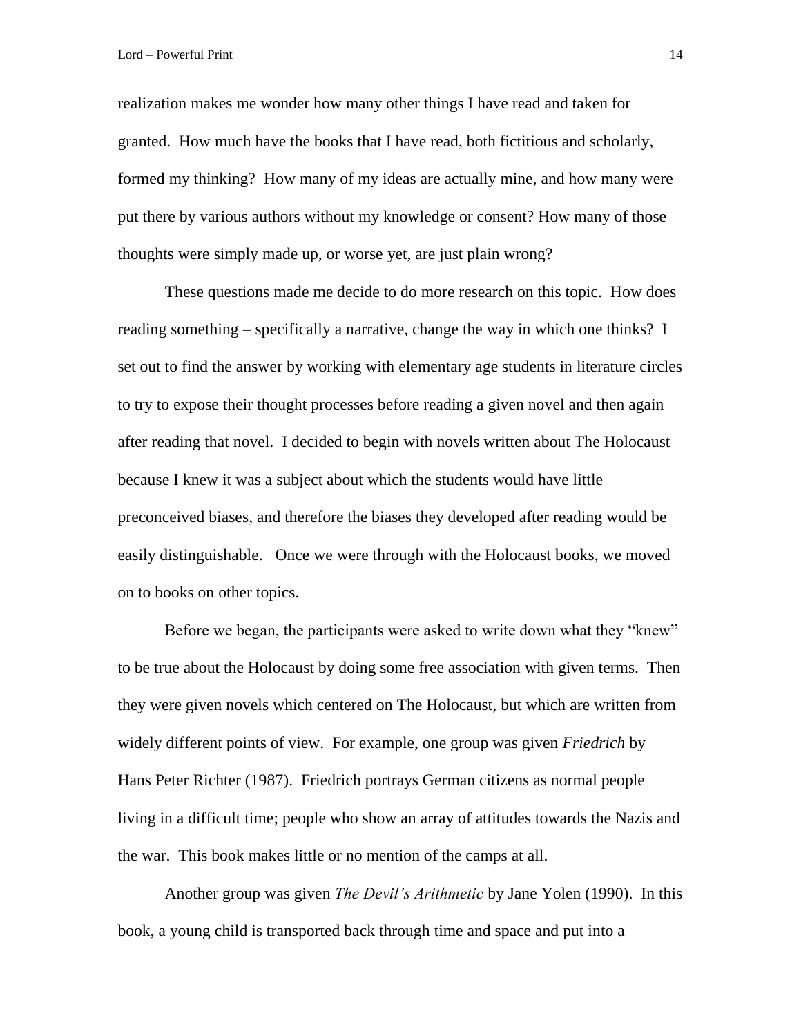realization makes me wonder how many other things I have read and taken for granted. How much have the books that I have read, both fictitious and scholarly, formed my thinking? How many of my ideas are actually mine, and how many were put there by various authors without my knowledge or consent? How many of those thoughts were simply made up, or worse yet, are just plain wrong?

These questions made me decide to do more research on this topic. How does reading something – specifically a narrative, change the way in which one thinks? I set out to find the answer by working with elementary age students in literature circles to try to expose their thought processes before reading a given novel and then again after reading that novel. I decided to begin with novels written about The Holocaust because I knew it was a subject about which the students would have little preconceived biases, and therefore the biases they developed after reading would be easily distinguishable. Once we were through with the Holocaust books, we moved on to books on other topics.

Before we began, the participants were asked to write down what they "knew" to be true about the Holocaust by doing some free association with given terms. Then they were given novels which centered on The Holocaust, but which are written from widely different points of view. For example, one group was given *Friedrich* by Hans Peter Richter (1987). Friedrich portrays German citizens as normal people living in a difficult time; people who show an array of attitudes towards the Nazis and the war. This book makes little or no mention of the camps at all.

Another group was given *The Devil's Arithmetic* by Jane Yolen (1990). In this book, a young child is transported back through time and space and put into a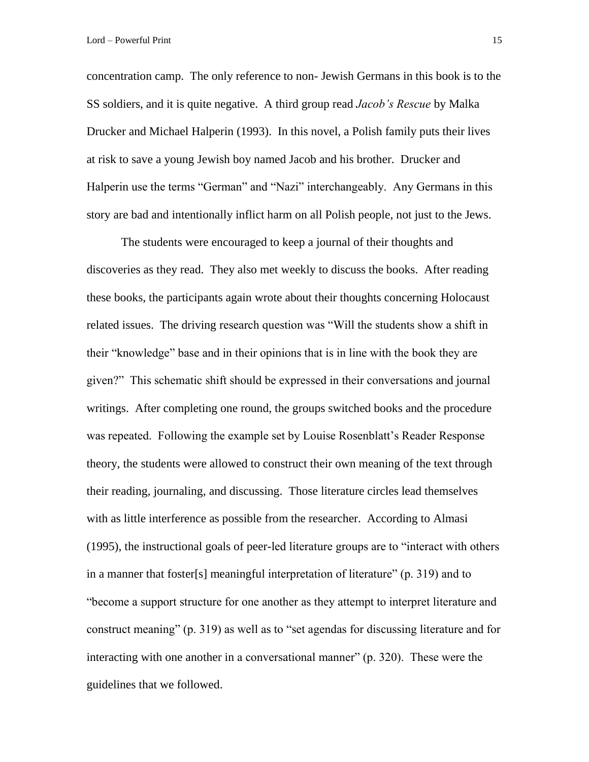concentration camp. The only reference to non- Jewish Germans in this book is to the SS soldiers, and it is quite negative. A third group read *Jacob's Rescue* by Malka Drucker and Michael Halperin (1993). In this novel, a Polish family puts their lives at risk to save a young Jewish boy named Jacob and his brother. Drucker and Halperin use the terms "German" and "Nazi" interchangeably. Any Germans in this story are bad and intentionally inflict harm on all Polish people, not just to the Jews.

The students were encouraged to keep a journal of their thoughts and discoveries as they read. They also met weekly to discuss the books. After reading these books, the participants again wrote about their thoughts concerning Holocaust related issues. The driving research question was "Will the students show a shift in their "knowledge" base and in their opinions that is in line with the book they are given?" This schematic shift should be expressed in their conversations and journal writings. After completing one round, the groups switched books and the procedure was repeated. Following the example set by Louise Rosenblatt's Reader Response theory, the students were allowed to construct their own meaning of the text through their reading, journaling, and discussing. Those literature circles lead themselves with as little interference as possible from the researcher. According to Almasi (1995), the instructional goals of peer-led literature groups are to "interact with others in a manner that foster[s] meaningful interpretation of literature" (p. 319) and to "become a support structure for one another as they attempt to interpret literature and construct meaning" (p. 319) as well as to "set agendas for discussing literature and for interacting with one another in a conversational manner" (p. 320). These were the guidelines that we followed.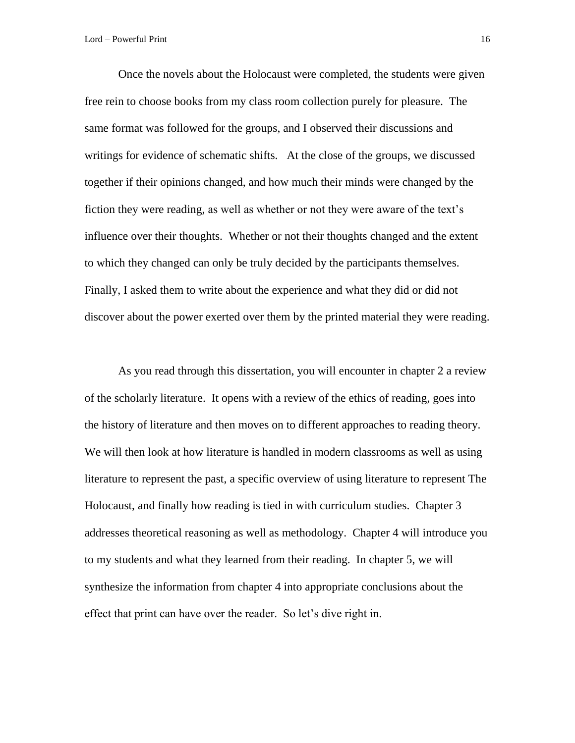Once the novels about the Holocaust were completed, the students were given free rein to choose books from my class room collection purely for pleasure. The same format was followed for the groups, and I observed their discussions and writings for evidence of schematic shifts. At the close of the groups, we discussed together if their opinions changed, and how much their minds were changed by the fiction they were reading, as well as whether or not they were aware of the text's influence over their thoughts. Whether or not their thoughts changed and the extent to which they changed can only be truly decided by the participants themselves. Finally, I asked them to write about the experience and what they did or did not discover about the power exerted over them by the printed material they were reading.

As you read through this dissertation, you will encounter in chapter 2 a review of the scholarly literature. It opens with a review of the ethics of reading, goes into the history of literature and then moves on to different approaches to reading theory. We will then look at how literature is handled in modern classrooms as well as using literature to represent the past, a specific overview of using literature to represent The Holocaust, and finally how reading is tied in with curriculum studies. Chapter 3 addresses theoretical reasoning as well as methodology. Chapter 4 will introduce you to my students and what they learned from their reading. In chapter 5, we will synthesize the information from chapter 4 into appropriate conclusions about the effect that print can have over the reader. So let's dive right in.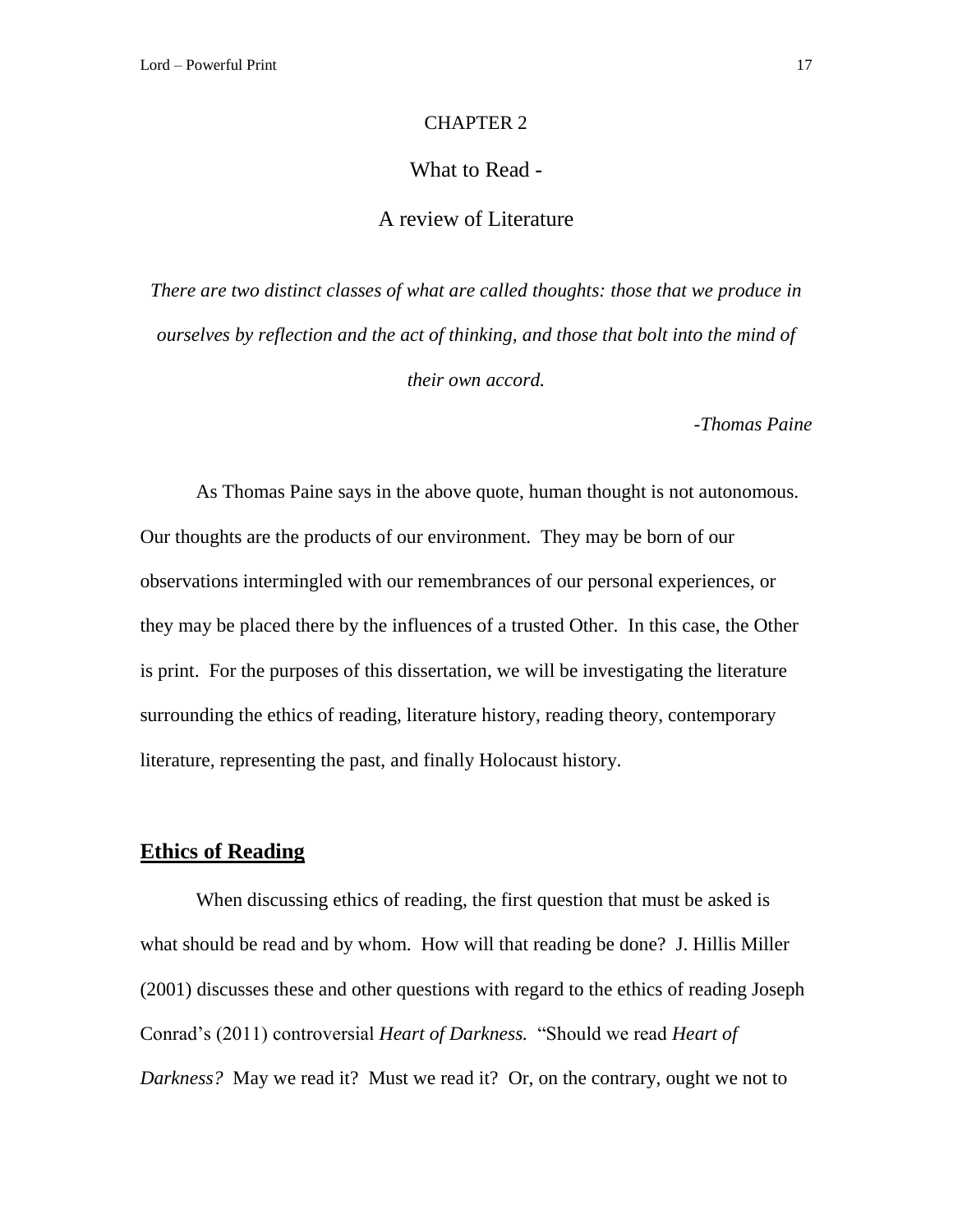# CHAPTER 2

## What to Read -

## A review of Literature

*There are two distinct classes of what are called thoughts: those that we produce in ourselves by reflection and the act of thinking, and those that bolt into the mind of their own accord.*

*-Thomas Paine*

As Thomas Paine says in the above quote, human thought is not autonomous. Our thoughts are the products of our environment. They may be born of our observations intermingled with our remembrances of our personal experiences, or they may be placed there by the influences of a trusted Other. In this case, the Other is print. For the purposes of this dissertation, we will be investigating the literature surrounding the ethics of reading, literature history, reading theory, contemporary literature, representing the past, and finally Holocaust history.

### Ethics of Reading

When discussing ethics of reading, the first question that must be asked is what should be read and by whom. How will that reading be done? J. Hillis Miller (2001) discusses these and other questions with regard to the ethics of reading Joseph Conrad's (2011) controversial *Heart of Darkness.* "Should we read *Heart of Darkness?* May we read it? Must we read it? Or, on the contrary, ought we not to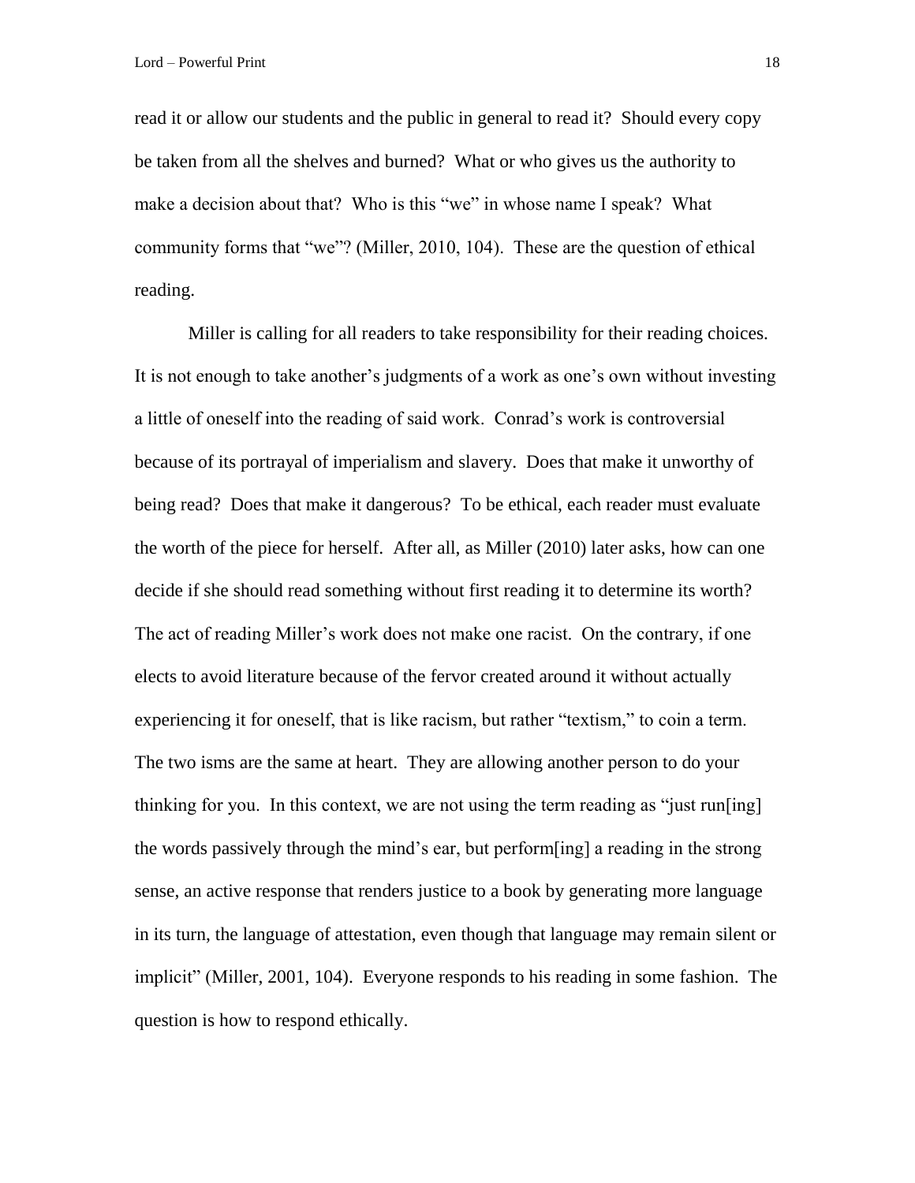read it or allow our students and the public in general to read it? Should every copy be taken from all the shelves and burned? What or who gives us the authority to make a decision about that? Who is this "we" in whose name I speak? What community forms that "we"? (Miller, 2010, 104). These are the question of ethical reading.

Miller is calling for all readers to take responsibility for their reading choices. It is not enough to take another's judgments of a work as one's own without investing a little of oneself into the reading of said work. Conrad's work is controversial because of its portrayal of imperialism and slavery. Does that make it unworthy of being read? Does that make it dangerous? To be ethical, each reader must evaluate the worth of the piece for herself. After all, as Miller (2010) later asks, how can one decide if she should read something without first reading it to determine its worth? The act of reading Miller's work does not make one racist. On the contrary, if one elects to avoid literature because of the fervor created around it without actually experiencing it for oneself, that is like racism, but rather "textism," to coin a term. The two isms are the same at heart. They are allowing another person to do your thinking for you. In this context, we are not using the term reading as "just run[ing] the words passively through the mind's ear, but perform[ing] a reading in the strong sense, an active response that renders justice to a book by generating more language in its turn, the language of attestation, even though that language may remain silent or implicit" (Miller, 2001, 104). Everyone responds to his reading in some fashion. The question is how to respond ethically.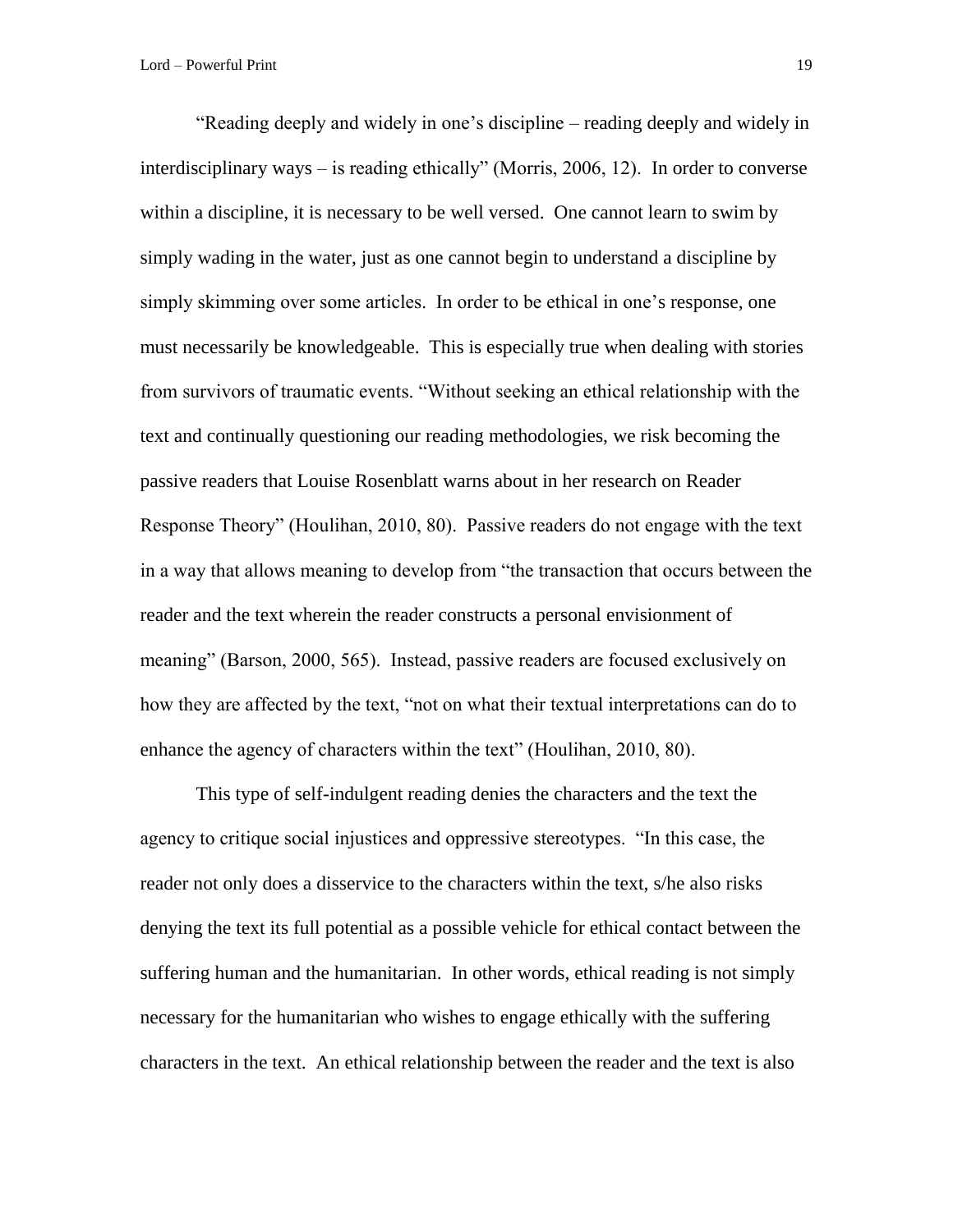"Reading deeply and widely in one's discipline – reading deeply and widely in interdisciplinary ways – is reading ethically" (Morris, 2006, 12). In order to converse within a discipline, it is necessary to be well versed. One cannot learn to swim by simply wading in the water, just as one cannot begin to understand a discipline by simply skimming over some articles. In order to be ethical in one's response, one must necessarily be knowledgeable. This is especially true when dealing with stories from survivors of traumatic events. "Without seeking an ethical relationship with the text and continually questioning our reading methodologies, we risk becoming the passive readers that Louise Rosenblatt warns about in her research on Reader Response Theory" (Houlihan, 2010, 80). Passive readers do not engage with the text in a way that allows meaning to develop from "the transaction that occurs between the reader and the text wherein the reader constructs a personal envisionment of meaning" (Barson, 2000, 565). Instead, passive readers are focused exclusively on how they are affected by the text, "not on what their textual interpretations can do to enhance the agency of characters within the text" (Houlihan, 2010, 80).

This type of self-indulgent reading denies the characters and the text the agency to critique social injustices and oppressive stereotypes. "In this case, the reader not only does a disservice to the characters within the text, s/he also risks denying the text its full potential as a possible vehicle for ethical contact between the suffering human and the humanitarian. In other words, ethical reading is not simply necessary for the humanitarian who wishes to engage ethically with the suffering characters in the text. An ethical relationship between the reader and the text is also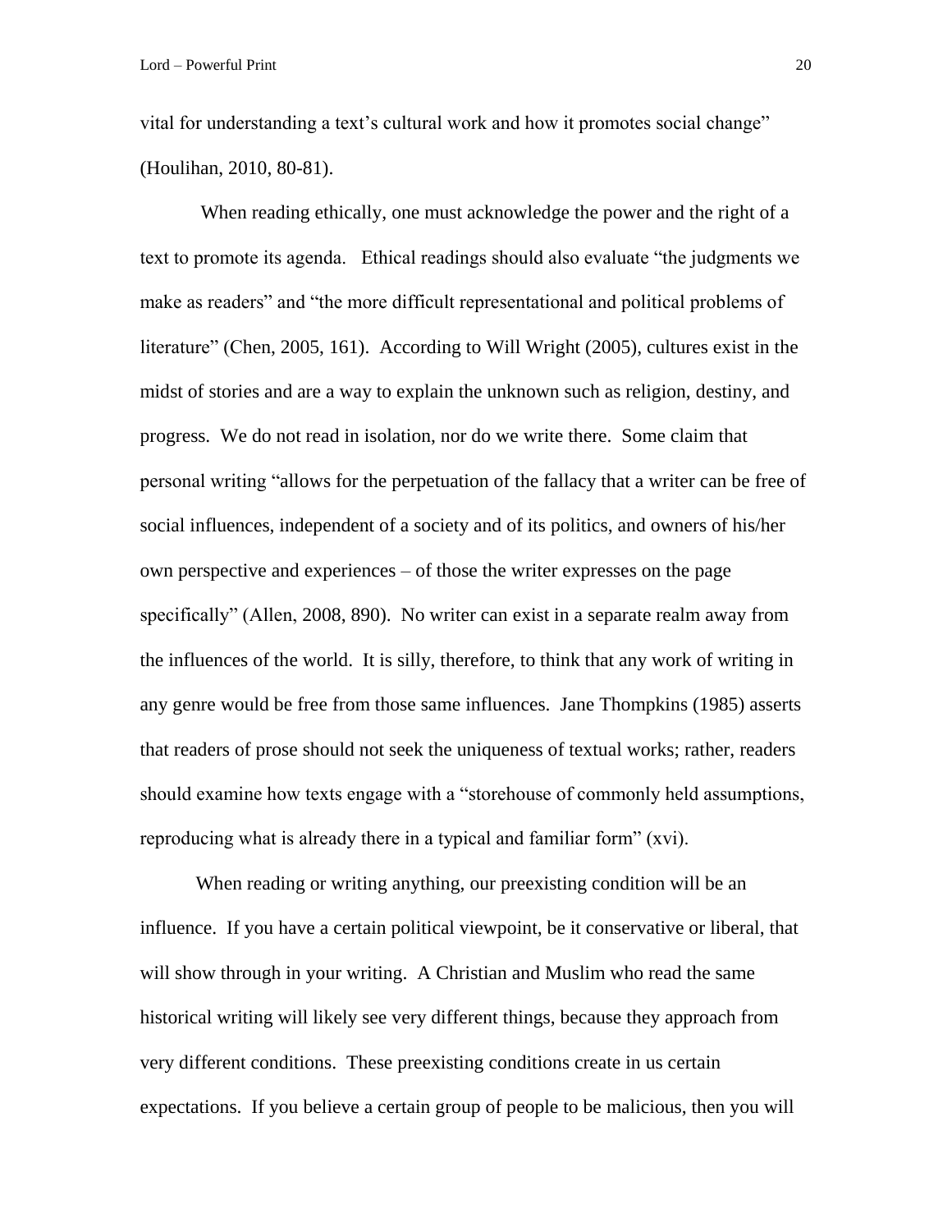vital for understanding a text's cultural work and how it promotes social change" (Houlihan, 2010, 80-81).

When reading ethically, one must acknowledge the power and the right of a text to promote its agenda. Ethical readings should also evaluate "the judgments we make as readers" and "the more difficult representational and political problems of literature" (Chen, 2005, 161). According to Will Wright (2005), cultures exist in the midst of stories and are a way to explain the unknown such as religion, destiny, and progress. We do not read in isolation, nor do we write there. Some claim that personal writing "allows for the perpetuation of the fallacy that a writer can be free of social influences, independent of a society and of its politics, and owners of his/her own perspective and experiences – of those the writer expresses on the page specifically" (Allen, 2008, 890). No writer can exist in a separate realm away from the influences of the world. It is silly, therefore, to think that any work of writing in any genre would be free from those same influences. Jane Thompkins (1985) asserts that readers of prose should not seek the uniqueness of textual works; rather, readers should examine how texts engage with a "storehouse of commonly held assumptions, reproducing what is already there in a typical and familiar form" (xvi).

When reading or writing anything, our preexisting condition will be an influence. If you have a certain political viewpoint, be it conservative or liberal, that will show through in your writing. A Christian and Muslim who read the same historical writing will likely see very different things, because they approach from very different conditions. These preexisting conditions create in us certain expectations. If you believe a certain group of people to be malicious, then you will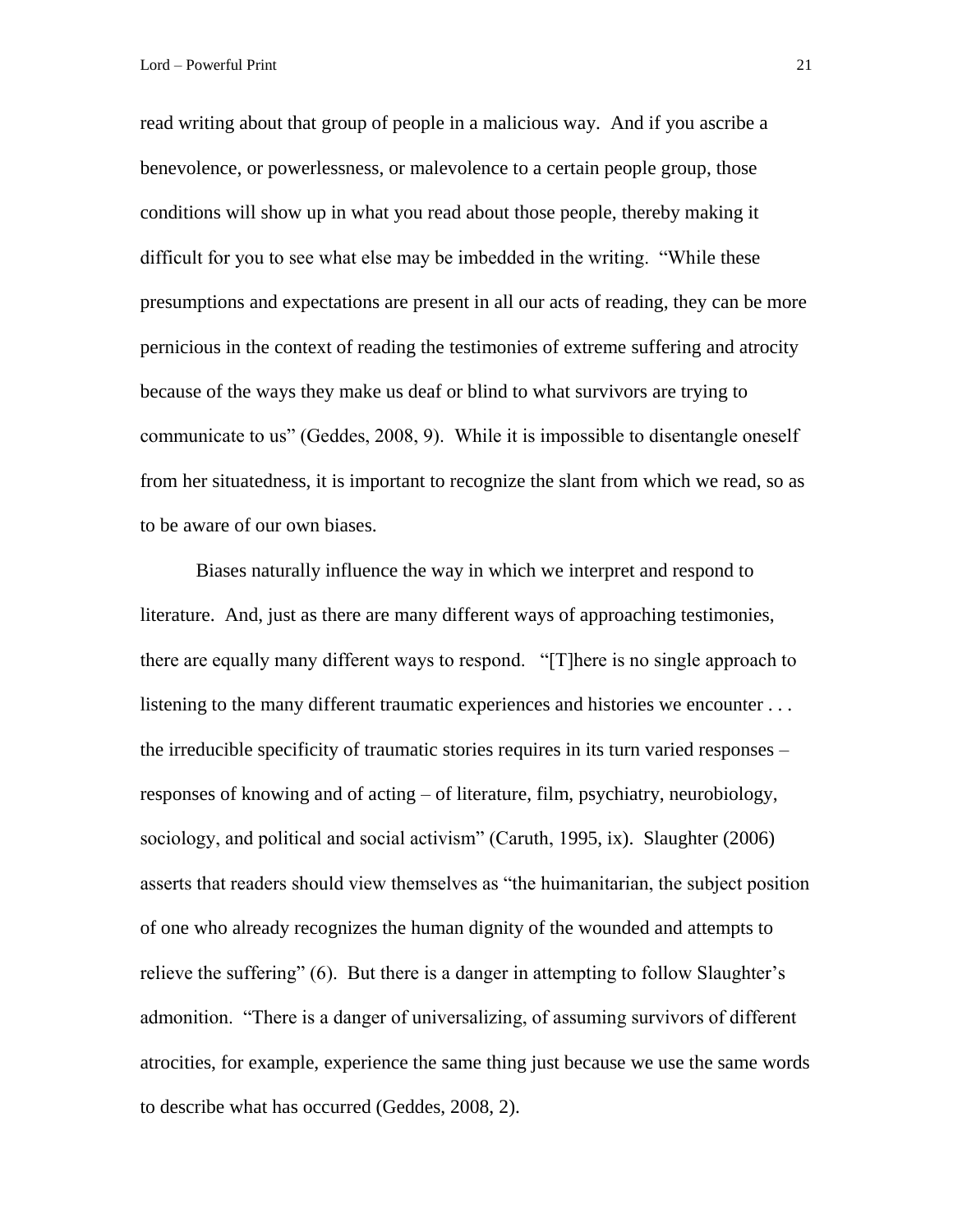read writing about that group of people in a malicious way. And if you ascribe a benevolence, or powerlessness, or malevolence to a certain people group, those conditions will show up in what you read about those people, thereby making it difficult for you to see what else may be imbedded in the writing. "While these presumptions and expectations are present in all our acts of reading, they can be more pernicious in the context of reading the testimonies of extreme suffering and atrocity because of the ways they make us deaf or blind to what survivors are trying to communicate to us" (Geddes, 2008, 9). While it is impossible to disentangle oneself from her situatedness, it is important to recognize the slant from which we read, so as to be aware of our own biases.

Biases naturally influence the way in which we interpret and respond to literature. And, just as there are many different ways of approaching testimonies, there are equally many different ways to respond. "[T]here is no single approach to listening to the many different traumatic experiences and histories we encounter . . . the irreducible specificity of traumatic stories requires in its turn varied responses – responses of knowing and of acting – of literature, film, psychiatry, neurobiology, sociology, and political and social activism" (Caruth, 1995, ix). Slaughter (2006) asserts that readers should view themselves as "the huimanitarian, the subject position of one who already recognizes the human dignity of the wounded and attempts to relieve the suffering" (6). But there is a danger in attempting to follow Slaughter's admonition. "There is a danger of universalizing, of assuming survivors of different atrocities, for example, experience the same thing just because we use the same words to describe what has occurred (Geddes, 2008, 2).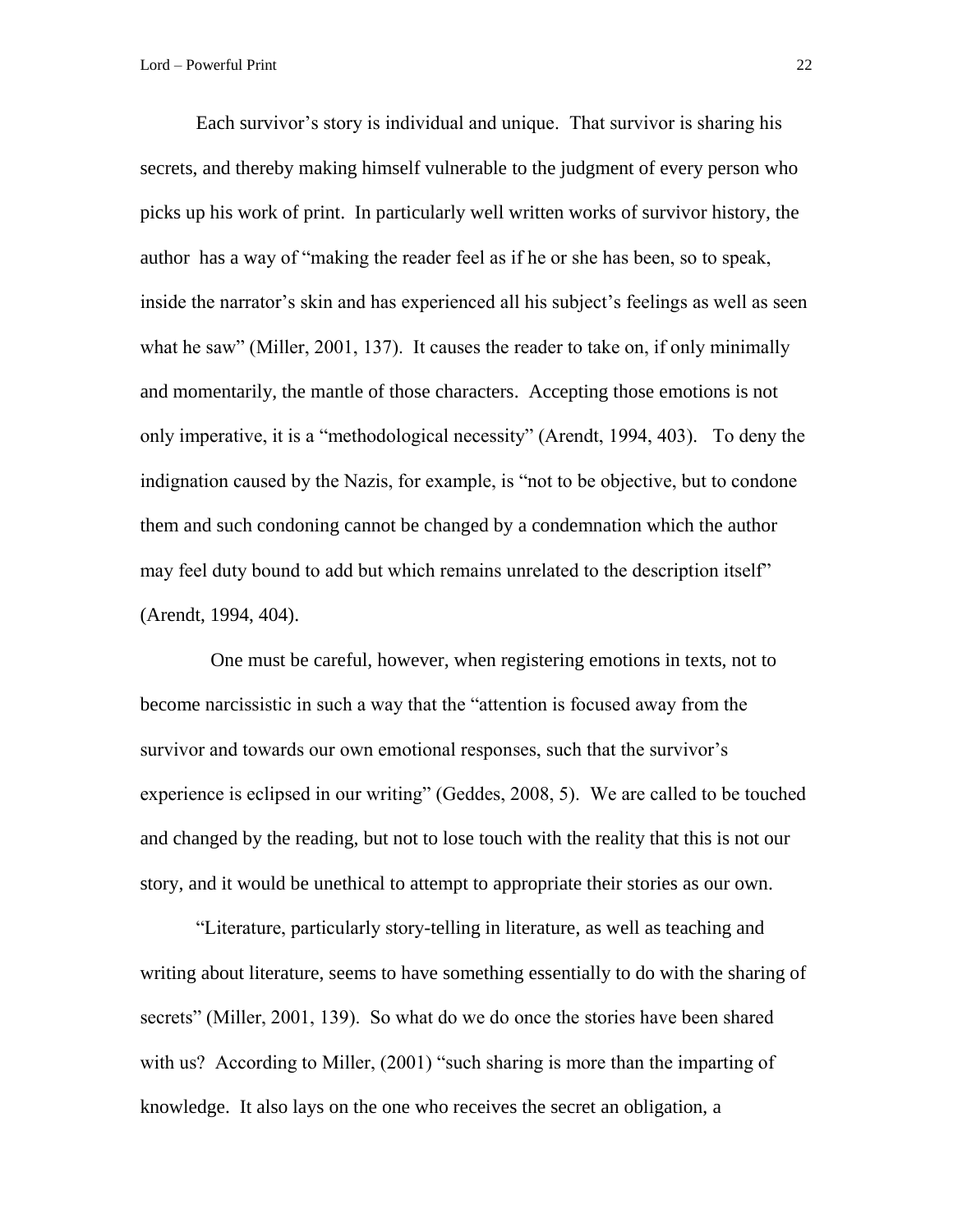Each survivor's story is individual and unique. That survivor is sharing his secrets, and thereby making himself vulnerable to the judgment of every person who picks up his work of print. In particularly well written works of survivor history, the author has a way of "making the reader feel as if he or she has been, so to speak, inside the narrator's skin and has experienced all his subject's feelings as well as seen what he saw" (Miller, 2001, 137). It causes the reader to take on, if only minimally and momentarily, the mantle of those characters. Accepting those emotions is not only imperative, it is a "methodological necessity" (Arendt, 1994, 403). To deny the indignation caused by the Nazis, for example, is "not to be objective, but to condone them and such condoning cannot be changed by a condemnation which the author may feel duty bound to add but which remains unrelated to the description itself" (Arendt, 1994, 404).

One must be careful, however, when registering emotions in texts, not to become narcissistic in such a way that the "attention is focused away from the survivor and towards our own emotional responses, such that the survivor's experience is eclipsed in our writing" (Geddes, 2008, 5). We are called to be touched and changed by the reading, but not to lose touch with the reality that this is not our story, and it would be unethical to attempt to appropriate their stories as our own.

"Literature, particularly story-telling in literature, as well as teaching and writing about literature, seems to have something essentially to do with the sharing of secrets" (Miller, 2001, 139). So what do we do once the stories have been shared with us? According to Miller, (2001) "such sharing is more than the imparting of knowledge. It also lays on the one who receives the secret an obligation, a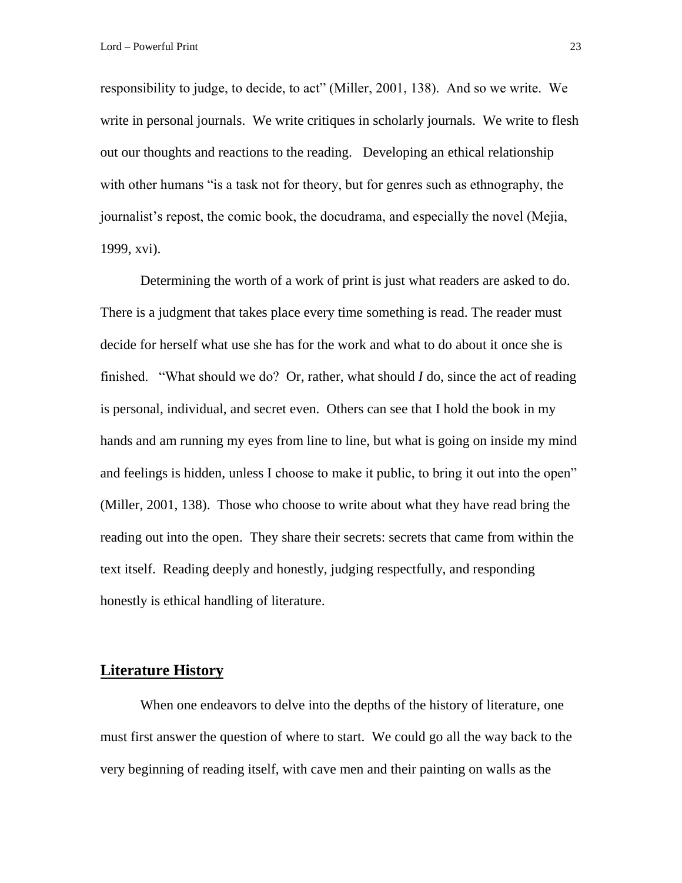responsibility to judge, to decide, to act" (Miller, 2001, 138). And so we write. We write in personal journals. We write critiques in scholarly journals. We write to flesh out our thoughts and reactions to the reading. Developing an ethical relationship with other humans "is a task not for theory, but for genres such as ethnography, the journalist's repost, the comic book, the docudrama, and especially the novel (Mejia, 1999, xvi).

Determining the worth of a work of print is just what readers are asked to do. There is a judgment that takes place every time something is read. The reader must decide for herself what use she has for the work and what to do about it once she is finished. "What should we do? Or, rather, what should *I* do, since the act of reading is personal, individual, and secret even. Others can see that I hold the book in my hands and am running my eyes from line to line, but what is going on inside my mind and feelings is hidden, unless I choose to make it public, to bring it out into the open" (Miller, 2001, 138). Those who choose to write about what they have read bring the reading out into the open. They share their secrets: secrets that came from within the text itself. Reading deeply and honestly, judging respectfully, and responding honestly is ethical handling of literature.

## Literature History

When one endeavors to delve into the depths of the history of literature, one must first answer the question of where to start. We could go all the way back to the very beginning of reading itself, with cave men and their painting on walls as the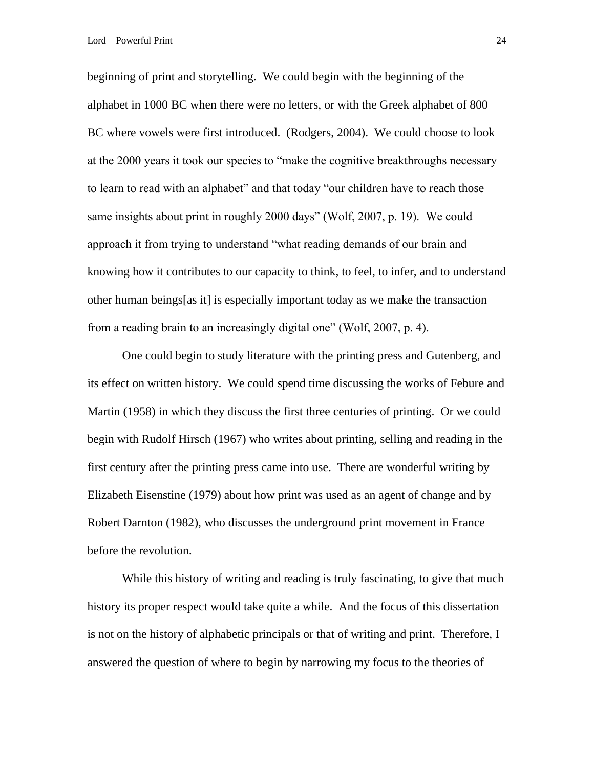beginning of print and storytelling. We could begin with the beginning of the alphabet in 1000 BC when there were no letters, or with the Greek alphabet of 800 BC where vowels were first introduced. (Rodgers, 2004). We could choose to look at the 2000 years it took our species to "make the cognitive breakthroughs necessary to learn to read with an alphabet" and that today "our children have to reach those same insights about print in roughly 2000 days" (Wolf, 2007, p. 19). We could approach it from trying to understand "what reading demands of our brain and knowing how it contributes to our capacity to think, to feel, to infer, and to understand other human beings[as it] is especially important today as we make the transaction from a reading brain to an increasingly digital one" (Wolf, 2007, p. 4).

One could begin to study literature with the printing press and Gutenberg, and its effect on written history. We could spend time discussing the works of Febure and Martin (1958) in which they discuss the first three centuries of printing. Or we could begin with Rudolf Hirsch (1967) who writes about printing, selling and reading in the first century after the printing press came into use. There are wonderful writing by Elizabeth Eisenstine (1979) about how print was used as an agent of change and by Robert Darnton (1982), who discusses the underground print movement in France before the revolution.

While this history of writing and reading is truly fascinating, to give that much history its proper respect would take quite a while. And the focus of this dissertation is not on the history of alphabetic principals or that of writing and print. Therefore, I answered the question of where to begin by narrowing my focus to the theories of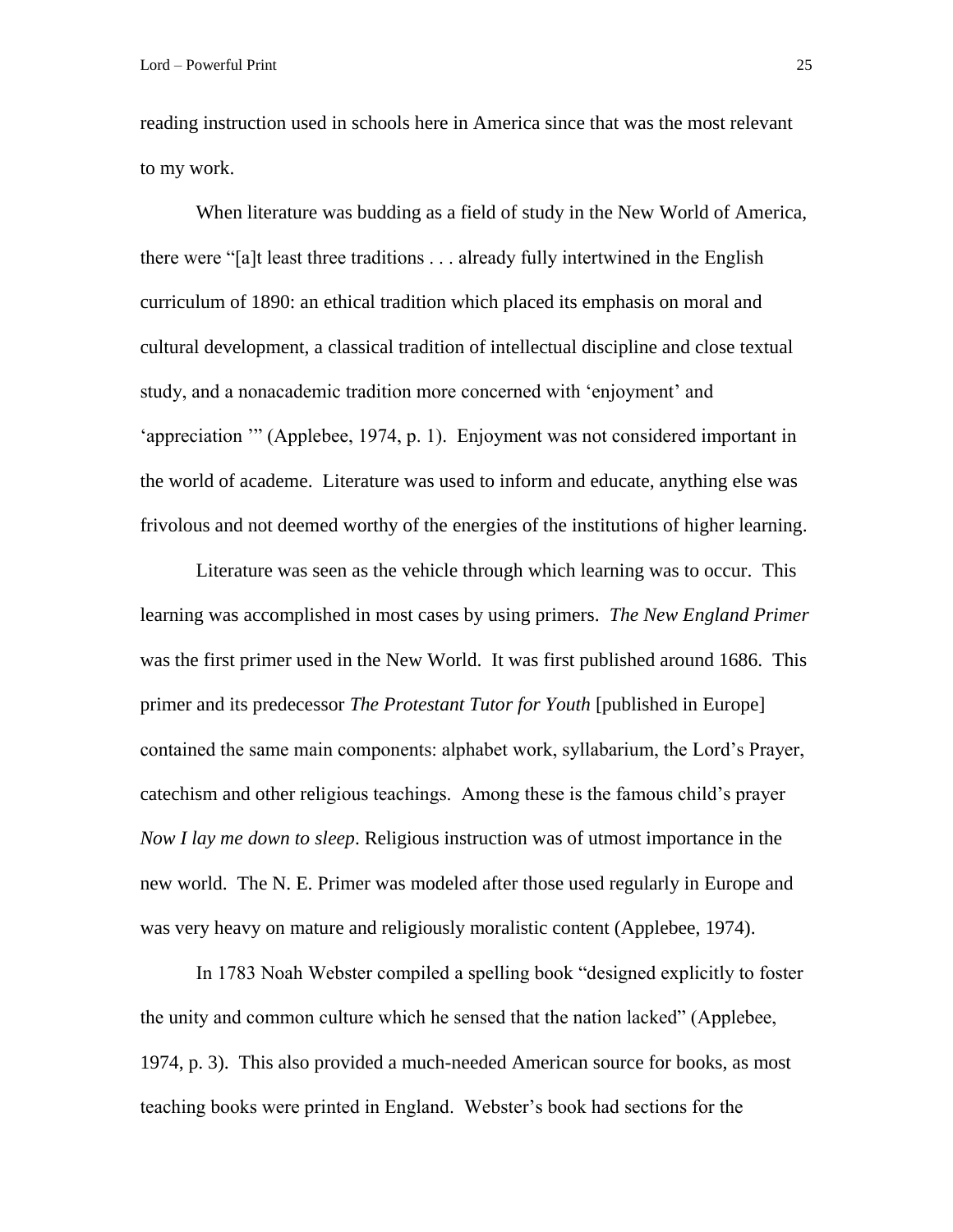reading instruction used in schools here in America since that was the most relevant to my work.

When literature was budding as a field of study in the New World of America, there were "[a]t least three traditions . . . already fully intertwined in the English curriculum of 1890: an ethical tradition which placed its emphasis on moral and cultural development, a classical tradition of intellectual discipline and close textual study, and a nonacademic tradition more concerned with 'enjoyment' and 'appreciation '" (Applebee, 1974, p. 1). Enjoyment was not considered important in the world of academe. Literature was used to inform and educate, anything else was frivolous and not deemed worthy of the energies of the institutions of higher learning.

Literature was seen as the vehicle through which learning was to occur. This learning was accomplished in most cases by using primers. *The New England Primer* was the first primer used in the New World. It was first published around 1686. This primer and its predecessor *The Protestant Tutor for Youth* [published in Europe] contained the same main components: alphabet work, syllabarium, the Lord's Prayer, catechism and other religious teachings. Among these is the famous child's prayer *Now I lay me down to sleep*. Religious instruction was of utmost importance in the new world. The N. E. Primer was modeled after those used regularly in Europe and was very heavy on mature and religiously moralistic content (Applebee, 1974).

In 1783 Noah Webster compiled a spelling book "designed explicitly to foster the unity and common culture which he sensed that the nation lacked" (Applebee, 1974, p. 3). This also provided a much-needed American source for books, as most teaching books were printed in England. Webster's book had sections for the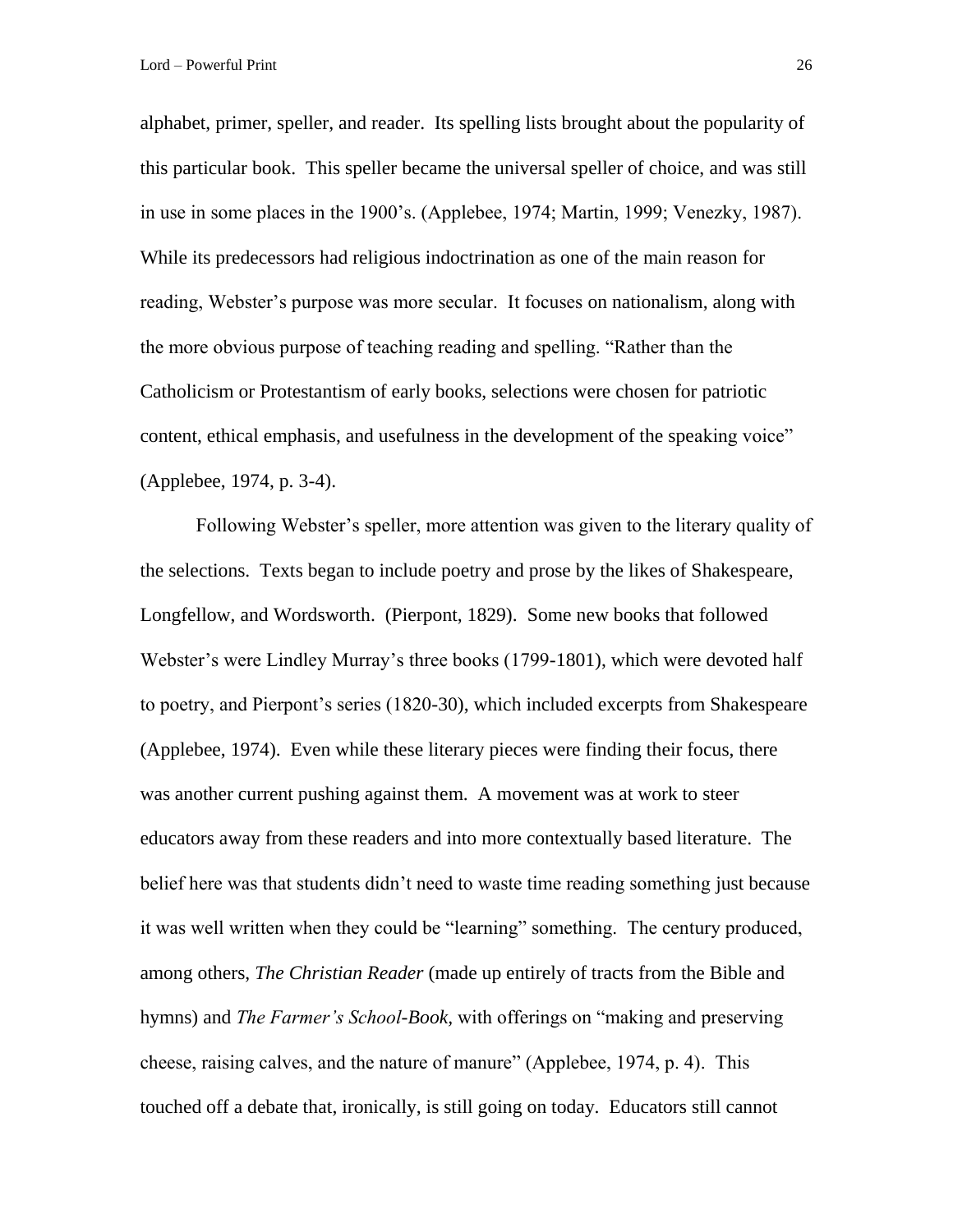alphabet, primer, speller, and reader. Its spelling lists brought about the popularity of this particular book. This speller became the universal speller of choice, and was still in use in some places in the 1900's. (Applebee, 1974; Martin, 1999; Venezky, 1987). While its predecessors had religious indoctrination as one of the main reason for reading, Webster's purpose was more secular. It focuses on nationalism, along with the more obvious purpose of teaching reading and spelling. "Rather than the Catholicism or Protestantism of early books, selections were chosen for patriotic content, ethical emphasis, and usefulness in the development of the speaking voice" (Applebee, 1974, p. 3-4).

Following Webster's speller, more attention was given to the literary quality of the selections. Texts began to include poetry and prose by the likes of Shakespeare, Longfellow, and Wordsworth. (Pierpont, 1829). Some new books that followed Webster's were Lindley Murray's three books (1799-1801), which were devoted half to poetry, and Pierpont's series (1820-30), which included excerpts from Shakespeare (Applebee, 1974). Even while these literary pieces were finding their focus, there was another current pushing against them. A movement was at work to steer educators away from these readers and into more contextually based literature. The belief here was that students didn't need to waste time reading something just because it was well written when they could be "learning" something. The century produced, among others, *The Christian Reader* (made up entirely of tracts from the Bible and hymns) and *The Farmer's School-Book,* with offerings on "making and preserving cheese, raising calves, and the nature of manure" (Applebee, 1974, p. 4). This touched off a debate that, ironically, is still going on today. Educators still cannot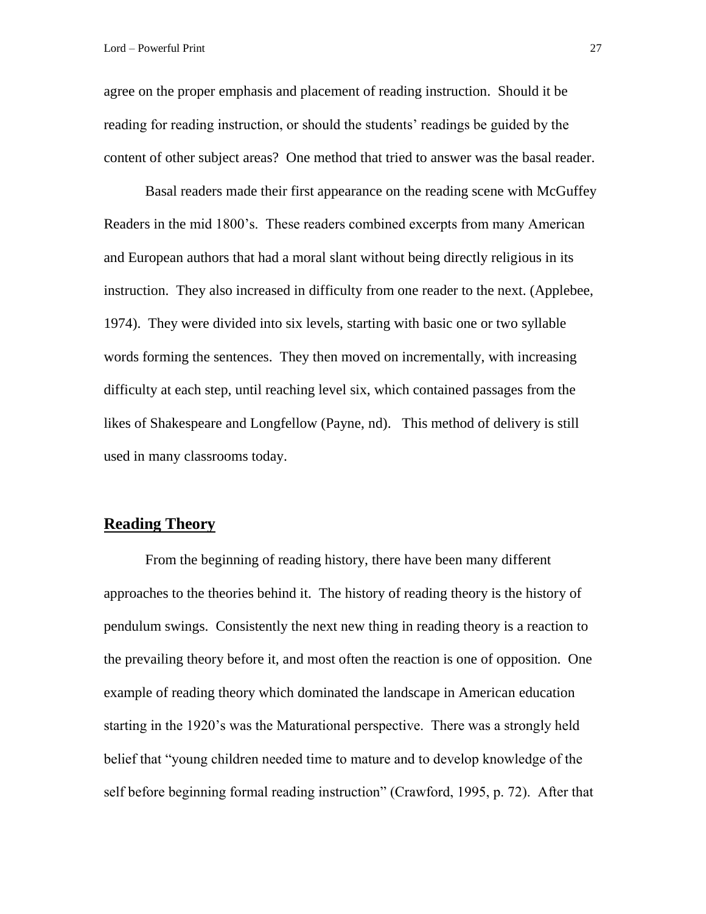agree on the proper emphasis and placement of reading instruction. Should it be reading for reading instruction, or should the students' readings be guided by the content of other subject areas? One method that tried to answer was the basal reader.

Basal readers made their first appearance on the reading scene with McGuffey Readers in the mid 1800's. These readers combined excerpts from many American and European authors that had a moral slant without being directly religious in its instruction. They also increased in difficulty from one reader to the next. (Applebee, 1974). They were divided into six levels, starting with basic one or two syllable words forming the sentences. They then moved on incrementally, with increasing difficulty at each step, until reaching level six, which contained passages from the likes of Shakespeare and Longfellow (Payne, nd). This method of delivery is still used in many classrooms today.

## Reading Theory

From the beginning of reading history, there have been many different approaches to the theories behind it. The history of reading theory is the history of pendulum swings. Consistently the next new thing in reading theory is a reaction to the prevailing theory before it, and most often the reaction is one of opposition. One example of reading theory which dominated the landscape in American education starting in the 1920's was the Maturational perspective. There was a strongly held belief that "young children needed time to mature and to develop knowledge of the self before beginning formal reading instruction" (Crawford, 1995, p. 72). After that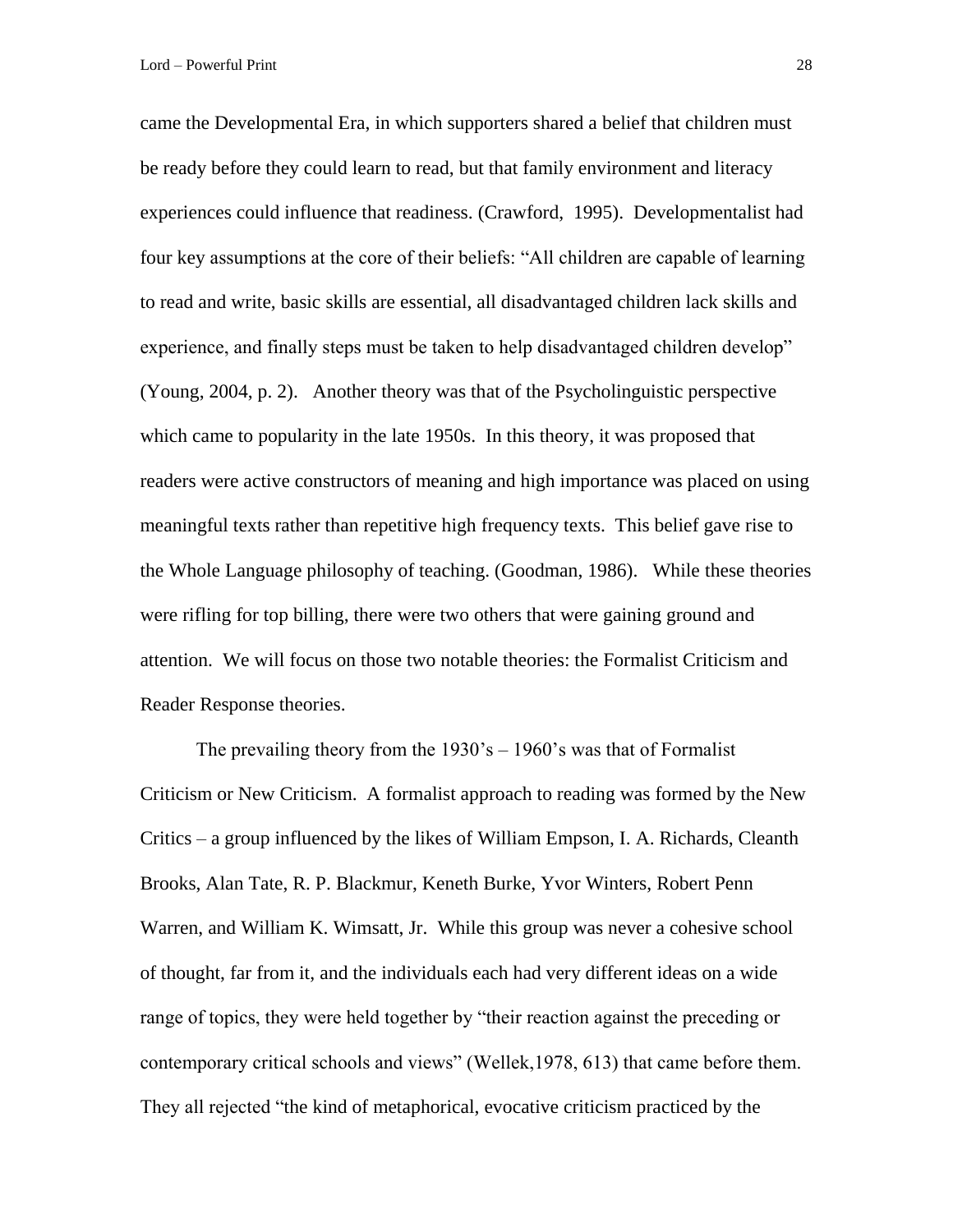came the Developmental Era, in which supporters shared a belief that children must be ready before they could learn to read, but that family environment and literacy experiences could influence that readiness. (Crawford, 1995). Developmentalist had four key assumptions at the core of their beliefs: "All children are capable of learning to read and write, basic skills are essential, all disadvantaged children lack skills and experience, and finally steps must be taken to help disadvantaged children develop" (Young, 2004, p. 2). Another theory was that of the Psycholinguistic perspective which came to popularity in the late 1950s. In this theory, it was proposed that readers were active constructors of meaning and high importance was placed on using meaningful texts rather than repetitive high frequency texts. This belief gave rise to the Whole Language philosophy of teaching. (Goodman, 1986). While these theories were rifling for top billing, there were two others that were gaining ground and attention. We will focus on those two notable theories: the Formalist Criticism and Reader Response theories.

The prevailing theory from the 1930's – 1960's was that of Formalist Criticism or New Criticism. A formalist approach to reading was formed by the New Critics – a group influenced by the likes of William Empson, I. A. Richards, Cleanth Brooks, Alan Tate, R. P. Blackmur, Keneth Burke, Yvor Winters, Robert Penn Warren, and William K. Wimsatt, Jr. While this group was never a cohesive school of thought, far from it, and the individuals each had very different ideas on a wide range of topics, they were held together by "their reaction against the preceding or contemporary critical schools and views" (Wellek,1978, 613) that came before them. They all rejected "the kind of metaphorical, evocative criticism practiced by the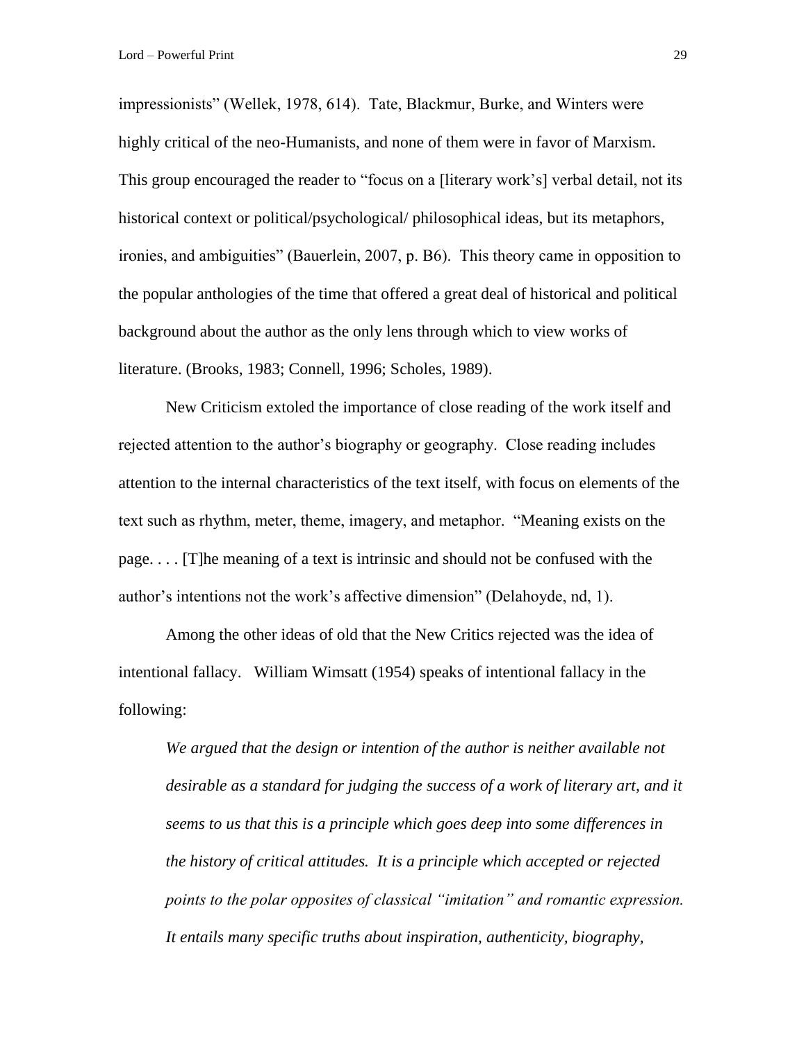impressionists" (Wellek, 1978, 614). Tate, Blackmur, Burke, and Winters were highly critical of the neo-Humanists, and none of them were in favor of Marxism. This group encouraged the reader to "focus on a [literary work's] verbal detail, not its historical context or political/psychological/ philosophical ideas, but its metaphors, ironies, and ambiguities" (Bauerlein, 2007, p. B6). This theory came in opposition to the popular anthologies of the time that offered a great deal of historical and political background about the author as the only lens through which to view works of literature. (Brooks, 1983; Connell, 1996; Scholes, 1989).

New Criticism extoled the importance of close reading of the work itself and rejected attention to the author's biography or geography. Close reading includes attention to the internal characteristics of the text itself, with focus on elements of the text such as rhythm, meter, theme, imagery, and metaphor. "Meaning exists on the page. . . . [T]he meaning of a text is intrinsic and should not be confused with the author's intentions not the work's affective dimension" (Delahoyde, nd, 1).

Among the other ideas of old that the New Critics rejected was the idea of intentional fallacy. William Wimsatt (1954) speaks of intentional fallacy in the following:

> *We argued that the design or intention of the author is neither available not desirable as a standard for judging the success of a work of literary art, and it seems to us that this is a principle which goes deep into some differences in the history of critical attitudes. It is a principle which accepted or rejected points to the polar opposites of classical "imitation" and romantic expression. It entails many specific truths about inspiration, authenticity, biography,*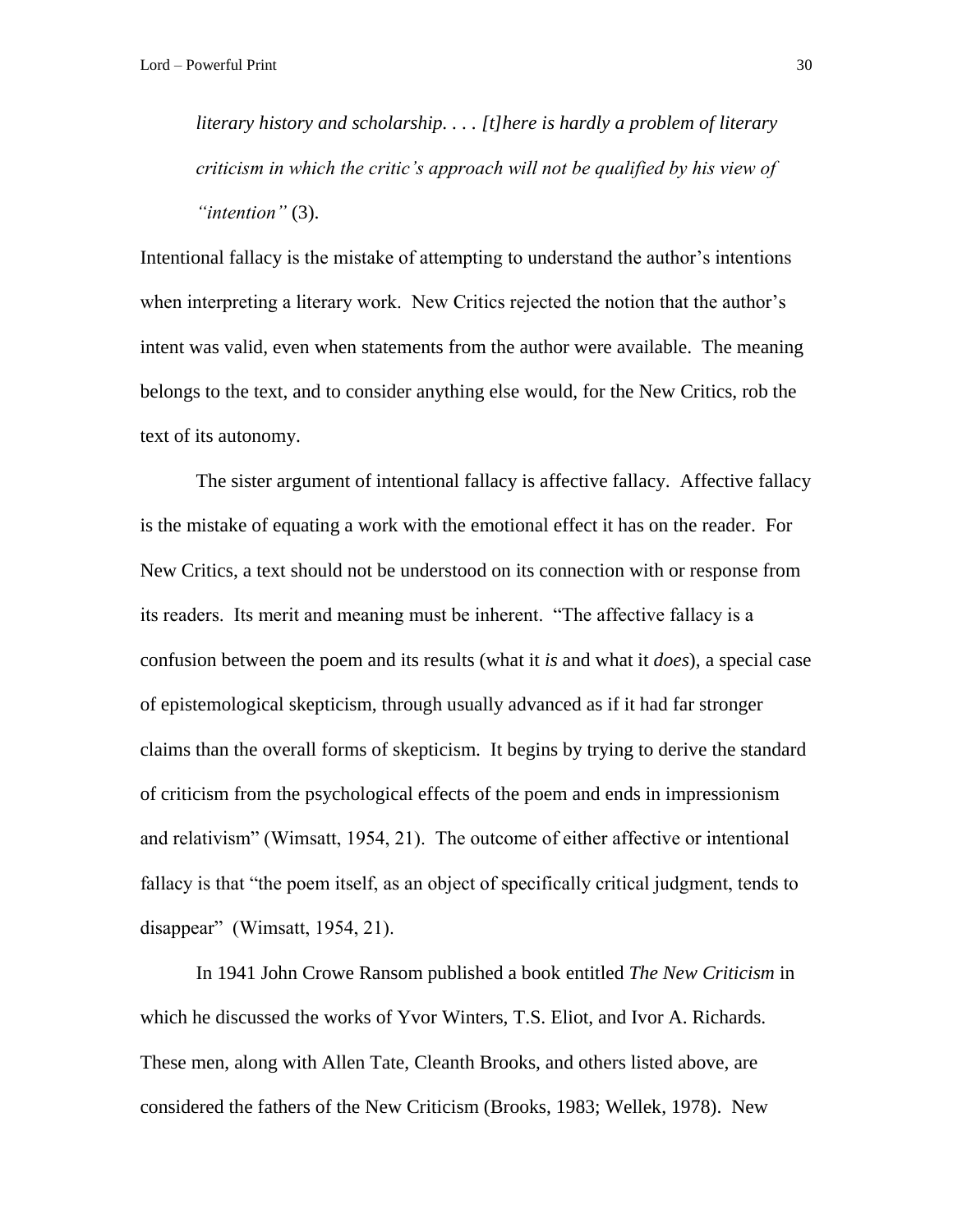> *literary history and scholarship. . . . [t]here is hardly a problem of literary criticism in which the critic's approach will not be qualified by his view of "intention"* (3).

Intentional fallacy is the mistake of attempting to understand the author's intentions when interpreting a literary work. New Critics rejected the notion that the author's intent was valid, even when statements from the author were available. The meaning belongs to the text, and to consider anything else would, for the New Critics, rob the text of its autonomy.

The sister argument of intentional fallacy is affective fallacy. Affective fallacy is the mistake of equating a work with the emotional effect it has on the reader. For New Critics, a text should not be understood on its connection with or response from its readers. Its merit and meaning must be inherent. "The affective fallacy is a confusion between the poem and its results (what it *is* and what it *does*), a special case of epistemological skepticism, through usually advanced as if it had far stronger claims than the overall forms of skepticism. It begins by trying to derive the standard of criticism from the psychological effects of the poem and ends in impressionism and relativism" (Wimsatt, 1954, 21). The outcome of either affective or intentional fallacy is that "the poem itself, as an object of specifically critical judgment, tends to disappear" (Wimsatt, 1954, 21).

In 1941 John Crowe Ransom published a book entitled *The New Criticism* in which he discussed the works of Yvor Winters, T.S. Eliot, and Ivor A. Richards. These men, along with Allen Tate, Cleanth Brooks, and others listed above, are considered the fathers of the New Criticism (Brooks, 1983; Wellek, 1978). New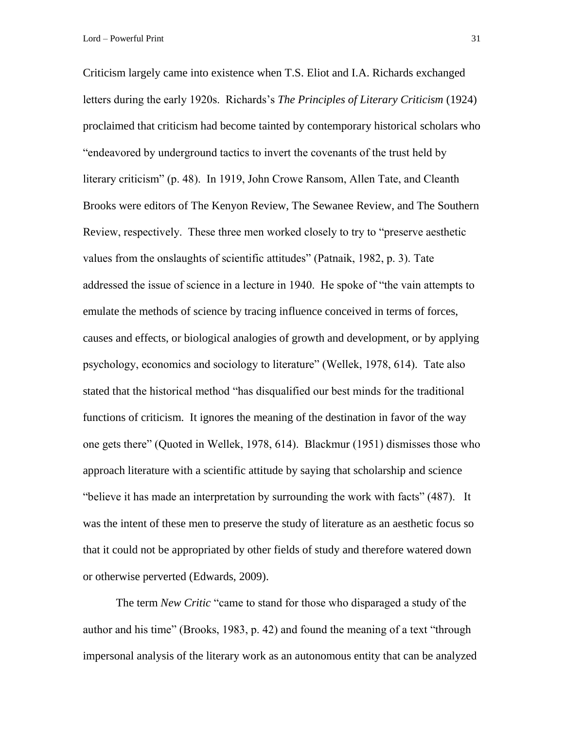Criticism largely came into existence when T.S. Eliot and I.A. Richards exchanged letters during the early 1920s. Richards's *The Principles of Literary Criticism* (1924) proclaimed that criticism had become tainted by contemporary historical scholars who "endeavored by underground tactics to invert the covenants of the trust held by literary criticism" (p. 48). In 1919, John Crowe Ransom, Allen Tate, and Cleanth Brooks were editors of The Kenyon Review, The Sewanee Review, and The Southern Review, respectively. These three men worked closely to try to "preserve aesthetic values from the onslaughts of scientific attitudes" (Patnaik, 1982, p. 3). Tate addressed the issue of science in a lecture in 1940. He spoke of "the vain attempts to emulate the methods of science by tracing influence conceived in terms of forces, causes and effects, or biological analogies of growth and development, or by applying psychology, economics and sociology to literature" (Wellek, 1978, 614). Tate also stated that the historical method "has disqualified our best minds for the traditional functions of criticism. It ignores the meaning of the destination in favor of the way one gets there" (Quoted in Wellek, 1978, 614). Blackmur (1951) dismisses those who approach literature with a scientific attitude by saying that scholarship and science "believe it has made an interpretation by surrounding the work with facts" (487). It was the intent of these men to preserve the study of literature as an aesthetic focus so that it could not be appropriated by other fields of study and therefore watered down or otherwise perverted (Edwards, 2009).

The term *New Critic* "came to stand for those who disparaged a study of the author and his time" (Brooks, 1983, p. 42) and found the meaning of a text "through impersonal analysis of the literary work as an autonomous entity that can be analyzed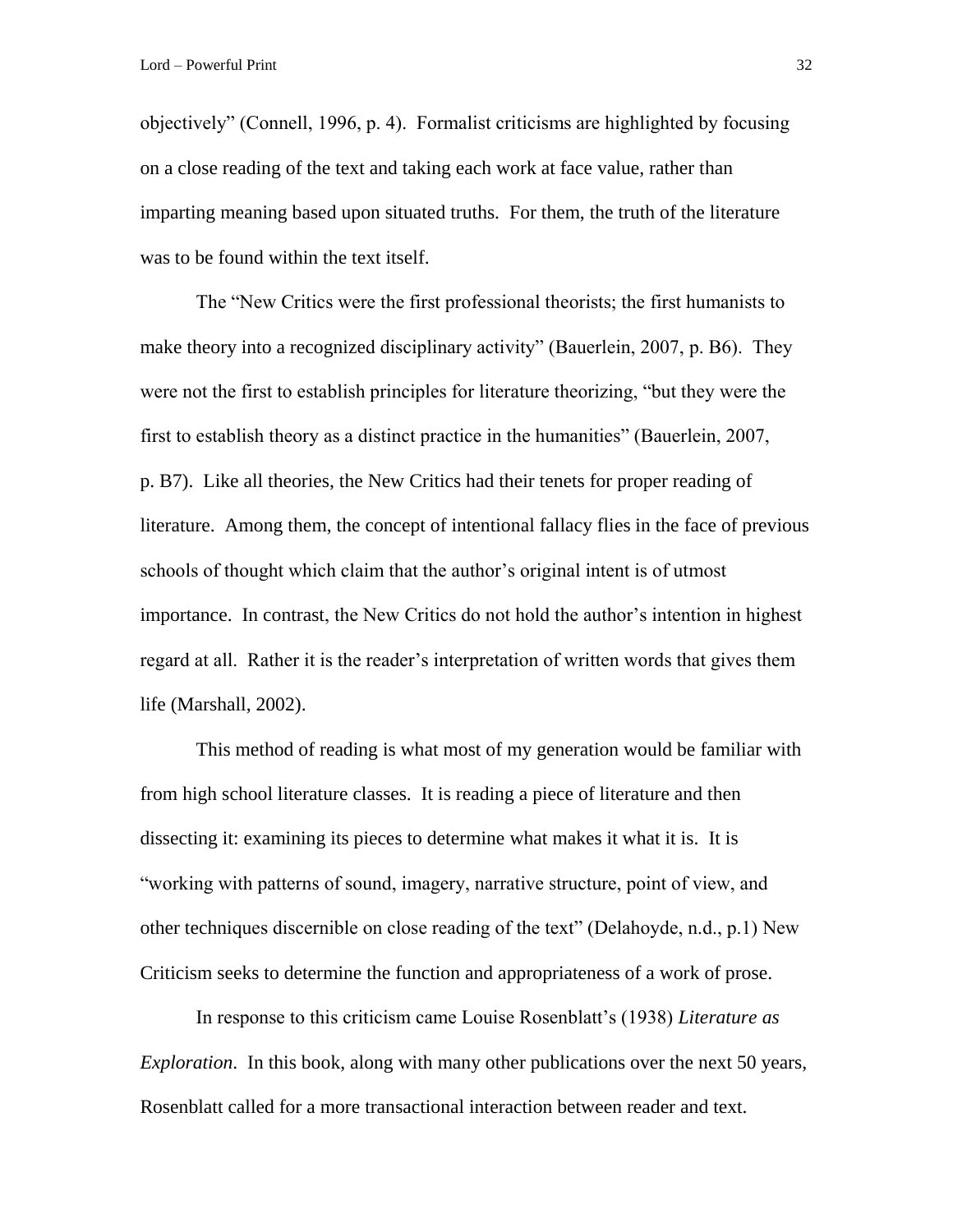objectively" (Connell, 1996, p. 4). Formalist criticisms are highlighted by focusing on a close reading of the text and taking each work at face value, rather than imparting meaning based upon situated truths. For them, the truth of the literature was to be found within the text itself.

The "New Critics were the first professional theorists; the first humanists to make theory into a recognized disciplinary activity" (Bauerlein, 2007, p. B6). They were not the first to establish principles for literature theorizing, "but they were the first to establish theory as a distinct practice in the humanities" (Bauerlein, 2007, p. B7). Like all theories, the New Critics had their tenets for proper reading of literature. Among them, the concept of intentional fallacy flies in the face of previous schools of thought which claim that the author's original intent is of utmost importance. In contrast, the New Critics do not hold the author's intention in highest regard at all. Rather it is the reader's interpretation of written words that gives them life (Marshall, 2002).

This method of reading is what most of my generation would be familiar with from high school literature classes. It is reading a piece of literature and then dissecting it: examining its pieces to determine what makes it what it is. It is "working with patterns of sound, imagery, narrative structure, point of view, and other techniques discernible on close reading of the text" (Delahoyde, n.d., p.1) New Criticism seeks to determine the function and appropriateness of a work of prose.

In response to this criticism came Louise Rosenblatt's (1938) *Literature as Exploration*. In this book, along with many other publications over the next 50 years, Rosenblatt called for a more transactional interaction between reader and text.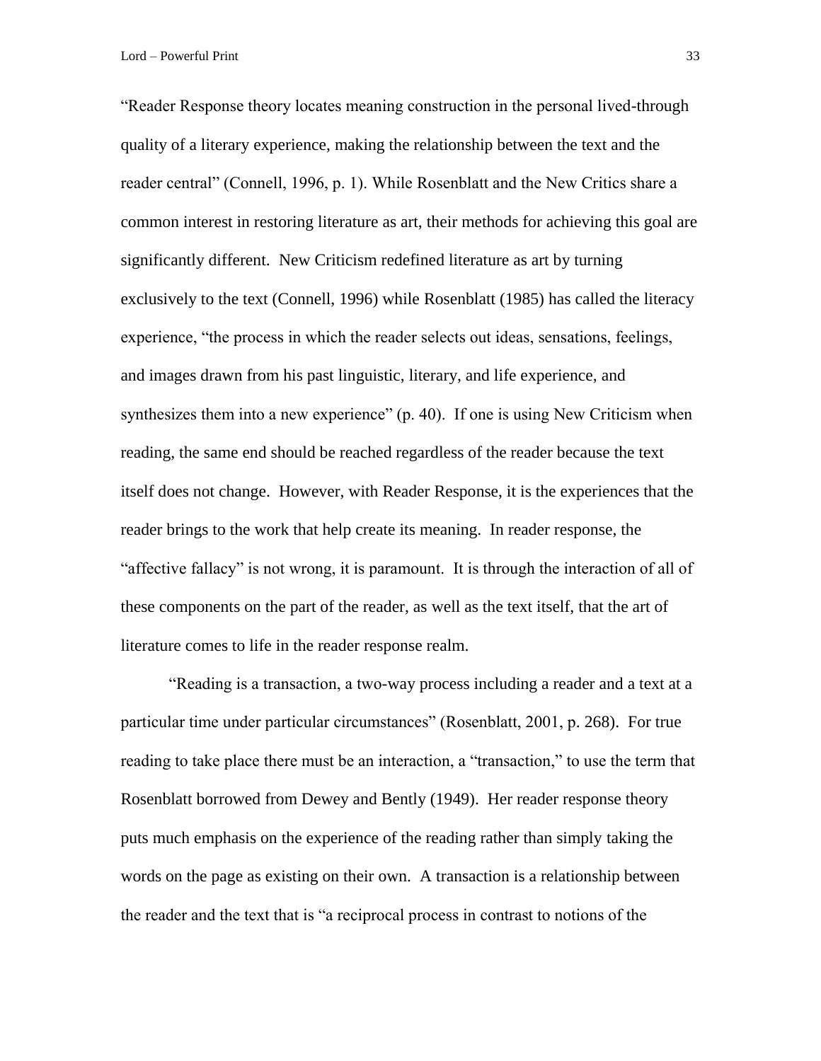"Reader Response theory locates meaning construction in the personal lived-through quality of a literary experience, making the relationship between the text and the reader central" (Connell, 1996, p. 1). While Rosenblatt and the New Critics share a common interest in restoring literature as art, their methods for achieving this goal are significantly different. New Criticism redefined literature as art by turning exclusively to the text (Connell, 1996) while Rosenblatt (1985) has called the literacy experience, "the process in which the reader selects out ideas, sensations, feelings, and images drawn from his past linguistic, literary, and life experience, and synthesizes them into a new experience" (p. 40). If one is using New Criticism when reading, the same end should be reached regardless of the reader because the text itself does not change. However, with Reader Response, it is the experiences that the reader brings to the work that help create its meaning. In reader response, the "affective fallacy" is not wrong, it is paramount. It is through the interaction of all of these components on the part of the reader, as well as the text itself, that the art of literature comes to life in the reader response realm.

"Reading is a transaction, a two-way process including a reader and a text at a particular time under particular circumstances" (Rosenblatt, 2001, p. 268). For true reading to take place there must be an interaction, a "transaction," to use the term that Rosenblatt borrowed from Dewey and Bently (1949). Her reader response theory puts much emphasis on the experience of the reading rather than simply taking the words on the page as existing on their own. A transaction is a relationship between the reader and the text that is "a reciprocal process in contrast to notions of the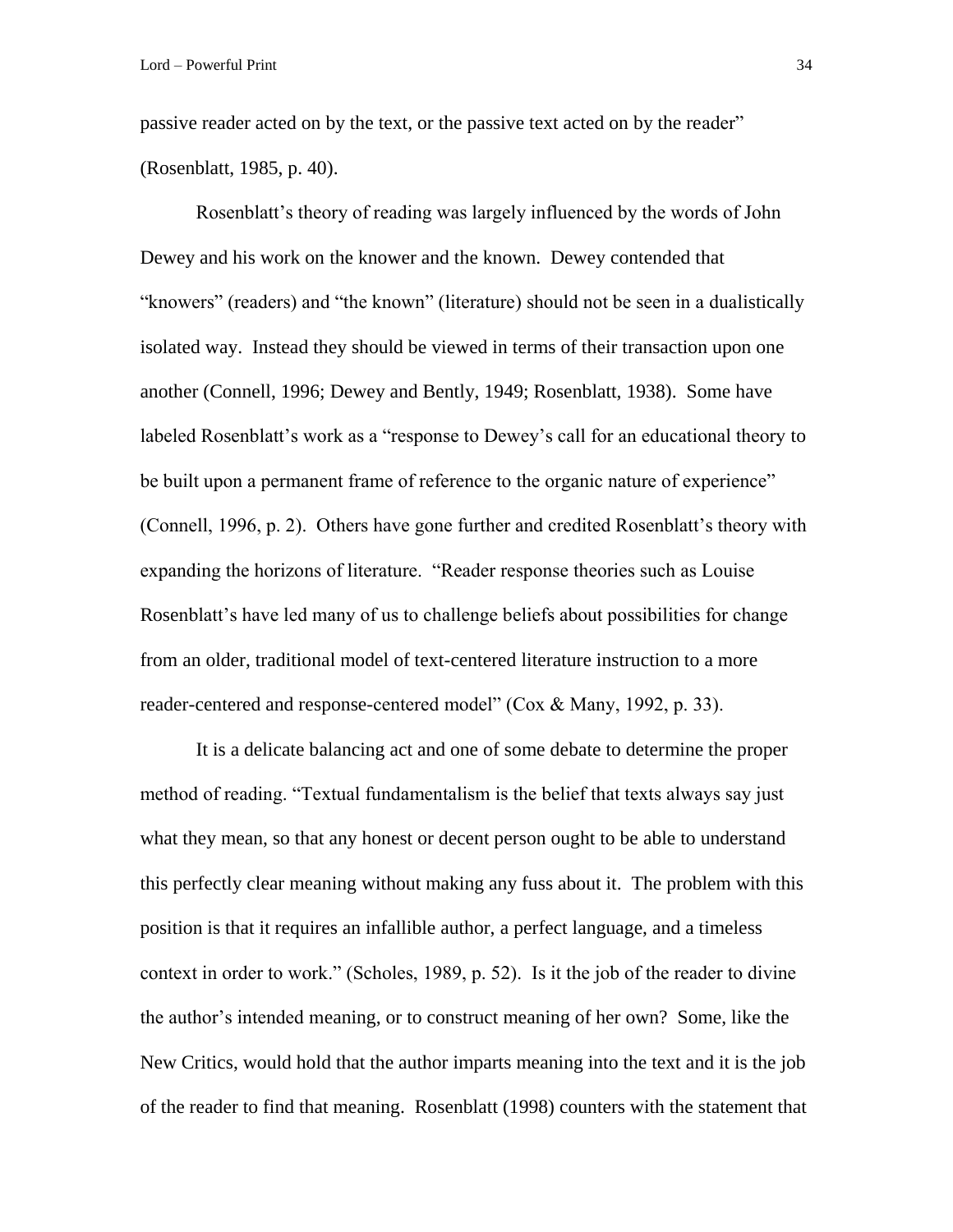passive reader acted on by the text, or the passive text acted on by the reader" (Rosenblatt, 1985, p. 40).

Rosenblatt's theory of reading was largely influenced by the words of John Dewey and his work on the knower and the known. Dewey contended that "knowers" (readers) and "the known" (literature) should not be seen in a dualistically isolated way. Instead they should be viewed in terms of their transaction upon one another (Connell, 1996; Dewey and Bently, 1949; Rosenblatt, 1938). Some have labeled Rosenblatt's work as a "response to Dewey's call for an educational theory to be built upon a permanent frame of reference to the organic nature of experience" (Connell, 1996, p. 2). Others have gone further and credited Rosenblatt's theory with expanding the horizons of literature. "Reader response theories such as Louise Rosenblatt's have led many of us to challenge beliefs about possibilities for change from an older, traditional model of text-centered literature instruction to a more reader-centered and response-centered model" (Cox & Many, 1992, p. 33).

It is a delicate balancing act and one of some debate to determine the proper method of reading. "Textual fundamentalism is the belief that texts always say just what they mean, so that any honest or decent person ought to be able to understand this perfectly clear meaning without making any fuss about it. The problem with this position is that it requires an infallible author, a perfect language, and a timeless context in order to work." (Scholes, 1989, p. 52). Is it the job of the reader to divine the author's intended meaning, or to construct meaning of her own? Some, like the New Critics, would hold that the author imparts meaning into the text and it is the job of the reader to find that meaning. Rosenblatt (1998) counters with the statement that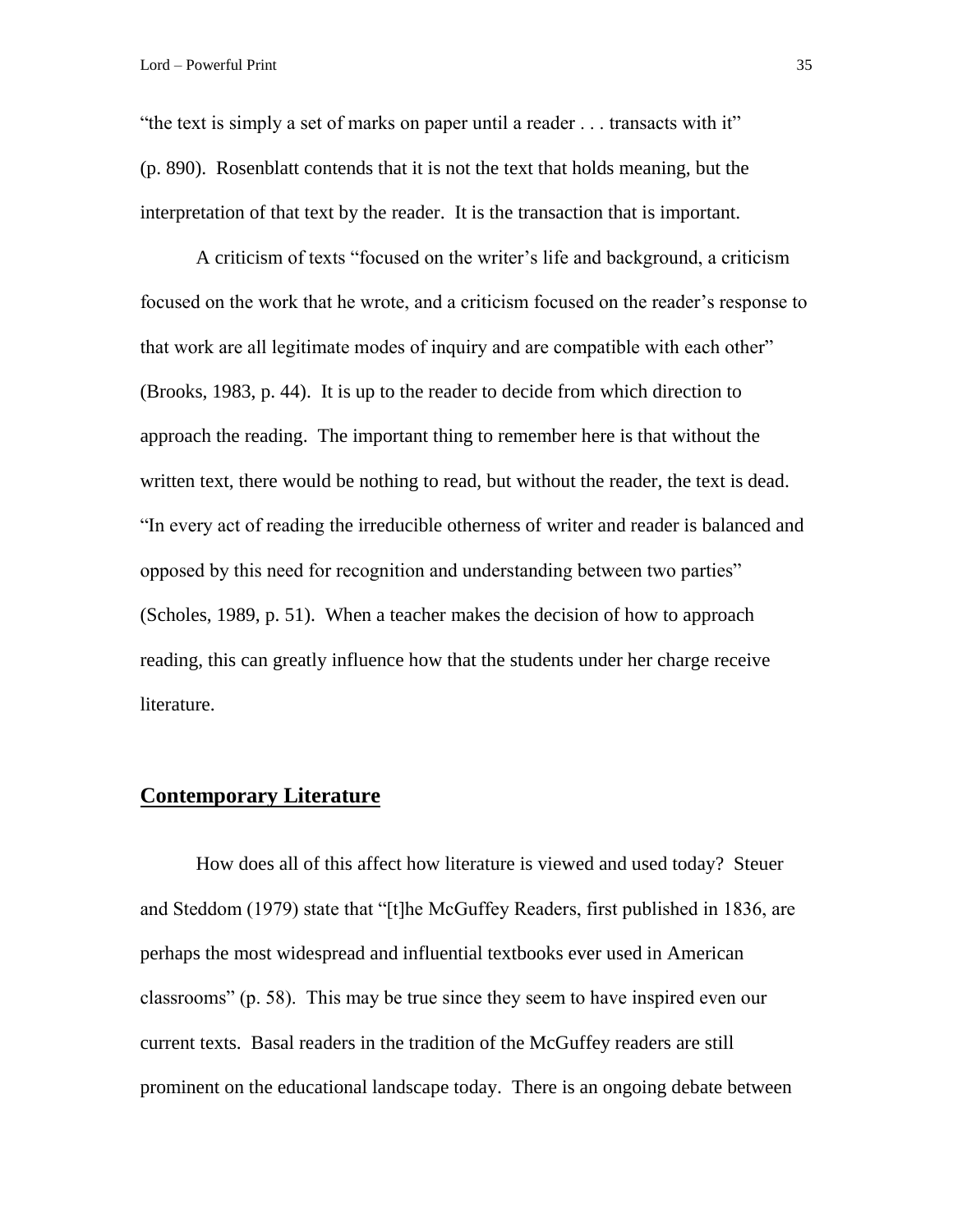"the text is simply a set of marks on paper until a reader . . . transacts with it" (p. 890). Rosenblatt contends that it is not the text that holds meaning, but the interpretation of that text by the reader. It is the transaction that is important.

A criticism of texts "focused on the writer's life and background, a criticism focused on the work that he wrote, and a criticism focused on the reader's response to that work are all legitimate modes of inquiry and are compatible with each other" (Brooks, 1983, p. 44). It is up to the reader to decide from which direction to approach the reading. The important thing to remember here is that without the written text, there would be nothing to read, but without the reader, the text is dead. "In every act of reading the irreducible otherness of writer and reader is balanced and opposed by this need for recognition and understanding between two parties" (Scholes, 1989, p. 51). When a teacher makes the decision of how to approach reading, this can greatly influence how that the students under her charge receive literature.

## Contemporary Literature

How does all of this affect how literature is viewed and used today? Steuer and Steddom (1979) state that "[t]he McGuffey Readers, first published in 1836, are perhaps the most widespread and influential textbooks ever used in American classrooms" (p. 58). This may be true since they seem to have inspired even our current texts. Basal readers in the tradition of the McGuffey readers are still prominent on the educational landscape today. There is an ongoing debate between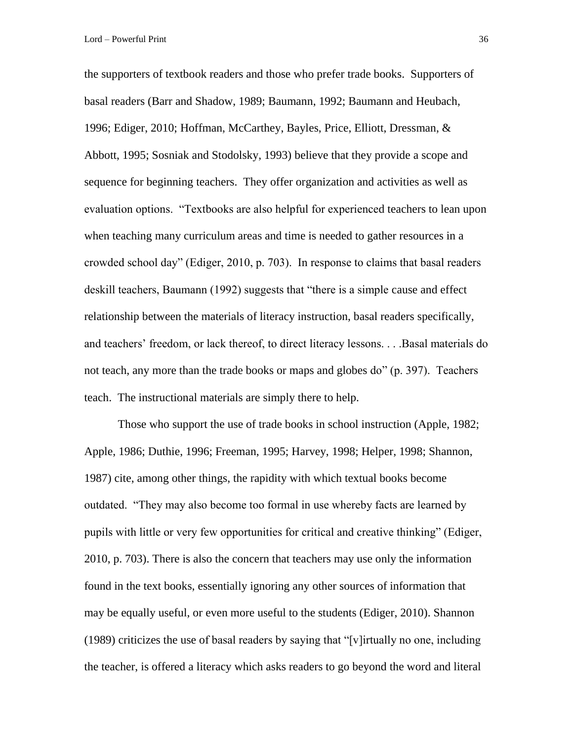the supporters of textbook readers and those who prefer trade books. Supporters of basal readers (Barr and Shadow, 1989; Baumann, 1992; Baumann and Heubach, 1996; Ediger, 2010; Hoffman, McCarthey, Bayles, Price, Elliott, Dressman, & Abbott, 1995; Sosniak and Stodolsky, 1993) believe that they provide a scope and sequence for beginning teachers. They offer organization and activities as well as evaluation options. "Textbooks are also helpful for experienced teachers to lean upon when teaching many curriculum areas and time is needed to gather resources in a crowded school day" (Ediger, 2010, p. 703). In response to claims that basal readers deskill teachers, Baumann (1992) suggests that "there is a simple cause and effect relationship between the materials of literacy instruction, basal readers specifically, and teachers' freedom, or lack thereof, to direct literacy lessons. . . .Basal materials do not teach, any more than the trade books or maps and globes do" (p. 397). Teachers teach. The instructional materials are simply there to help.

Those who support the use of trade books in school instruction (Apple, 1982; Apple, 1986; Duthie, 1996; Freeman, 1995; Harvey, 1998; Helper, 1998; Shannon, 1987) cite, among other things, the rapidity with which textual books become outdated. "They may also become too formal in use whereby facts are learned by pupils with little or very few opportunities for critical and creative thinking" (Ediger, 2010, p. 703). There is also the concern that teachers may use only the information found in the text books, essentially ignoring any other sources of information that may be equally useful, or even more useful to the students (Ediger, 2010). Shannon (1989) criticizes the use of basal readers by saying that "[v]irtually no one, including the teacher, is offered a literacy which asks readers to go beyond the word and literal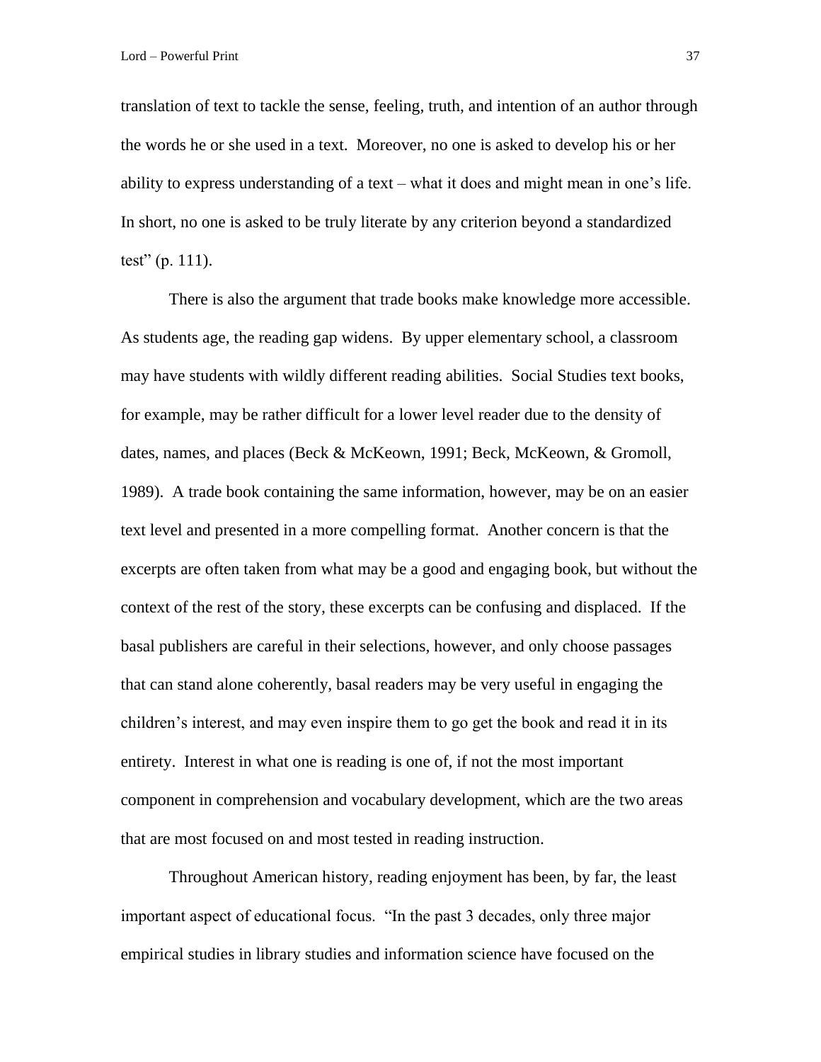translation of text to tackle the sense, feeling, truth, and intention of an author through the words he or she used in a text. Moreover, no one is asked to develop his or her ability to express understanding of a text – what it does and might mean in one's life. In short, no one is asked to be truly literate by any criterion beyond a standardized test" (p. 111).

There is also the argument that trade books make knowledge more accessible. As students age, the reading gap widens. By upper elementary school, a classroom may have students with wildly different reading abilities. Social Studies text books, for example, may be rather difficult for a lower level reader due to the density of dates, names, and places (Beck & McKeown, 1991; Beck, McKeown, & Gromoll, 1989). A trade book containing the same information, however, may be on an easier text level and presented in a more compelling format. Another concern is that the excerpts are often taken from what may be a good and engaging book, but without the context of the rest of the story, these excerpts can be confusing and displaced. If the basal publishers are careful in their selections, however, and only choose passages that can stand alone coherently, basal readers may be very useful in engaging the children's interest, and may even inspire them to go get the book and read it in its entirety. Interest in what one is reading is one of, if not the most important component in comprehension and vocabulary development, which are the two areas that are most focused on and most tested in reading instruction.

Throughout American history, reading enjoyment has been, by far, the least important aspect of educational focus. "In the past 3 decades, only three major empirical studies in library studies and information science have focused on the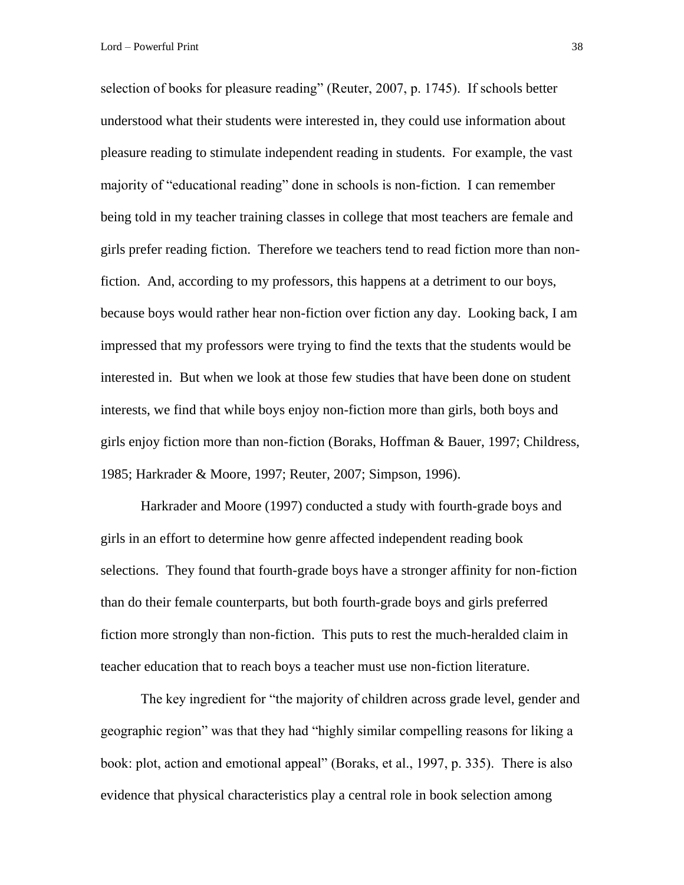selection of books for pleasure reading" (Reuter, 2007, p. 1745). If schools better understood what their students were interested in, they could use information about pleasure reading to stimulate independent reading in students. For example, the vast majority of "educational reading" done in schools is non-fiction. I can remember being told in my teacher training classes in college that most teachers are female and girls prefer reading fiction. Therefore we teachers tend to read fiction more than non-fiction. And, according to my professors, this happens at a detriment to our boys, because boys would rather hear non-fiction over fiction any day. Looking back, I am impressed that my professors were trying to find the texts that the students would be interested in. But when we look at those few studies that have been done on student interests, we find that while boys enjoy non-fiction more than girls, both boys and girls enjoy fiction more than non-fiction (Boraks, Hoffman & Bauer, 1997; Childress, 1985; Harkrader & Moore, 1997; Reuter, 2007; Simpson, 1996).

Harkrader and Moore (1997) conducted a study with fourth-grade boys and girls in an effort to determine how genre affected independent reading book selections. They found that fourth-grade boys have a stronger affinity for non-fiction than do their female counterparts, but both fourth-grade boys and girls preferred fiction more strongly than non-fiction. This puts to rest the much-heralded claim in teacher education that to reach boys a teacher must use non-fiction literature.

The key ingredient for "the majority of children across grade level, gender and geographic region" was that they had "highly similar compelling reasons for liking a book: plot, action and emotional appeal" (Boraks, et al., 1997, p. 335). There is also evidence that physical characteristics play a central role in book selection among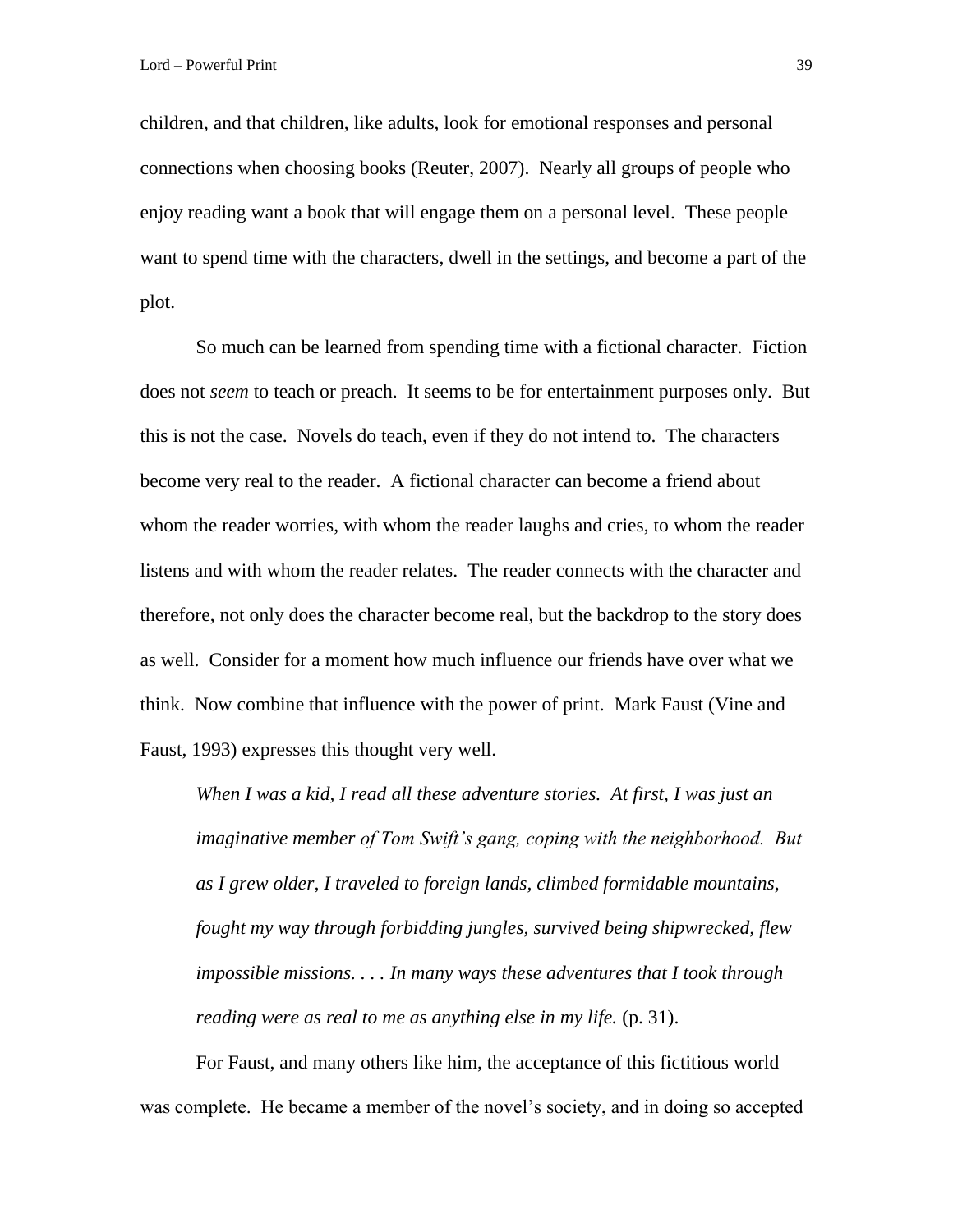children, and that children, like adults, look for emotional responses and personal connections when choosing books (Reuter, 2007). Nearly all groups of people who enjoy reading want a book that will engage them on a personal level. These people want to spend time with the characters, dwell in the settings, and become a part of the plot.

So much can be learned from spending time with a fictional character. Fiction does not *seem* to teach or preach. It seems to be for entertainment purposes only. But this is not the case. Novels do teach, even if they do not intend to. The characters become very real to the reader. A fictional character can become a friend about whom the reader worries, with whom the reader laughs and cries, to whom the reader listens and with whom the reader relates. The reader connects with the character and therefore, not only does the character become real, but the backdrop to the story does as well. Consider for a moment how much influence our friends have over what we think. Now combine that influence with the power of print. Mark Faust (Vine and Faust, 1993) expresses this thought very well.

> *When I was a kid, I read all these adventure stories. At first, I was just an imaginative member of Tom Swift's gang, coping with the neighborhood. But as I grew older, I traveled to foreign lands, climbed formidable mountains, fought my way through forbidding jungles, survived being shipwrecked, flew impossible missions. . . . In many ways these adventures that I took through reading were as real to me as anything else in my life.* (p. 31).

For Faust, and many others like him, the acceptance of this fictitious world was complete. He became a member of the novel's society, and in doing so accepted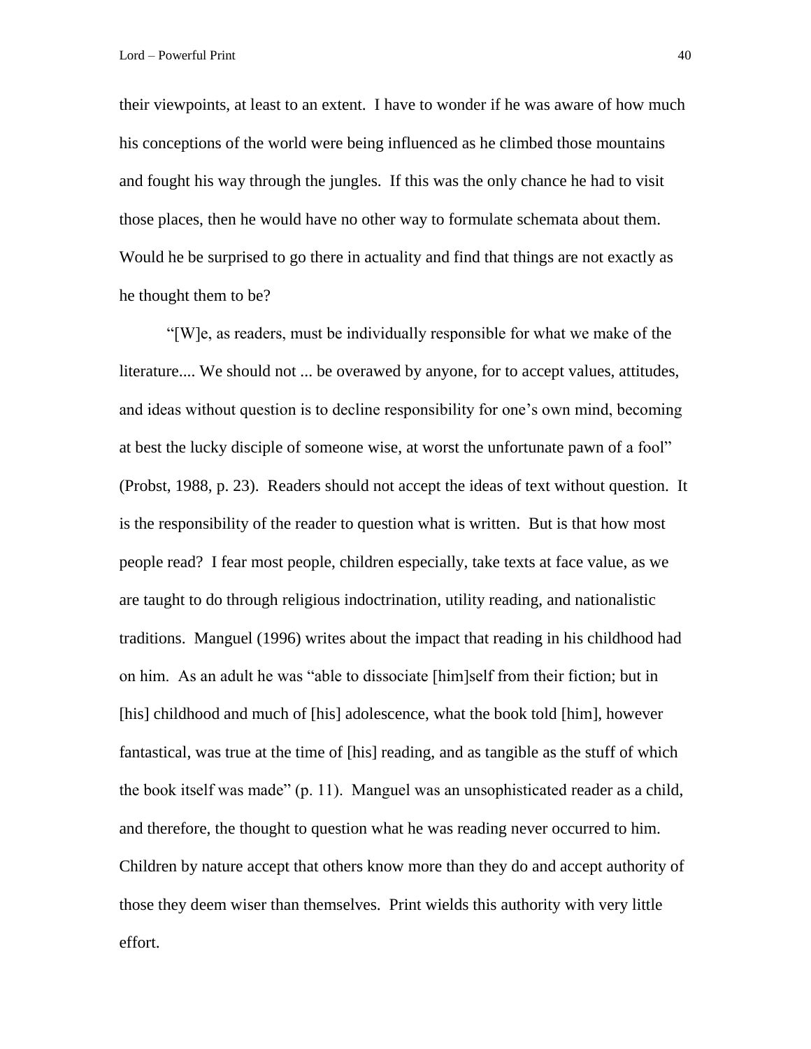their viewpoints, at least to an extent. I have to wonder if he was aware of how much his conceptions of the world were being influenced as he climbed those mountains and fought his way through the jungles. If this was the only chance he had to visit those places, then he would have no other way to formulate schemata about them. Would he be surprised to go there in actuality and find that things are not exactly as he thought them to be?

"[W]e, as readers, must be individually responsible for what we make of the literature.... We should not ... be overawed by anyone, for to accept values, attitudes, and ideas without question is to decline responsibility for one's own mind, becoming at best the lucky disciple of someone wise, at worst the unfortunate pawn of a fool" (Probst, 1988, p. 23). Readers should not accept the ideas of text without question. It is the responsibility of the reader to question what is written. But is that how most people read? I fear most people, children especially, take texts at face value, as we are taught to do through religious indoctrination, utility reading, and nationalistic traditions. Manguel (1996) writes about the impact that reading in his childhood had on him. As an adult he was "able to dissociate [him]self from their fiction; but in [his] childhood and much of [his] adolescence, what the book told [him], however fantastical, was true at the time of [his] reading, and as tangible as the stuff of which the book itself was made" (p. 11). Manguel was an unsophisticated reader as a child, and therefore, the thought to question what he was reading never occurred to him. Children by nature accept that others know more than they do and accept authority of those they deem wiser than themselves. Print wields this authority with very little effort.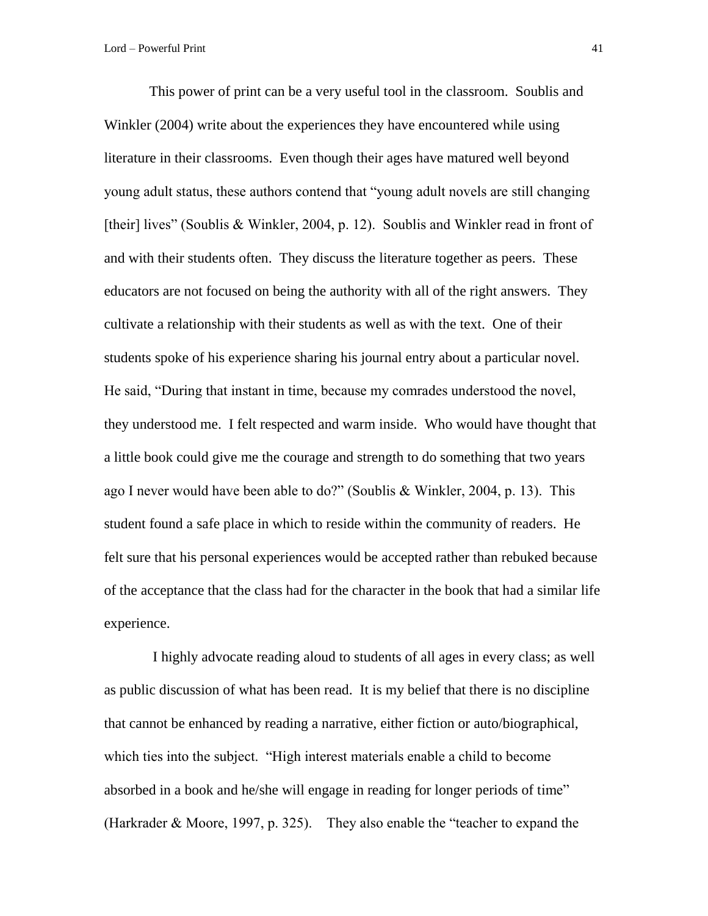This power of print can be a very useful tool in the classroom. Soublis and Winkler (2004) write about the experiences they have encountered while using literature in their classrooms. Even though their ages have matured well beyond young adult status, these authors contend that "young adult novels are still changing [their] lives" (Soublis & Winkler, 2004, p. 12). Soublis and Winkler read in front of and with their students often. They discuss the literature together as peers. These educators are not focused on being the authority with all of the right answers. They cultivate a relationship with their students as well as with the text. One of their students spoke of his experience sharing his journal entry about a particular novel. He said, "During that instant in time, because my comrades understood the novel, they understood me. I felt respected and warm inside. Who would have thought that a little book could give me the courage and strength to do something that two years ago I never would have been able to do?" (Soublis & Winkler, 2004, p. 13). This student found a safe place in which to reside within the community of readers. He felt sure that his personal experiences would be accepted rather than rebuked because of the acceptance that the class had for the character in the book that had a similar life experience.

I highly advocate reading aloud to students of all ages in every class; as well as public discussion of what has been read. It is my belief that there is no discipline that cannot be enhanced by reading a narrative, either fiction or auto/biographical, which ties into the subject. "High interest materials enable a child to become absorbed in a book and he/she will engage in reading for longer periods of time" (Harkrader & Moore, 1997, p. 325). They also enable the "teacher to expand the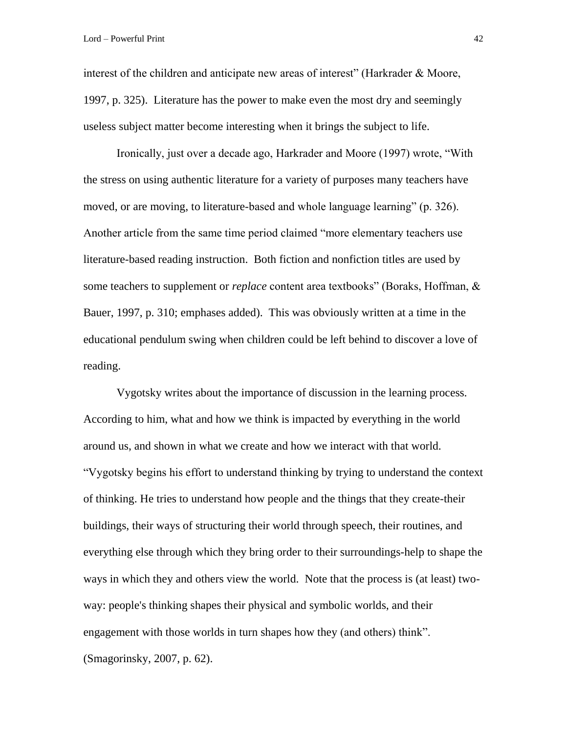interest of the children and anticipate new areas of interest" (Harkrader & Moore, 1997, p. 325). Literature has the power to make even the most dry and seemingly useless subject matter become interesting when it brings the subject to life.

Ironically, just over a decade ago, Harkrader and Moore (1997) wrote, "With the stress on using authentic literature for a variety of purposes many teachers have moved, or are moving, to literature-based and whole language learning" (p. 326). Another article from the same time period claimed "more elementary teachers use literature-based reading instruction. Both fiction and nonfiction titles are used by some teachers to supplement or *replace* content area textbooks" (Boraks, Hoffman, & Bauer, 1997, p. 310; emphases added). This was obviously written at a time in the educational pendulum swing when children could be left behind to discover a love of reading.

Vygotsky writes about the importance of discussion in the learning process. According to him, what and how we think is impacted by everything in the world around us, and shown in what we create and how we interact with that world. "Vygotsky begins his effort to understand thinking by trying to understand the context of thinking. He tries to understand how people and the things that they create-their buildings, their ways of structuring their world through speech, their routines, and everything else through which they bring order to their surroundings-help to shape the ways in which they and others view the world. Note that the process is (at least) two-way: people's thinking shapes their physical and symbolic worlds, and their engagement with those worlds in turn shapes how they (and others) think". (Smagorinsky, 2007, p. 62).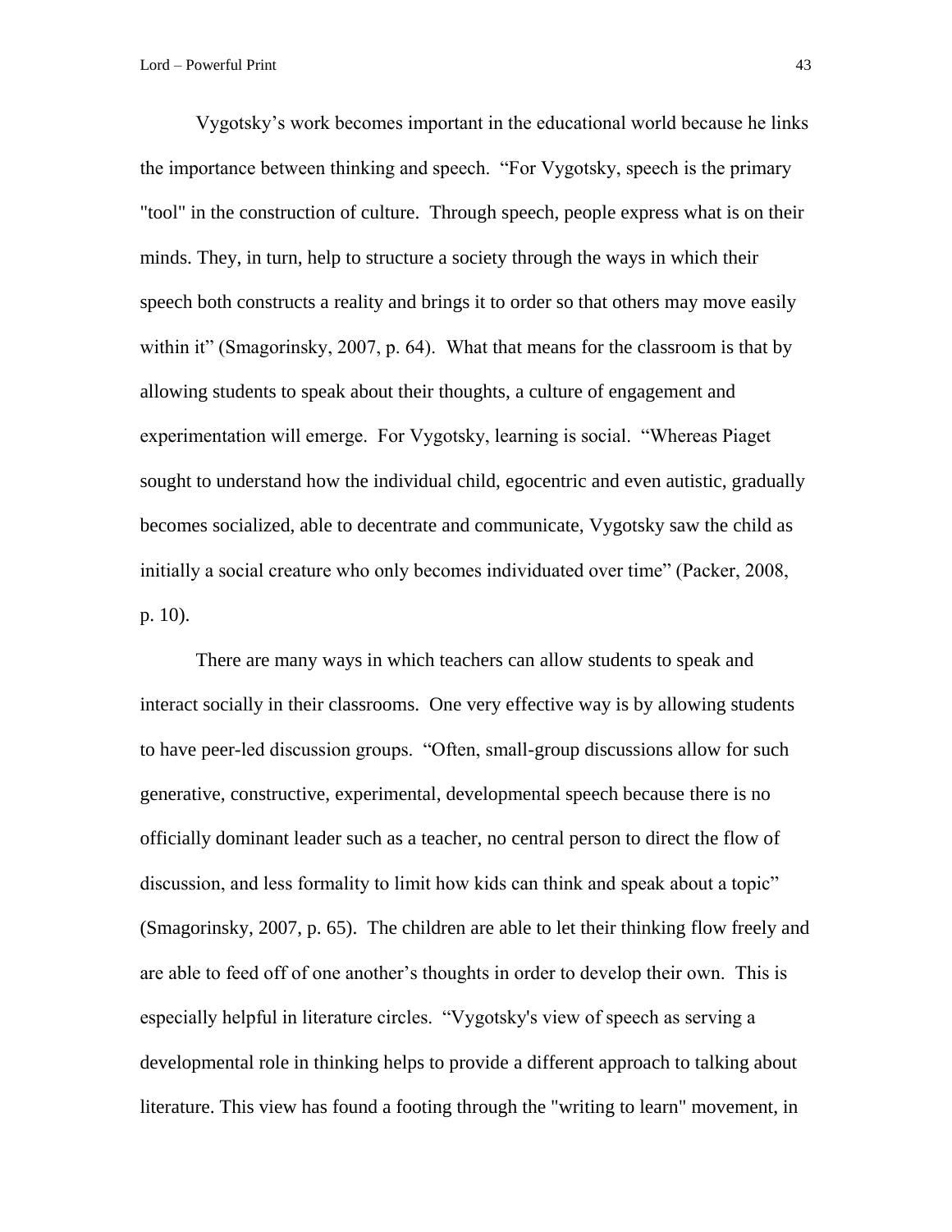Vygotsky's work becomes important in the educational world because he links the importance between thinking and speech. "For Vygotsky, speech is the primary "tool" in the construction of culture. Through speech, people express what is on their minds. They, in turn, help to structure a society through the ways in which their speech both constructs a reality and brings it to order so that others may move easily within it" (Smagorinsky, 2007, p. 64). What that means for the classroom is that by allowing students to speak about their thoughts, a culture of engagement and experimentation will emerge. For Vygotsky, learning is social. "Whereas Piaget sought to understand how the individual child, egocentric and even autistic, gradually becomes socialized, able to decentrate and communicate, Vygotsky saw the child as initially a social creature who only becomes individuated over time" (Packer, 2008, p. 10).

There are many ways in which teachers can allow students to speak and interact socially in their classrooms. One very effective way is by allowing students to have peer-led discussion groups. "Often, small-group discussions allow for such generative, constructive, experimental, developmental speech because there is no officially dominant leader such as a teacher, no central person to direct the flow of discussion, and less formality to limit how kids can think and speak about a topic" (Smagorinsky, 2007, p. 65). The children are able to let their thinking flow freely and are able to feed off of one another's thoughts in order to develop their own. This is especially helpful in literature circles. "Vygotsky's view of speech as serving a developmental role in thinking helps to provide a different approach to talking about literature. This view has found a footing through the "writing to learn" movement, in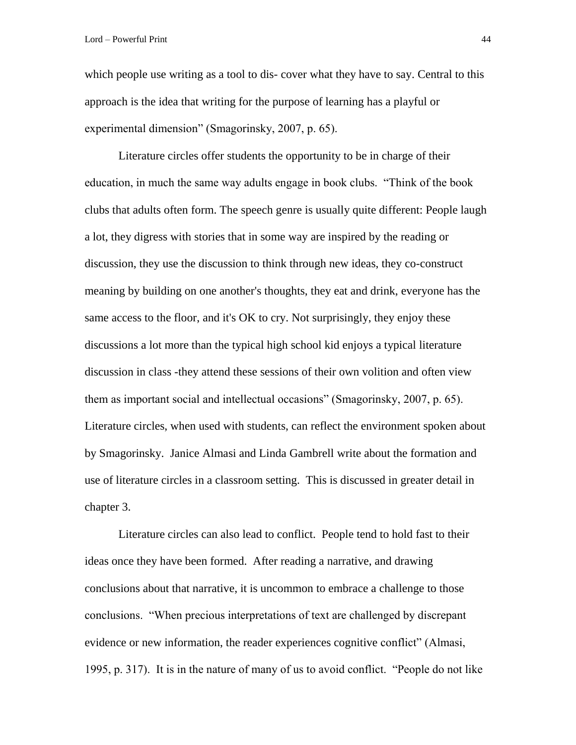which people use writing as a tool to dis- cover what they have to say. Central to this approach is the idea that writing for the purpose of learning has a playful or experimental dimension" (Smagorinsky, 2007, p. 65).

Literature circles offer students the opportunity to be in charge of their education, in much the same way adults engage in book clubs. "Think of the book clubs that adults often form. The speech genre is usually quite different: People laugh a lot, they digress with stories that in some way are inspired by the reading or discussion, they use the discussion to think through new ideas, they co-construct meaning by building on one another's thoughts, they eat and drink, everyone has the same access to the floor, and it's OK to cry. Not surprisingly, they enjoy these discussions a lot more than the typical high school kid enjoys a typical literature discussion in class -they attend these sessions of their own volition and often view them as important social and intellectual occasions" (Smagorinsky, 2007, p. 65). Literature circles, when used with students, can reflect the environment spoken about by Smagorinsky. Janice Almasi and Linda Gambrell write about the formation and use of literature circles in a classroom setting. This is discussed in greater detail in chapter 3.

Literature circles can also lead to conflict. People tend to hold fast to their ideas once they have been formed. After reading a narrative, and drawing conclusions about that narrative, it is uncommon to embrace a challenge to those conclusions. "When precious interpretations of text are challenged by discrepant evidence or new information, the reader experiences cognitive conflict" (Almasi, 1995, p. 317). It is in the nature of many of us to avoid conflict. "People do not like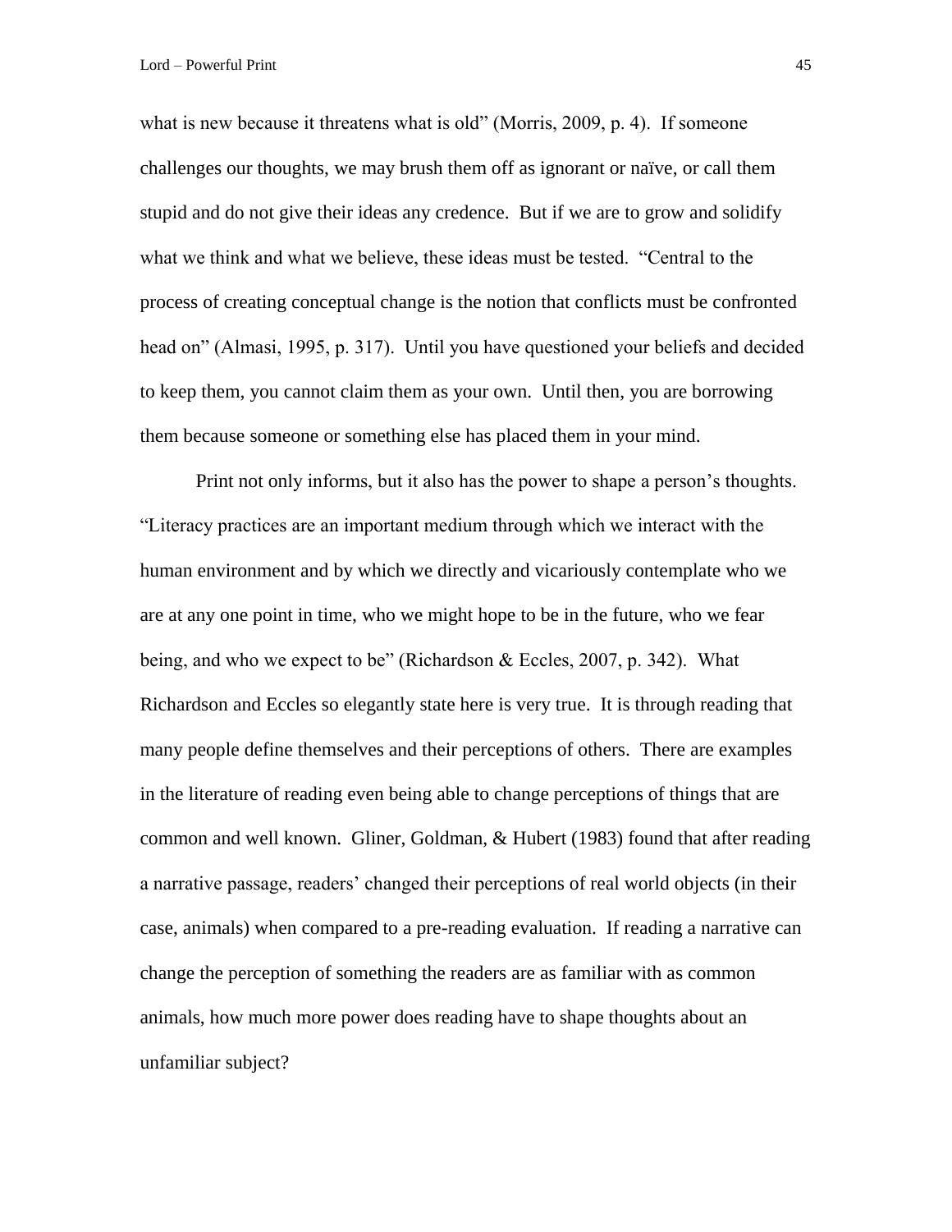what is new because it threatens what is old" (Morris, 2009, p. 4). If someone challenges our thoughts, we may brush them off as ignorant or naïve, or call them stupid and do not give their ideas any credence. But if we are to grow and solidify what we think and what we believe, these ideas must be tested. "Central to the process of creating conceptual change is the notion that conflicts must be confronted head on" (Almasi, 1995, p. 317). Until you have questioned your beliefs and decided to keep them, you cannot claim them as your own. Until then, you are borrowing them because someone or something else has placed them in your mind.

Print not only informs, but it also has the power to shape a person's thoughts. "Literacy practices are an important medium through which we interact with the human environment and by which we directly and vicariously contemplate who we are at any one point in time, who we might hope to be in the future, who we fear being, and who we expect to be" (Richardson & Eccles, 2007, p. 342). What Richardson and Eccles so elegantly state here is very true. It is through reading that many people define themselves and their perceptions of others. There are examples in the literature of reading even being able to change perceptions of things that are common and well known. Gliner, Goldman, & Hubert (1983) found that after reading a narrative passage, readers' changed their perceptions of real world objects (in their case, animals) when compared to a pre-reading evaluation. If reading a narrative can change the perception of something the readers are as familiar with as common animals, how much more power does reading have to shape thoughts about an unfamiliar subject?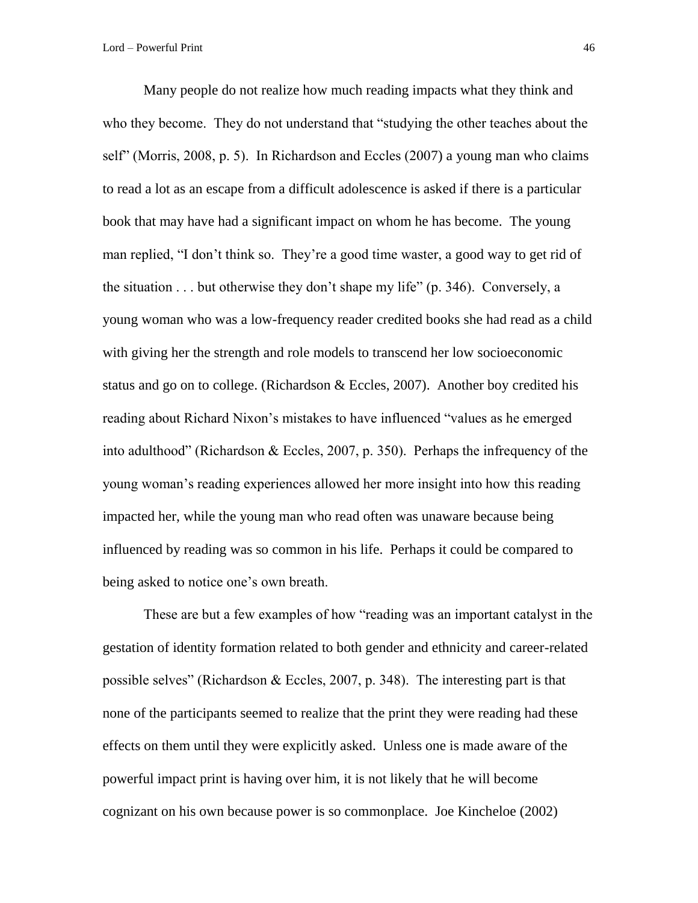Many people do not realize how much reading impacts what they think and who they become. They do not understand that "studying the other teaches about the self" (Morris, 2008, p. 5). In Richardson and Eccles (2007) a young man who claims to read a lot as an escape from a difficult adolescence is asked if there is a particular book that may have had a significant impact on whom he has become. The young man replied, "I don't think so. They're a good time waster, a good way to get rid of the situation . . . but otherwise they don't shape my life" (p. 346). Conversely, a young woman who was a low-frequency reader credited books she had read as a child with giving her the strength and role models to transcend her low socioeconomic status and go on to college. (Richardson & Eccles, 2007). Another boy credited his reading about Richard Nixon's mistakes to have influenced "values as he emerged into adulthood" (Richardson & Eccles, 2007, p. 350). Perhaps the infrequency of the young woman's reading experiences allowed her more insight into how this reading impacted her, while the young man who read often was unaware because being influenced by reading was so common in his life. Perhaps it could be compared to being asked to notice one's own breath.

These are but a few examples of how "reading was an important catalyst in the gestation of identity formation related to both gender and ethnicity and career-related possible selves" (Richardson & Eccles, 2007, p. 348). The interesting part is that none of the participants seemed to realize that the print they were reading had these effects on them until they were explicitly asked. Unless one is made aware of the powerful impact print is having over him, it is not likely that he will become cognizant on his own because power is so commonplace. Joe Kincheloe (2002)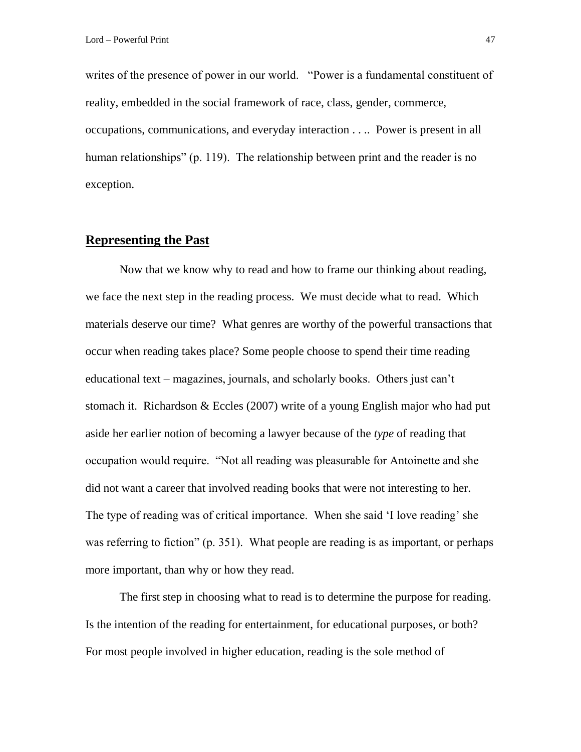writes of the presence of power in our world. "Power is a fundamental constituent of reality, embedded in the social framework of race, class, gender, commerce, occupations, communications, and everyday interaction . . .. Power is present in all human relationships" (p. 119). The relationship between print and the reader is no exception.

## Representing the Past

Now that we know why to read and how to frame our thinking about reading, we face the next step in the reading process. We must decide what to read. Which materials deserve our time? What genres are worthy of the powerful transactions that occur when reading takes place? Some people choose to spend their time reading educational text – magazines, journals, and scholarly books. Others just can't stomach it. Richardson & Eccles (2007) write of a young English major who had put aside her earlier notion of becoming a lawyer because of the *type* of reading that occupation would require. "Not all reading was pleasurable for Antoinette and she did not want a career that involved reading books that were not interesting to her. The type of reading was of critical importance. When she said 'I love reading' she was referring to fiction" (p. 351). What people are reading is as important, or perhaps more important, than why or how they read.

The first step in choosing what to read is to determine the purpose for reading. Is the intention of the reading for entertainment, for educational purposes, or both? For most people involved in higher education, reading is the sole method of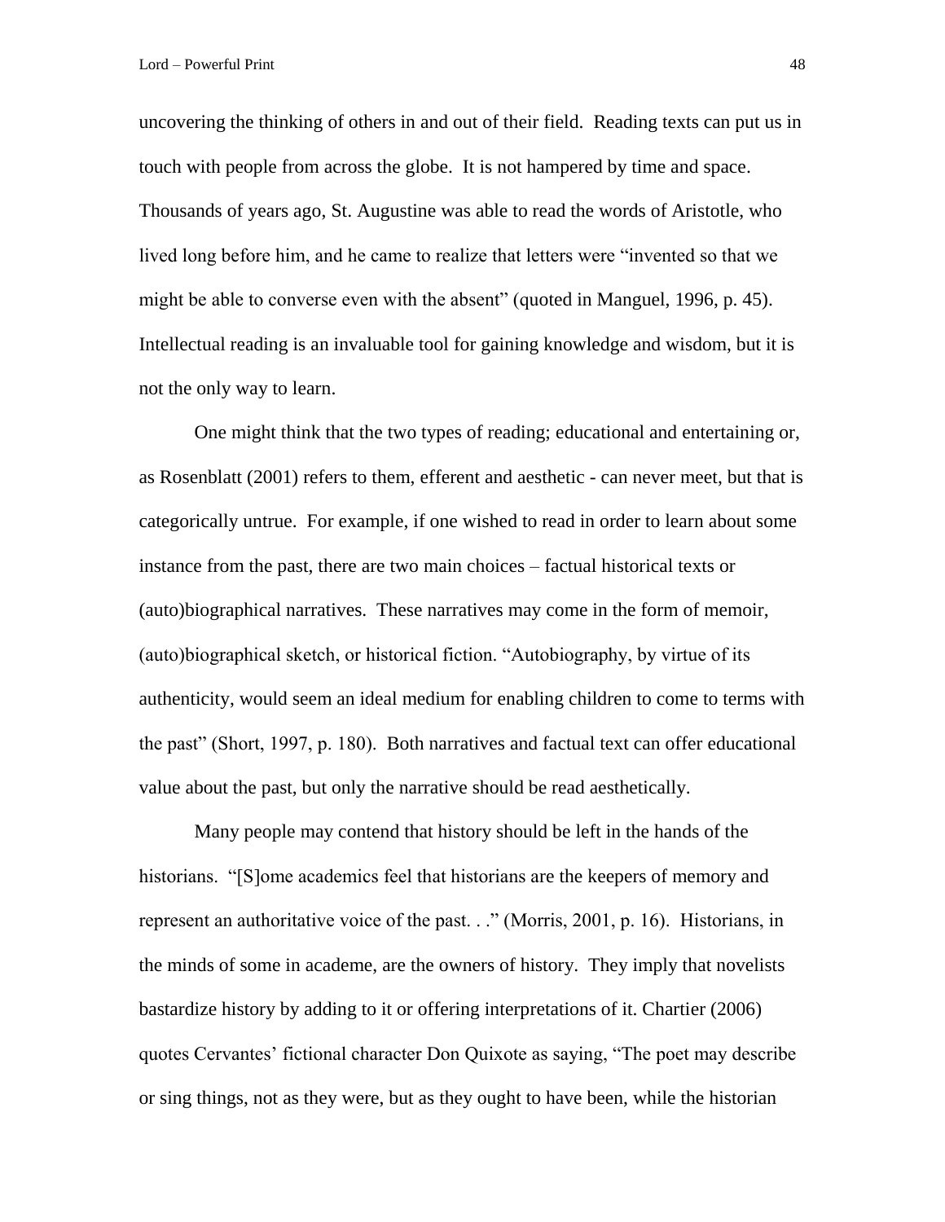uncovering the thinking of others in and out of their field. Reading texts can put us in touch with people from across the globe. It is not hampered by time and space. Thousands of years ago, St. Augustine was able to read the words of Aristotle, who lived long before him, and he came to realize that letters were "invented so that we might be able to converse even with the absent" (quoted in Manguel, 1996, p. 45). Intellectual reading is an invaluable tool for gaining knowledge and wisdom, but it is not the only way to learn.

One might think that the two types of reading; educational and entertaining or, as Rosenblatt (2001) refers to them, efferent and aesthetic - can never meet, but that is categorically untrue. For example, if one wished to read in order to learn about some instance from the past, there are two main choices – factual historical texts or (auto)biographical narratives. These narratives may come in the form of memoir, (auto)biographical sketch, or historical fiction. "Autobiography, by virtue of its authenticity, would seem an ideal medium for enabling children to come to terms with the past" (Short, 1997, p. 180). Both narratives and factual text can offer educational value about the past, but only the narrative should be read aesthetically.

Many people may contend that history should be left in the hands of the historians. "[S]ome academics feel that historians are the keepers of memory and represent an authoritative voice of the past. . ." (Morris, 2001, p. 16). Historians, in the minds of some in academe, are the owners of history. They imply that novelists bastardize history by adding to it or offering interpretations of it. Chartier (2006) quotes Cervantes' fictional character Don Quixote as saying, "The poet may describe or sing things, not as they were, but as they ought to have been, while the historian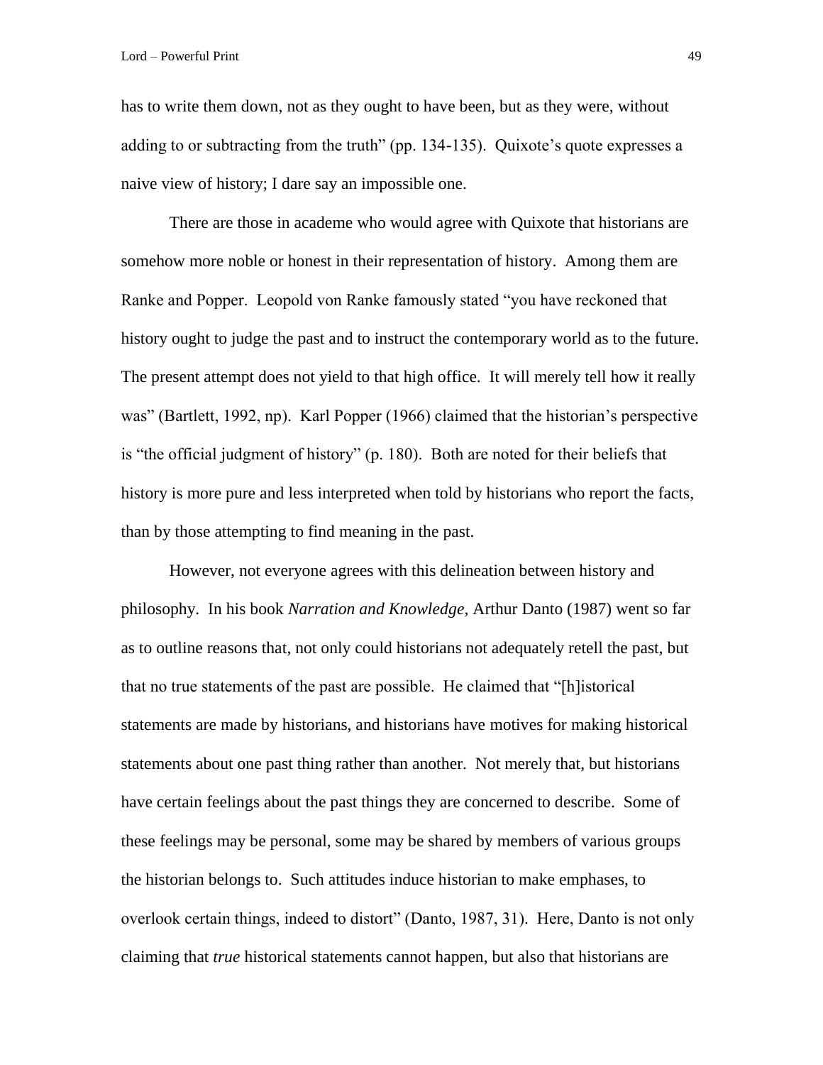has to write them down, not as they ought to have been, but as they were, without adding to or subtracting from the truth" (pp. 134-135). Quixote's quote expresses a naive view of history; I dare say an impossible one.

There are those in academe who would agree with Quixote that historians are somehow more noble or honest in their representation of history. Among them are Ranke and Popper. Leopold von Ranke famously stated "you have reckoned that history ought to judge the past and to instruct the contemporary world as to the future. The present attempt does not yield to that high office. It will merely tell how it really was" (Bartlett, 1992, np). Karl Popper (1966) claimed that the historian's perspective is "the official judgment of history" (p. 180). Both are noted for their beliefs that history is more pure and less interpreted when told by historians who report the facts, than by those attempting to find meaning in the past.

However, not everyone agrees with this delineation between history and philosophy. In his book *Narration and Knowledge,* Arthur Danto (1987) went so far as to outline reasons that, not only could historians not adequately retell the past, but that no true statements of the past are possible. He claimed that "[h]istorical statements are made by historians, and historians have motives for making historical statements about one past thing rather than another. Not merely that, but historians have certain feelings about the past things they are concerned to describe. Some of these feelings may be personal, some may be shared by members of various groups the historian belongs to. Such attitudes induce historian to make emphases, to overlook certain things, indeed to distort" (Danto, 1987, 31). Here, Danto is not only claiming that *true* historical statements cannot happen, but also that historians are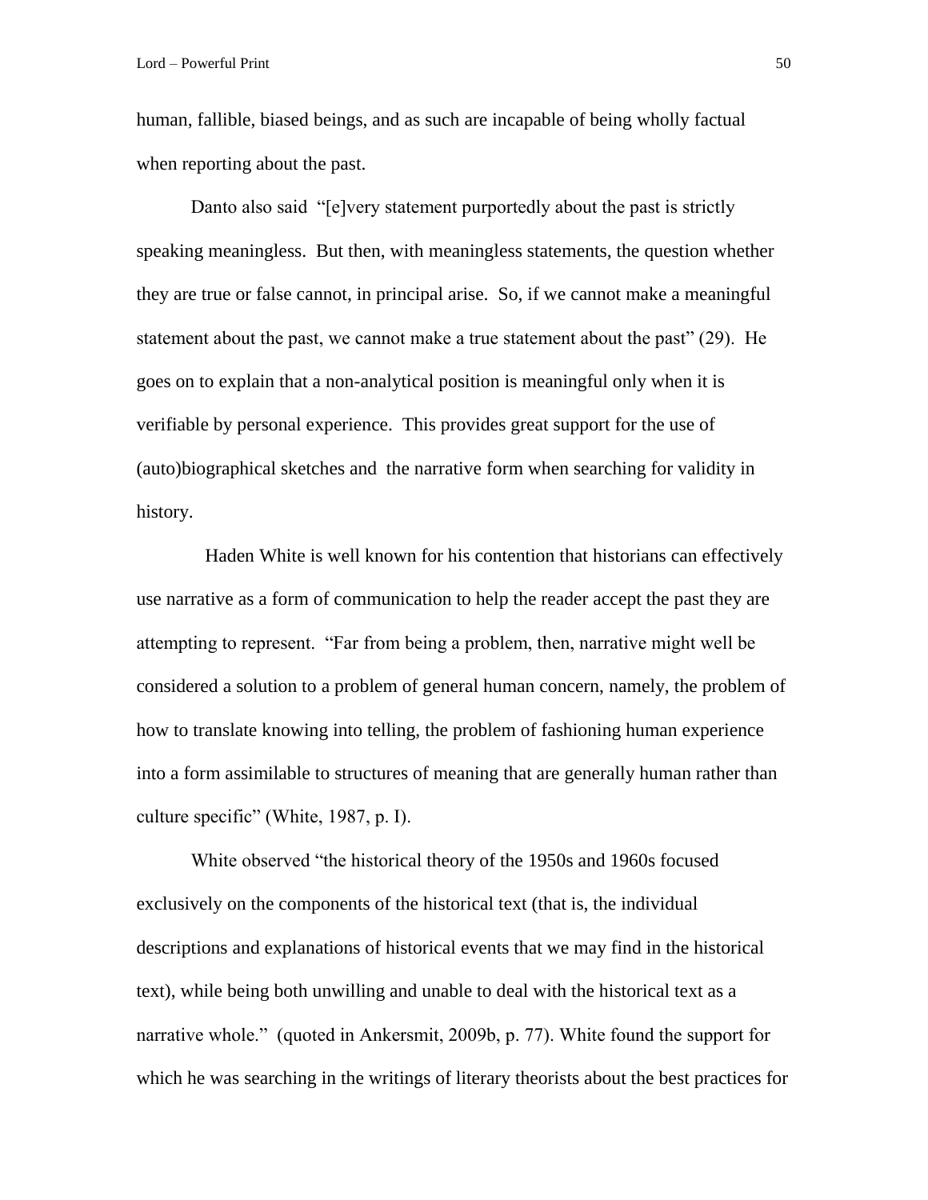human, fallible, biased beings, and as such are incapable of being wholly factual when reporting about the past.

Danto also said "[e]very statement purportedly about the past is strictly speaking meaningless. But then, with meaningless statements, the question whether they are true or false cannot, in principal arise. So, if we cannot make a meaningful statement about the past, we cannot make a true statement about the past" (29). He goes on to explain that a non-analytical position is meaningful only when it is verifiable by personal experience. This provides great support for the use of (auto)biographical sketches and the narrative form when searching for validity in history.

Haden White is well known for his contention that historians can effectively use narrative as a form of communication to help the reader accept the past they are attempting to represent. "Far from being a problem, then, narrative might well be considered a solution to a problem of general human concern, namely, the problem of how to translate knowing into telling, the problem of fashioning human experience into a form assimilable to structures of meaning that are generally human rather than culture specific" (White, 1987, p. I).

White observed "the historical theory of the 1950s and 1960s focused exclusively on the components of the historical text (that is, the individual descriptions and explanations of historical events that we may find in the historical text), while being both unwilling and unable to deal with the historical text as a narrative whole." (quoted in Ankersmit, 2009b, p. 77). White found the support for which he was searching in the writings of literary theorists about the best practices for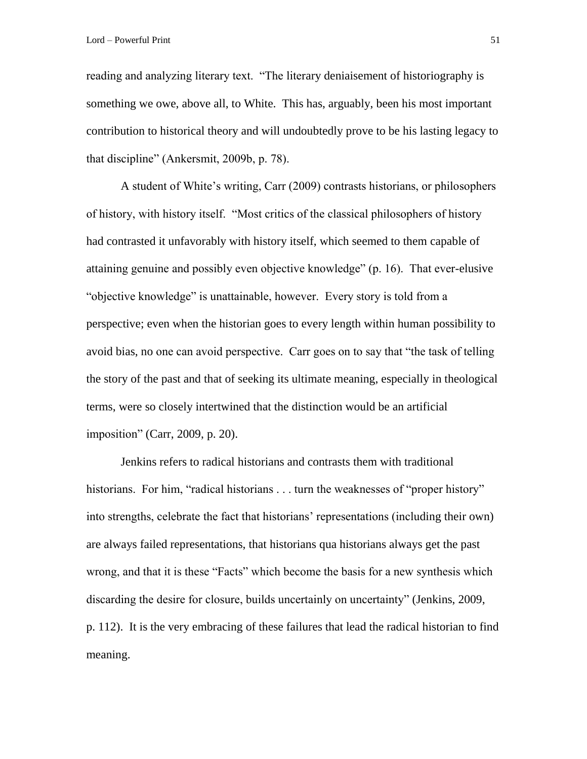reading and analyzing literary text. "The literary deniaisement of historiography is something we owe, above all, to White. This has, arguably, been his most important contribution to historical theory and will undoubtedly prove to be his lasting legacy to that discipline" (Ankersmit, 2009b, p. 78).

A student of White's writing, Carr (2009) contrasts historians, or philosophers of history, with history itself. "Most critics of the classical philosophers of history had contrasted it unfavorably with history itself, which seemed to them capable of attaining genuine and possibly even objective knowledge" (p. 16). That ever-elusive "objective knowledge" is unattainable, however. Every story is told from a perspective; even when the historian goes to every length within human possibility to avoid bias, no one can avoid perspective. Carr goes on to say that "the task of telling the story of the past and that of seeking its ultimate meaning, especially in theological terms, were so closely intertwined that the distinction would be an artificial imposition" (Carr, 2009, p. 20).

Jenkins refers to radical historians and contrasts them with traditional historians. For him, "radical historians . . . turn the weaknesses of "proper history" into strengths, celebrate the fact that historians' representations (including their own) are always failed representations, that historians qua historians always get the past wrong, and that it is these "Facts" which become the basis for a new synthesis which discarding the desire for closure, builds uncertainly on uncertainty" (Jenkins, 2009, p. 112). It is the very embracing of these failures that lead the radical historian to find meaning.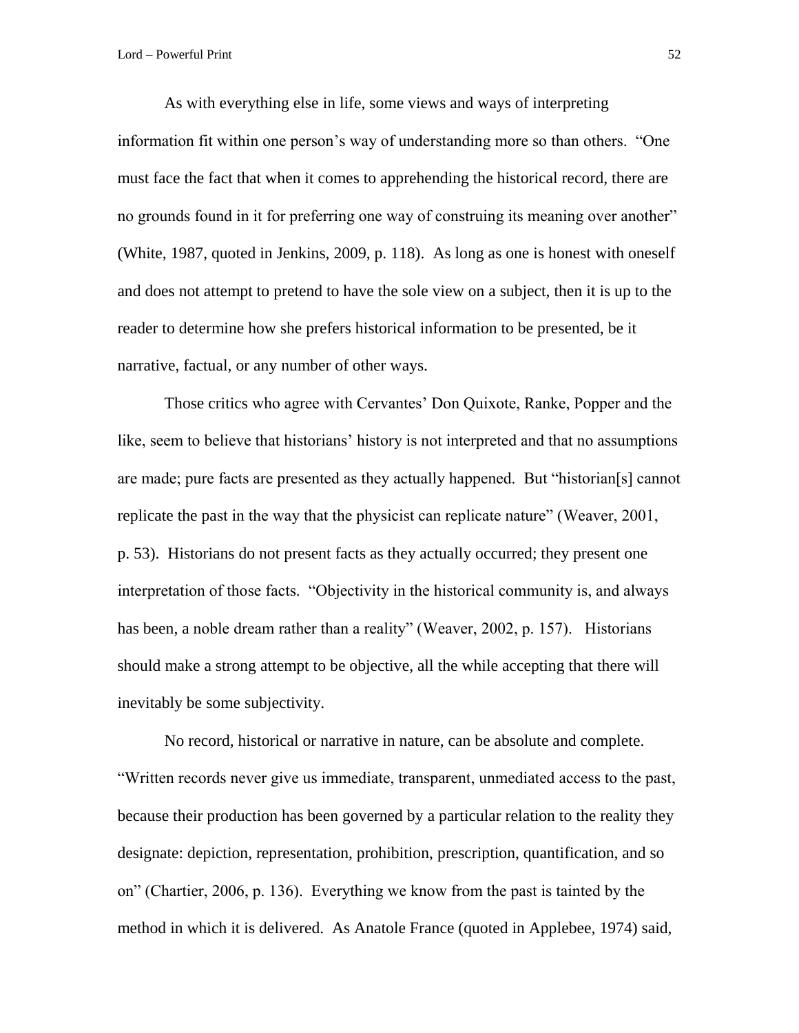As with everything else in life, some views and ways of interpreting information fit within one person's way of understanding more so than others. "One must face the fact that when it comes to apprehending the historical record, there are no grounds found in it for preferring one way of construing its meaning over another" (White, 1987, quoted in Jenkins, 2009, p. 118). As long as one is honest with oneself and does not attempt to pretend to have the sole view on a subject, then it is up to the reader to determine how she prefers historical information to be presented, be it narrative, factual, or any number of other ways.

Those critics who agree with Cervantes' Don Quixote, Ranke, Popper and the like, seem to believe that historians' history is not interpreted and that no assumptions are made; pure facts are presented as they actually happened. But "historian[s] cannot replicate the past in the way that the physicist can replicate nature" (Weaver, 2001, p. 53). Historians do not present facts as they actually occurred; they present one interpretation of those facts. "Objectivity in the historical community is, and always has been, a noble dream rather than a reality" (Weaver, 2002, p. 157). Historians should make a strong attempt to be objective, all the while accepting that there will inevitably be some subjectivity.

No record, historical or narrative in nature, can be absolute and complete. "Written records never give us immediate, transparent, unmediated access to the past, because their production has been governed by a particular relation to the reality they designate: depiction, representation, prohibition, prescription, quantification, and so on" (Chartier, 2006, p. 136). Everything we know from the past is tainted by the method in which it is delivered. As Anatole France (quoted in Applebee, 1974) said,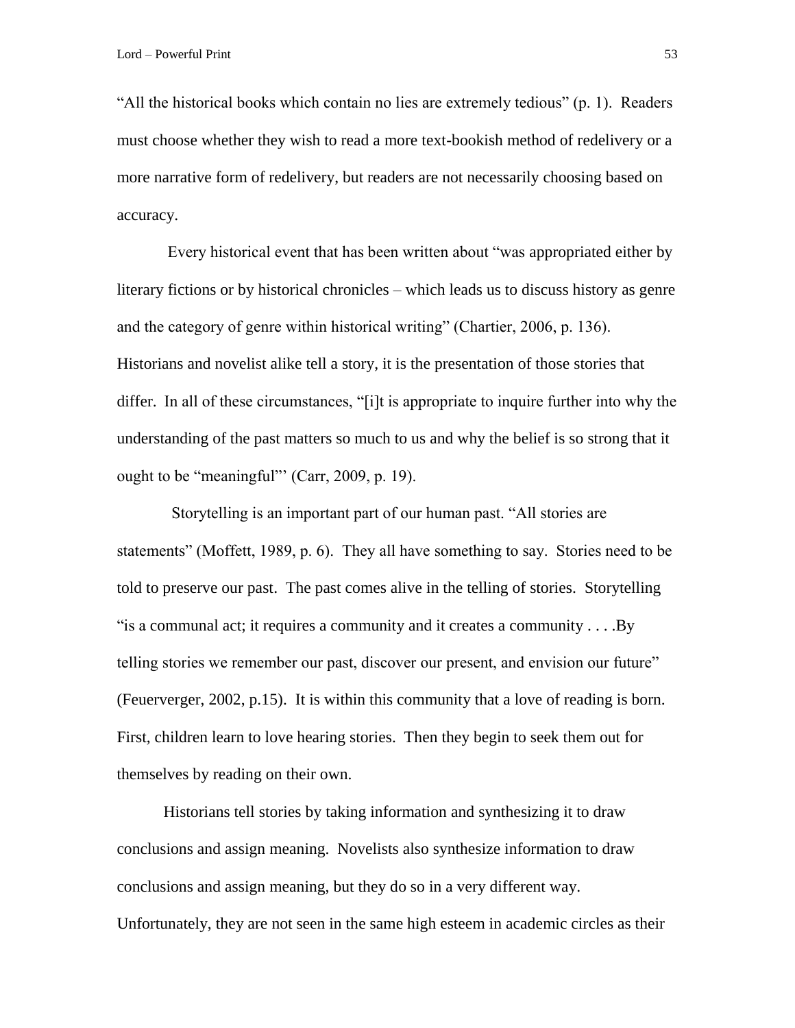"All the historical books which contain no lies are extremely tedious" (p. 1). Readers must choose whether they wish to read a more text-bookish method of redelivery or a more narrative form of redelivery, but readers are not necessarily choosing based on accuracy.

Every historical event that has been written about "was appropriated either by literary fictions or by historical chronicles – which leads us to discuss history as genre and the category of genre within historical writing" (Chartier, 2006, p. 136). Historians and novelist alike tell a story, it is the presentation of those stories that differ. In all of these circumstances, "[i]t is appropriate to inquire further into why the understanding of the past matters so much to us and why the belief is so strong that it ought to be "meaningful"' (Carr, 2009, p. 19).

Storytelling is an important part of our human past. "All stories are statements" (Moffett, 1989, p. 6). They all have something to say. Stories need to be told to preserve our past. The past comes alive in the telling of stories. Storytelling "is a communal act; it requires a community and it creates a community . . . .By telling stories we remember our past, discover our present, and envision our future" (Feuerverger, 2002, p.15). It is within this community that a love of reading is born. First, children learn to love hearing stories. Then they begin to seek them out for themselves by reading on their own.

Historians tell stories by taking information and synthesizing it to draw conclusions and assign meaning. Novelists also synthesize information to draw conclusions and assign meaning, but they do so in a very different way. Unfortunately, they are not seen in the same high esteem in academic circles as their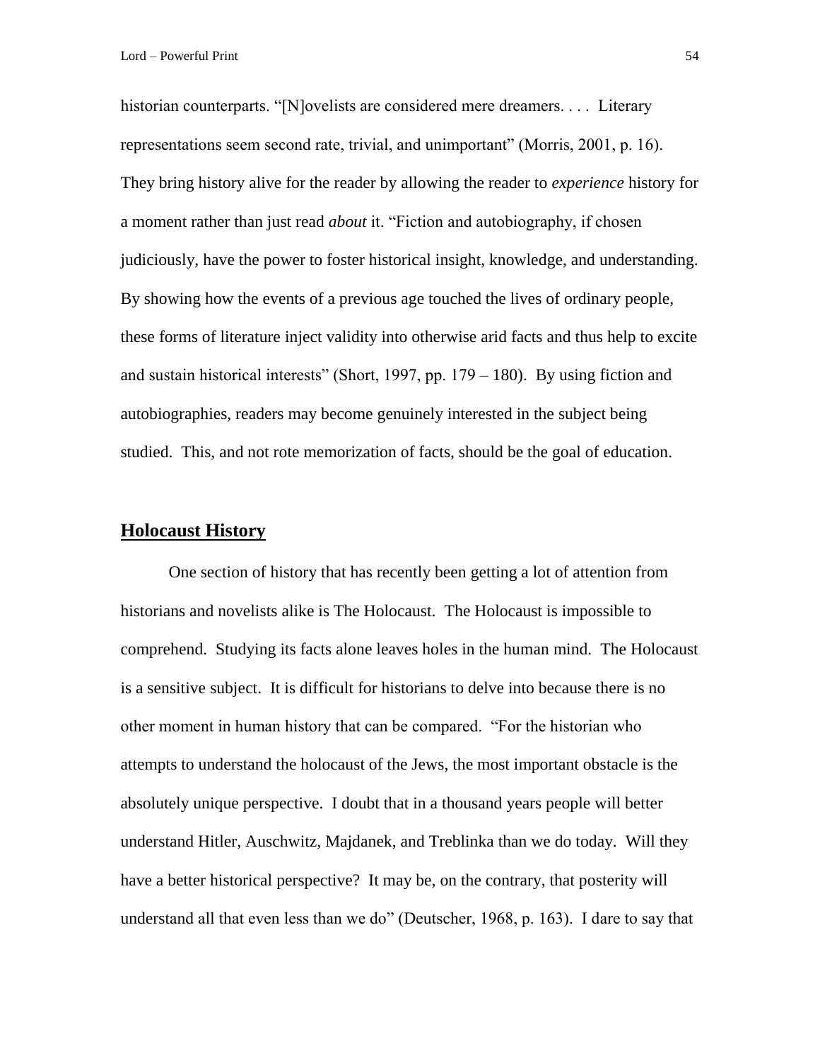historian counterparts. "[N]ovelists are considered mere dreamers. . . . Literary representations seem second rate, trivial, and unimportant" (Morris, 2001, p. 16). They bring history alive for the reader by allowing the reader to *experience* history for a moment rather than just read *about* it. "Fiction and autobiography, if chosen judiciously, have the power to foster historical insight, knowledge, and understanding. By showing how the events of a previous age touched the lives of ordinary people, these forms of literature inject validity into otherwise arid facts and thus help to excite and sustain historical interests" (Short, 1997, pp. 179 – 180). By using fiction and autobiographies, readers may become genuinely interested in the subject being studied. This, and not rote memorization of facts, should be the goal of education.

## Holocaust History

One section of history that has recently been getting a lot of attention from historians and novelists alike is The Holocaust. The Holocaust is impossible to comprehend. Studying its facts alone leaves holes in the human mind. The Holocaust is a sensitive subject. It is difficult for historians to delve into because there is no other moment in human history that can be compared. "For the historian who attempts to understand the holocaust of the Jews, the most important obstacle is the absolutely unique perspective. I doubt that in a thousand years people will better understand Hitler, Auschwitz, Majdanek, and Treblinka than we do today. Will they have a better historical perspective? It may be, on the contrary, that posterity will understand all that even less than we do" (Deutscher, 1968, p. 163). I dare to say that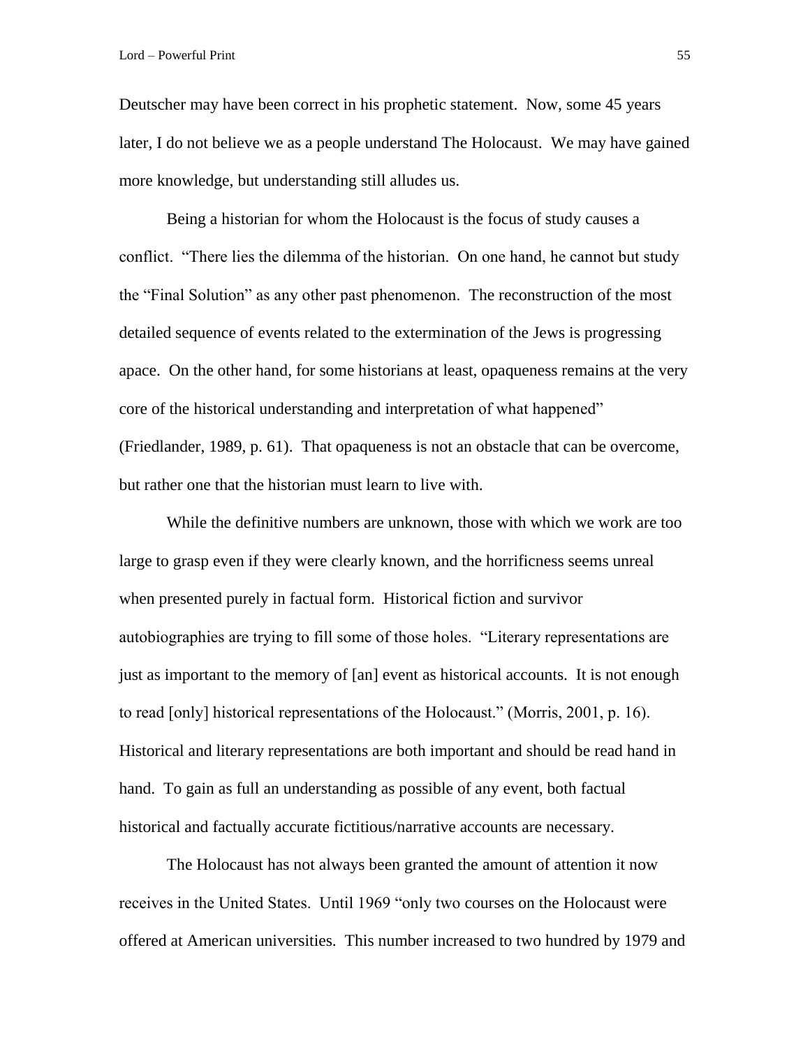Deutscher may have been correct in his prophetic statement. Now, some 45 years later, I do not believe we as a people understand The Holocaust. We may have gained more knowledge, but understanding still alludes us.

Being a historian for whom the Holocaust is the focus of study causes a conflict. "There lies the dilemma of the historian. On one hand, he cannot but study the "Final Solution" as any other past phenomenon. The reconstruction of the most detailed sequence of events related to the extermination of the Jews is progressing apace. On the other hand, for some historians at least, opaqueness remains at the very core of the historical understanding and interpretation of what happened" (Friedlander, 1989, p. 61). That opaqueness is not an obstacle that can be overcome, but rather one that the historian must learn to live with.

While the definitive numbers are unknown, those with which we work are too large to grasp even if they were clearly known, and the horrificness seems unreal when presented purely in factual form. Historical fiction and survivor autobiographies are trying to fill some of those holes. "Literary representations are just as important to the memory of [an] event as historical accounts. It is not enough to read [only] historical representations of the Holocaust." (Morris, 2001, p. 16). Historical and literary representations are both important and should be read hand in hand. To gain as full an understanding as possible of any event, both factual historical and factually accurate fictitious/narrative accounts are necessary.

The Holocaust has not always been granted the amount of attention it now receives in the United States. Until 1969 "only two courses on the Holocaust were offered at American universities. This number increased to two hundred by 1979 and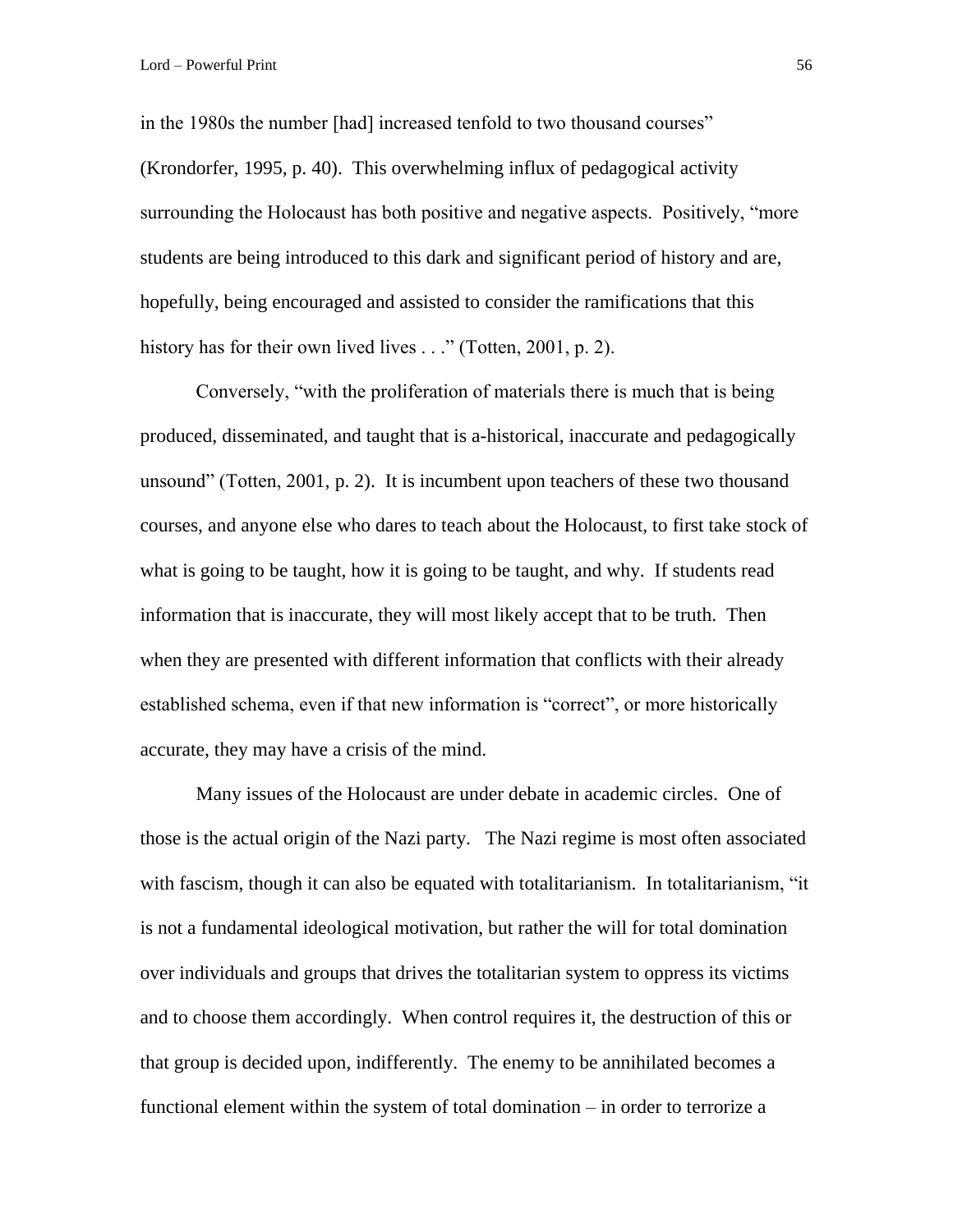in the 1980s the number [had] increased tenfold to two thousand courses" (Krondorfer, 1995, p. 40). This overwhelming influx of pedagogical activity surrounding the Holocaust has both positive and negative aspects. Positively, "more students are being introduced to this dark and significant period of history and are, hopefully, being encouraged and assisted to consider the ramifications that this history has for their own lived lives . . ." (Totten, 2001, p. 2).

Conversely, "with the proliferation of materials there is much that is being produced, disseminated, and taught that is a-historical, inaccurate and pedagogically unsound" (Totten, 2001, p. 2). It is incumbent upon teachers of these two thousand courses, and anyone else who dares to teach about the Holocaust, to first take stock of what is going to be taught, how it is going to be taught, and why. If students read information that is inaccurate, they will most likely accept that to be truth. Then when they are presented with different information that conflicts with their already established schema, even if that new information is "correct", or more historically accurate, they may have a crisis of the mind.

Many issues of the Holocaust are under debate in academic circles. One of those is the actual origin of the Nazi party. The Nazi regime is most often associated with fascism, though it can also be equated with totalitarianism. In totalitarianism, "it is not a fundamental ideological motivation, but rather the will for total domination over individuals and groups that drives the totalitarian system to oppress its victims and to choose them accordingly. When control requires it, the destruction of this or that group is decided upon, indifferently. The enemy to be annihilated becomes a functional element within the system of total domination – in order to terrorize a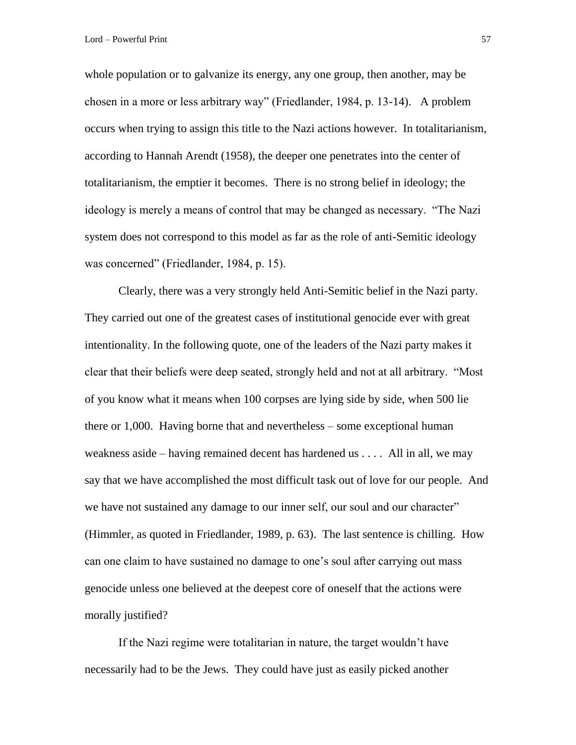whole population or to galvanize its energy, any one group, then another, may be chosen in a more or less arbitrary way" (Friedlander, 1984, p. 13-14). A problem occurs when trying to assign this title to the Nazi actions however. In totalitarianism, according to Hannah Arendt (1958), the deeper one penetrates into the center of totalitarianism, the emptier it becomes. There is no strong belief in ideology; the ideology is merely a means of control that may be changed as necessary. "The Nazi system does not correspond to this model as far as the role of anti-Semitic ideology was concerned" (Friedlander, 1984, p. 15).

Clearly, there was a very strongly held Anti-Semitic belief in the Nazi party. They carried out one of the greatest cases of institutional genocide ever with great intentionality. In the following quote, one of the leaders of the Nazi party makes it clear that their beliefs were deep seated, strongly held and not at all arbitrary. "Most of you know what it means when 100 corpses are lying side by side, when 500 lie there or 1,000. Having borne that and nevertheless – some exceptional human weakness aside – having remained decent has hardened us . . . . All in all, we may say that we have accomplished the most difficult task out of love for our people. And we have not sustained any damage to our inner self, our soul and our character" (Himmler, as quoted in Friedlander, 1989, p. 63). The last sentence is chilling. How can one claim to have sustained no damage to one's soul after carrying out mass genocide unless one believed at the deepest core of oneself that the actions were morally justified?

If the Nazi regime were totalitarian in nature, the target wouldn't have necessarily had to be the Jews. They could have just as easily picked another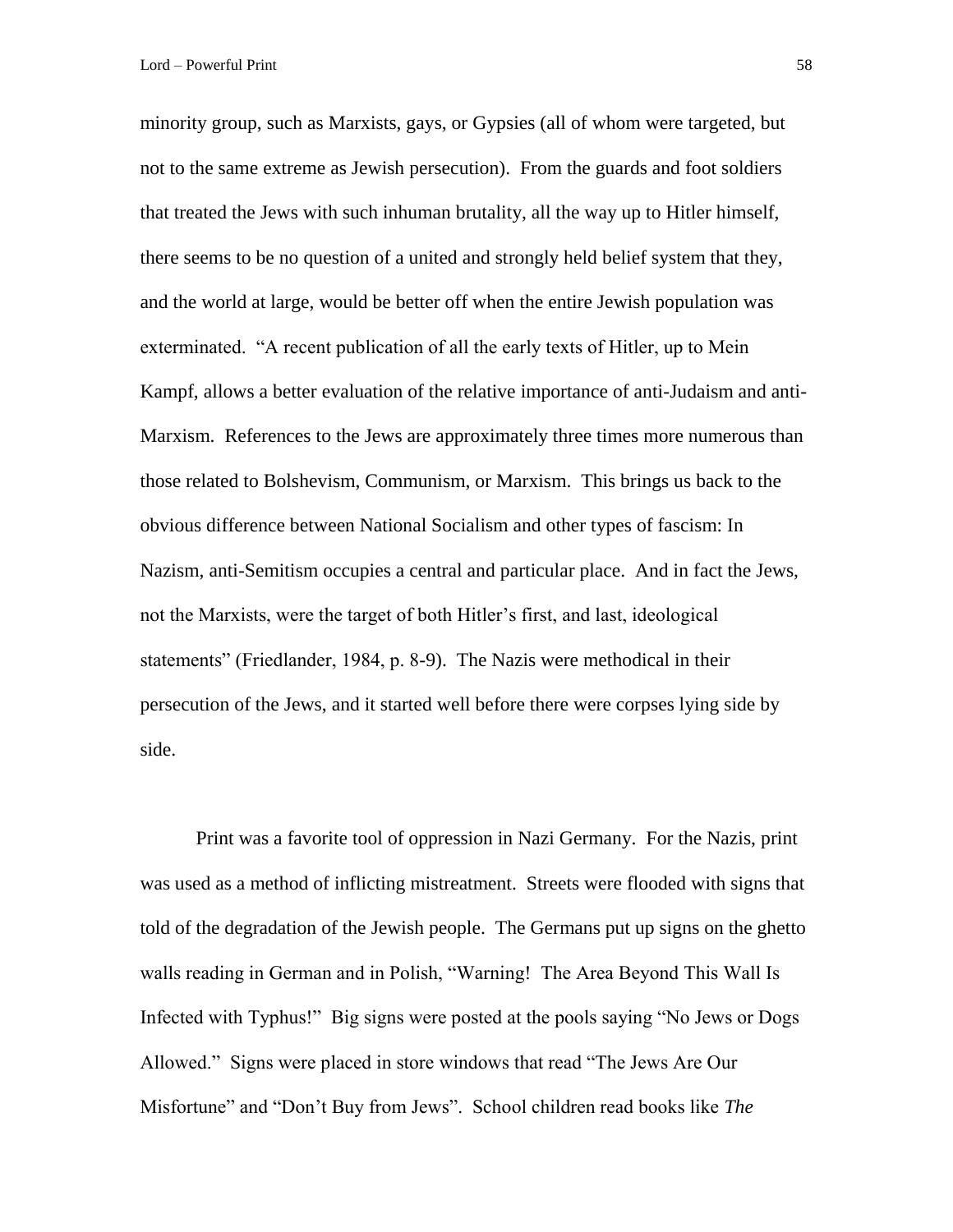minority group, such as Marxists, gays, or Gypsies (all of whom were targeted, but not to the same extreme as Jewish persecution). From the guards and foot soldiers that treated the Jews with such inhuman brutality, all the way up to Hitler himself, there seems to be no question of a united and strongly held belief system that they, and the world at large, would be better off when the entire Jewish population was exterminated. "A recent publication of all the early texts of Hitler, up to Mein Kampf, allows a better evaluation of the relative importance of anti-Judaism and anti-Marxism. References to the Jews are approximately three times more numerous than those related to Bolshevism, Communism, or Marxism. This brings us back to the obvious difference between National Socialism and other types of fascism: In Nazism, anti-Semitism occupies a central and particular place. And in fact the Jews, not the Marxists, were the target of both Hitler's first, and last, ideological statements" (Friedlander, 1984, p. 8-9). The Nazis were methodical in their persecution of the Jews, and it started well before there were corpses lying side by side.

Print was a favorite tool of oppression in Nazi Germany. For the Nazis, print was used as a method of inflicting mistreatment. Streets were flooded with signs that told of the degradation of the Jewish people. The Germans put up signs on the ghetto walls reading in German and in Polish, "Warning! The Area Beyond This Wall Is Infected with Typhus!" Big signs were posted at the pools saying "No Jews or Dogs Allowed." Signs were placed in store windows that read "The Jews Are Our Misfortune" and "Don't Buy from Jews". School children read books like *The*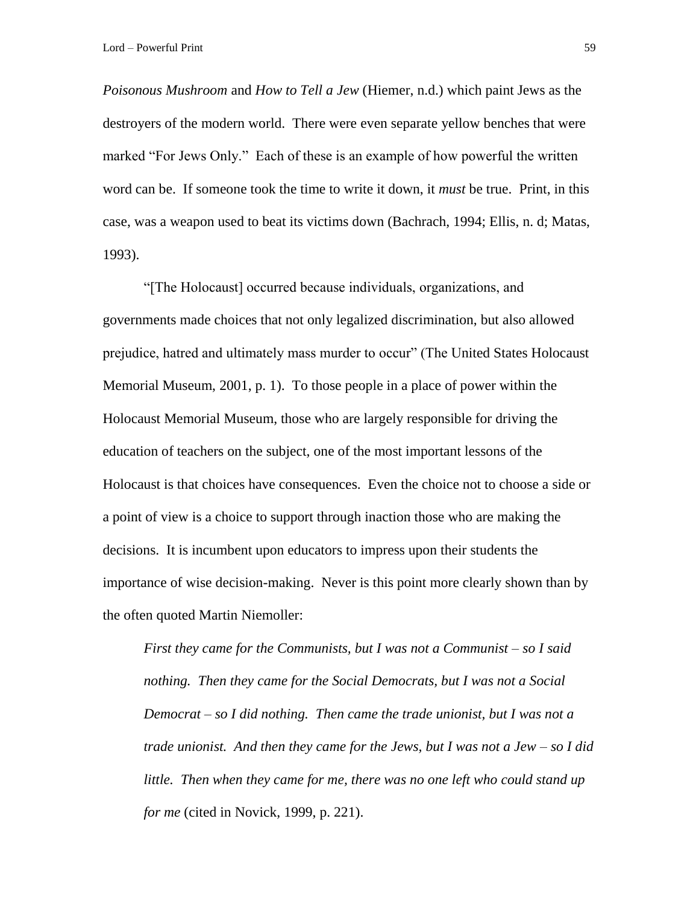*Poisonous Mushroom* and *How to Tell a Jew* (Hiemer, n.d.) which paint Jews as the destroyers of the modern world. There were even separate yellow benches that were marked "For Jews Only." Each of these is an example of how powerful the written word can be. If someone took the time to write it down, it *must* be true. Print, in this case, was a weapon used to beat its victims down (Bachrach, 1994; Ellis, n. d; Matas, 1993).

"[The Holocaust] occurred because individuals, organizations, and governments made choices that not only legalized discrimination, but also allowed prejudice, hatred and ultimately mass murder to occur" (The United States Holocaust Memorial Museum, 2001, p. 1). To those people in a place of power within the Holocaust Memorial Museum, those who are largely responsible for driving the education of teachers on the subject, one of the most important lessons of the Holocaust is that choices have consequences. Even the choice not to choose a side or a point of view is a choice to support through inaction those who are making the decisions. It is incumbent upon educators to impress upon their students the importance of wise decision-making. Never is this point more clearly shown than by the often quoted Martin Niemoller:

> *First they came for the Communists, but I was not a Communist – so I said nothing. Then they came for the Social Democrats, but I was not a Social Democrat – so I did nothing. Then came the trade unionist, but I was not a trade unionist. And then they came for the Jews, but I was not a Jew – so I did little. Then when they came for me, there was no one left who could stand up for me* (cited in Novick, 1999, p. 221).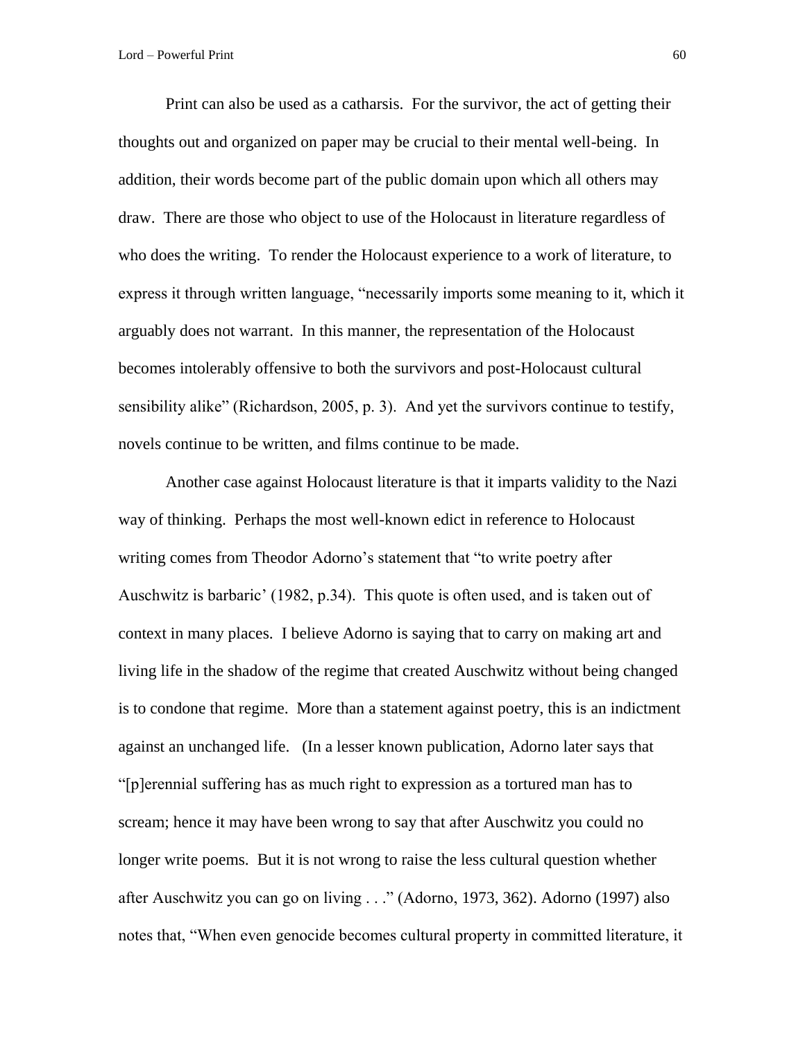Print can also be used as a catharsis. For the survivor, the act of getting their thoughts out and organized on paper may be crucial to their mental well-being. In addition, their words become part of the public domain upon which all others may draw. There are those who object to use of the Holocaust in literature regardless of who does the writing. To render the Holocaust experience to a work of literature, to express it through written language, "necessarily imports some meaning to it, which it arguably does not warrant. In this manner, the representation of the Holocaust becomes intolerably offensive to both the survivors and post-Holocaust cultural sensibility alike" (Richardson, 2005, p. 3). And yet the survivors continue to testify, novels continue to be written, and films continue to be made.

Another case against Holocaust literature is that it imparts validity to the Nazi way of thinking. Perhaps the most well-known edict in reference to Holocaust writing comes from Theodor Adorno's statement that "to write poetry after Auschwitz is barbaric' (1982, p.34). This quote is often used, and is taken out of context in many places. I believe Adorno is saying that to carry on making art and living life in the shadow of the regime that created Auschwitz without being changed is to condone that regime. More than a statement against poetry, this is an indictment against an unchanged life. (In a lesser known publication, Adorno later says that "[p]erennial suffering has as much right to expression as a tortured man has to scream; hence it may have been wrong to say that after Auschwitz you could no longer write poems. But it is not wrong to raise the less cultural question whether after Auschwitz you can go on living . . ." (Adorno, 1973, 362). Adorno (1997) also notes that, "When even genocide becomes cultural property in committed literature, it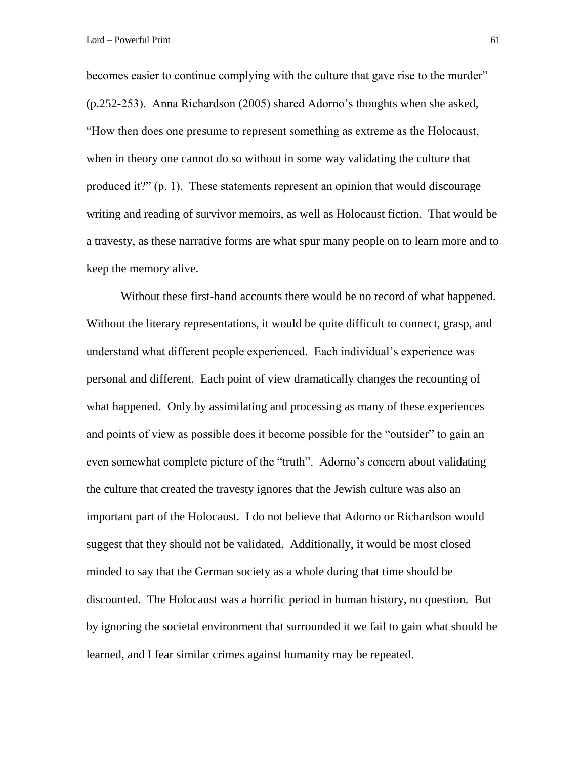becomes easier to continue complying with the culture that gave rise to the murder" (p.252-253). Anna Richardson (2005) shared Adorno's thoughts when she asked, "How then does one presume to represent something as extreme as the Holocaust, when in theory one cannot do so without in some way validating the culture that produced it?" (p. 1). These statements represent an opinion that would discourage writing and reading of survivor memoirs, as well as Holocaust fiction. That would be a travesty, as these narrative forms are what spur many people on to learn more and to keep the memory alive.

Without these first-hand accounts there would be no record of what happened. Without the literary representations, it would be quite difficult to connect, grasp, and understand what different people experienced. Each individual's experience was personal and different. Each point of view dramatically changes the recounting of what happened. Only by assimilating and processing as many of these experiences and points of view as possible does it become possible for the "outsider" to gain an even somewhat complete picture of the "truth". Adorno's concern about validating the culture that created the travesty ignores that the Jewish culture was also an important part of the Holocaust. I do not believe that Adorno or Richardson would suggest that they should not be validated. Additionally, it would be most closed minded to say that the German society as a whole during that time should be discounted. The Holocaust was a horrific period in human history, no question. But by ignoring the societal environment that surrounded it we fail to gain what should be learned, and I fear similar crimes against humanity may be repeated.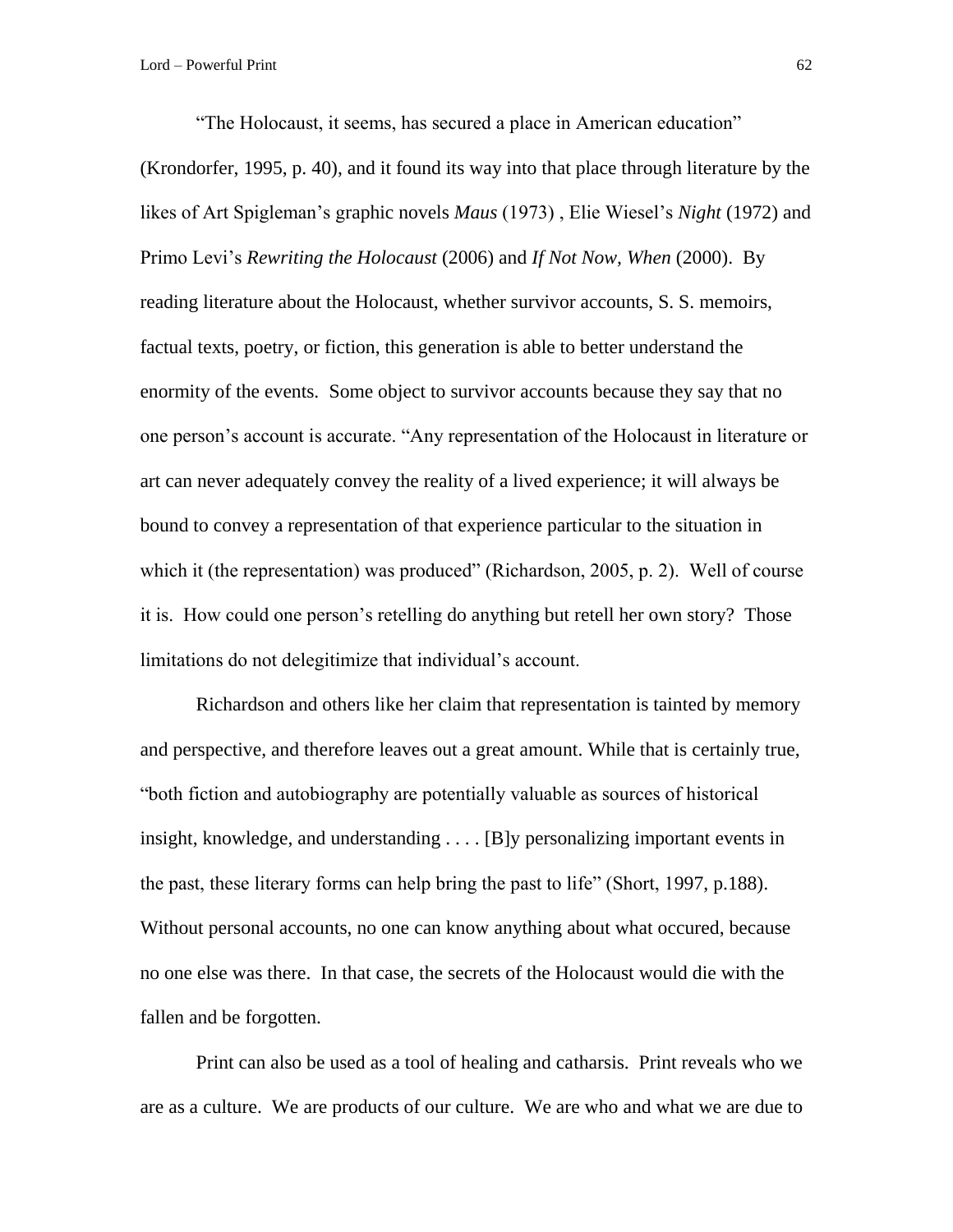"The Holocaust, it seems, has secured a place in American education" (Krondorfer, 1995, p. 40), and it found its way into that place through literature by the likes of Art Spigleman's graphic novels *Maus* (1973) , Elie Wiesel's *Night* (1972) and Primo Levi's *Rewriting the Holocaust* (2006) and *If Not Now, When* (2000). By reading literature about the Holocaust, whether survivor accounts, S. S. memoirs, factual texts, poetry, or fiction, this generation is able to better understand the enormity of the events. Some object to survivor accounts because they say that no one person's account is accurate. "Any representation of the Holocaust in literature or art can never adequately convey the reality of a lived experience; it will always be bound to convey a representation of that experience particular to the situation in which it (the representation) was produced" (Richardson, 2005, p. 2). Well of course it is. How could one person's retelling do anything but retell her own story? Those limitations do not delegitimize that individual's account.

Richardson and others like her claim that representation is tainted by memory and perspective, and therefore leaves out a great amount. While that is certainly true, "both fiction and autobiography are potentially valuable as sources of historical insight, knowledge, and understanding . . . . [B]y personalizing important events in the past, these literary forms can help bring the past to life" (Short, 1997, p.188). Without personal accounts, no one can know anything about what occured, because no one else was there. In that case, the secrets of the Holocaust would die with the fallen and be forgotten.

Print can also be used as a tool of healing and catharsis. Print reveals who we are as a culture. We are products of our culture. We are who and what we are due to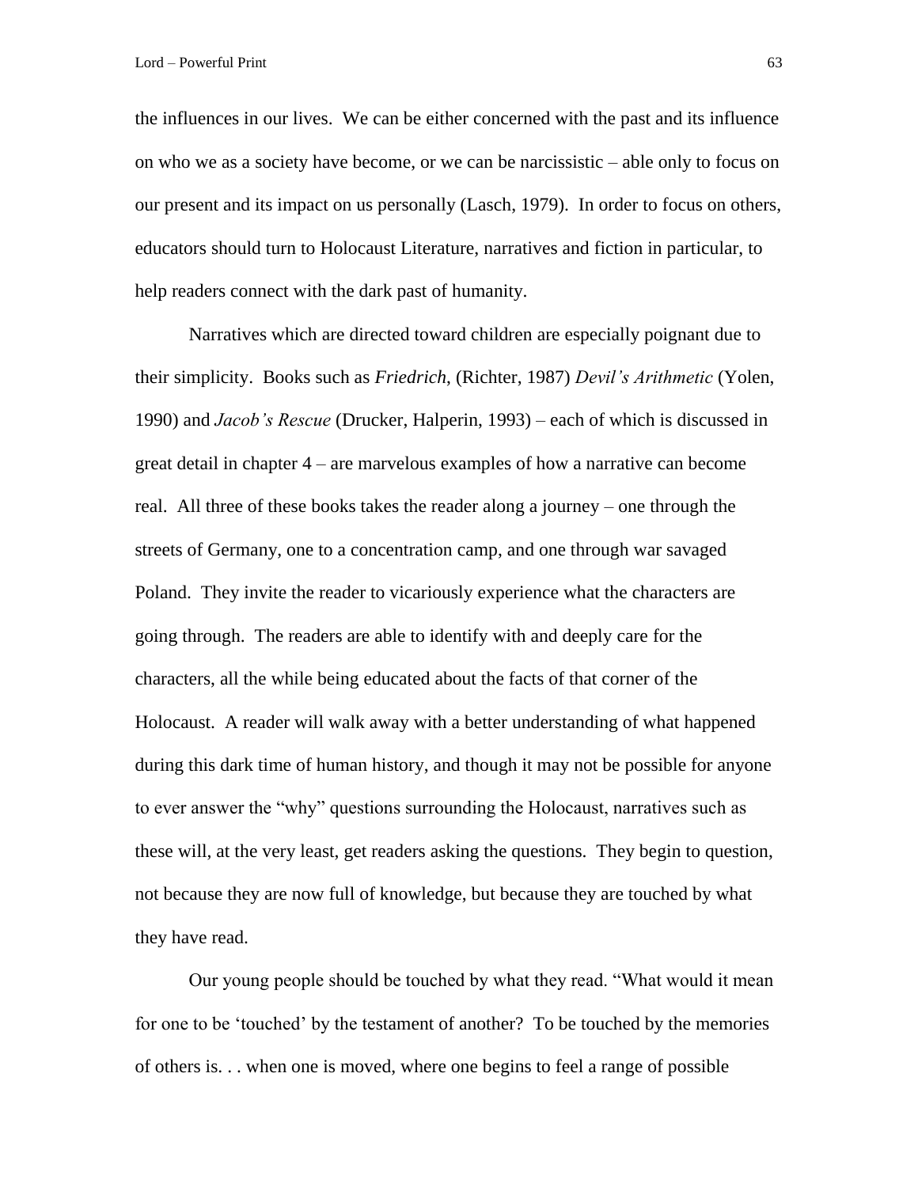the influences in our lives. We can be either concerned with the past and its influence on who we as a society have become, or we can be narcissistic – able only to focus on our present and its impact on us personally (Lasch, 1979). In order to focus on others, educators should turn to Holocaust Literature, narratives and fiction in particular, to help readers connect with the dark past of humanity.

Narratives which are directed toward children are especially poignant due to their simplicity. Books such as *Friedrich*, (Richter, 1987) *Devil's Arithmetic* (Yolen, 1990) and *Jacob's Rescue* (Drucker, Halperin, 1993) – each of which is discussed in great detail in chapter 4 – are marvelous examples of how a narrative can become real. All three of these books takes the reader along a journey – one through the streets of Germany, one to a concentration camp, and one through war savaged Poland. They invite the reader to vicariously experience what the characters are going through. The readers are able to identify with and deeply care for the characters, all the while being educated about the facts of that corner of the Holocaust. A reader will walk away with a better understanding of what happened during this dark time of human history, and though it may not be possible for anyone to ever answer the "why" questions surrounding the Holocaust, narratives such as these will, at the very least, get readers asking the questions. They begin to question, not because they are now full of knowledge, but because they are touched by what they have read.

Our young people should be touched by what they read. "What would it mean for one to be 'touched' by the testament of another? To be touched by the memories of others is. . . when one is moved, where one begins to feel a range of possible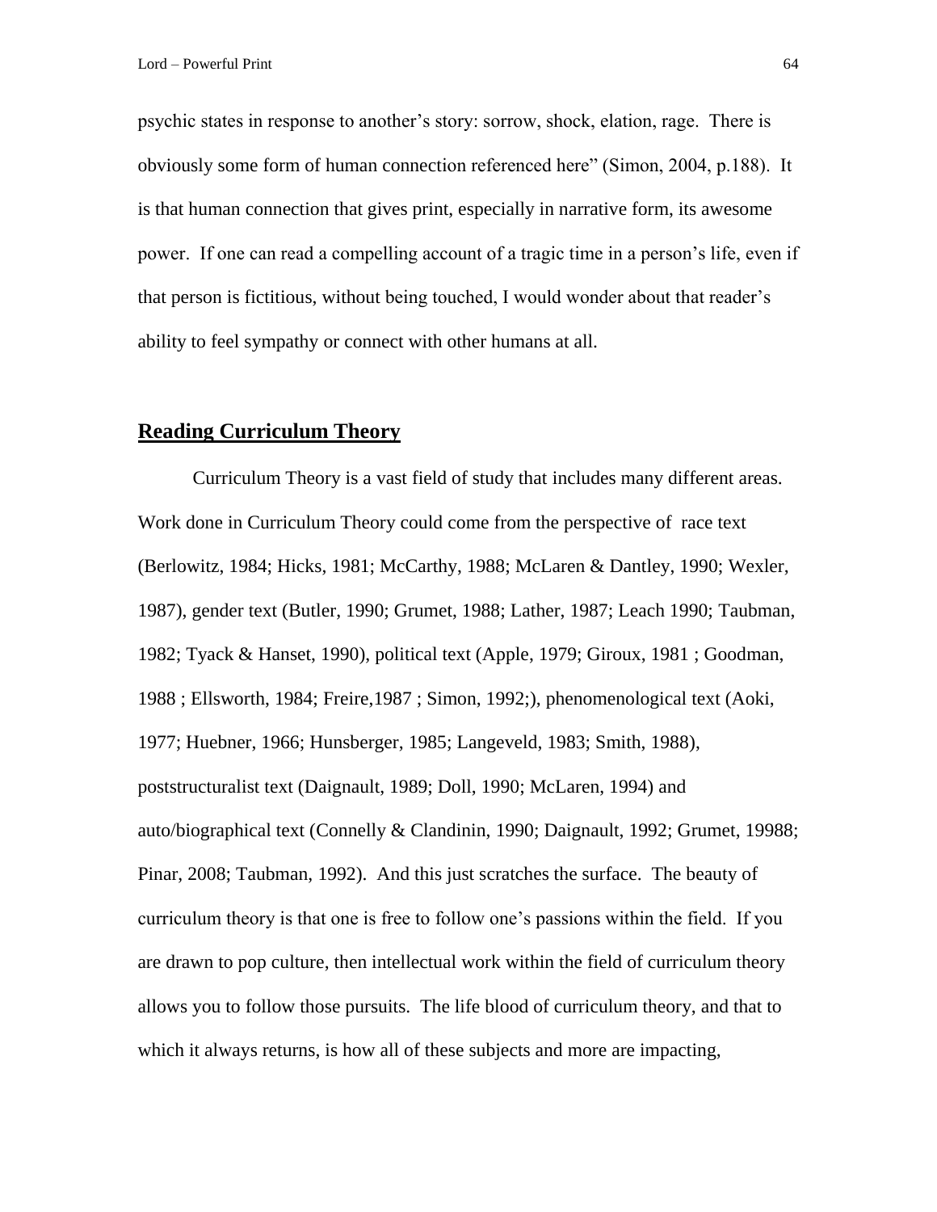psychic states in response to another's story: sorrow, shock, elation, rage. There is obviously some form of human connection referenced here" (Simon, 2004, p.188). It is that human connection that gives print, especially in narrative form, its awesome power. If one can read a compelling account of a tragic time in a person's life, even if that person is fictitious, without being touched, I would wonder about that reader's ability to feel sympathy or connect with other humans at all.

## Reading Curriculum Theory

Curriculum Theory is a vast field of study that includes many different areas. Work done in Curriculum Theory could come from the perspective of race text (Berlowitz, 1984; Hicks, 1981; McCarthy, 1988; McLaren & Dantley, 1990; Wexler, 1987), gender text (Butler, 1990; Grumet, 1988; Lather, 1987; Leach 1990; Taubman, 1982; Tyack & Hanset, 1990), political text (Apple, 1979; Giroux, 1981 ; Goodman, 1988 ; Ellsworth, 1984; Freire,1987 ; Simon, 1992;), phenomenological text (Aoki, 1977; Huebner, 1966; Hunsberger, 1985; Langeveld, 1983; Smith, 1988), poststructuralist text (Daignault, 1989; Doll, 1990; McLaren, 1994) and auto/biographical text (Connelly & Clandinin, 1990; Daignault, 1992; Grumet, 19988; Pinar, 2008; Taubman, 1992). And this just scratches the surface. The beauty of curriculum theory is that one is free to follow one's passions within the field. If you are drawn to pop culture, then intellectual work within the field of curriculum theory allows you to follow those pursuits. The life blood of curriculum theory, and that to which it always returns, is how all of these subjects and more are impacting,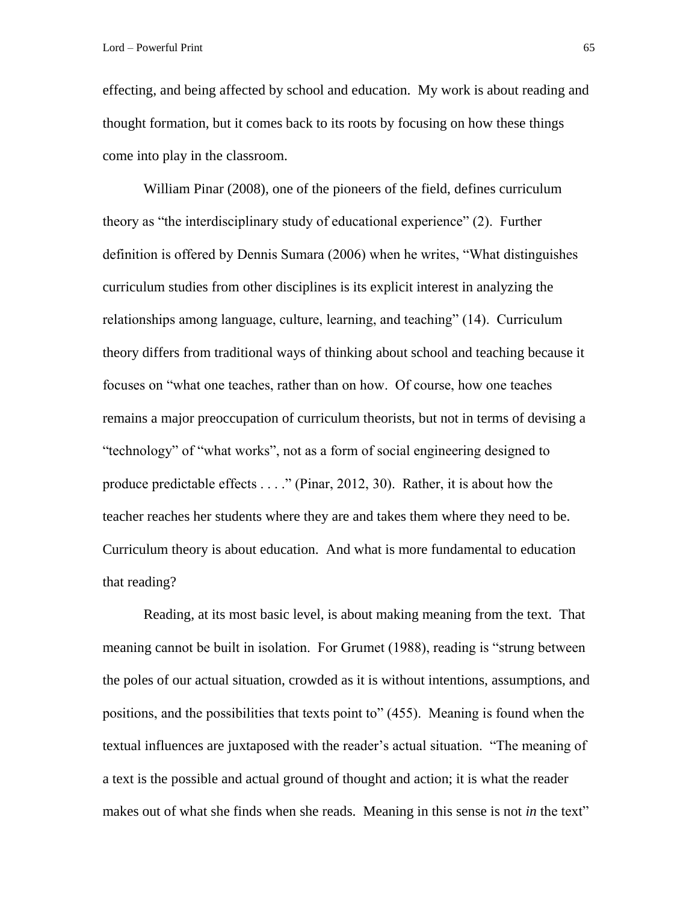effecting, and being affected by school and education. My work is about reading and thought formation, but it comes back to its roots by focusing on how these things come into play in the classroom.

William Pinar (2008), one of the pioneers of the field, defines curriculum theory as "the interdisciplinary study of educational experience" (2). Further definition is offered by Dennis Sumara (2006) when he writes, "What distinguishes curriculum studies from other disciplines is its explicit interest in analyzing the relationships among language, culture, learning, and teaching" (14). Curriculum theory differs from traditional ways of thinking about school and teaching because it focuses on "what one teaches, rather than on how. Of course, how one teaches remains a major preoccupation of curriculum theorists, but not in terms of devising a "technology" of "what works", not as a form of social engineering designed to produce predictable effects . . . ." (Pinar, 2012, 30). Rather, it is about how the teacher reaches her students where they are and takes them where they need to be. Curriculum theory is about education. And what is more fundamental to education that reading?

Reading, at its most basic level, is about making meaning from the text. That meaning cannot be built in isolation. For Grumet (1988), reading is "strung between the poles of our actual situation, crowded as it is without intentions, assumptions, and positions, and the possibilities that texts point to" (455). Meaning is found when the textual influences are juxtaposed with the reader's actual situation. "The meaning of a text is the possible and actual ground of thought and action; it is what the reader makes out of what she finds when she reads. Meaning in this sense is not *in* the text"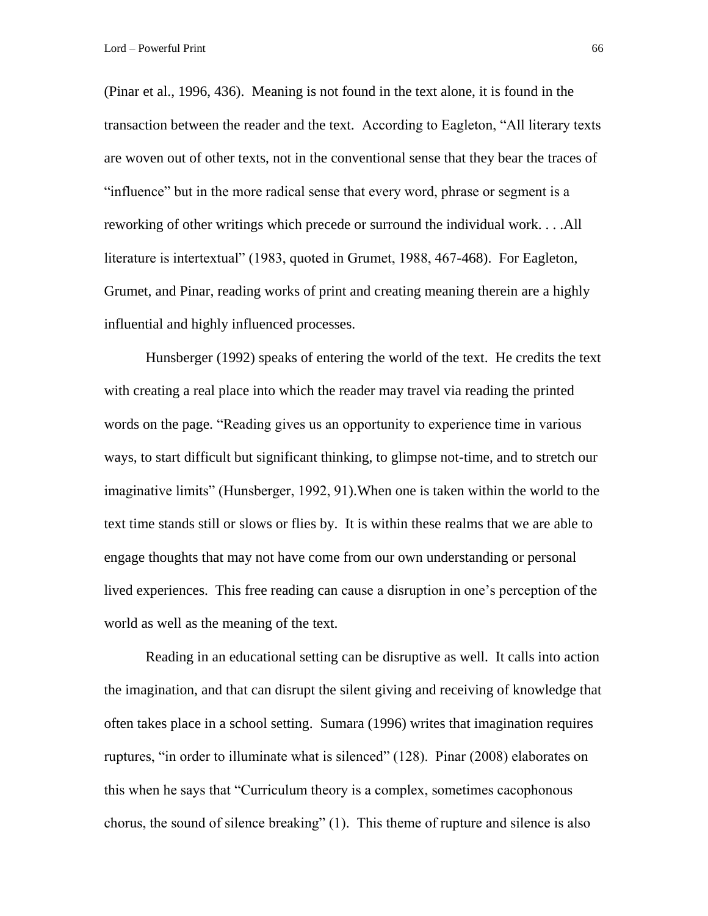(Pinar et al., 1996, 436). Meaning is not found in the text alone, it is found in the transaction between the reader and the text. According to Eagleton, "All literary texts are woven out of other texts, not in the conventional sense that they bear the traces of "influence" but in the more radical sense that every word, phrase or segment is a reworking of other writings which precede or surround the individual work. . . .All literature is intertextual" (1983, quoted in Grumet, 1988, 467-468). For Eagleton, Grumet, and Pinar, reading works of print and creating meaning therein are a highly influential and highly influenced processes.

Hunsberger (1992) speaks of entering the world of the text. He credits the text with creating a real place into which the reader may travel via reading the printed words on the page. "Reading gives us an opportunity to experience time in various ways, to start difficult but significant thinking, to glimpse not-time, and to stretch our imaginative limits" (Hunsberger, 1992, 91).When one is taken within the world to the text time stands still or slows or flies by. It is within these realms that we are able to engage thoughts that may not have come from our own understanding or personal lived experiences. This free reading can cause a disruption in one's perception of the world as well as the meaning of the text.

Reading in an educational setting can be disruptive as well. It calls into action the imagination, and that can disrupt the silent giving and receiving of knowledge that often takes place in a school setting. Sumara (1996) writes that imagination requires ruptures, "in order to illuminate what is silenced" (128). Pinar (2008) elaborates on this when he says that "Curriculum theory is a complex, sometimes cacophonous chorus, the sound of silence breaking" (1). This theme of rupture and silence is also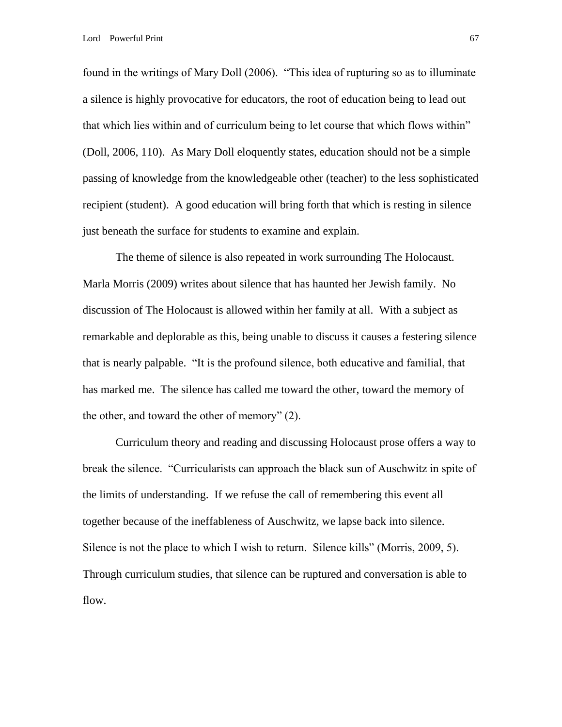found in the writings of Mary Doll (2006). "This idea of rupturing so as to illuminate a silence is highly provocative for educators, the root of education being to lead out that which lies within and of curriculum being to let course that which flows within" (Doll, 2006, 110). As Mary Doll eloquently states, education should not be a simple passing of knowledge from the knowledgeable other (teacher) to the less sophisticated recipient (student). A good education will bring forth that which is resting in silence just beneath the surface for students to examine and explain.

The theme of silence is also repeated in work surrounding The Holocaust. Marla Morris (2009) writes about silence that has haunted her Jewish family. No discussion of The Holocaust is allowed within her family at all. With a subject as remarkable and deplorable as this, being unable to discuss it causes a festering silence that is nearly palpable. "It is the profound silence, both educative and familial, that has marked me. The silence has called me toward the other, toward the memory of the other, and toward the other of memory" (2).

Curriculum theory and reading and discussing Holocaust prose offers a way to break the silence. "Curricularists can approach the black sun of Auschwitz in spite of the limits of understanding. If we refuse the call of remembering this event all together because of the ineffableness of Auschwitz, we lapse back into silence. Silence is not the place to which I wish to return. Silence kills" (Morris, 2009, 5). Through curriculum studies, that silence can be ruptured and conversation is able to flow.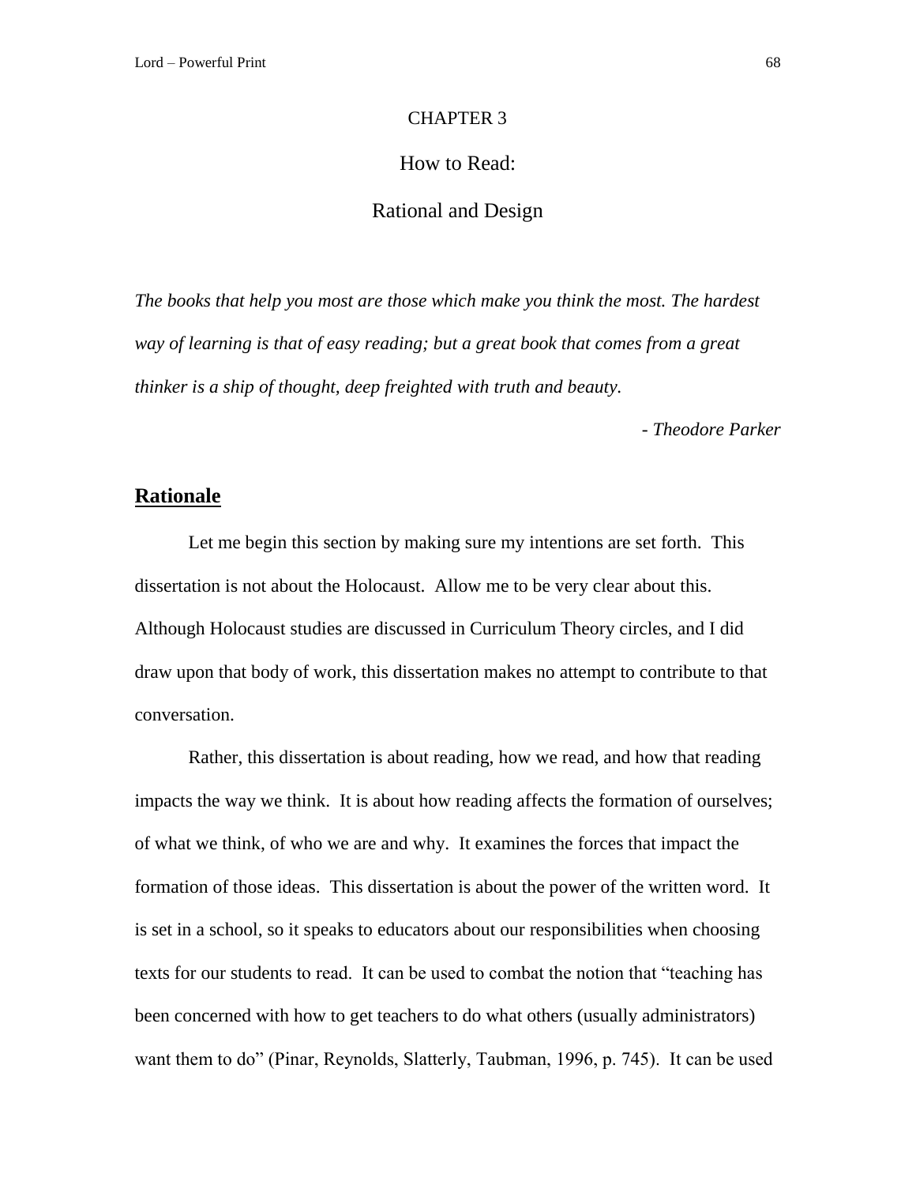# CHAPTER 3

## How to Read:

## Rational and Design

*The books that help you most are those which make you think the most. The hardest way of learning is that of easy reading; but a great book that comes from a great thinker is a ship of thought, deep freighted with truth and beauty.*

*- Theodore Parker*

### **Rationale**

Let me begin this section by making sure my intentions are set forth. This dissertation is not about the Holocaust. Allow me to be very clear about this. Although Holocaust studies are discussed in Curriculum Theory circles, and I did draw upon that body of work, this dissertation makes no attempt to contribute to that conversation.

Rather, this dissertation is about reading, how we read, and how that reading impacts the way we think. It is about how reading affects the formation of ourselves; of what we think, of who we are and why. It examines the forces that impact the formation of those ideas. This dissertation is about the power of the written word. It is set in a school, so it speaks to educators about our responsibilities when choosing texts for our students to read. It can be used to combat the notion that "teaching has been concerned with how to get teachers to do what others (usually administrators) want them to do" (Pinar, Reynolds, Slatterly, Taubman, 1996, p. 745). It can be used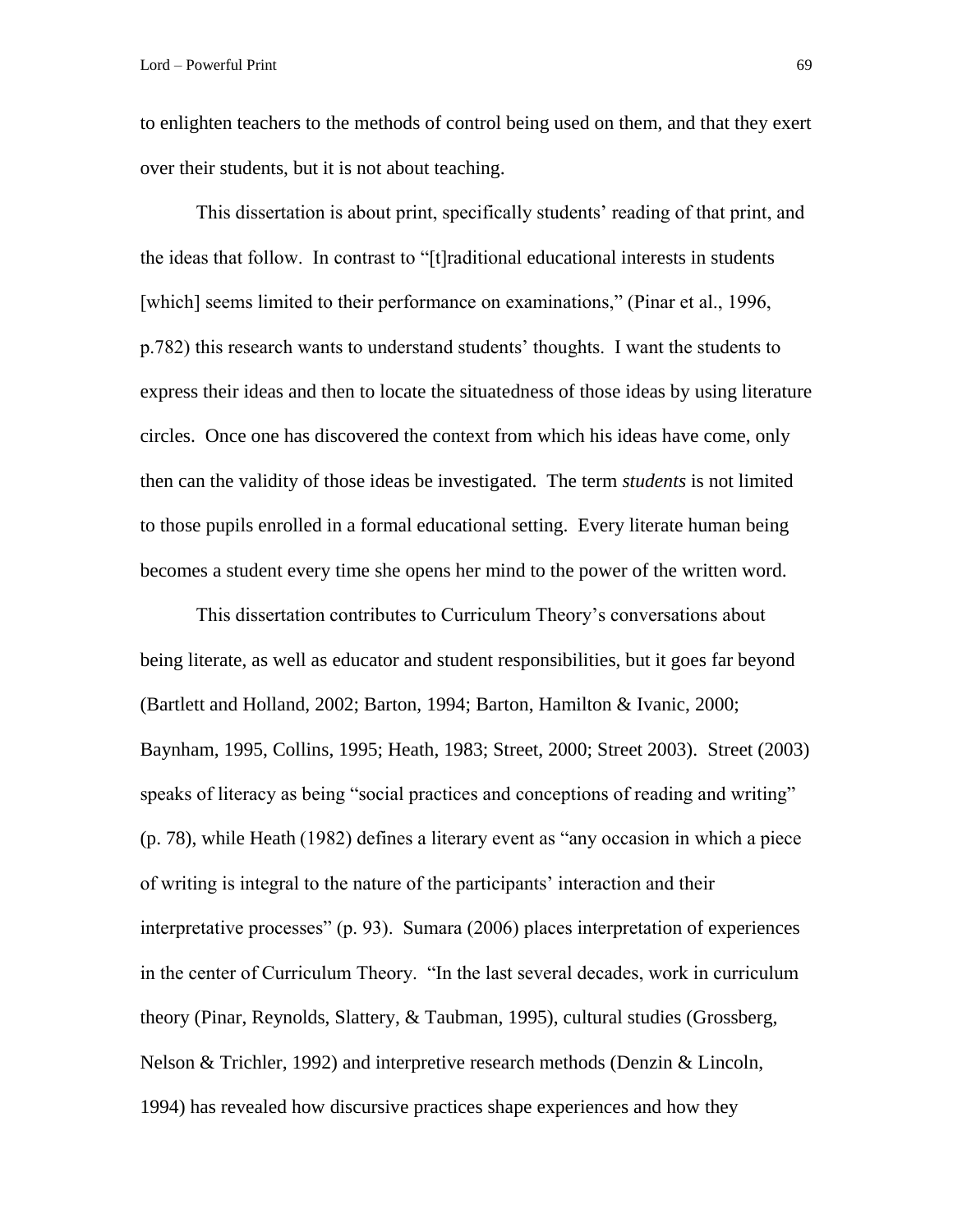to enlighten teachers to the methods of control being used on them, and that they exert over their students, but it is not about teaching.

This dissertation is about print, specifically students' reading of that print, and the ideas that follow. In contrast to "[t]raditional educational interests in students [which] seems limited to their performance on examinations," (Pinar et al., 1996, p.782) this research wants to understand students' thoughts. I want the students to express their ideas and then to locate the situatedness of those ideas by using literature circles. Once one has discovered the context from which his ideas have come, only then can the validity of those ideas be investigated. The term *students* is not limited to those pupils enrolled in a formal educational setting. Every literate human being becomes a student every time she opens her mind to the power of the written word.

This dissertation contributes to Curriculum Theory's conversations about being literate, as well as educator and student responsibilities, but it goes far beyond (Bartlett and Holland, 2002; Barton, 1994; Barton, Hamilton & Ivanic, 2000; Baynham, 1995, Collins, 1995; Heath, 1983; Street, 2000; Street 2003). Street (2003) speaks of literacy as being "social practices and conceptions of reading and writing" (p. 78), while Heath (1982) defines a literary event as "any occasion in which a piece of writing is integral to the nature of the participants' interaction and their interpretative processes" (p. 93). Sumara (2006) places interpretation of experiences in the center of Curriculum Theory. "In the last several decades, work in curriculum theory (Pinar, Reynolds, Slattery, & Taubman, 1995), cultural studies (Grossberg, Nelson & Trichler, 1992) and interpretive research methods (Denzin & Lincoln, 1994) has revealed how discursive practices shape experiences and how they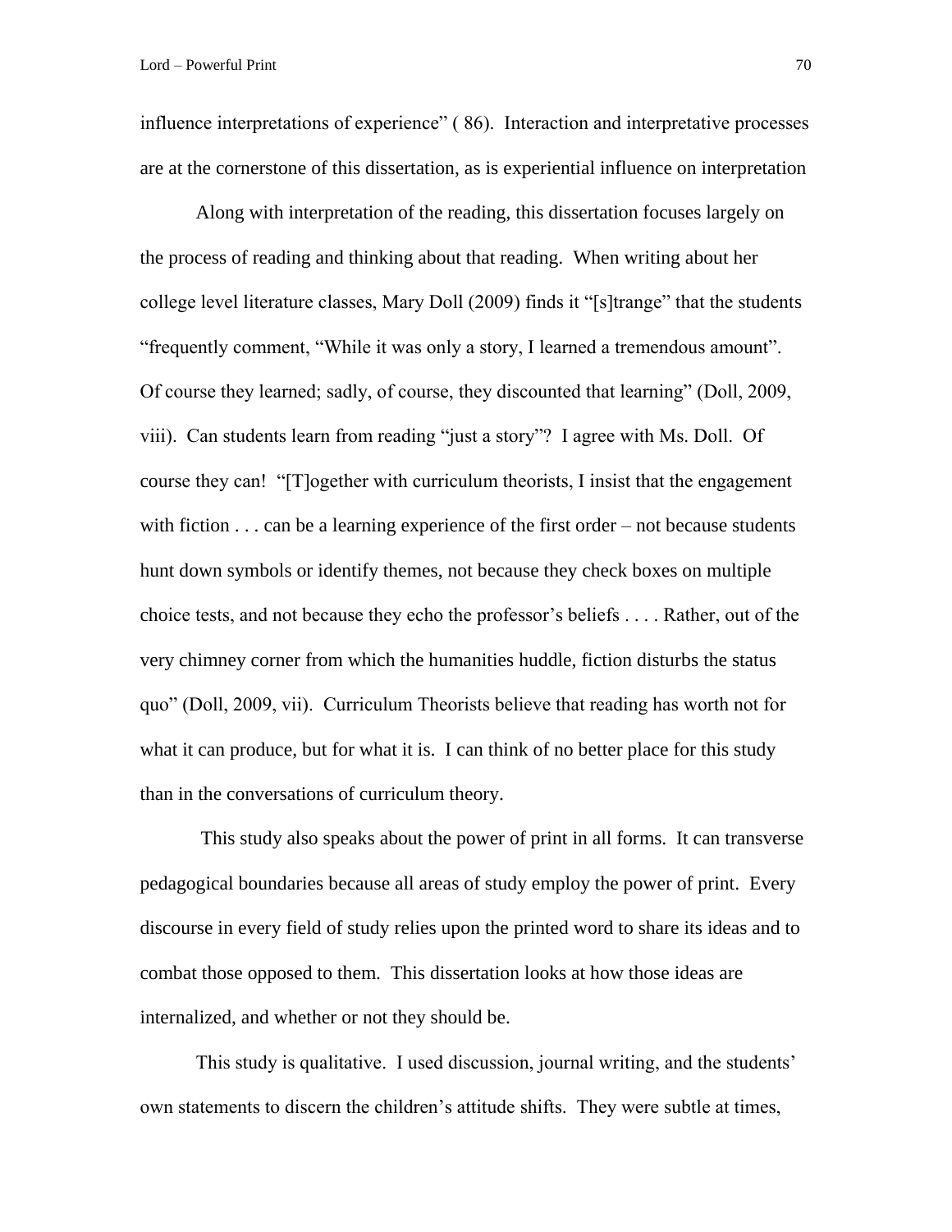influence interpretations of experience" ( 86). Interaction and interpretative processes are at the cornerstone of this dissertation, as is experiential influence on interpretation

Along with interpretation of the reading, this dissertation focuses largely on the process of reading and thinking about that reading. When writing about her college level literature classes, Mary Doll (2009) finds it "[s]trange" that the students "frequently comment, "While it was only a story, I learned a tremendous amount". Of course they learned; sadly, of course, they discounted that learning" (Doll, 2009, viii). Can students learn from reading "just a story"? I agree with Ms. Doll. Of course they can! "[T]ogether with curriculum theorists, I insist that the engagement with fiction . . . can be a learning experience of the first order – not because students hunt down symbols or identify themes, not because they check boxes on multiple choice tests, and not because they echo the professor's beliefs . . . . Rather, out of the very chimney corner from which the humanities huddle, fiction disturbs the status quo" (Doll, 2009, vii). Curriculum Theorists believe that reading has worth not for what it can produce, but for what it is. I can think of no better place for this study than in the conversations of curriculum theory.

This study also speaks about the power of print in all forms. It can transverse pedagogical boundaries because all areas of study employ the power of print. Every discourse in every field of study relies upon the printed word to share its ideas and to combat those opposed to them. This dissertation looks at how those ideas are internalized, and whether or not they should be.

This study is qualitative. I used discussion, journal writing, and the students' own statements to discern the children's attitude shifts. They were subtle at times,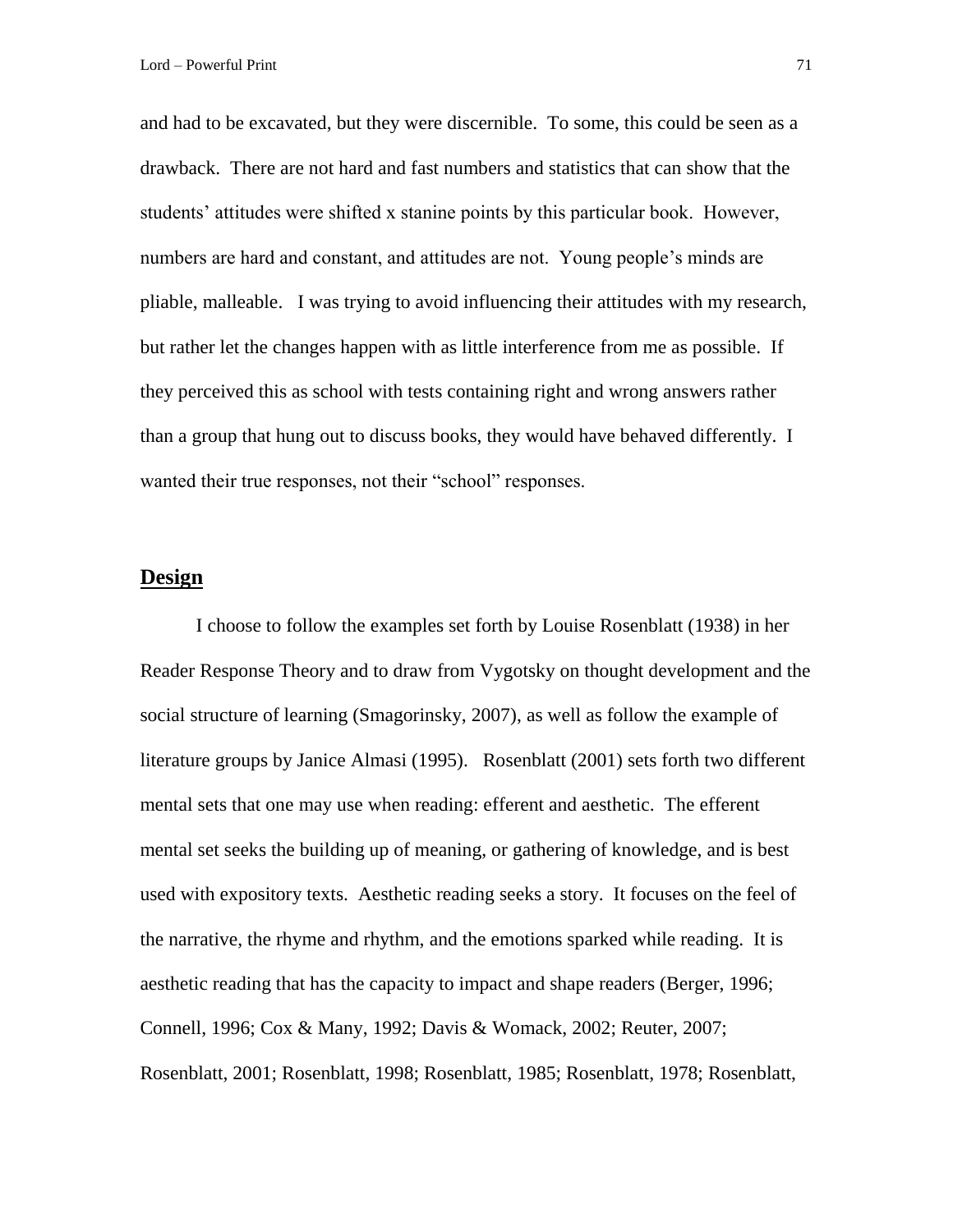and had to be excavated, but they were discernible. To some, this could be seen as a drawback. There are not hard and fast numbers and statistics that can show that the students' attitudes were shifted x stanine points by this particular book. However, numbers are hard and constant, and attitudes are not. Young people's minds are pliable, malleable. I was trying to avoid influencing their attitudes with my research, but rather let the changes happen with as little interference from me as possible. If they perceived this as school with tests containing right and wrong answers rather than a group that hung out to discuss books, they would have behaved differently. I wanted their true responses, not their "school" responses.

## Design

I choose to follow the examples set forth by Louise Rosenblatt (1938) in her Reader Response Theory and to draw from Vygotsky on thought development and the social structure of learning (Smagorinsky, 2007), as well as follow the example of literature groups by Janice Almasi (1995). Rosenblatt (2001) sets forth two different mental sets that one may use when reading: efferent and aesthetic. The efferent mental set seeks the building up of meaning, or gathering of knowledge, and is best used with expository texts. Aesthetic reading seeks a story. It focuses on the feel of the narrative, the rhyme and rhythm, and the emotions sparked while reading. It is aesthetic reading that has the capacity to impact and shape readers (Berger, 1996; Connell, 1996; Cox & Many, 1992; Davis & Womack, 2002; Reuter, 2007; Rosenblatt, 2001; Rosenblatt, 1998; Rosenblatt, 1985; Rosenblatt, 1978; Rosenblatt,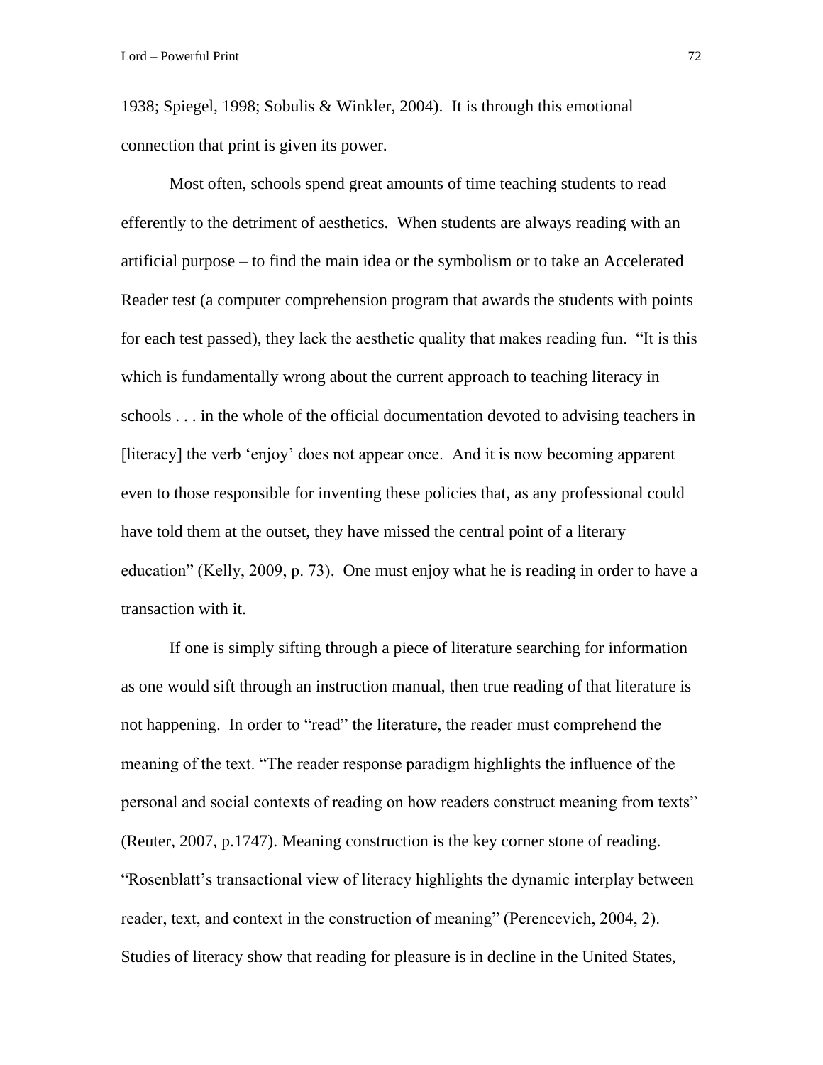1938; Spiegel, 1998; Sobulis & Winkler, 2004). It is through this emotional connection that print is given its power.

Most often, schools spend great amounts of time teaching students to read efferently to the detriment of aesthetics. When students are always reading with an artificial purpose – to find the main idea or the symbolism or to take an Accelerated Reader test (a computer comprehension program that awards the students with points for each test passed), they lack the aesthetic quality that makes reading fun. "It is this which is fundamentally wrong about the current approach to teaching literacy in schools . . . in the whole of the official documentation devoted to advising teachers in [literacy] the verb 'enjoy' does not appear once. And it is now becoming apparent even to those responsible for inventing these policies that, as any professional could have told them at the outset, they have missed the central point of a literary education" (Kelly, 2009, p. 73). One must enjoy what he is reading in order to have a transaction with it.

If one is simply sifting through a piece of literature searching for information as one would sift through an instruction manual, then true reading of that literature is not happening. In order to "read" the literature, the reader must comprehend the meaning of the text. "The reader response paradigm highlights the influence of the personal and social contexts of reading on how readers construct meaning from texts" (Reuter, 2007, p.1747). Meaning construction is the key corner stone of reading. "Rosenblatt's transactional view of literacy highlights the dynamic interplay between reader, text, and context in the construction of meaning" (Perencevich, 2004, 2). Studies of literacy show that reading for pleasure is in decline in the United States,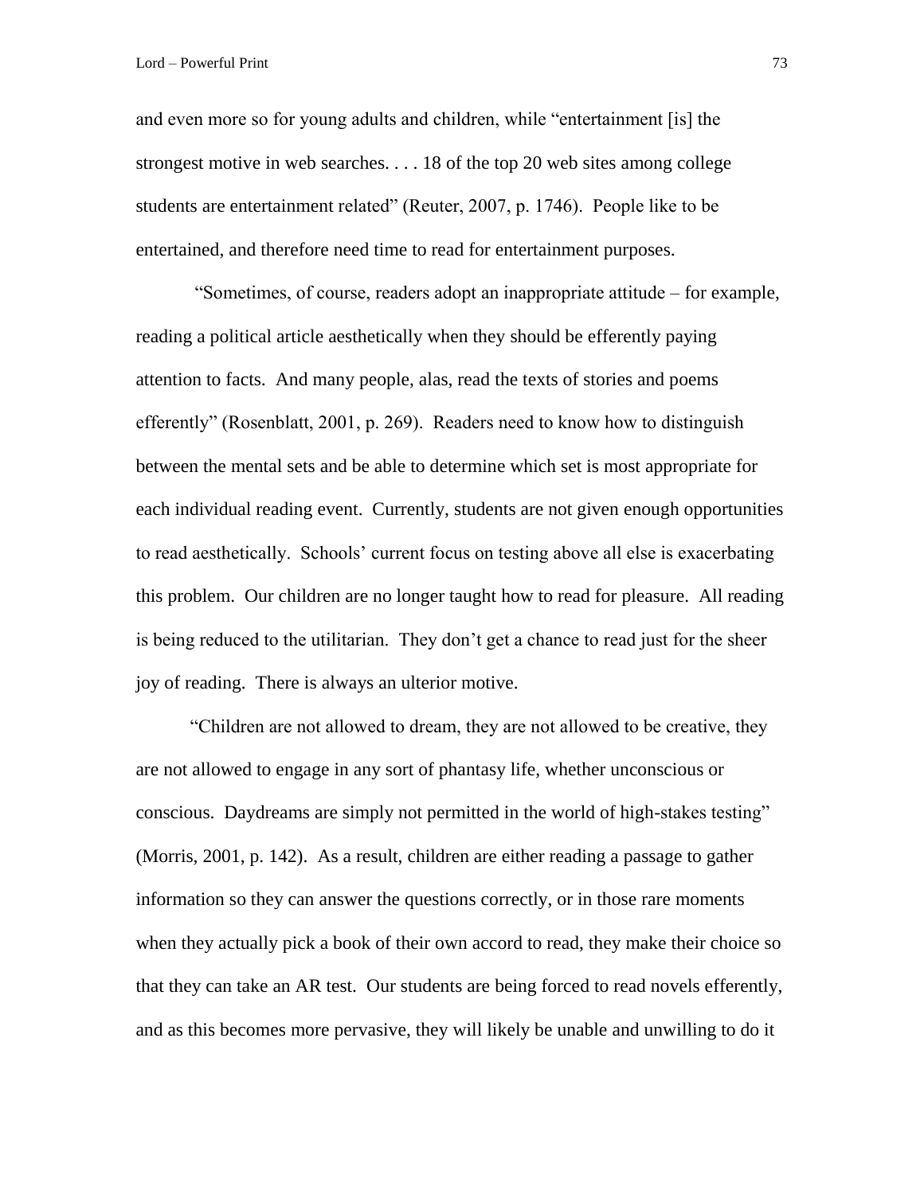and even more so for young adults and children, while "entertainment [is] the strongest motive in web searches. . . . 18 of the top 20 web sites among college students are entertainment related" (Reuter, 2007, p. 1746). People like to be entertained, and therefore need time to read for entertainment purposes.

"Sometimes, of course, readers adopt an inappropriate attitude – for example, reading a political article aesthetically when they should be efferently paying attention to facts. And many people, alas, read the texts of stories and poems efferently" (Rosenblatt, 2001, p. 269). Readers need to know how to distinguish between the mental sets and be able to determine which set is most appropriate for each individual reading event. Currently, students are not given enough opportunities to read aesthetically. Schools' current focus on testing above all else is exacerbating this problem. Our children are no longer taught how to read for pleasure. All reading is being reduced to the utilitarian. They don't get a chance to read just for the sheer joy of reading. There is always an ulterior motive.

"Children are not allowed to dream, they are not allowed to be creative, they are not allowed to engage in any sort of phantasy life, whether unconscious or conscious. Daydreams are simply not permitted in the world of high-stakes testing" (Morris, 2001, p. 142). As a result, children are either reading a passage to gather information so they can answer the questions correctly, or in those rare moments when they actually pick a book of their own accord to read, they make their choice so that they can take an AR test. Our students are being forced to read novels efferently, and as this becomes more pervasive, they will likely be unable and unwilling to do it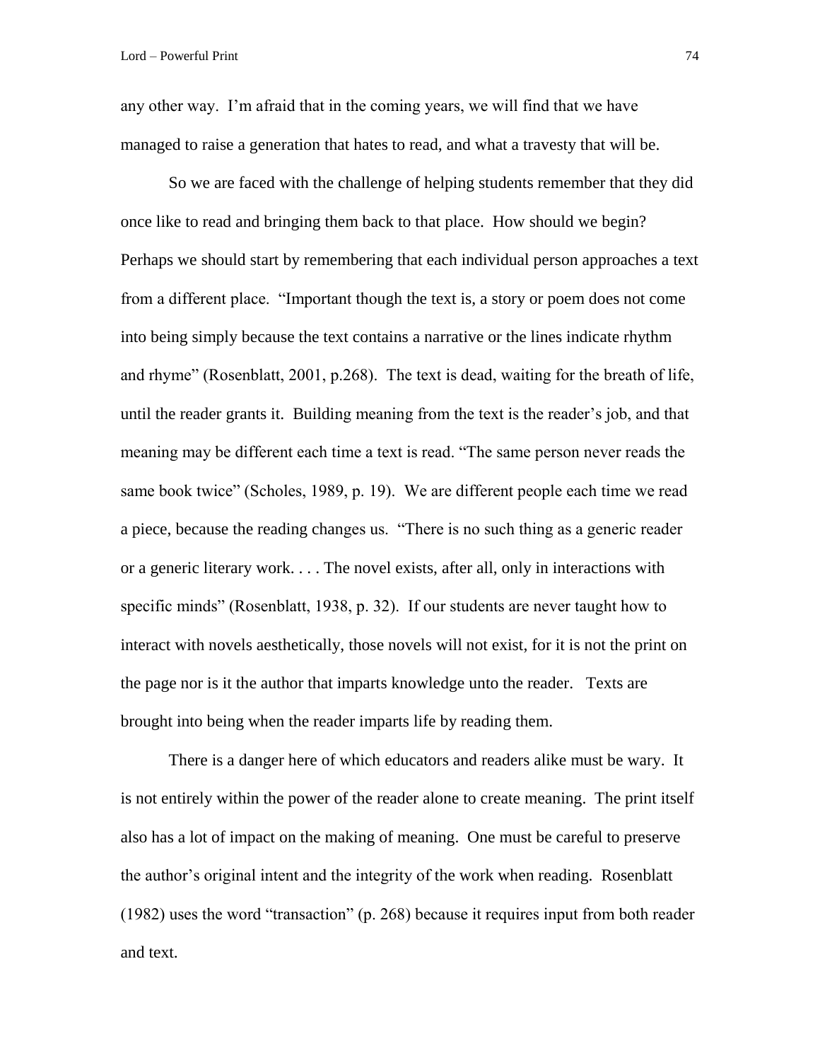any other way. I'm afraid that in the coming years, we will find that we have managed to raise a generation that hates to read, and what a travesty that will be.

So we are faced with the challenge of helping students remember that they did once like to read and bringing them back to that place. How should we begin? Perhaps we should start by remembering that each individual person approaches a text from a different place. "Important though the text is, a story or poem does not come into being simply because the text contains a narrative or the lines indicate rhythm and rhyme" (Rosenblatt, 2001, p.268). The text is dead, waiting for the breath of life, until the reader grants it. Building meaning from the text is the reader's job, and that meaning may be different each time a text is read. "The same person never reads the same book twice" (Scholes, 1989, p. 19). We are different people each time we read a piece, because the reading changes us. "There is no such thing as a generic reader or a generic literary work. . . . The novel exists, after all, only in interactions with specific minds" (Rosenblatt, 1938, p. 32). If our students are never taught how to interact with novels aesthetically, those novels will not exist, for it is not the print on the page nor is it the author that imparts knowledge unto the reader. Texts are brought into being when the reader imparts life by reading them.

There is a danger here of which educators and readers alike must be wary. It is not entirely within the power of the reader alone to create meaning. The print itself also has a lot of impact on the making of meaning. One must be careful to preserve the author's original intent and the integrity of the work when reading. Rosenblatt (1982) uses the word "transaction" (p. 268) because it requires input from both reader and text.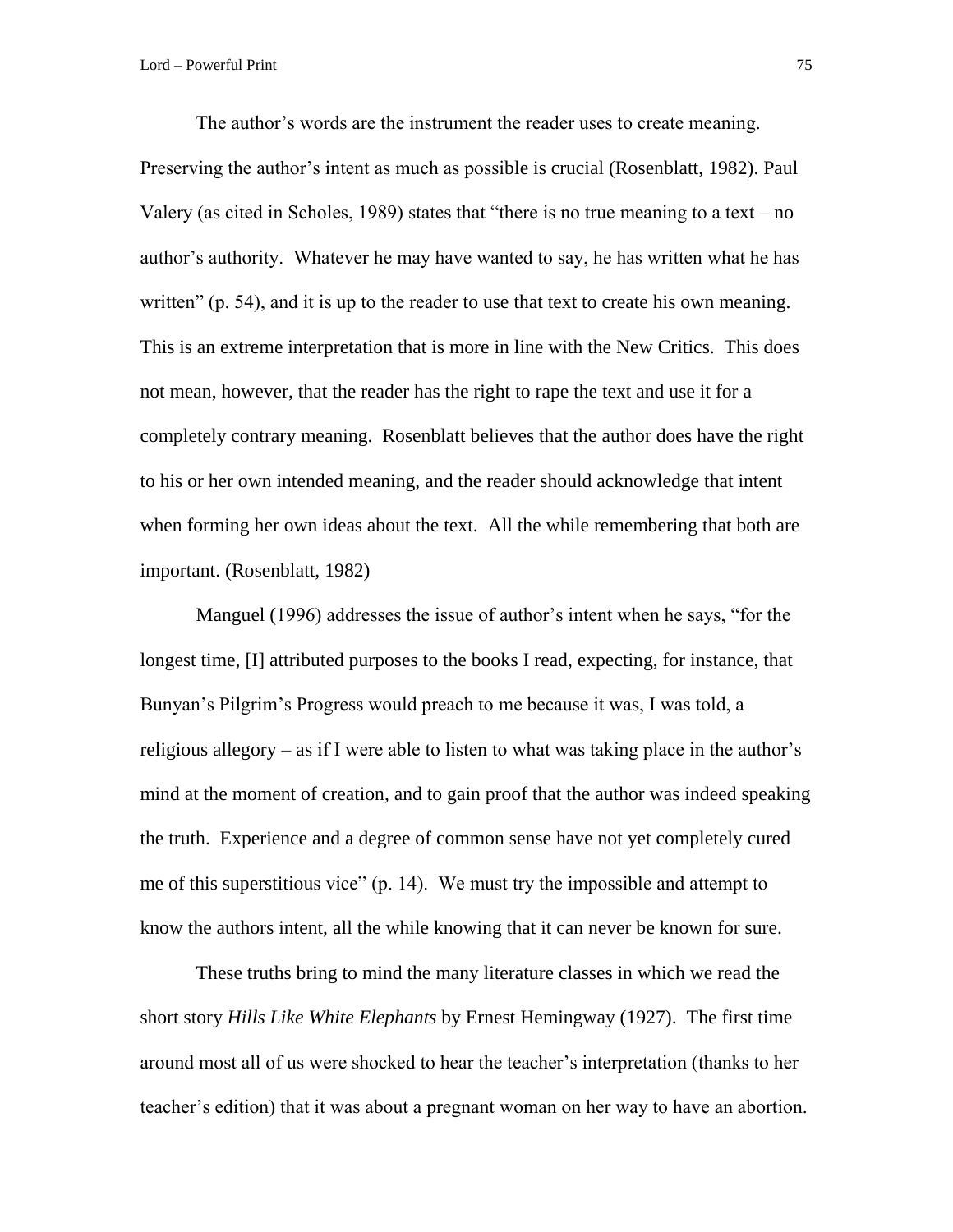The author's words are the instrument the reader uses to create meaning. Preserving the author's intent as much as possible is crucial (Rosenblatt, 1982). Paul Valery (as cited in Scholes, 1989) states that "there is no true meaning to a text – no author's authority. Whatever he may have wanted to say, he has written what he has written" (p. 54), and it is up to the reader to use that text to create his own meaning. This is an extreme interpretation that is more in line with the New Critics. This does not mean, however, that the reader has the right to rape the text and use it for a completely contrary meaning. Rosenblatt believes that the author does have the right to his or her own intended meaning, and the reader should acknowledge that intent when forming her own ideas about the text. All the while remembering that both are important. (Rosenblatt, 1982)

Manguel (1996) addresses the issue of author's intent when he says, "for the longest time, [I] attributed purposes to the books I read, expecting, for instance, that Bunyan's Pilgrim's Progress would preach to me because it was, I was told, a religious allegory – as if I were able to listen to what was taking place in the author's mind at the moment of creation, and to gain proof that the author was indeed speaking the truth. Experience and a degree of common sense have not yet completely cured me of this superstitious vice" (p. 14). We must try the impossible and attempt to know the authors intent, all the while knowing that it can never be known for sure.

These truths bring to mind the many literature classes in which we read the short story *Hills Like White Elephants* by Ernest Hemingway (1927). The first time around most all of us were shocked to hear the teacher's interpretation (thanks to her teacher's edition) that it was about a pregnant woman on her way to have an abortion.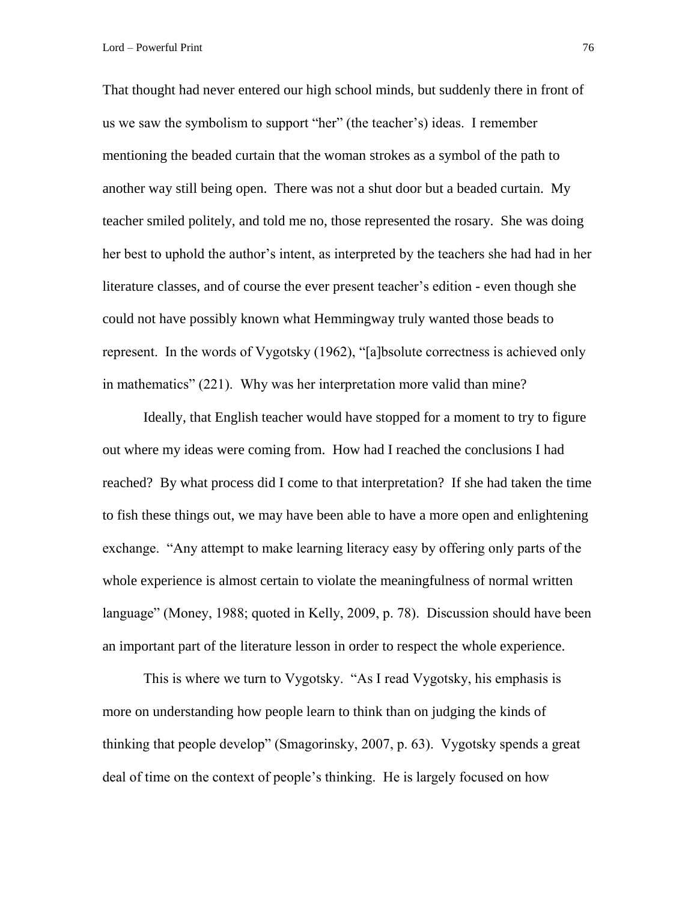That thought had never entered our high school minds, but suddenly there in front of us we saw the symbolism to support "her" (the teacher's) ideas. I remember mentioning the beaded curtain that the woman strokes as a symbol of the path to another way still being open. There was not a shut door but a beaded curtain. My teacher smiled politely, and told me no, those represented the rosary. She was doing her best to uphold the author's intent, as interpreted by the teachers she had had in her literature classes, and of course the ever present teacher's edition - even though she could not have possibly known what Hemmingway truly wanted those beads to represent. In the words of Vygotsky (1962), "[a]bsolute correctness is achieved only in mathematics" (221). Why was her interpretation more valid than mine?

Ideally, that English teacher would have stopped for a moment to try to figure out where my ideas were coming from. How had I reached the conclusions I had reached? By what process did I come to that interpretation? If she had taken the time to fish these things out, we may have been able to have a more open and enlightening exchange. "Any attempt to make learning literacy easy by offering only parts of the whole experience is almost certain to violate the meaningfulness of normal written language" (Money, 1988; quoted in Kelly, 2009, p. 78). Discussion should have been an important part of the literature lesson in order to respect the whole experience.

This is where we turn to Vygotsky. "As I read Vygotsky, his emphasis is more on understanding how people learn to think than on judging the kinds of thinking that people develop" (Smagorinsky, 2007, p. 63). Vygotsky spends a great deal of time on the context of people's thinking. He is largely focused on how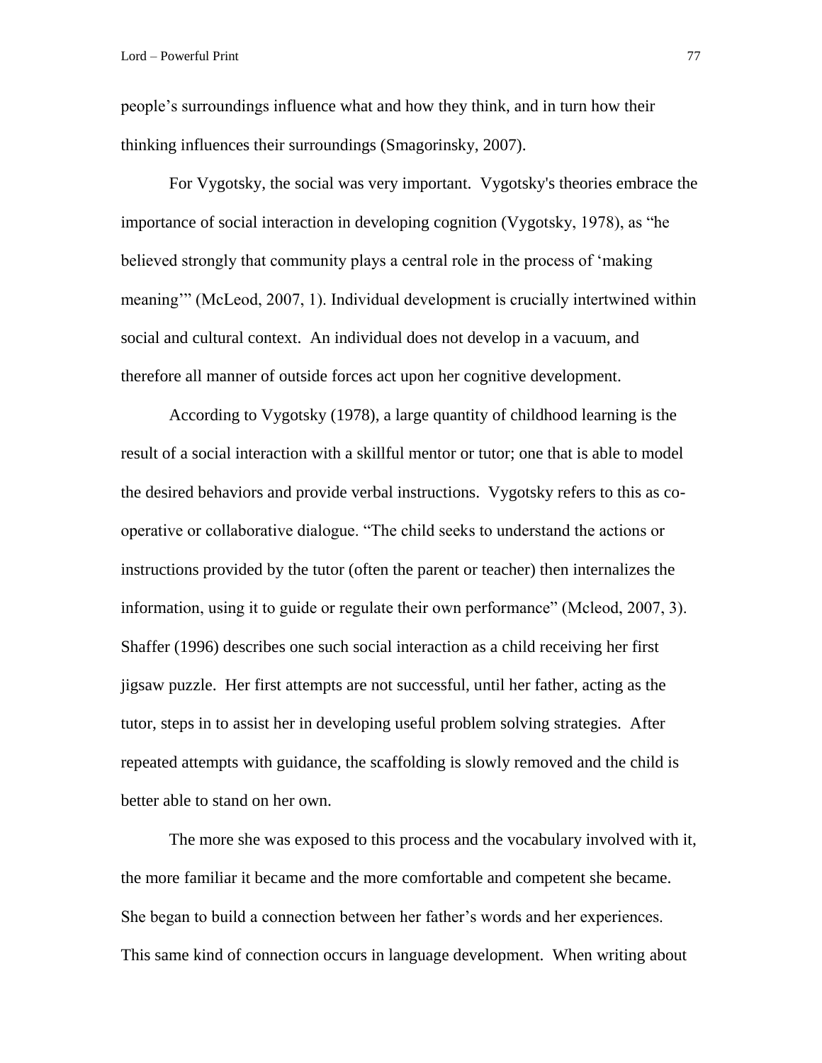people's surroundings influence what and how they think, and in turn how their thinking influences their surroundings (Smagorinsky, 2007).

For Vygotsky, the social was very important. Vygotsky's theories embrace the importance of social interaction in developing cognition (Vygotsky, 1978), as "he believed strongly that community plays a central role in the process of 'making meaning'" (McLeod, 2007, 1). Individual development is crucially intertwined within social and cultural context. An individual does not develop in a vacuum, and therefore all manner of outside forces act upon her cognitive development.

According to Vygotsky (1978), a large quantity of childhood learning is the result of a social interaction with a skillful mentor or tutor; one that is able to model the desired behaviors and provide verbal instructions. Vygotsky refers to this as co-operative or collaborative dialogue. "The child seeks to understand the actions or instructions provided by the tutor (often the parent or teacher) then internalizes the information, using it to guide or regulate their own performance" (Mcleod, 2007, 3). Shaffer (1996) describes one such social interaction as a child receiving her first jigsaw puzzle. Her first attempts are not successful, until her father, acting as the tutor, steps in to assist her in developing useful problem solving strategies. After repeated attempts with guidance, the scaffolding is slowly removed and the child is better able to stand on her own.

The more she was exposed to this process and the vocabulary involved with it, the more familiar it became and the more comfortable and competent she became. She began to build a connection between her father's words and her experiences. This same kind of connection occurs in language development. When writing about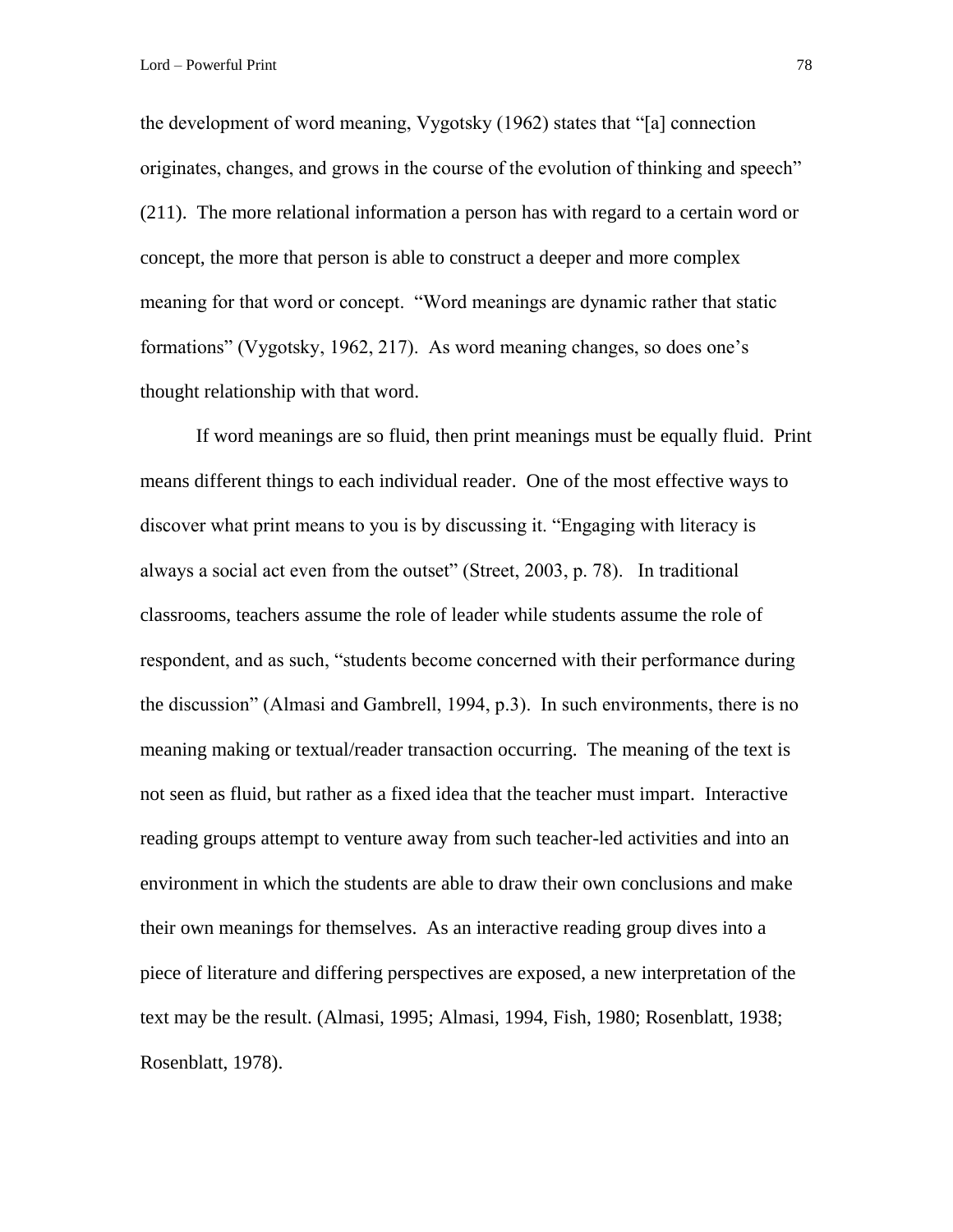the development of word meaning, Vygotsky (1962) states that "[a] connection originates, changes, and grows in the course of the evolution of thinking and speech" (211). The more relational information a person has with regard to a certain word or concept, the more that person is able to construct a deeper and more complex meaning for that word or concept. "Word meanings are dynamic rather that static formations" (Vygotsky, 1962, 217). As word meaning changes, so does one's thought relationship with that word.

If word meanings are so fluid, then print meanings must be equally fluid. Print means different things to each individual reader. One of the most effective ways to discover what print means to you is by discussing it. "Engaging with literacy is always a social act even from the outset" (Street, 2003, p. 78). In traditional classrooms, teachers assume the role of leader while students assume the role of respondent, and as such, "students become concerned with their performance during the discussion" (Almasi and Gambrell, 1994, p.3). In such environments, there is no meaning making or textual/reader transaction occurring. The meaning of the text is not seen as fluid, but rather as a fixed idea that the teacher must impart. Interactive reading groups attempt to venture away from such teacher-led activities and into an environment in which the students are able to draw their own conclusions and make their own meanings for themselves. As an interactive reading group dives into a piece of literature and differing perspectives are exposed, a new interpretation of the text may be the result. (Almasi, 1995; Almasi, 1994, Fish, 1980; Rosenblatt, 1938; Rosenblatt, 1978).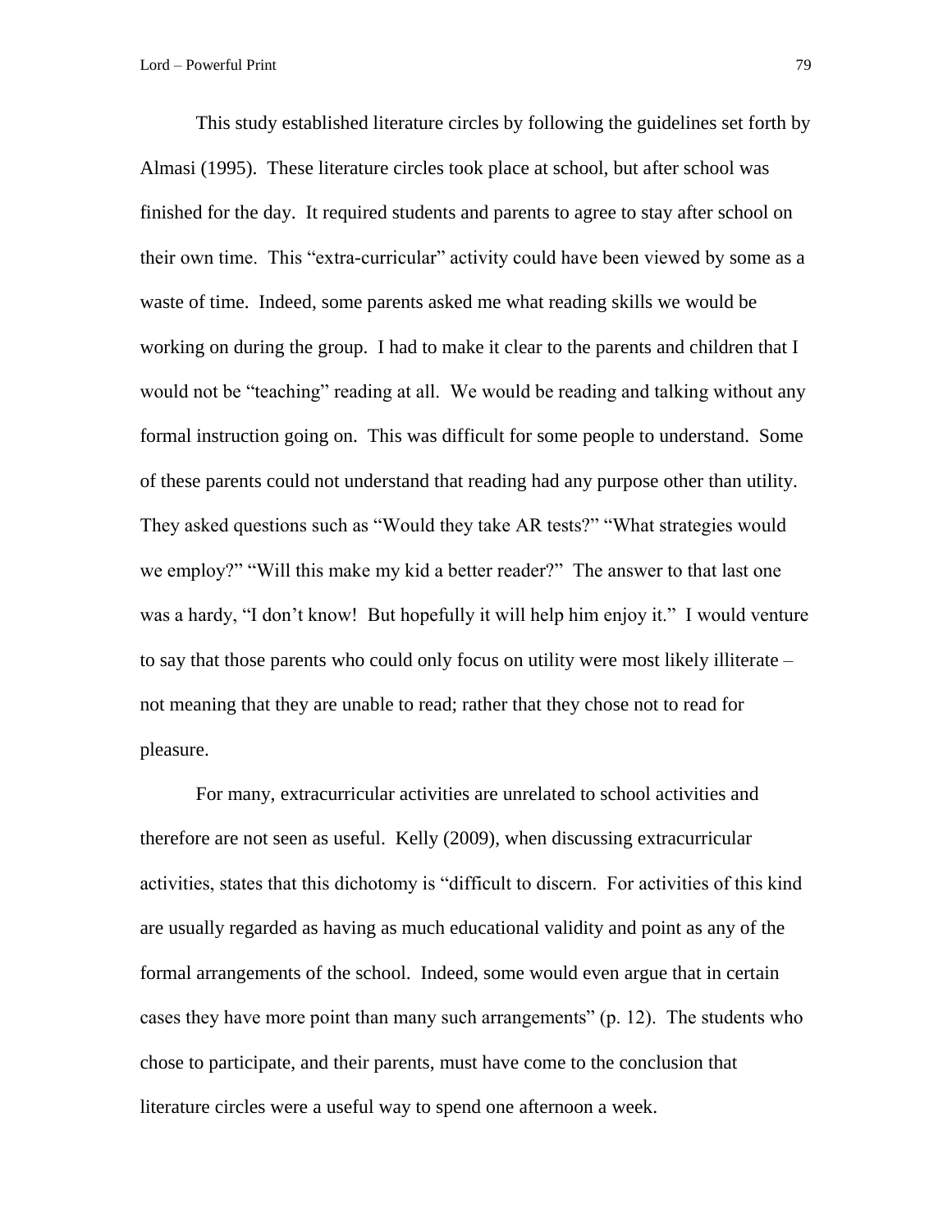This study established literature circles by following the guidelines set forth by Almasi (1995). These literature circles took place at school, but after school was finished for the day. It required students and parents to agree to stay after school on their own time. This "extra-curricular" activity could have been viewed by some as a waste of time. Indeed, some parents asked me what reading skills we would be working on during the group. I had to make it clear to the parents and children that I would not be "teaching" reading at all. We would be reading and talking without any formal instruction going on. This was difficult for some people to understand. Some of these parents could not understand that reading had any purpose other than utility. They asked questions such as "Would they take AR tests?" "What strategies would we employ?" "Will this make my kid a better reader?" The answer to that last one was a hardy, "I don't know! But hopefully it will help him enjoy it." I would venture to say that those parents who could only focus on utility were most likely illiterate – not meaning that they are unable to read; rather that they chose not to read for pleasure.

For many, extracurricular activities are unrelated to school activities and therefore are not seen as useful. Kelly (2009), when discussing extracurricular activities, states that this dichotomy is "difficult to discern. For activities of this kind are usually regarded as having as much educational validity and point as any of the formal arrangements of the school. Indeed, some would even argue that in certain cases they have more point than many such arrangements" (p. 12). The students who chose to participate, and their parents, must have come to the conclusion that literature circles were a useful way to spend one afternoon a week.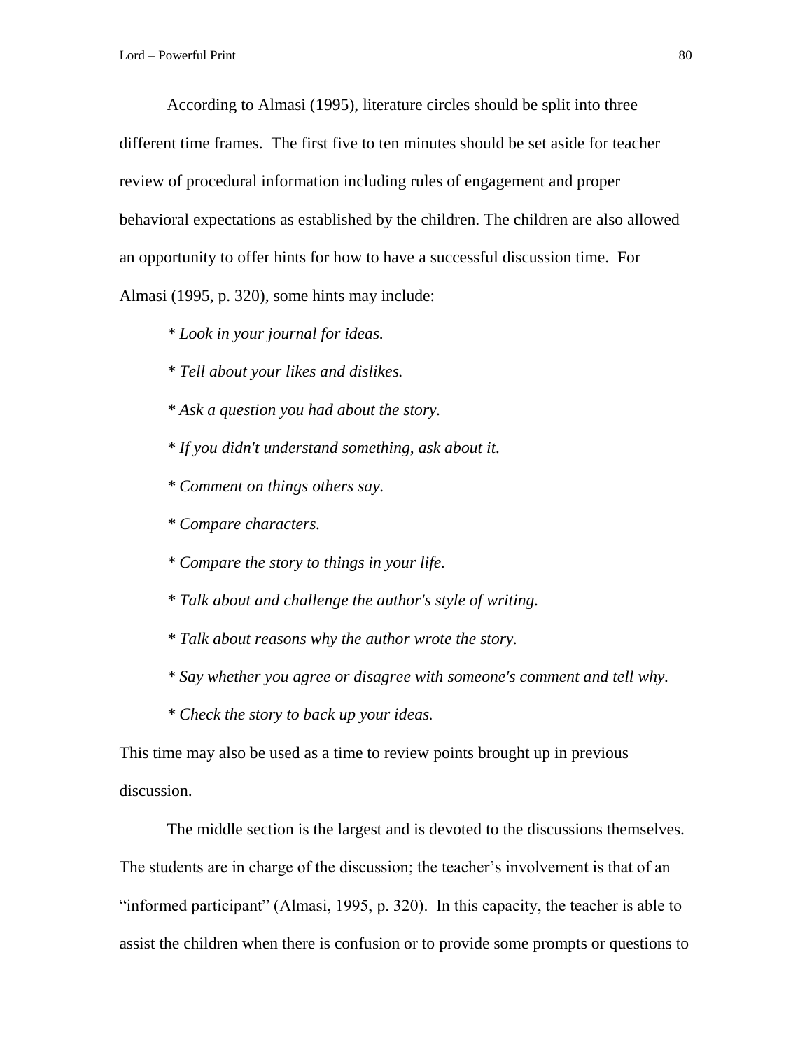According to Almasi (1995), literature circles should be split into three different time frames. The first five to ten minutes should be set aside for teacher review of procedural information including rules of engagement and proper behavioral expectations as established by the children. The children are also allowed an opportunity to offer hints for how to have a successful discussion time. For Almasi (1995, p. 320), some hints may include:

* *Look in your journal for ideas.*
* *Tell about your likes and dislikes.*
* *Ask a question you had about the story.*
* *If you didn't understand something, ask about it.*
* *Comment on things others say.*
* *Compare characters.*
* *Compare the story to things in your life.*
* *Talk about and challenge the author's style of writing.*
* *Talk about reasons why the author wrote the story.*
* *Say whether you agree or disagree with someone's comment and tell why.*
* *Check the story to back up your ideas.*

This time may also be used as a time to review points brought up in previous discussion.

The middle section is the largest and is devoted to the discussions themselves. The students are in charge of the discussion; the teacher's involvement is that of an "informed participant" (Almasi, 1995, p. 320). In this capacity, the teacher is able to assist the children when there is confusion or to provide some prompts or questions to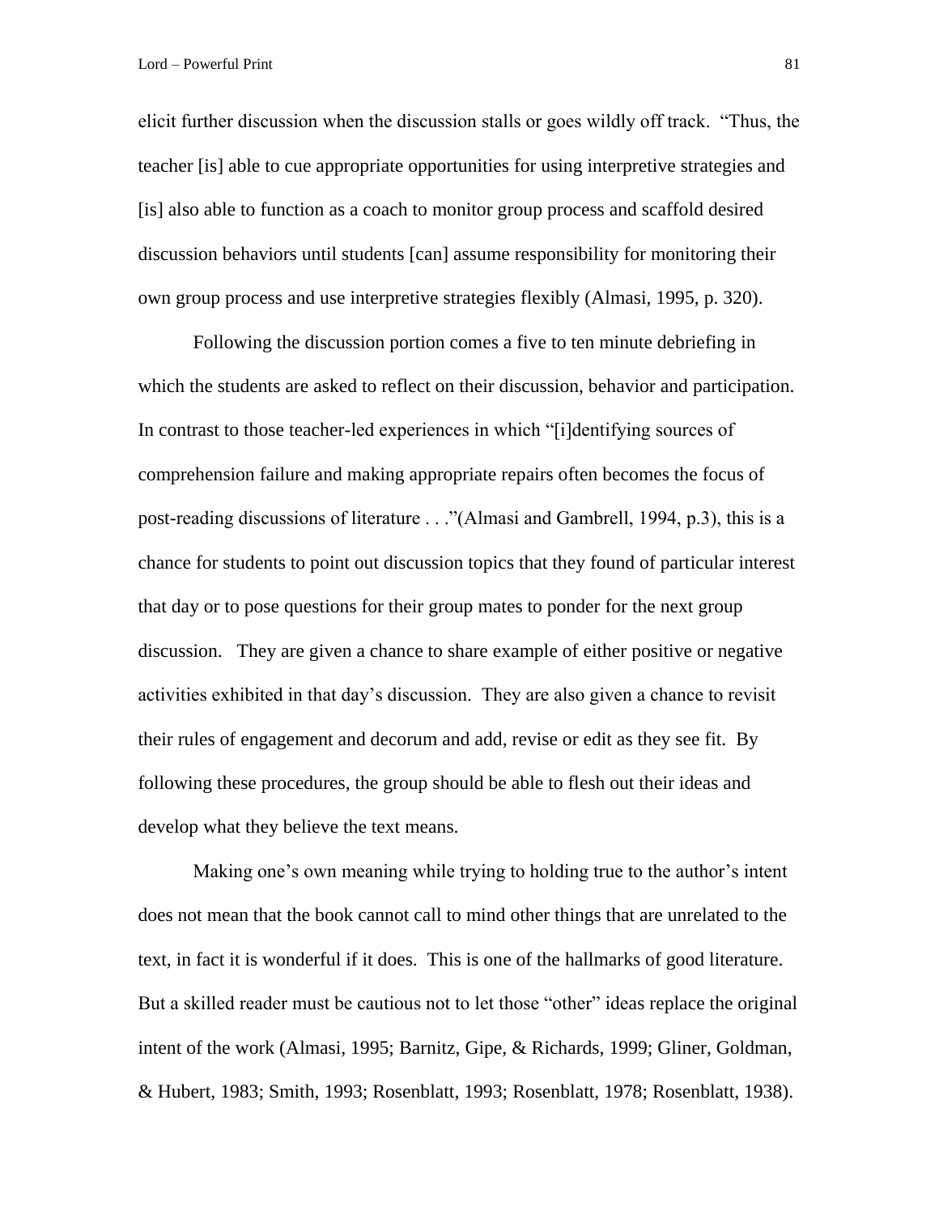elicit further discussion when the discussion stalls or goes wildly off track. "Thus, the teacher [is] able to cue appropriate opportunities for using interpretive strategies and [is] also able to function as a coach to monitor group process and scaffold desired discussion behaviors until students [can] assume responsibility for monitoring their own group process and use interpretive strategies flexibly (Almasi, 1995, p. 320).

Following the discussion portion comes a five to ten minute debriefing in which the students are asked to reflect on their discussion, behavior and participation. In contrast to those teacher-led experiences in which "[i]dentifying sources of comprehension failure and making appropriate repairs often becomes the focus of post-reading discussions of literature . . ."(Almasi and Gambrell, 1994, p.3), this is a chance for students to point out discussion topics that they found of particular interest that day or to pose questions for their group mates to ponder for the next group discussion. They are given a chance to share example of either positive or negative activities exhibited in that day's discussion. They are also given a chance to revisit their rules of engagement and decorum and add, revise or edit as they see fit. By following these procedures, the group should be able to flesh out their ideas and develop what they believe the text means.

Making one's own meaning while trying to holding true to the author's intent does not mean that the book cannot call to mind other things that are unrelated to the text, in fact it is wonderful if it does. This is one of the hallmarks of good literature. But a skilled reader must be cautious not to let those "other" ideas replace the original intent of the work (Almasi, 1995; Barnitz, Gipe, & Richards, 1999; Gliner, Goldman, & Hubert, 1983; Smith, 1993; Rosenblatt, 1993; Rosenblatt, 1978; Rosenblatt, 1938).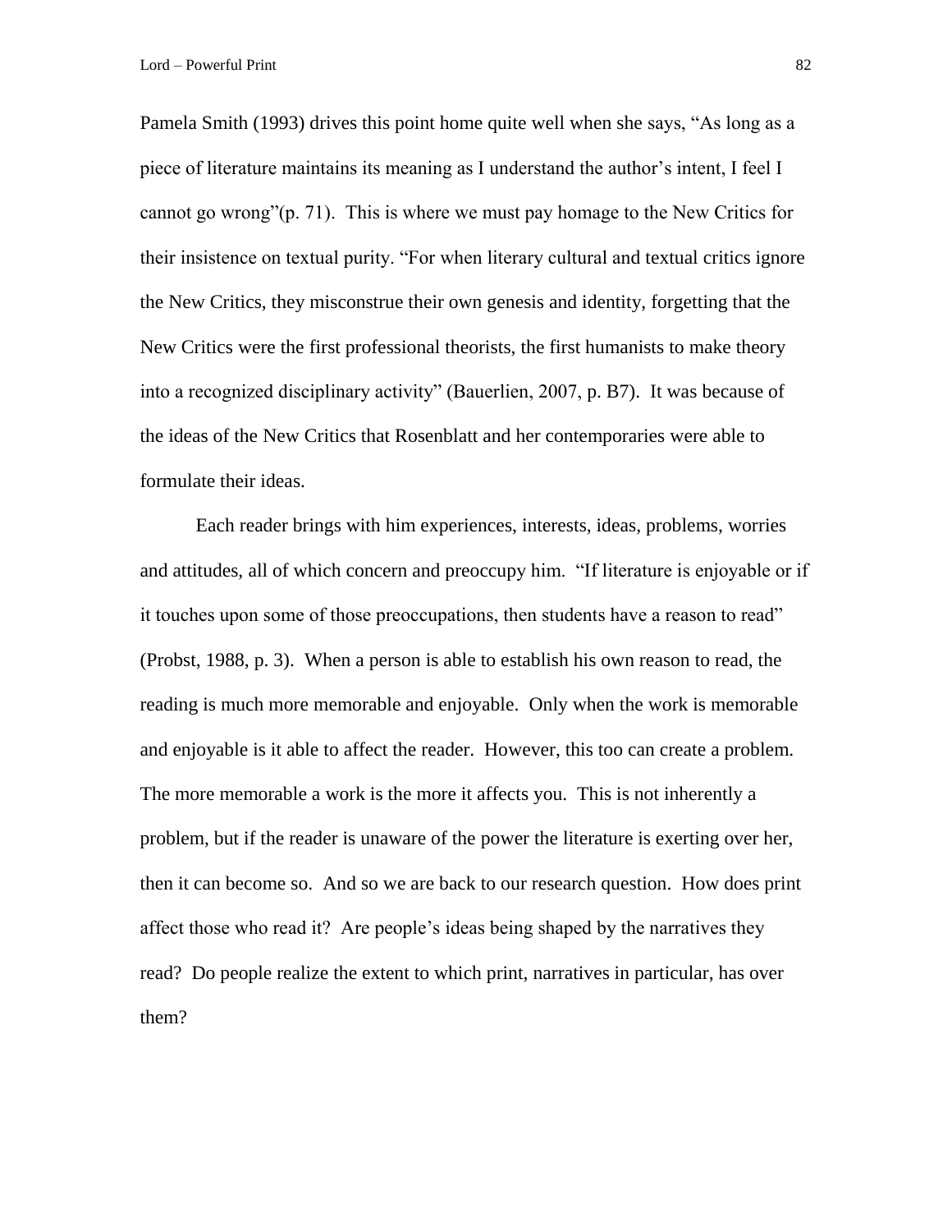Pamela Smith (1993) drives this point home quite well when she says, "As long as a piece of literature maintains its meaning as I understand the author's intent, I feel I cannot go wrong"(p. 71). This is where we must pay homage to the New Critics for their insistence on textual purity. "For when literary cultural and textual critics ignore the New Critics, they misconstrue their own genesis and identity, forgetting that the New Critics were the first professional theorists, the first humanists to make theory into a recognized disciplinary activity" (Bauerlien, 2007, p. B7). It was because of the ideas of the New Critics that Rosenblatt and her contemporaries were able to formulate their ideas.

Each reader brings with him experiences, interests, ideas, problems, worries and attitudes, all of which concern and preoccupy him. "If literature is enjoyable or if it touches upon some of those preoccupations, then students have a reason to read" (Probst, 1988, p. 3). When a person is able to establish his own reason to read, the reading is much more memorable and enjoyable. Only when the work is memorable and enjoyable is it able to affect the reader. However, this too can create a problem. The more memorable a work is the more it affects you. This is not inherently a problem, but if the reader is unaware of the power the literature is exerting over her, then it can become so. And so we are back to our research question. How does print affect those who read it? Are people's ideas being shaped by the narratives they read? Do people realize the extent to which print, narratives in particular, has over them?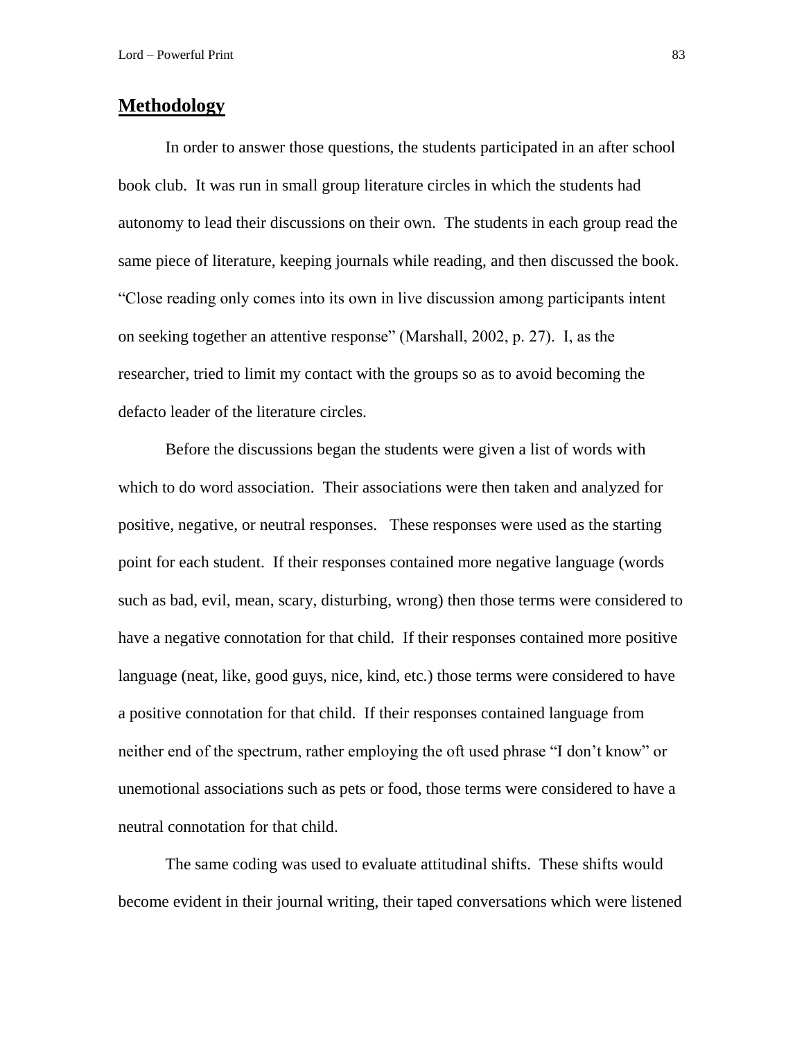## Methodology

In order to answer those questions, the students participated in an after school book club. It was run in small group literature circles in which the students had autonomy to lead their discussions on their own. The students in each group read the same piece of literature, keeping journals while reading, and then discussed the book. "Close reading only comes into its own in live discussion among participants intent on seeking together an attentive response" (Marshall, 2002, p. 27). I, as the researcher, tried to limit my contact with the groups so as to avoid becoming the defacto leader of the literature circles.

Before the discussions began the students were given a list of words with which to do word association. Their associations were then taken and analyzed for positive, negative, or neutral responses. These responses were used as the starting point for each student. If their responses contained more negative language (words such as bad, evil, mean, scary, disturbing, wrong) then those terms were considered to have a negative connotation for that child. If their responses contained more positive language (neat, like, good guys, nice, kind, etc.) those terms were considered to have a positive connotation for that child. If their responses contained language from neither end of the spectrum, rather employing the oft used phrase "I don't know" or unemotional associations such as pets or food, those terms were considered to have a neutral connotation for that child.

The same coding was used to evaluate attitudinal shifts. These shifts would become evident in their journal writing, their taped conversations which were listened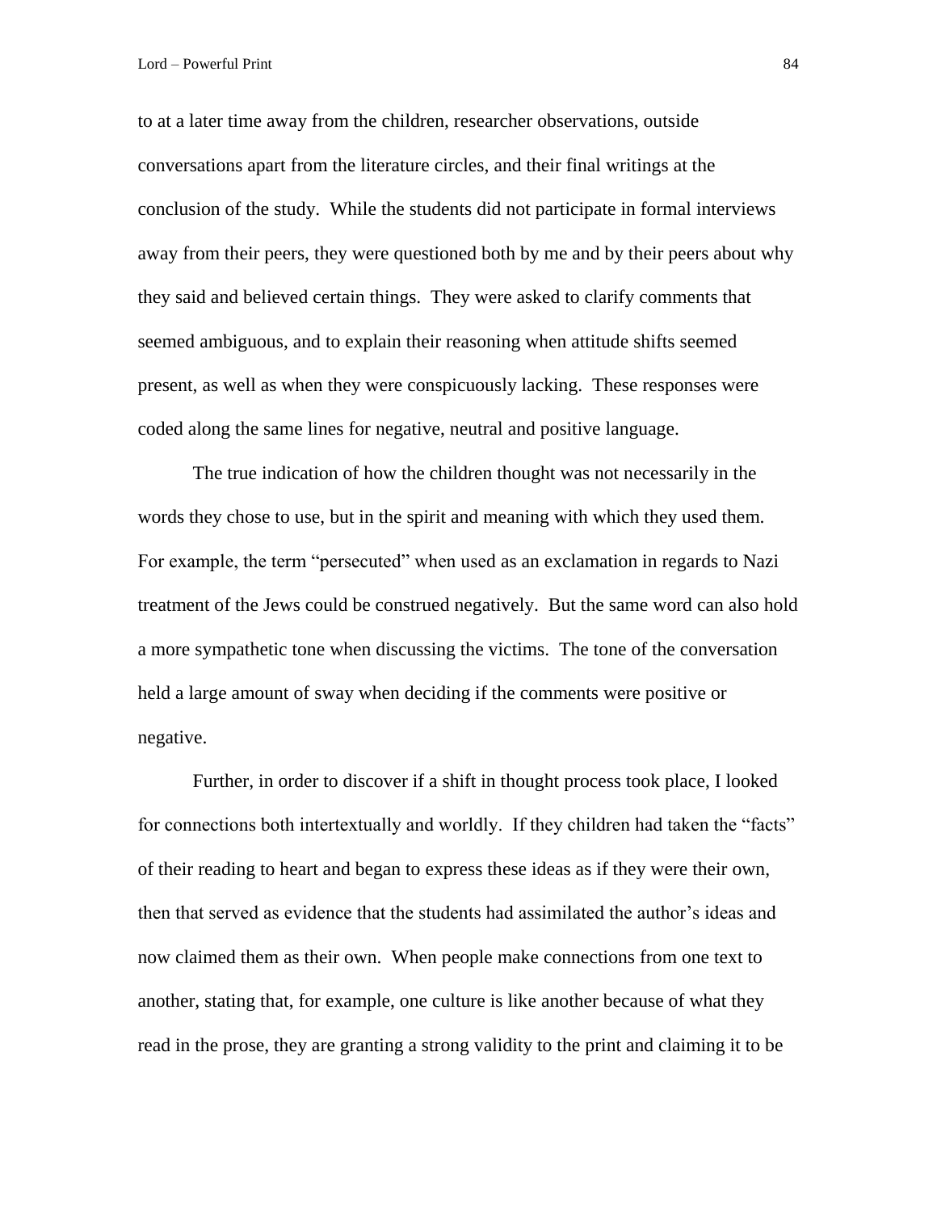to at a later time away from the children, researcher observations, outside conversations apart from the literature circles, and their final writings at the conclusion of the study. While the students did not participate in formal interviews away from their peers, they were questioned both by me and by their peers about why they said and believed certain things. They were asked to clarify comments that seemed ambiguous, and to explain their reasoning when attitude shifts seemed present, as well as when they were conspicuously lacking. These responses were coded along the same lines for negative, neutral and positive language.

The true indication of how the children thought was not necessarily in the words they chose to use, but in the spirit and meaning with which they used them. For example, the term "persecuted" when used as an exclamation in regards to Nazi treatment of the Jews could be construed negatively. But the same word can also hold a more sympathetic tone when discussing the victims. The tone of the conversation held a large amount of sway when deciding if the comments were positive or negative.

Further, in order to discover if a shift in thought process took place, I looked for connections both intertextually and worldly. If they children had taken the "facts" of their reading to heart and began to express these ideas as if they were their own, then that served as evidence that the students had assimilated the author's ideas and now claimed them as their own. When people make connections from one text to another, stating that, for example, one culture is like another because of what they read in the prose, they are granting a strong validity to the print and claiming it to be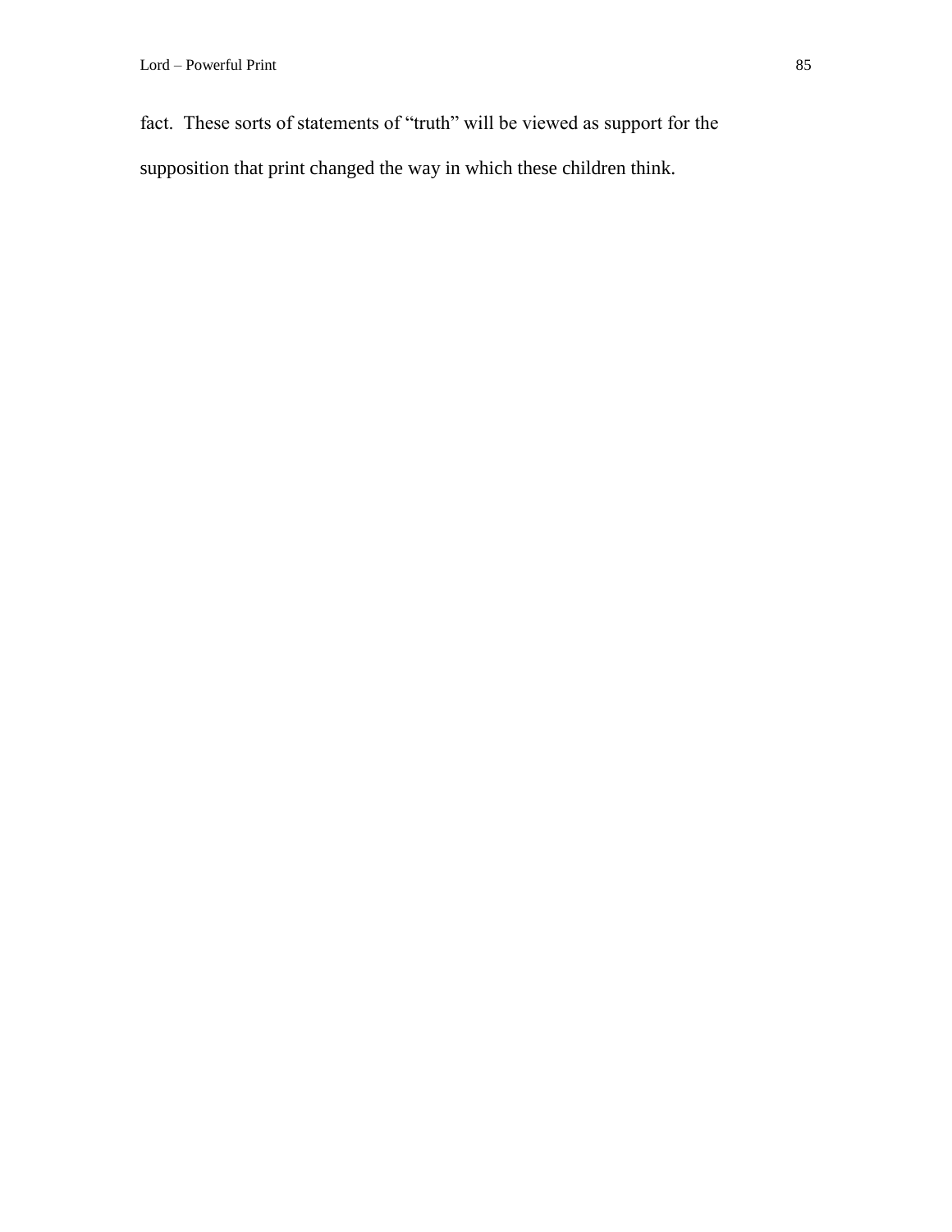fact. These sorts of statements of "truth" will be viewed as support for the supposition that print changed the way in which these children think.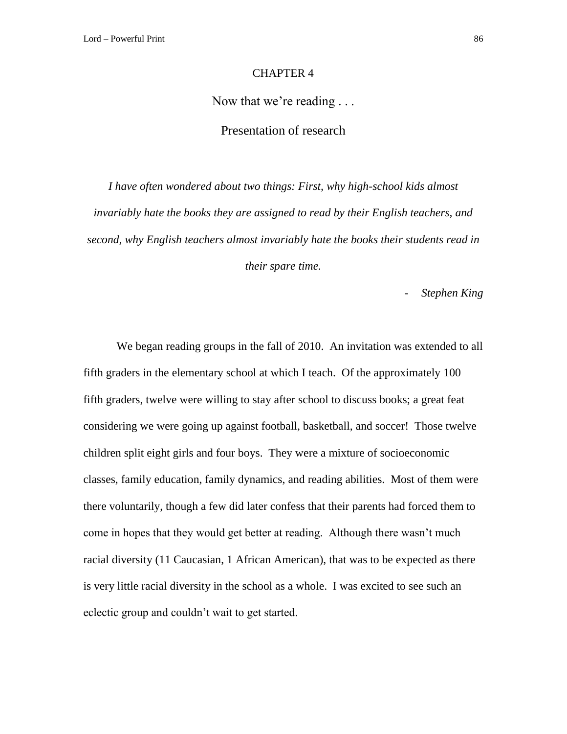# CHAPTER 4

## Now that we're reading . . .

## Presentation of research

*I have often wondered about two things: First, why high-school kids almost invariably hate the books they are assigned to read by their English teachers, and second, why English teachers almost invariably hate the books their students read in their spare time.*

- *Stephen King*

We began reading groups in the fall of 2010. An invitation was extended to all fifth graders in the elementary school at which I teach. Of the approximately 100 fifth graders, twelve were willing to stay after school to discuss books; a great feat considering we were going up against football, basketball, and soccer! Those twelve children split eight girls and four boys. They were a mixture of socioeconomic classes, family education, family dynamics, and reading abilities. Most of them were there voluntarily, though a few did later confess that their parents had forced them to come in hopes that they would get better at reading. Although there wasn't much racial diversity (11 Caucasian, 1 African American), that was to be expected as there is very little racial diversity in the school as a whole. I was excited to see such an eclectic group and couldn't wait to get started.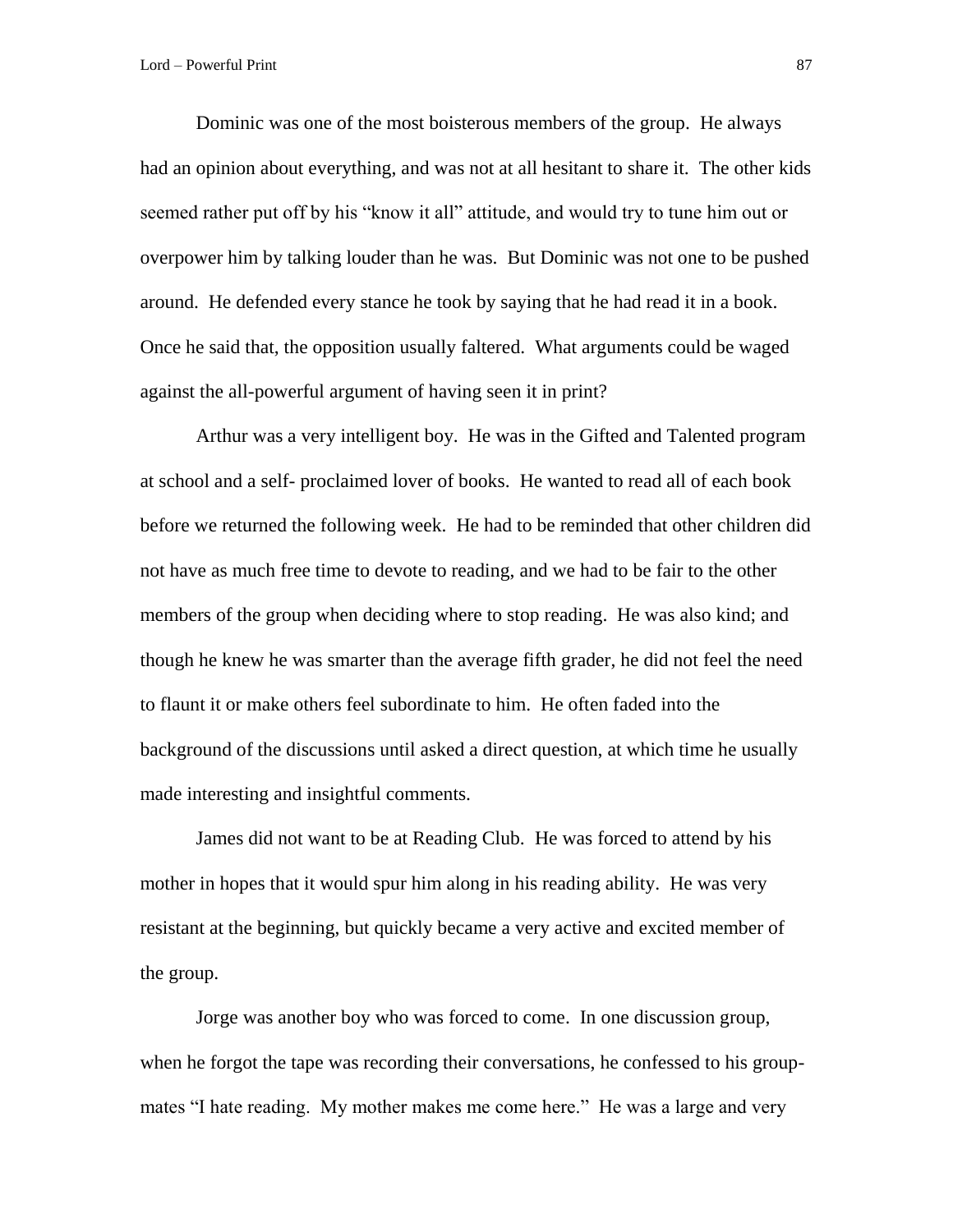Dominic was one of the most boisterous members of the group. He always had an opinion about everything, and was not at all hesitant to share it. The other kids seemed rather put off by his "know it all" attitude, and would try to tune him out or overpower him by talking louder than he was. But Dominic was not one to be pushed around. He defended every stance he took by saying that he had read it in a book. Once he said that, the opposition usually faltered. What arguments could be waged against the all-powerful argument of having seen it in print?

Arthur was a very intelligent boy. He was in the Gifted and Talented program at school and a self- proclaimed lover of books. He wanted to read all of each book before we returned the following week. He had to be reminded that other children did not have as much free time to devote to reading, and we had to be fair to the other members of the group when deciding where to stop reading. He was also kind; and though he knew he was smarter than the average fifth grader, he did not feel the need to flaunt it or make others feel subordinate to him. He often faded into the background of the discussions until asked a direct question, at which time he usually made interesting and insightful comments.

James did not want to be at Reading Club. He was forced to attend by his mother in hopes that it would spur him along in his reading ability. He was very resistant at the beginning, but quickly became a very active and excited member of the group.

Jorge was another boy who was forced to come. In one discussion group, when he forgot the tape was recording their conversations, he confessed to his group-mates "I hate reading. My mother makes me come here." He was a large and very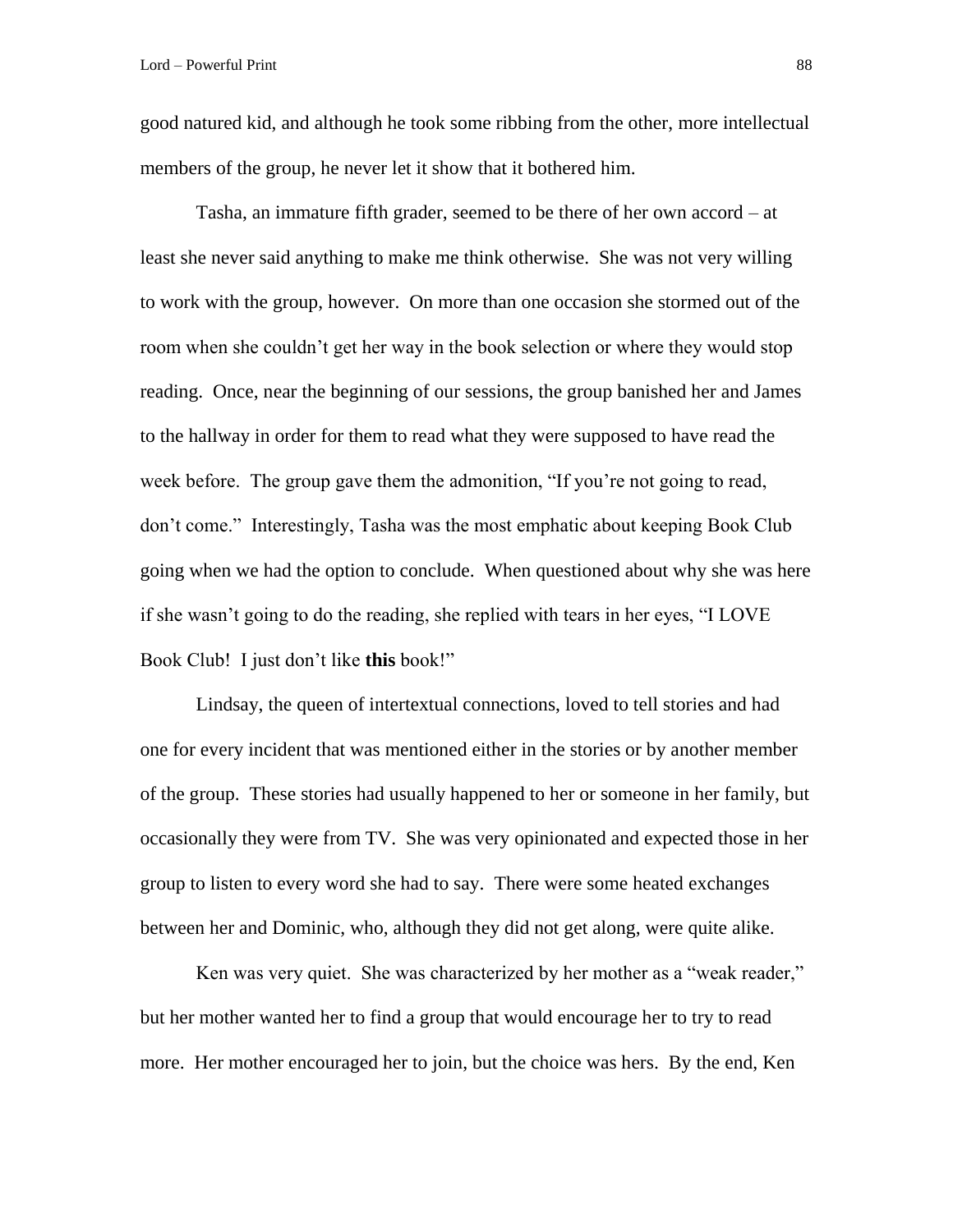good natured kid, and although he took some ribbing from the other, more intellectual members of the group, he never let it show that it bothered him.

Tasha, an immature fifth grader, seemed to be there of her own accord – at least she never said anything to make me think otherwise. She was not very willing to work with the group, however. On more than one occasion she stormed out of the room when she couldn't get her way in the book selection or where they would stop reading. Once, near the beginning of our sessions, the group banished her and James to the hallway in order for them to read what they were supposed to have read the week before. The group gave them the admonition, "If you're not going to read, don't come." Interestingly, Tasha was the most emphatic about keeping Book Club going when we had the option to conclude. When questioned about why she was here if she wasn't going to do the reading, she replied with tears in her eyes, "I LOVE Book Club! I just don't like **this** book!"

Lindsay, the queen of intertextual connections, loved to tell stories and had one for every incident that was mentioned either in the stories or by another member of the group. These stories had usually happened to her or someone in her family, but occasionally they were from TV. She was very opinionated and expected those in her group to listen to every word she had to say. There were some heated exchanges between her and Dominic, who, although they did not get along, were quite alike.

Ken was very quiet. She was characterized by her mother as a "weak reader," but her mother wanted her to find a group that would encourage her to try to read more. Her mother encouraged her to join, but the choice was hers. By the end, Ken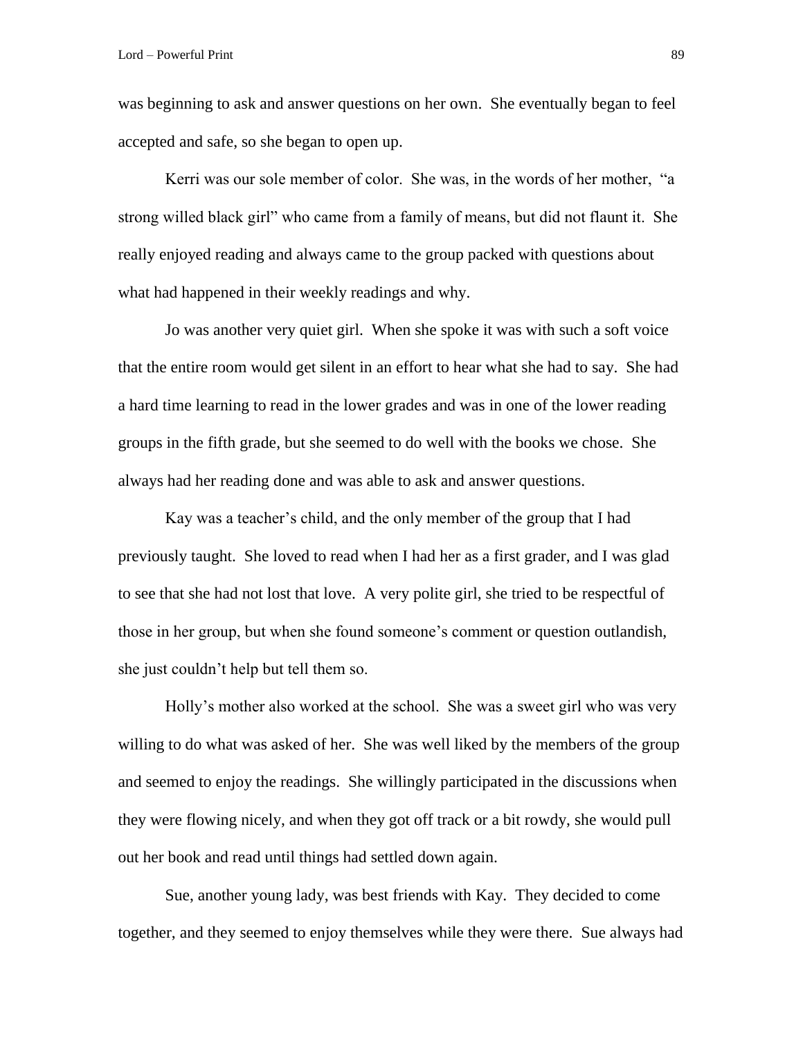was beginning to ask and answer questions on her own. She eventually began to feel accepted and safe, so she began to open up.

Kerri was our sole member of color. She was, in the words of her mother, "a strong willed black girl" who came from a family of means, but did not flaunt it. She really enjoyed reading and always came to the group packed with questions about what had happened in their weekly readings and why.

Jo was another very quiet girl. When she spoke it was with such a soft voice that the entire room would get silent in an effort to hear what she had to say. She had a hard time learning to read in the lower grades and was in one of the lower reading groups in the fifth grade, but she seemed to do well with the books we chose. She always had her reading done and was able to ask and answer questions.

Kay was a teacher's child, and the only member of the group that I had previously taught. She loved to read when I had her as a first grader, and I was glad to see that she had not lost that love. A very polite girl, she tried to be respectful of those in her group, but when she found someone's comment or question outlandish, she just couldn't help but tell them so.

Holly's mother also worked at the school. She was a sweet girl who was very willing to do what was asked of her. She was well liked by the members of the group and seemed to enjoy the readings. She willingly participated in the discussions when they were flowing nicely, and when they got off track or a bit rowdy, she would pull out her book and read until things had settled down again.

Sue, another young lady, was best friends with Kay. They decided to come together, and they seemed to enjoy themselves while they were there. Sue always had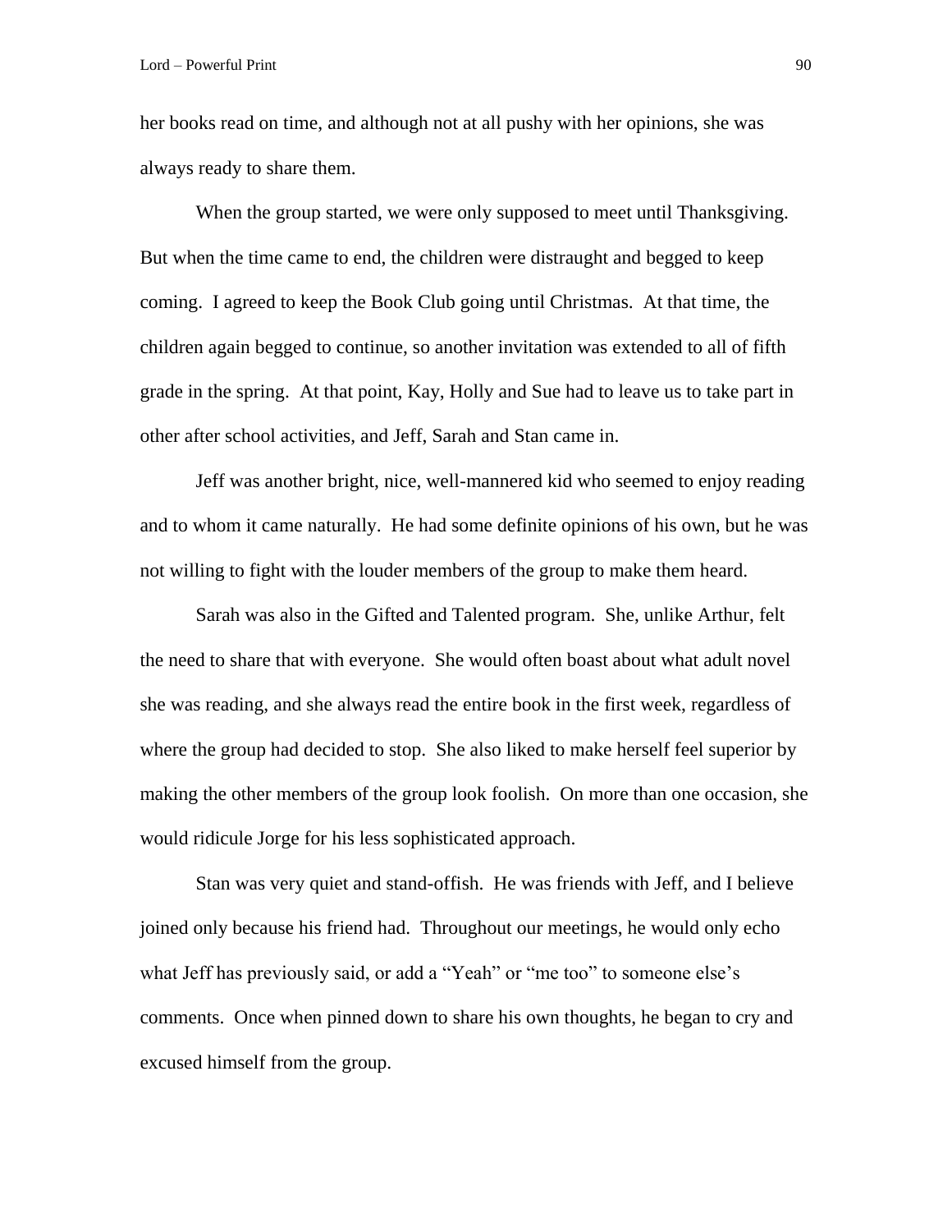her books read on time, and although not at all pushy with her opinions, she was always ready to share them.

When the group started, we were only supposed to meet until Thanksgiving. But when the time came to end, the children were distraught and begged to keep coming. I agreed to keep the Book Club going until Christmas. At that time, the children again begged to continue, so another invitation was extended to all of fifth grade in the spring. At that point, Kay, Holly and Sue had to leave us to take part in other after school activities, and Jeff, Sarah and Stan came in.

Jeff was another bright, nice, well-mannered kid who seemed to enjoy reading and to whom it came naturally. He had some definite opinions of his own, but he was not willing to fight with the louder members of the group to make them heard.

Sarah was also in the Gifted and Talented program. She, unlike Arthur, felt the need to share that with everyone. She would often boast about what adult novel she was reading, and she always read the entire book in the first week, regardless of where the group had decided to stop. She also liked to make herself feel superior by making the other members of the group look foolish. On more than one occasion, she would ridicule Jorge for his less sophisticated approach.

Stan was very quiet and stand-offish. He was friends with Jeff, and I believe joined only because his friend had. Throughout our meetings, he would only echo what Jeff has previously said, or add a "Yeah" or "me too" to someone else's comments. Once when pinned down to share his own thoughts, he began to cry and excused himself from the group.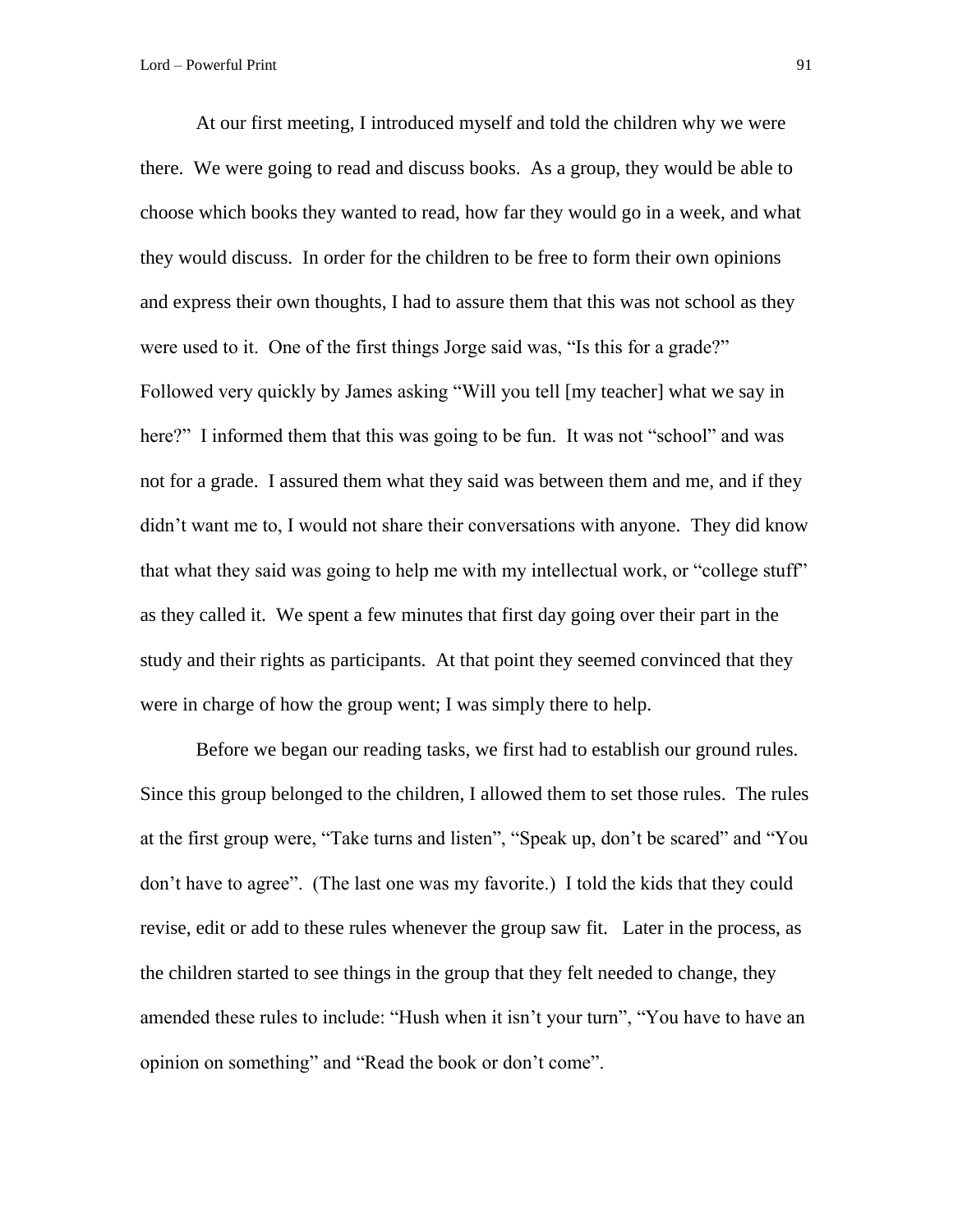At our first meeting, I introduced myself and told the children why we were there. We were going to read and discuss books. As a group, they would be able to choose which books they wanted to read, how far they would go in a week, and what they would discuss. In order for the children to be free to form their own opinions and express their own thoughts, I had to assure them that this was not school as they were used to it. One of the first things Jorge said was, "Is this for a grade?" Followed very quickly by James asking "Will you tell [my teacher] what we say in here?" I informed them that this was going to be fun. It was not "school" and was not for a grade. I assured them what they said was between them and me, and if they didn't want me to, I would not share their conversations with anyone. They did know that what they said was going to help me with my intellectual work, or "college stuff" as they called it. We spent a few minutes that first day going over their part in the study and their rights as participants. At that point they seemed convinced that they were in charge of how the group went; I was simply there to help.

Before we began our reading tasks, we first had to establish our ground rules. Since this group belonged to the children, I allowed them to set those rules. The rules at the first group were, "Take turns and listen", "Speak up, don't be scared" and "You don't have to agree". (The last one was my favorite.) I told the kids that they could revise, edit or add to these rules whenever the group saw fit. Later in the process, as the children started to see things in the group that they felt needed to change, they amended these rules to include: "Hush when it isn't your turn", "You have to have an opinion on something" and "Read the book or don't come".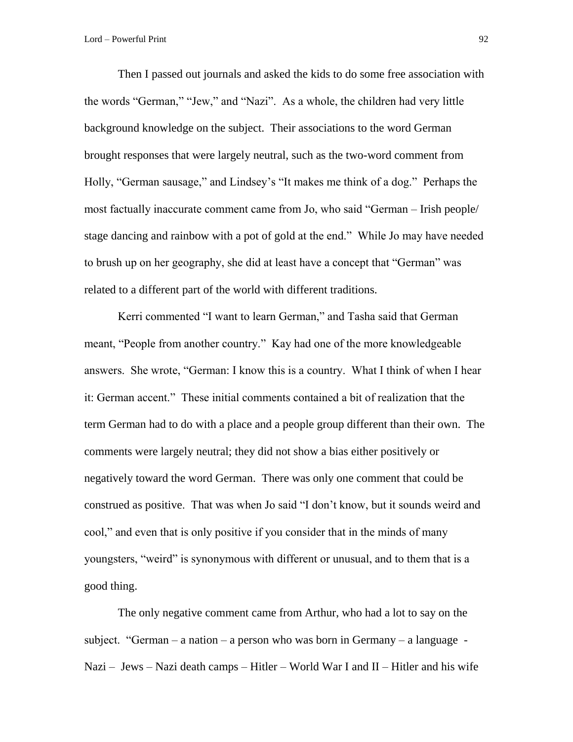Then I passed out journals and asked the kids to do some free association with the words "German," "Jew," and "Nazi". As a whole, the children had very little background knowledge on the subject. Their associations to the word German brought responses that were largely neutral, such as the two-word comment from Holly, "German sausage," and Lindsey's "It makes me think of a dog." Perhaps the most factually inaccurate comment came from Jo, who said "German – Irish people/ stage dancing and rainbow with a pot of gold at the end." While Jo may have needed to brush up on her geography, she did at least have a concept that "German" was related to a different part of the world with different traditions.

Kerri commented "I want to learn German," and Tasha said that German meant, "People from another country." Kay had one of the more knowledgeable answers. She wrote, "German: I know this is a country. What I think of when I hear it: German accent." These initial comments contained a bit of realization that the term German had to do with a place and a people group different than their own. The comments were largely neutral; they did not show a bias either positively or negatively toward the word German. There was only one comment that could be construed as positive. That was when Jo said "I don't know, but it sounds weird and cool," and even that is only positive if you consider that in the minds of many youngsters, "weird" is synonymous with different or unusual, and to them that is a good thing.

The only negative comment came from Arthur, who had a lot to say on the subject. "German – a nation – a person who was born in Germany – a language - Nazi – Jews – Nazi death camps – Hitler – World War I and II – Hitler and his wife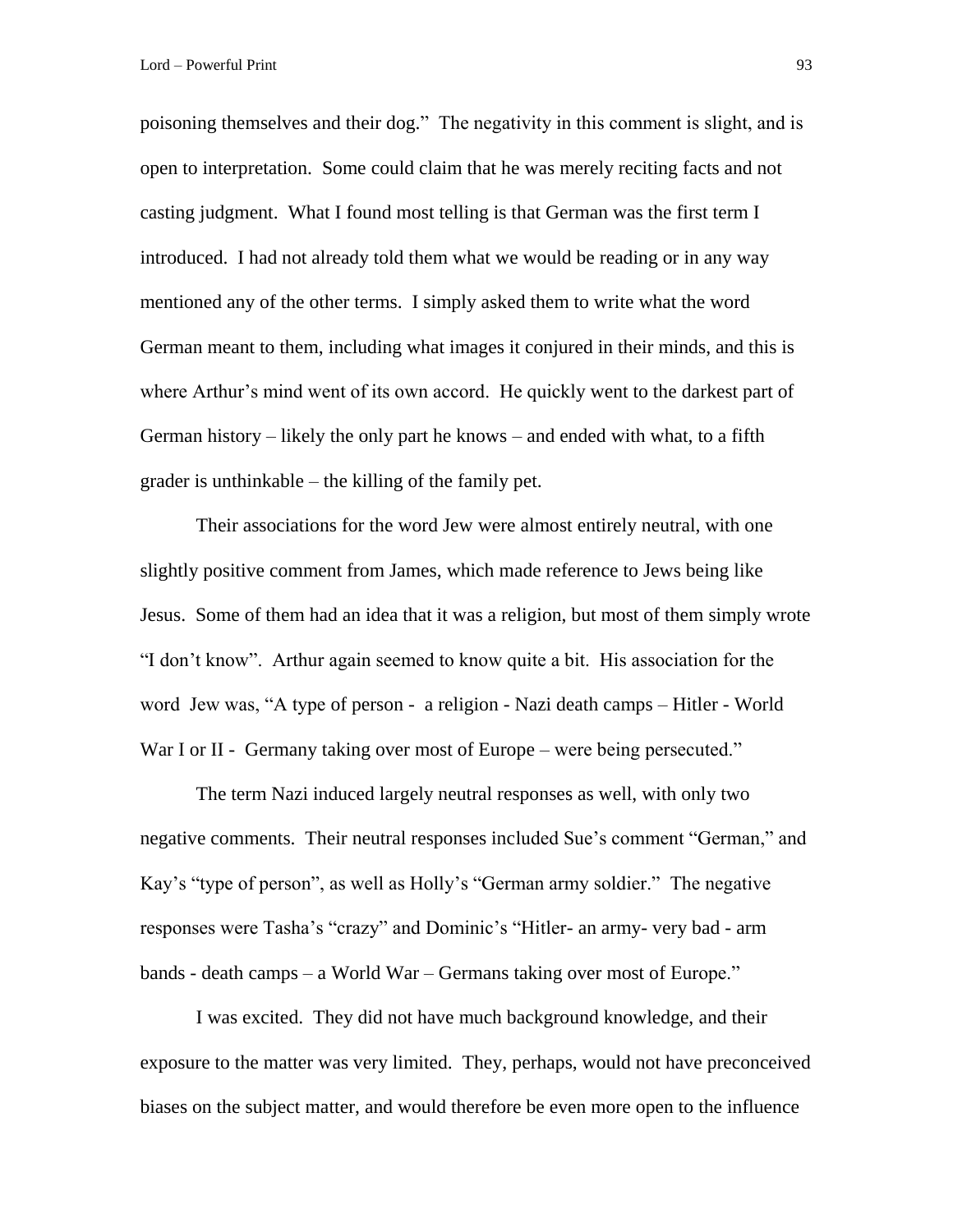poisoning themselves and their dog." The negativity in this comment is slight, and is open to interpretation. Some could claim that he was merely reciting facts and not casting judgment. What I found most telling is that German was the first term I introduced. I had not already told them what we would be reading or in any way mentioned any of the other terms. I simply asked them to write what the word German meant to them, including what images it conjured in their minds, and this is where Arthur's mind went of its own accord. He quickly went to the darkest part of German history – likely the only part he knows – and ended with what, to a fifth grader is unthinkable – the killing of the family pet.

Their associations for the word Jew were almost entirely neutral, with one slightly positive comment from James, which made reference to Jews being like Jesus. Some of them had an idea that it was a religion, but most of them simply wrote "I don't know". Arthur again seemed to know quite a bit. His association for the word Jew was, "A type of person - a religion - Nazi death camps – Hitler - World War I or II - Germany taking over most of Europe – were being persecuted."

The term Nazi induced largely neutral responses as well, with only two negative comments. Their neutral responses included Sue's comment "German," and Kay's "type of person", as well as Holly's "German army soldier." The negative responses were Tasha's "crazy" and Dominic's "Hitler- an army- very bad - arm bands - death camps – a World War – Germans taking over most of Europe."

I was excited. They did not have much background knowledge, and their exposure to the matter was very limited. They, perhaps, would not have preconceived biases on the subject matter, and would therefore be even more open to the influence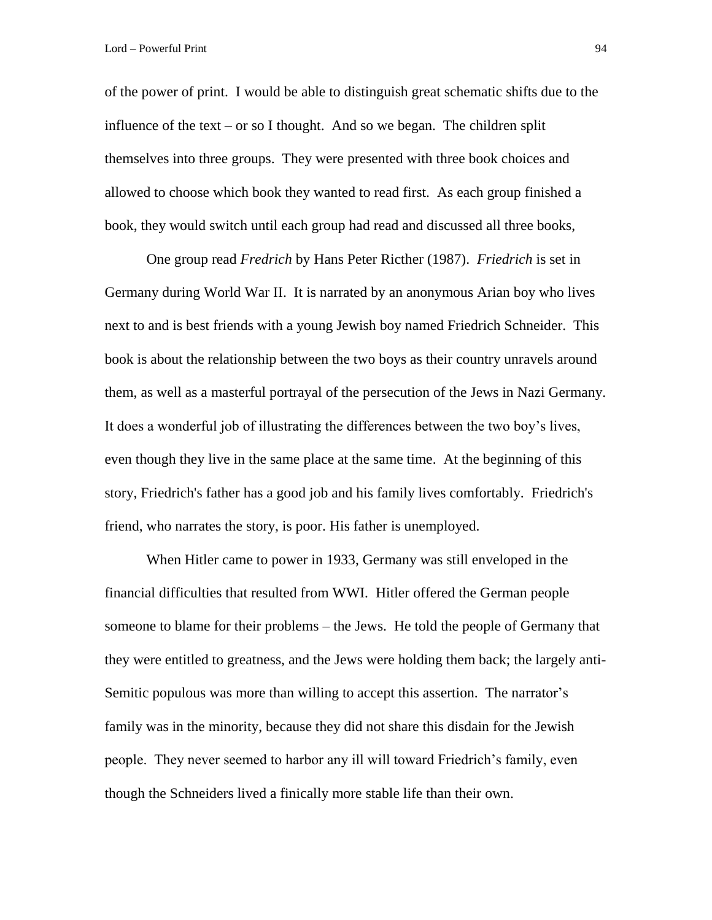of the power of print. I would be able to distinguish great schematic shifts due to the influence of the text – or so I thought. And so we began. The children split themselves into three groups. They were presented with three book choices and allowed to choose which book they wanted to read first. As each group finished a book, they would switch until each group had read and discussed all three books,

One group read *Fredrich* by Hans Peter Ricther (1987). *Friedrich* is set in Germany during World War II. It is narrated by an anonymous Arian boy who lives next to and is best friends with a young Jewish boy named Friedrich Schneider. This book is about the relationship between the two boys as their country unravels around them, as well as a masterful portrayal of the persecution of the Jews in Nazi Germany. It does a wonderful job of illustrating the differences between the two boy's lives, even though they live in the same place at the same time. At the beginning of this story, Friedrich's father has a good job and his family lives comfortably. Friedrich's friend, who narrates the story, is poor. His father is unemployed.

When Hitler came to power in 1933, Germany was still enveloped in the financial difficulties that resulted from WWI. Hitler offered the German people someone to blame for their problems – the Jews. He told the people of Germany that they were entitled to greatness, and the Jews were holding them back; the largely anti-Semitic populous was more than willing to accept this assertion. The narrator's family was in the minority, because they did not share this disdain for the Jewish people. They never seemed to harbor any ill will toward Friedrich's family, even though the Schneiders lived a finically more stable life than their own.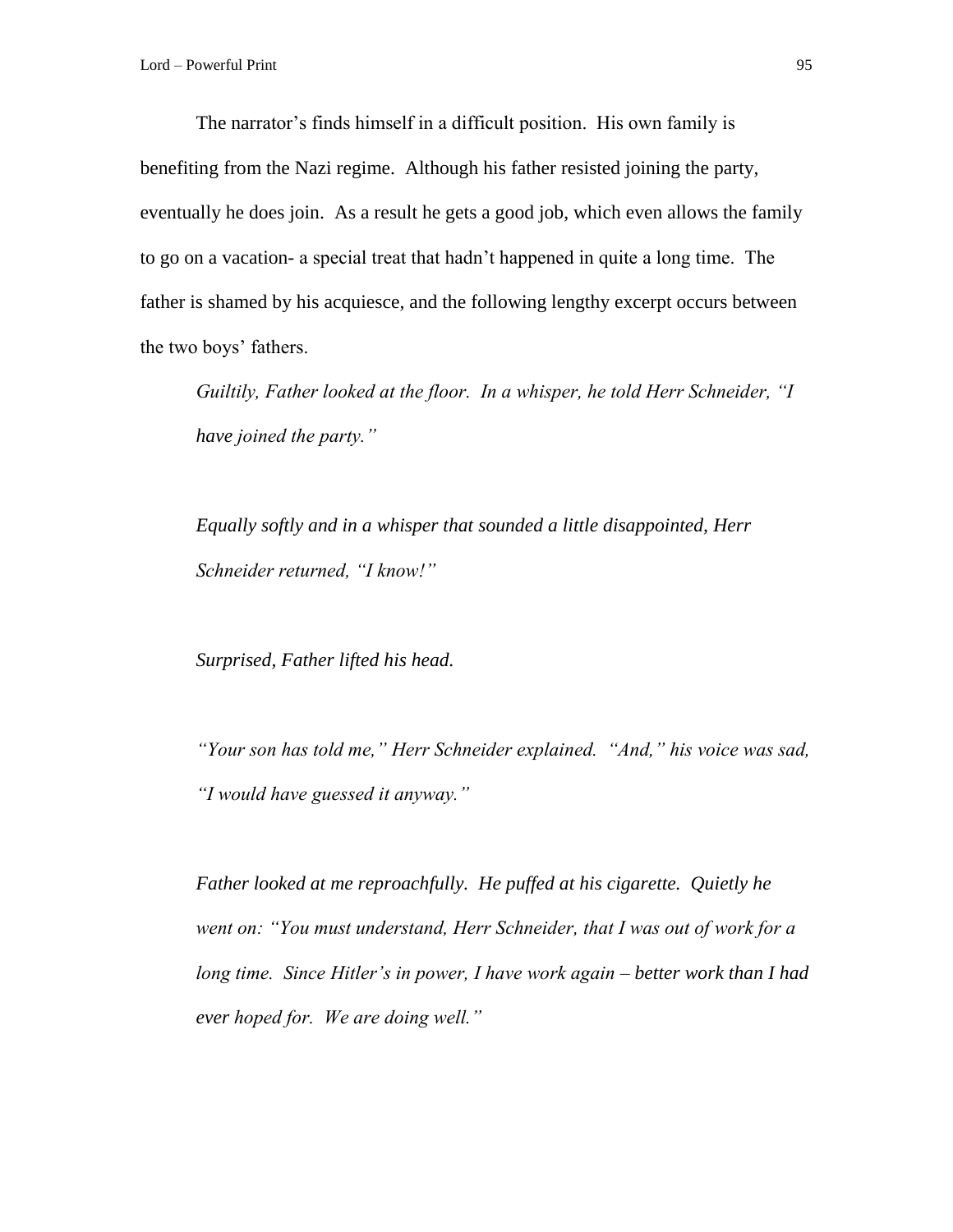The narrator's finds himself in a difficult position. His own family is benefiting from the Nazi regime. Although his father resisted joining the party, eventually he does join. As a result he gets a good job, which even allows the family to go on a vacation- a special treat that hadn't happened in quite a long time. The father is shamed by his acquiesce, and the following lengthy excerpt occurs between the two boys' fathers.

> *Guiltily, Father looked at the floor. In a whisper, he told Herr Schneider, "I have joined the party."*
>
> *Equally softly and in a whisper that sounded a little disappointed, Herr Schneider returned, "I know!"*
>
> *Surprised, Father lifted his head.*
>
> *"Your son has told me," Herr Schneider explained. "And," his voice was sad, "I would have guessed it anyway."*
>
> *Father looked at me reproachfully. He puffed at his cigarette. Quietly he went on: "You must understand, Herr Schneider, that I was out of work for a long time. Since Hitler's in power, I have work again – better work than I had ever hoped for. We are doing well."*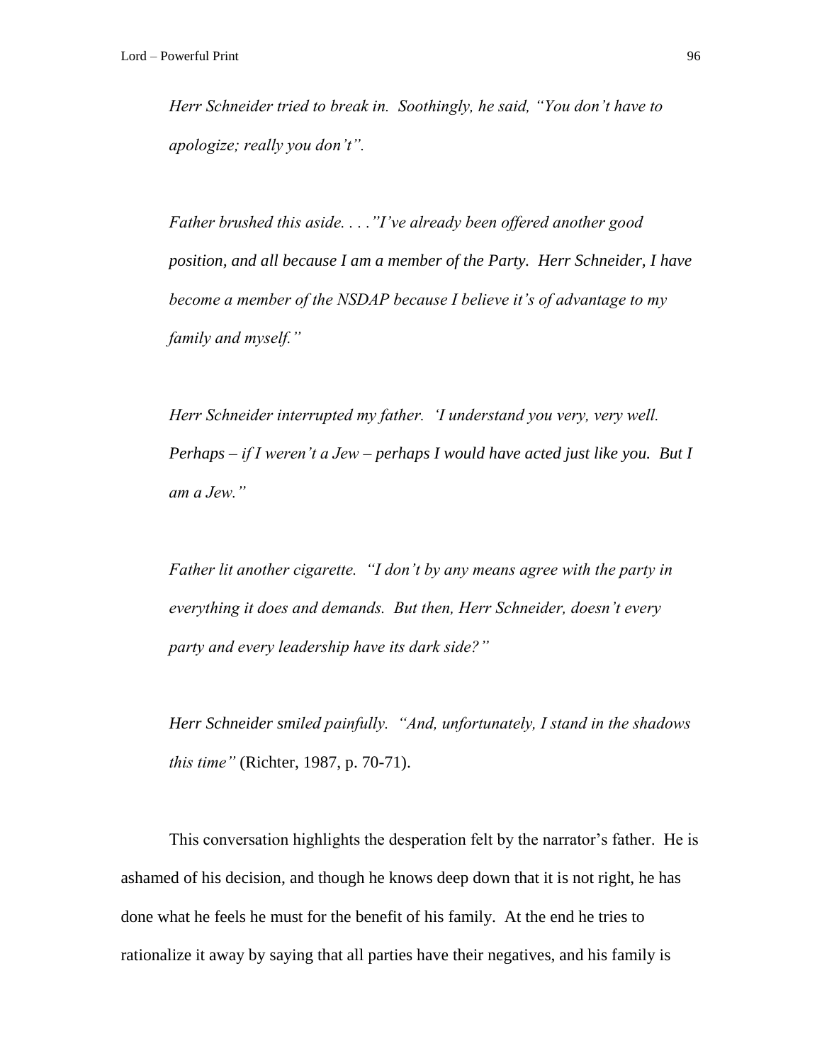*Herr Schneider tried to break in. Soothingly, he said, "You don't have to apologize; really you don't".*

*Father brushed this aside. . . ."I've already been offered another good position, and all because I am a member of the Party. Herr Schneider, I have become a member of the NSDAP because I believe it's of advantage to my family and myself."*

*Herr Schneider interrupted my father. 'I understand you very, very well. Perhaps – if I weren't a Jew – perhaps I would have acted just like you. But I am a Jew."*

*Father lit another cigarette. "I don't by any means agree with the party in everything it does and demands. But then, Herr Schneider, doesn't every party and every leadership have its dark side?"*

*Herr Schneider smiled painfully. "And, unfortunately, I stand in the shadows this time"* (Richter, 1987, p. 70-71).

This conversation highlights the desperation felt by the narrator's father. He is ashamed of his decision, and though he knows deep down that it is not right, he has done what he feels he must for the benefit of his family. At the end he tries to rationalize it away by saying that all parties have their negatives, and his family is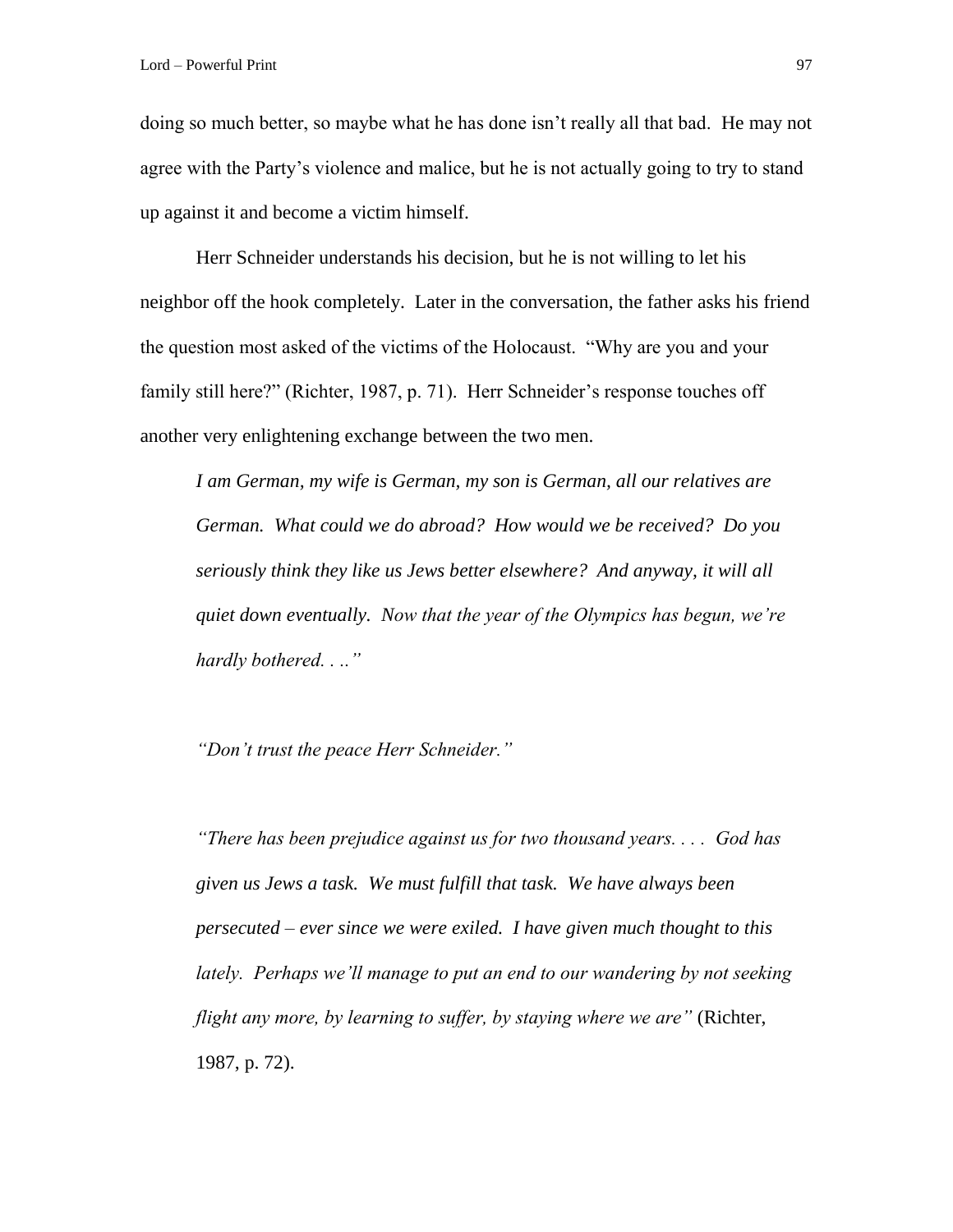doing so much better, so maybe what he has done isn't really all that bad. He may not agree with the Party's violence and malice, but he is not actually going to try to stand up against it and become a victim himself.

Herr Schneider understands his decision, but he is not willing to let his neighbor off the hook completely. Later in the conversation, the father asks his friend the question most asked of the victims of the Holocaust. "Why are you and your family still here?" (Richter, 1987, p. 71). Herr Schneider's response touches off another very enlightening exchange between the two men.

> *I am German, my wife is German, my son is German, all our relatives are German. What could we do abroad? How would we be received? Do you seriously think they like us Jews better elsewhere? And anyway, it will all quiet down eventually. Now that the year of the Olympics has begun, we're hardly bothered. . .."*
>
> *"Don't trust the peace Herr Schneider."*
>
> *"There has been prejudice against us for two thousand years. . . . God has given us Jews a task. We must fulfill that task. We have always been persecuted – ever since we were exiled. I have given much thought to this lately. Perhaps we'll manage to put an end to our wandering by not seeking flight any more, by learning to suffer, by staying where we are"* (Richter, 1987, p. 72).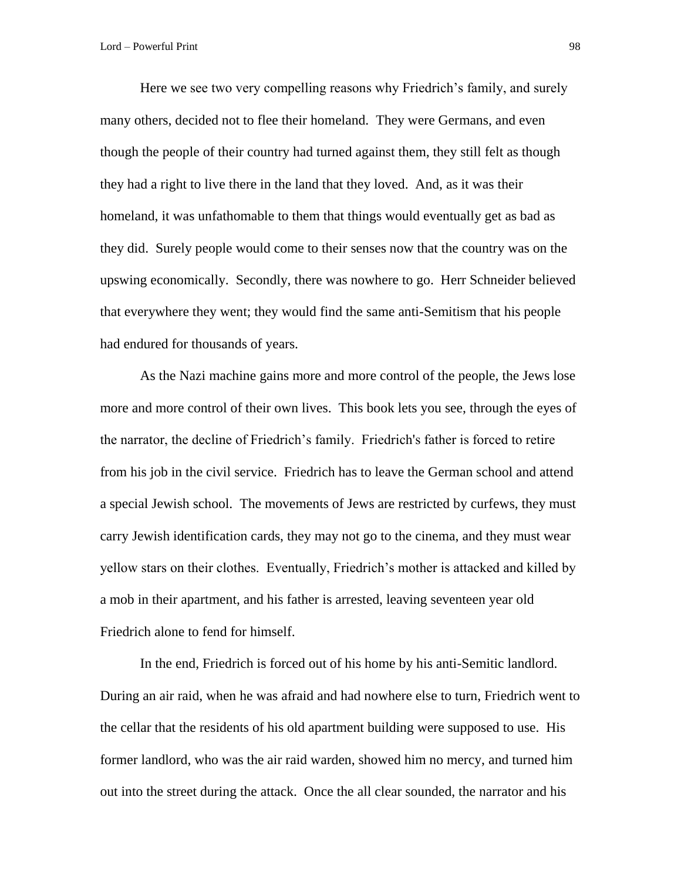Here we see two very compelling reasons why Friedrich's family, and surely many others, decided not to flee their homeland. They were Germans, and even though the people of their country had turned against them, they still felt as though they had a right to live there in the land that they loved. And, as it was their homeland, it was unfathomable to them that things would eventually get as bad as they did. Surely people would come to their senses now that the country was on the upswing economically. Secondly, there was nowhere to go. Herr Schneider believed that everywhere they went; they would find the same anti-Semitism that his people had endured for thousands of years.

As the Nazi machine gains more and more control of the people, the Jews lose more and more control of their own lives. This book lets you see, through the eyes of the narrator, the decline of Friedrich's family. Friedrich's father is forced to retire from his job in the civil service. Friedrich has to leave the German school and attend a special Jewish school. The movements of Jews are restricted by curfews, they must carry Jewish identification cards, they may not go to the cinema, and they must wear yellow stars on their clothes. Eventually, Friedrich's mother is attacked and killed by a mob in their apartment, and his father is arrested, leaving seventeen year old Friedrich alone to fend for himself.

In the end, Friedrich is forced out of his home by his anti-Semitic landlord. During an air raid, when he was afraid and had nowhere else to turn, Friedrich went to the cellar that the residents of his old apartment building were supposed to use. His former landlord, who was the air raid warden, showed him no mercy, and turned him out into the street during the attack. Once the all clear sounded, the narrator and his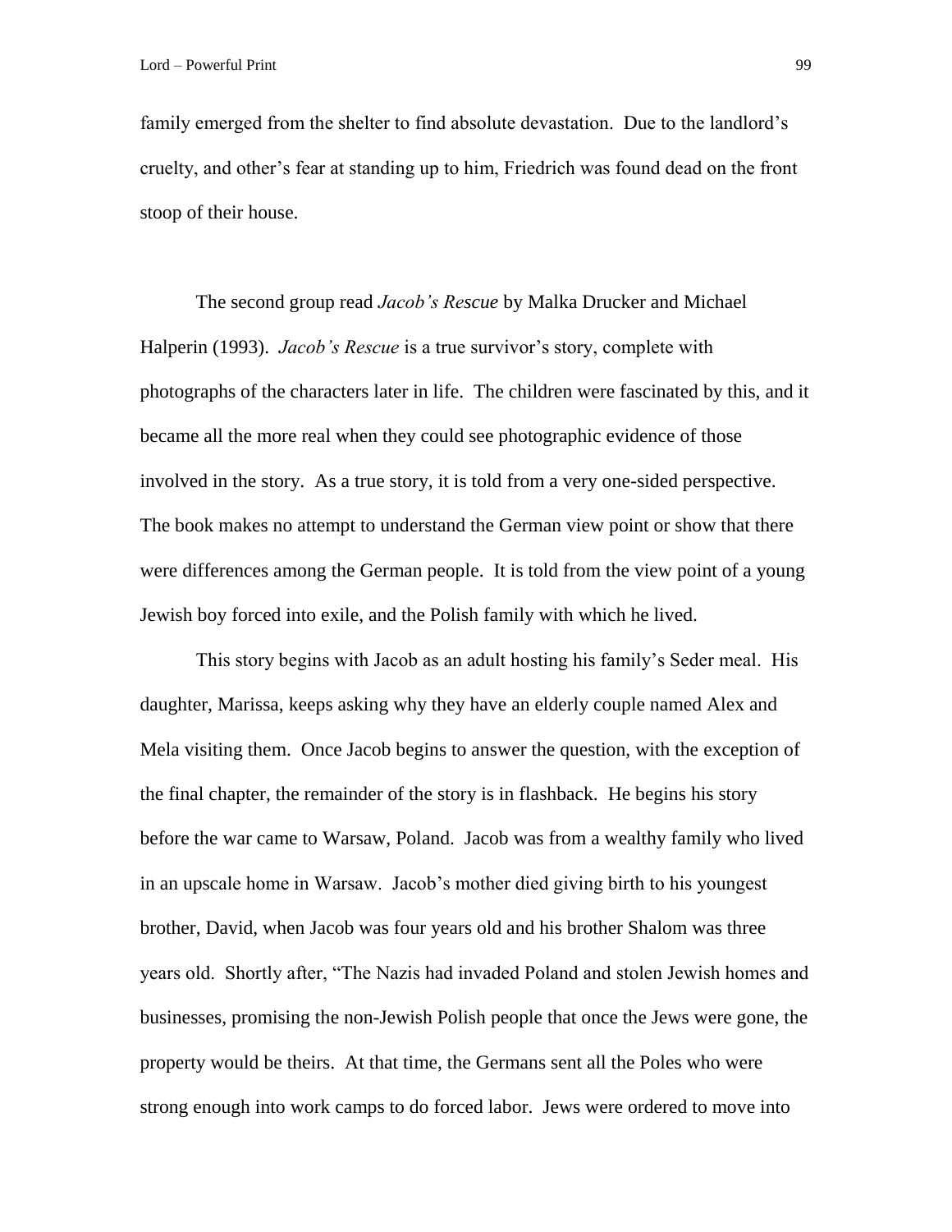family emerged from the shelter to find absolute devastation. Due to the landlord's cruelty, and other's fear at standing up to him, Friedrich was found dead on the front stoop of their house.

The second group read *Jacob's Rescue* by Malka Drucker and Michael Halperin (1993). *Jacob's Rescue* is a true survivor's story, complete with photographs of the characters later in life. The children were fascinated by this, and it became all the more real when they could see photographic evidence of those involved in the story. As a true story, it is told from a very one-sided perspective. The book makes no attempt to understand the German view point or show that there were differences among the German people. It is told from the view point of a young Jewish boy forced into exile, and the Polish family with which he lived.

This story begins with Jacob as an adult hosting his family's Seder meal. His daughter, Marissa, keeps asking why they have an elderly couple named Alex and Mela visiting them. Once Jacob begins to answer the question, with the exception of the final chapter, the remainder of the story is in flashback. He begins his story before the war came to Warsaw, Poland. Jacob was from a wealthy family who lived in an upscale home in Warsaw. Jacob's mother died giving birth to his youngest brother, David, when Jacob was four years old and his brother Shalom was three years old. Shortly after, "The Nazis had invaded Poland and stolen Jewish homes and businesses, promising the non-Jewish Polish people that once the Jews were gone, the property would be theirs. At that time, the Germans sent all the Poles who were strong enough into work camps to do forced labor. Jews were ordered to move into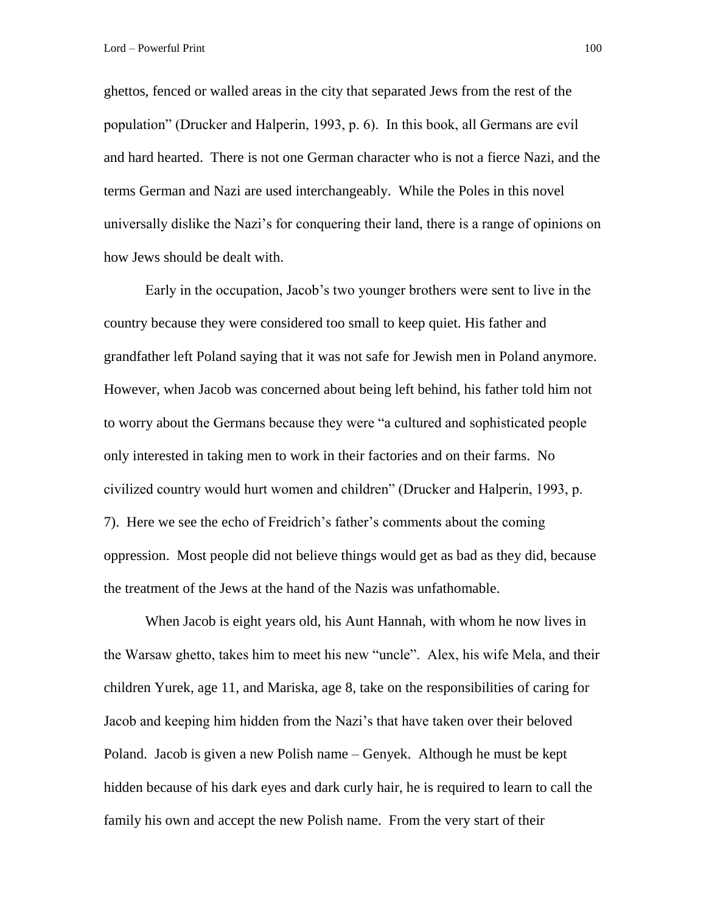ghettos, fenced or walled areas in the city that separated Jews from the rest of the population" (Drucker and Halperin, 1993, p. 6). In this book, all Germans are evil and hard hearted. There is not one German character who is not a fierce Nazi, and the terms German and Nazi are used interchangeably. While the Poles in this novel universally dislike the Nazi's for conquering their land, there is a range of opinions on how Jews should be dealt with.

Early in the occupation, Jacob's two younger brothers were sent to live in the country because they were considered too small to keep quiet. His father and grandfather left Poland saying that it was not safe for Jewish men in Poland anymore. However, when Jacob was concerned about being left behind, his father told him not to worry about the Germans because they were "a cultured and sophisticated people only interested in taking men to work in their factories and on their farms. No civilized country would hurt women and children" (Drucker and Halperin, 1993, p. 7). Here we see the echo of Freidrich's father's comments about the coming oppression. Most people did not believe things would get as bad as they did, because the treatment of the Jews at the hand of the Nazis was unfathomable.

When Jacob is eight years old, his Aunt Hannah, with whom he now lives in the Warsaw ghetto, takes him to meet his new "uncle". Alex, his wife Mela, and their children Yurek, age 11, and Mariska, age 8, take on the responsibilities of caring for Jacob and keeping him hidden from the Nazi's that have taken over their beloved Poland. Jacob is given a new Polish name – Genyek. Although he must be kept hidden because of his dark eyes and dark curly hair, he is required to learn to call the family his own and accept the new Polish name. From the very start of their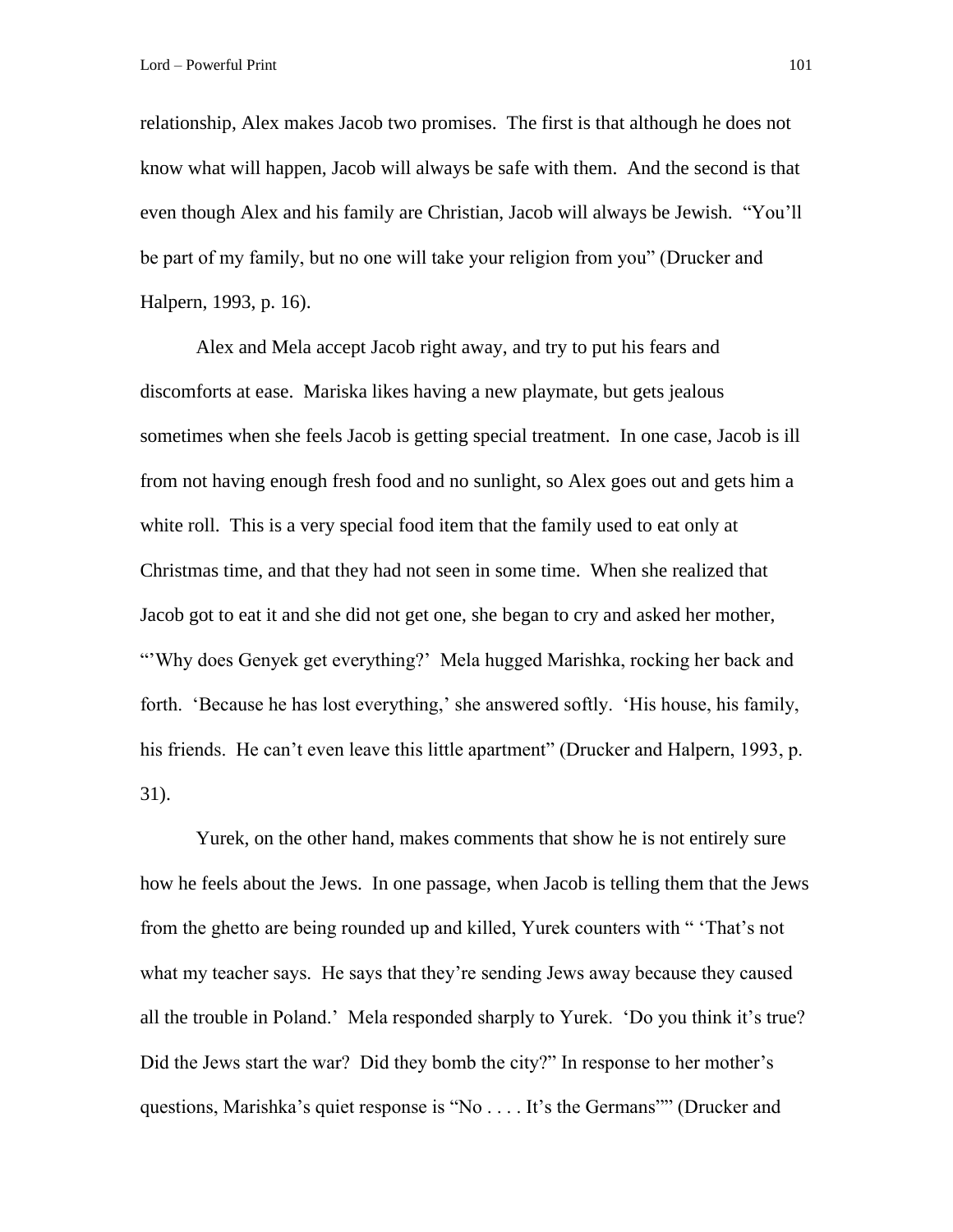relationship, Alex makes Jacob two promises. The first is that although he does not know what will happen, Jacob will always be safe with them. And the second is that even though Alex and his family are Christian, Jacob will always be Jewish. "You'll be part of my family, but no one will take your religion from you" (Drucker and Halpern, 1993, p. 16).

Alex and Mela accept Jacob right away, and try to put his fears and discomforts at ease. Mariska likes having a new playmate, but gets jealous sometimes when she feels Jacob is getting special treatment. In one case, Jacob is ill from not having enough fresh food and no sunlight, so Alex goes out and gets him a white roll. This is a very special food item that the family used to eat only at Christmas time, and that they had not seen in some time. When she realized that Jacob got to eat it and she did not get one, she began to cry and asked her mother, "'Why does Genyek get everything?' Mela hugged Marishka, rocking her back and forth. 'Because he has lost everything,' she answered softly. 'His house, his family, his friends. He can't even leave this little apartment" (Drucker and Halpern, 1993, p. 31).

Yurek, on the other hand, makes comments that show he is not entirely sure how he feels about the Jews. In one passage, when Jacob is telling them that the Jews from the ghetto are being rounded up and killed, Yurek counters with " 'That's not what my teacher says. He says that they're sending Jews away because they caused all the trouble in Poland.' Mela responded sharply to Yurek. 'Do you think it's true? Did the Jews start the war? Did they bomb the city?" In response to her mother's questions, Marishka's quiet response is "No . . . . It's the Germans"" (Drucker and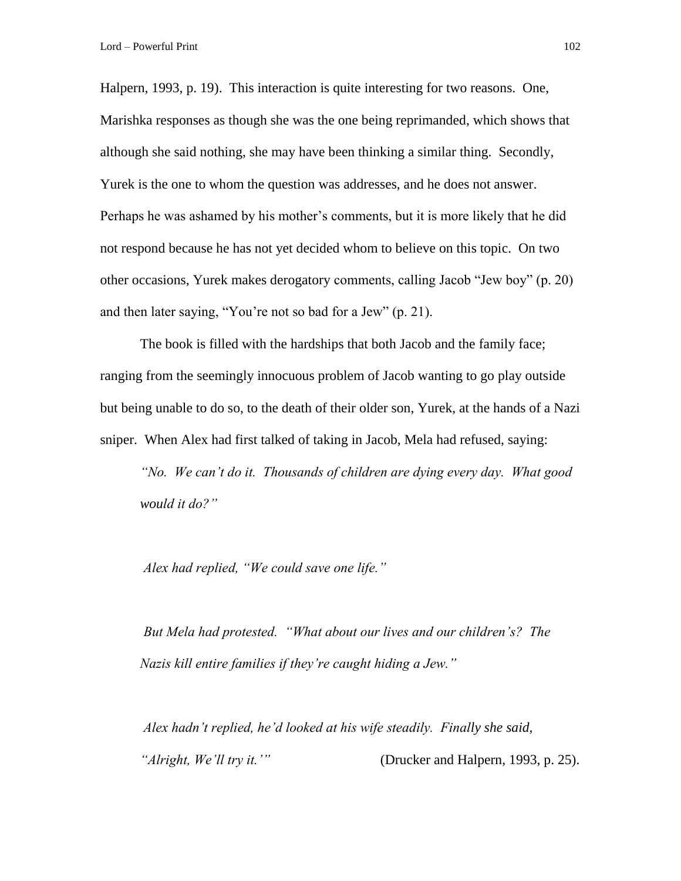Halpern, 1993, p. 19). This interaction is quite interesting for two reasons. One, Marishka responses as though she was the one being reprimanded, which shows that although she said nothing, she may have been thinking a similar thing. Secondly, Yurek is the one to whom the question was addresses, and he does not answer. Perhaps he was ashamed by his mother's comments, but it is more likely that he did not respond because he has not yet decided whom to believe on this topic. On two other occasions, Yurek makes derogatory comments, calling Jacob "Jew boy" (p. 20) and then later saying, "You're not so bad for a Jew" (p. 21).

The book is filled with the hardships that both Jacob and the family face; ranging from the seemingly innocuous problem of Jacob wanting to go play outside but being unable to do so, to the death of their older son, Yurek, at the hands of a Nazi sniper. When Alex had first talked of taking in Jacob, Mela had refused, saying:

> *"No. We can't do it. Thousands of children are dying every day. What good would it do?"*
>
> *Alex had replied, "We could save one life."*
>
> *But Mela had protested. "What about our lives and our children's? The Nazis kill entire families if they're caught hiding a Jew."*
>
> *Alex hadn't replied, he'd looked at his wife steadily. Finally she said, "Alright, We'll try it.'"* (Drucker and Halpern, 1993, p. 25).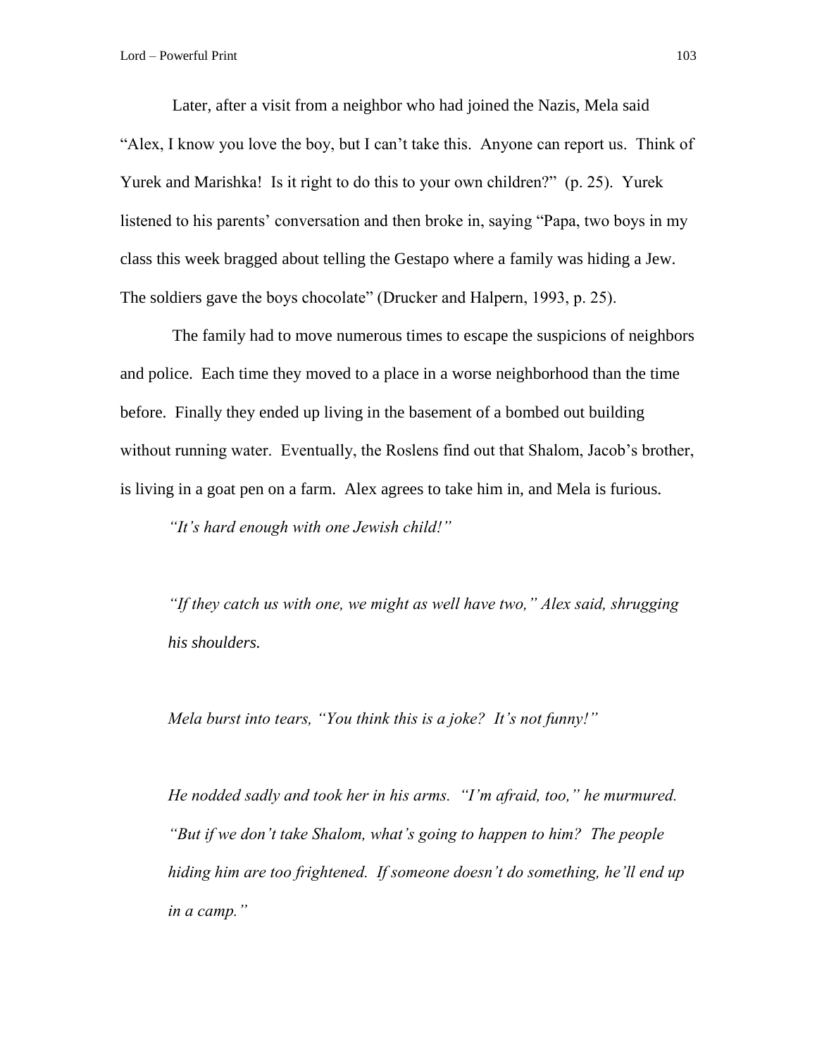Later, after a visit from a neighbor who had joined the Nazis, Mela said "Alex, I know you love the boy, but I can't take this. Anyone can report us. Think of Yurek and Marishka! Is it right to do this to your own children?" (p. 25). Yurek listened to his parents' conversation and then broke in, saying "Papa, two boys in my class this week bragged about telling the Gestapo where a family was hiding a Jew. The soldiers gave the boys chocolate" (Drucker and Halpern, 1993, p. 25).

The family had to move numerous times to escape the suspicions of neighbors and police. Each time they moved to a place in a worse neighborhood than the time before. Finally they ended up living in the basement of a bombed out building without running water. Eventually, the Roslens find out that Shalom, Jacob's brother, is living in a goat pen on a farm. Alex agrees to take him in, and Mela is furious.

> *"It's hard enough with one Jewish child!"*
>
> *"If they catch us with one, we might as well have two," Alex said, shrugging his shoulders.*
>
> *Mela burst into tears, "You think this is a joke? It's not funny!"*
>
> *He nodded sadly and took her in his arms. "I'm afraid, too," he murmured. "But if we don't take Shalom, what's going to happen to him? The people hiding him are too frightened. If someone doesn't do something, he'll end up in a camp."*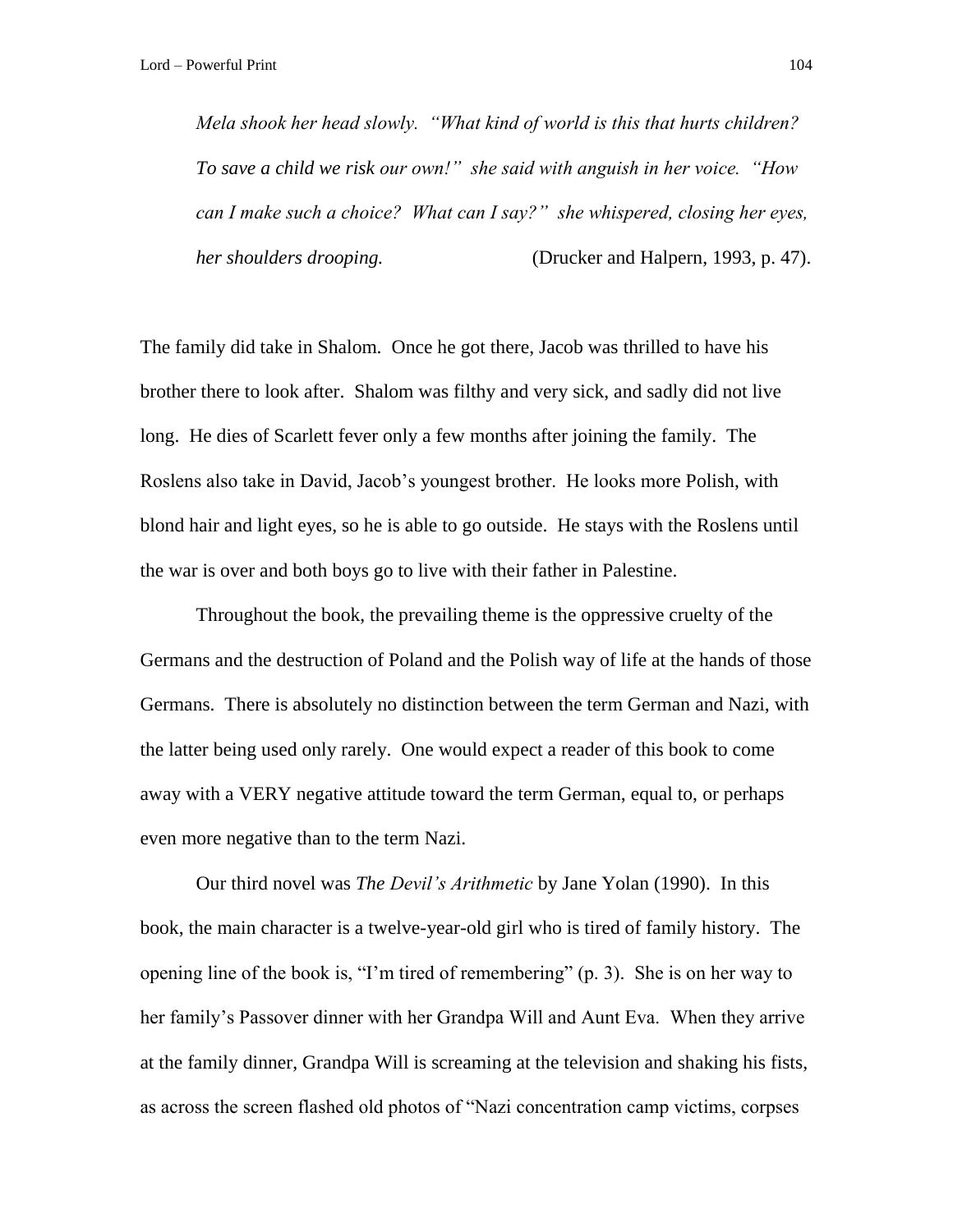> *Mela shook her head slowly. "What kind of world is this that hurts children? To save a child we risk our own!" she said with anguish in her voice. "How can I make such a choice? What can I say?" she whispered, closing her eyes, her shoulders drooping.* (Drucker and Halpern, 1993, p. 47).

The family did take in Shalom. Once he got there, Jacob was thrilled to have his brother there to look after. Shalom was filthy and very sick, and sadly did not live long. He dies of Scarlett fever only a few months after joining the family. The Roslens also take in David, Jacob's youngest brother. He looks more Polish, with blond hair and light eyes, so he is able to go outside. He stays with the Roslens until the war is over and both boys go to live with their father in Palestine.

Throughout the book, the prevailing theme is the oppressive cruelty of the Germans and the destruction of Poland and the Polish way of life at the hands of those Germans. There is absolutely no distinction between the term German and Nazi, with the latter being used only rarely. One would expect a reader of this book to come away with a VERY negative attitude toward the term German, equal to, or perhaps even more negative than to the term Nazi.

Our third novel was *The Devil's Arithmetic* by Jane Yolan (1990). In this book, the main character is a twelve-year-old girl who is tired of family history. The opening line of the book is, "I'm tired of remembering" (p. 3). She is on her way to her family's Passover dinner with her Grandpa Will and Aunt Eva. When they arrive at the family dinner, Grandpa Will is screaming at the television and shaking his fists, as across the screen flashed old photos of "Nazi concentration camp victims, corpses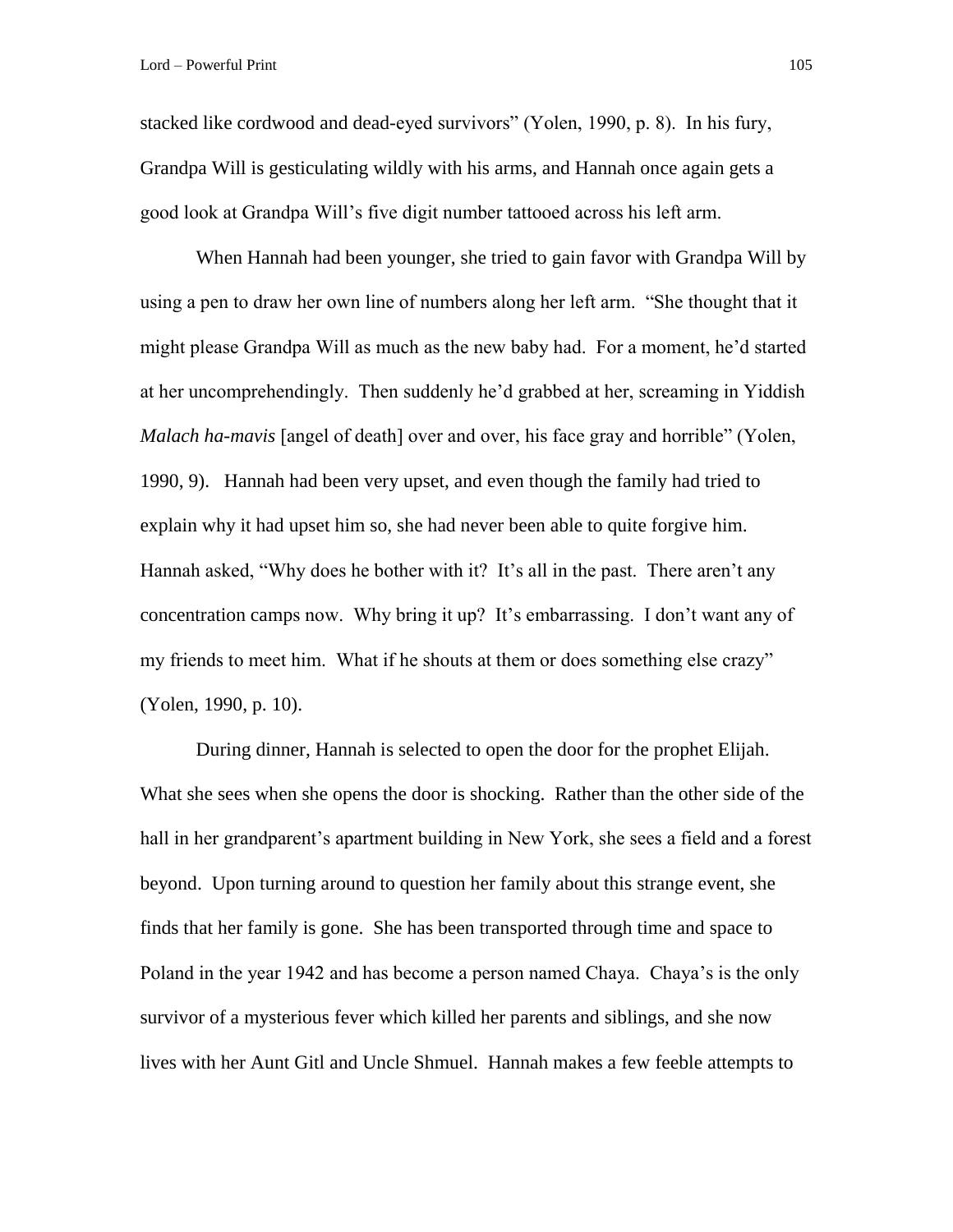stacked like cordwood and dead-eyed survivors" (Yolen, 1990, p. 8). In his fury, Grandpa Will is gesticulating wildly with his arms, and Hannah once again gets a good look at Grandpa Will's five digit number tattooed across his left arm.

When Hannah had been younger, she tried to gain favor with Grandpa Will by using a pen to draw her own line of numbers along her left arm. "She thought that it might please Grandpa Will as much as the new baby had. For a moment, he'd started at her uncomprehendingly. Then suddenly he'd grabbed at her, screaming in Yiddish *Malach ha-mavis* [angel of death] over and over, his face gray and horrible" (Yolen, 1990, 9). Hannah had been very upset, and even though the family had tried to explain why it had upset him so, she had never been able to quite forgive him. Hannah asked, "Why does he bother with it? It's all in the past. There aren't any concentration camps now. Why bring it up? It's embarrassing. I don't want any of my friends to meet him. What if he shouts at them or does something else crazy" (Yolen, 1990, p. 10).

During dinner, Hannah is selected to open the door for the prophet Elijah. What she sees when she opens the door is shocking. Rather than the other side of the hall in her grandparent's apartment building in New York, she sees a field and a forest beyond. Upon turning around to question her family about this strange event, she finds that her family is gone. She has been transported through time and space to Poland in the year 1942 and has become a person named Chaya. Chaya's is the only survivor of a mysterious fever which killed her parents and siblings, and she now lives with her Aunt Gitl and Uncle Shmuel. Hannah makes a few feeble attempts to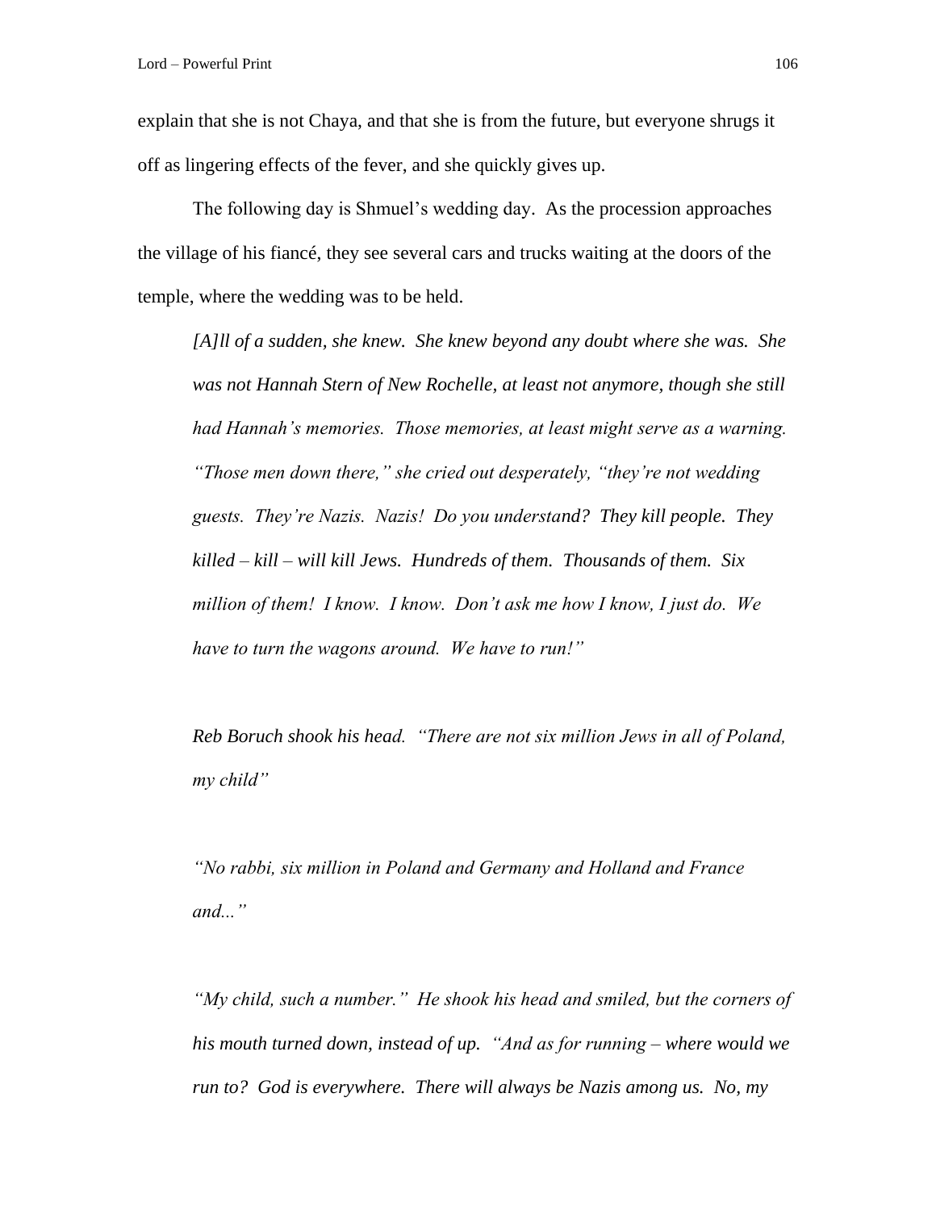explain that she is not Chaya, and that she is from the future, but everyone shrugs it off as lingering effects of the fever, and she quickly gives up.

The following day is Shmuel's wedding day. As the procession approaches the village of his fiancé, they see several cars and trucks waiting at the doors of the temple, where the wedding was to be held.

> *[A]ll of a sudden, she knew. She knew beyond any doubt where she was. She was not Hannah Stern of New Rochelle, at least not anymore, though she still had Hannah's memories. Those memories, at least might serve as a warning. "Those men down there," she cried out desperately, "they're not wedding guests. They're Nazis. Nazis! Do you understand? They kill people. They killed – kill – will kill Jews. Hundreds of them. Thousands of them. Six million of them! I know. I know. Don't ask me how I know, I just do. We have to turn the wagons around. We have to run!"*
>
> *Reb Boruch shook his head. "There are not six million Jews in all of Poland, my child"*
>
> *"No rabbi, six million in Poland and Germany and Holland and France and..."*
>
> *"My child, such a number." He shook his head and smiled, but the corners of his mouth turned down, instead of up. "And as for running – where would we run to? God is everywhere. There will always be Nazis among us. No, my*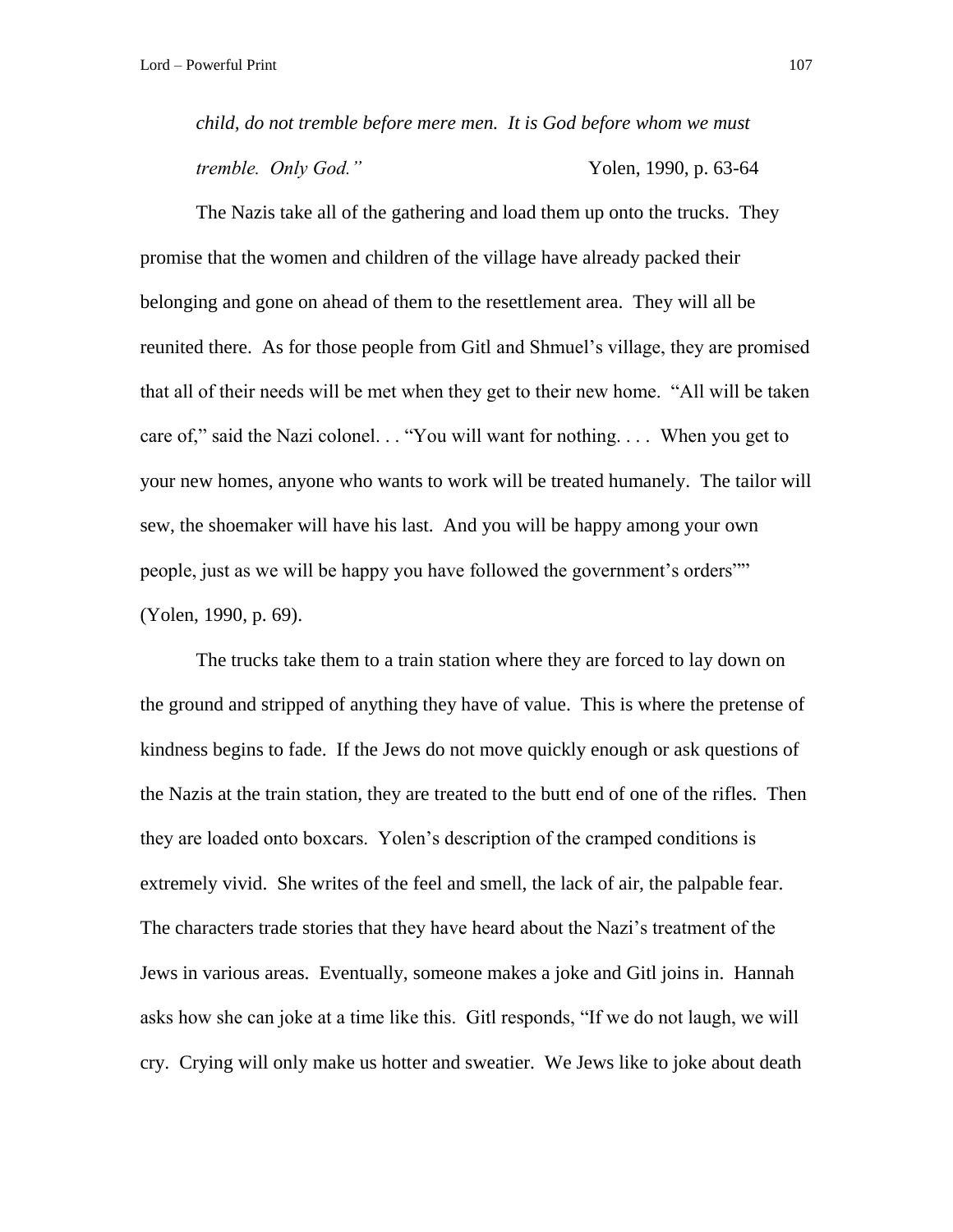*child, do not tremble before mere men. It is God before whom we must tremble. Only God."* Yolen, 1990, p. 63-64

The Nazis take all of the gathering and load them up onto the trucks. They promise that the women and children of the village have already packed their belonging and gone on ahead of them to the resettlement area. They will all be reunited there. As for those people from Gitl and Shmuel's village, they are promised that all of their needs will be met when they get to their new home. "All will be taken care of," said the Nazi colonel. . . "You will want for nothing. . . . When you get to your new homes, anyone who wants to work will be treated humanely. The tailor will sew, the shoemaker will have his last. And you will be happy among your own people, just as we will be happy you have followed the government's orders"" (Yolen, 1990, p. 69).

The trucks take them to a train station where they are forced to lay down on the ground and stripped of anything they have of value. This is where the pretense of kindness begins to fade. If the Jews do not move quickly enough or ask questions of the Nazis at the train station, they are treated to the butt end of one of the rifles. Then they are loaded onto boxcars. Yolen's description of the cramped conditions is extremely vivid. She writes of the feel and smell, the lack of air, the palpable fear. The characters trade stories that they have heard about the Nazi's treatment of the Jews in various areas. Eventually, someone makes a joke and Gitl joins in. Hannah asks how she can joke at a time like this. Gitl responds, "If we do not laugh, we will cry. Crying will only make us hotter and sweatier. We Jews like to joke about death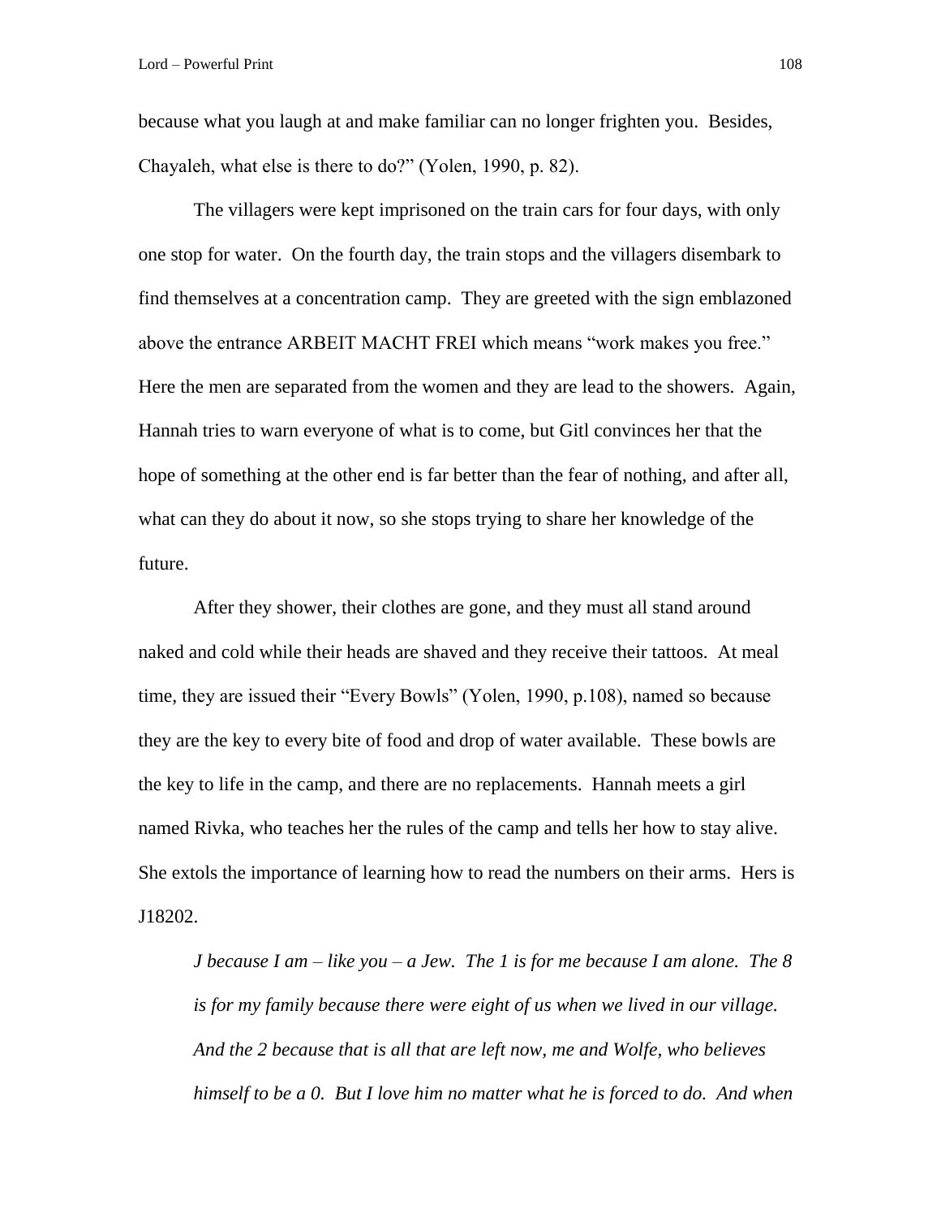because what you laugh at and make familiar can no longer frighten you. Besides, Chayaleh, what else is there to do?" (Yolen, 1990, p. 82).

The villagers were kept imprisoned on the train cars for four days, with only one stop for water. On the fourth day, the train stops and the villagers disembark to find themselves at a concentration camp. They are greeted with the sign emblazoned above the entrance ARBEIT MACHT FREI which means "work makes you free." Here the men are separated from the women and they are lead to the showers. Again, Hannah tries to warn everyone of what is to come, but Gitl convinces her that the hope of something at the other end is far better than the fear of nothing, and after all, what can they do about it now, so she stops trying to share her knowledge of the future.

After they shower, their clothes are gone, and they must all stand around naked and cold while their heads are shaved and they receive their tattoos. At meal time, they are issued their "Every Bowls" (Yolen, 1990, p.108), named so because they are the key to every bite of food and drop of water available. These bowls are the key to life in the camp, and there are no replacements. Hannah meets a girl named Rivka, who teaches her the rules of the camp and tells her how to stay alive. She extols the importance of learning how to read the numbers on their arms. Hers is J18202.

> *J because I am – like you – a Jew. The 1 is for me because I am alone. The 8 is for my family because there were eight of us when we lived in our village. And the 2 because that is all that are left now, me and Wolfe, who believes himself to be a 0. But I love him no matter what he is forced to do. And when*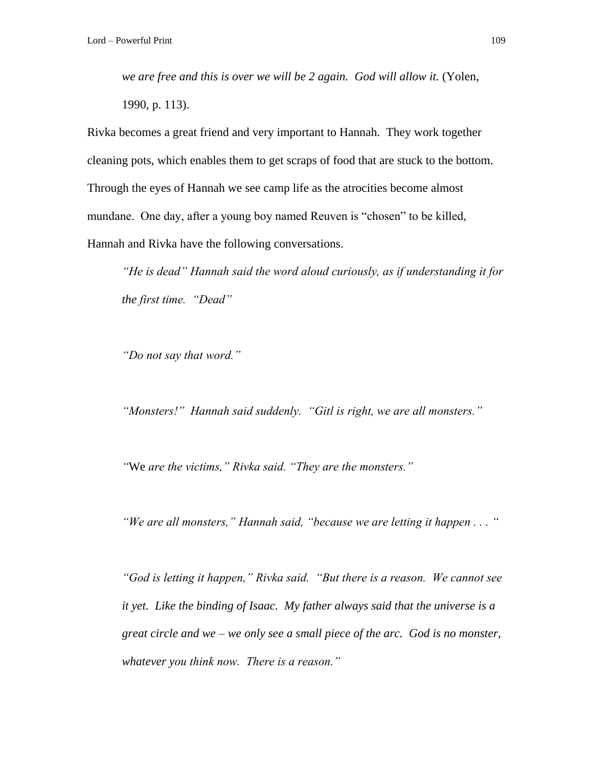> *we are free and this is over we will be 2 again. God will allow it.* (Yolen, 1990, p. 113).

Rivka becomes a great friend and very important to Hannah. They work together cleaning pots, which enables them to get scraps of food that are stuck to the bottom. Through the eyes of Hannah we see camp life as the atrocities become almost mundane. One day, after a young boy named Reuven is "chosen" to be killed, Hannah and Rivka have the following conversations.

> *"He is dead" Hannah said the word aloud curiously, as if understanding it for the first time. "Dead"*
>
> *"Do not say that word."*
>
> *"Monsters!" Hannah said suddenly. "Gitl is right, we are all monsters."*
>
> *"*We *are the victims," Rivka said. "They are the monsters."*
>
> *"We are all monsters," Hannah said, "because we are letting it happen . . . "*
>
> *"God is letting it happen," Rivka said. "But there is a reason. We cannot see it yet. Like the binding of Isaac. My father always said that the universe is a great circle and we – we only see a small piece of the arc. God is no monster, whatever you think now. There is a reason."*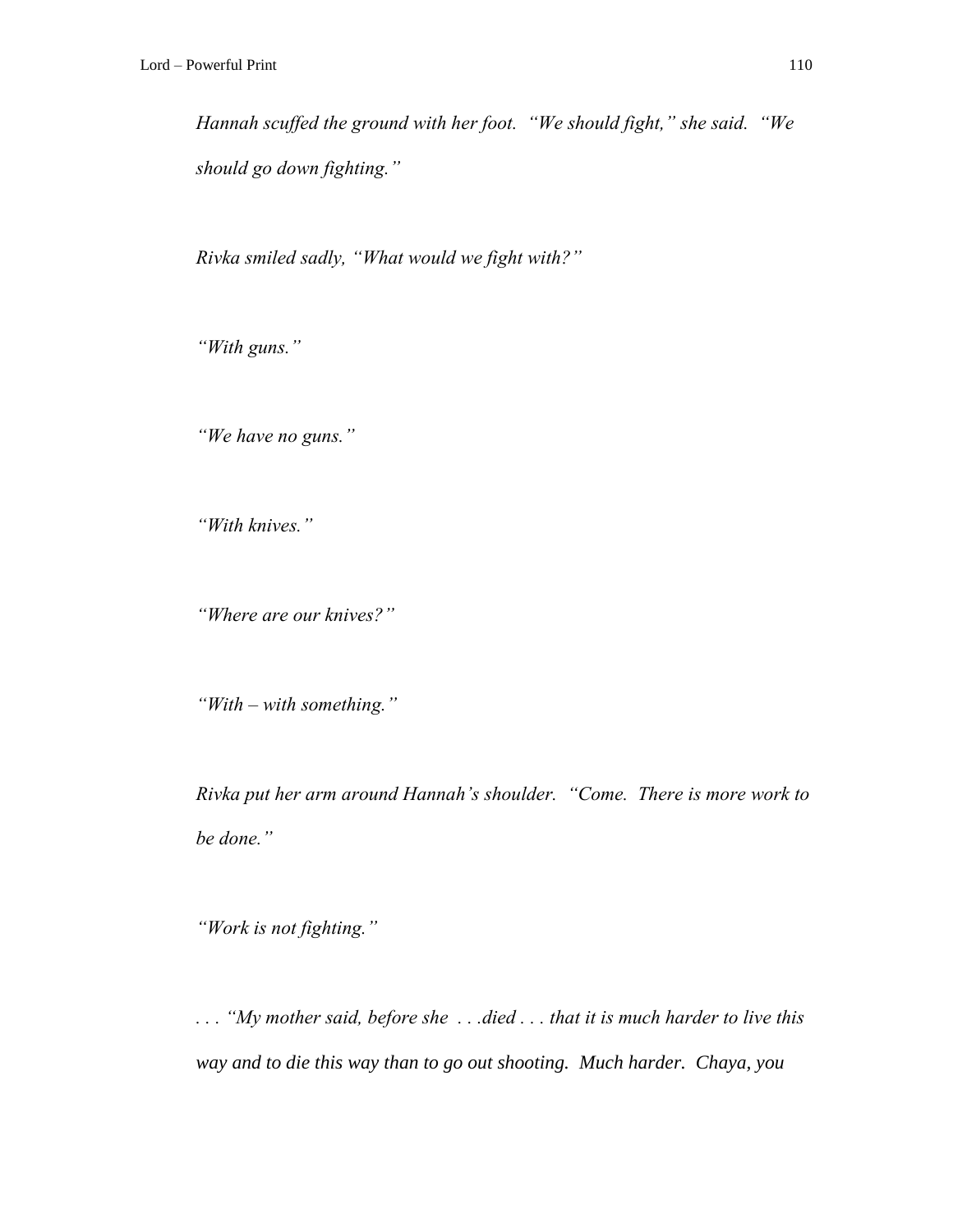*Hannah scuffed the ground with her foot. "We should fight," she said. "We should go down fighting."*

*Rivka smiled sadly, "What would we fight with?"*

*"With guns."*

*"We have no guns."*

*"With knives."*

*"Where are our knives?"*

*"With – with something."*

*Rivka put her arm around Hannah's shoulder. "Come. There is more work to be done."*

*"Work is not fighting."*

*. . . "My mother said, before she . . .died . . . that it is much harder to live this way and to die this way than to go out shooting. Much harder. Chaya, you*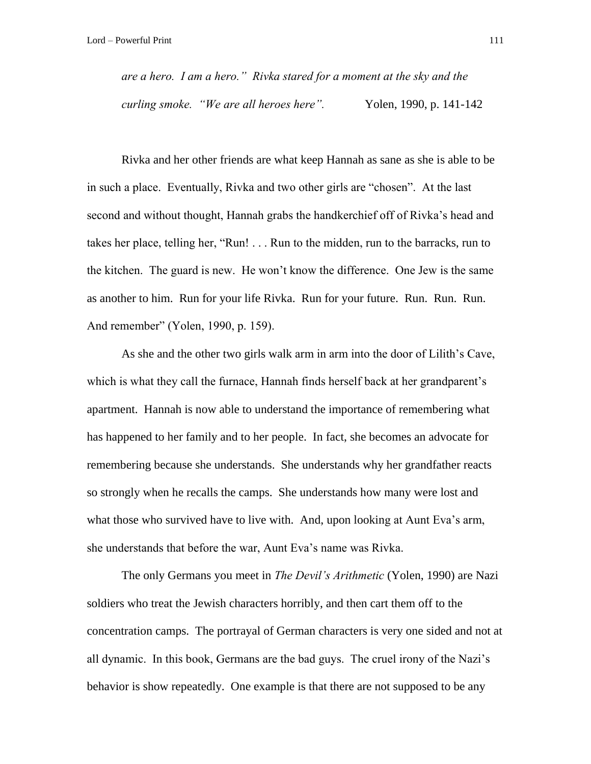> *are a hero. I am a hero." Rivka stared for a moment at the sky and the curling smoke. "We are all heroes here".* Yolen, 1990, p. 141-142

Rivka and her other friends are what keep Hannah as sane as she is able to be in such a place. Eventually, Rivka and two other girls are "chosen". At the last second and without thought, Hannah grabs the handkerchief off of Rivka's head and takes her place, telling her, "Run! . . . Run to the midden, run to the barracks, run to the kitchen. The guard is new. He won't know the difference. One Jew is the same as another to him. Run for your life Rivka. Run for your future. Run. Run. Run. And remember" (Yolen, 1990, p. 159).

As she and the other two girls walk arm in arm into the door of Lilith's Cave, which is what they call the furnace, Hannah finds herself back at her grandparent's apartment. Hannah is now able to understand the importance of remembering what has happened to her family and to her people. In fact, she becomes an advocate for remembering because she understands. She understands why her grandfather reacts so strongly when he recalls the camps. She understands how many were lost and what those who survived have to live with. And, upon looking at Aunt Eva's arm, she understands that before the war, Aunt Eva's name was Rivka.

The only Germans you meet in *The Devil's Arithmetic* (Yolen, 1990) are Nazi soldiers who treat the Jewish characters horribly, and then cart them off to the concentration camps. The portrayal of German characters is very one sided and not at all dynamic. In this book, Germans are the bad guys. The cruel irony of the Nazi's behavior is show repeatedly. One example is that there are not supposed to be any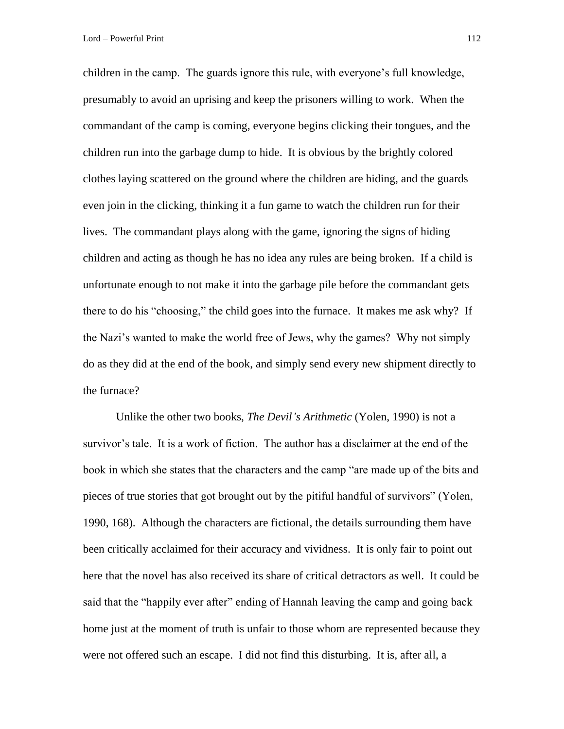children in the camp. The guards ignore this rule, with everyone's full knowledge, presumably to avoid an uprising and keep the prisoners willing to work. When the commandant of the camp is coming, everyone begins clicking their tongues, and the children run into the garbage dump to hide. It is obvious by the brightly colored clothes laying scattered on the ground where the children are hiding, and the guards even join in the clicking, thinking it a fun game to watch the children run for their lives. The commandant plays along with the game, ignoring the signs of hiding children and acting as though he has no idea any rules are being broken. If a child is unfortunate enough to not make it into the garbage pile before the commandant gets there to do his "choosing," the child goes into the furnace. It makes me ask why? If the Nazi's wanted to make the world free of Jews, why the games? Why not simply do as they did at the end of the book, and simply send every new shipment directly to the furnace?

Unlike the other two books, *The Devil's Arithmetic* (Yolen, 1990) is not a survivor's tale. It is a work of fiction. The author has a disclaimer at the end of the book in which she states that the characters and the camp "are made up of the bits and pieces of true stories that got brought out by the pitiful handful of survivors" (Yolen, 1990, 168). Although the characters are fictional, the details surrounding them have been critically acclaimed for their accuracy and vividness. It is only fair to point out here that the novel has also received its share of critical detractors as well. It could be said that the "happily ever after" ending of Hannah leaving the camp and going back home just at the moment of truth is unfair to those whom are represented because they were not offered such an escape. I did not find this disturbing. It is, after all, a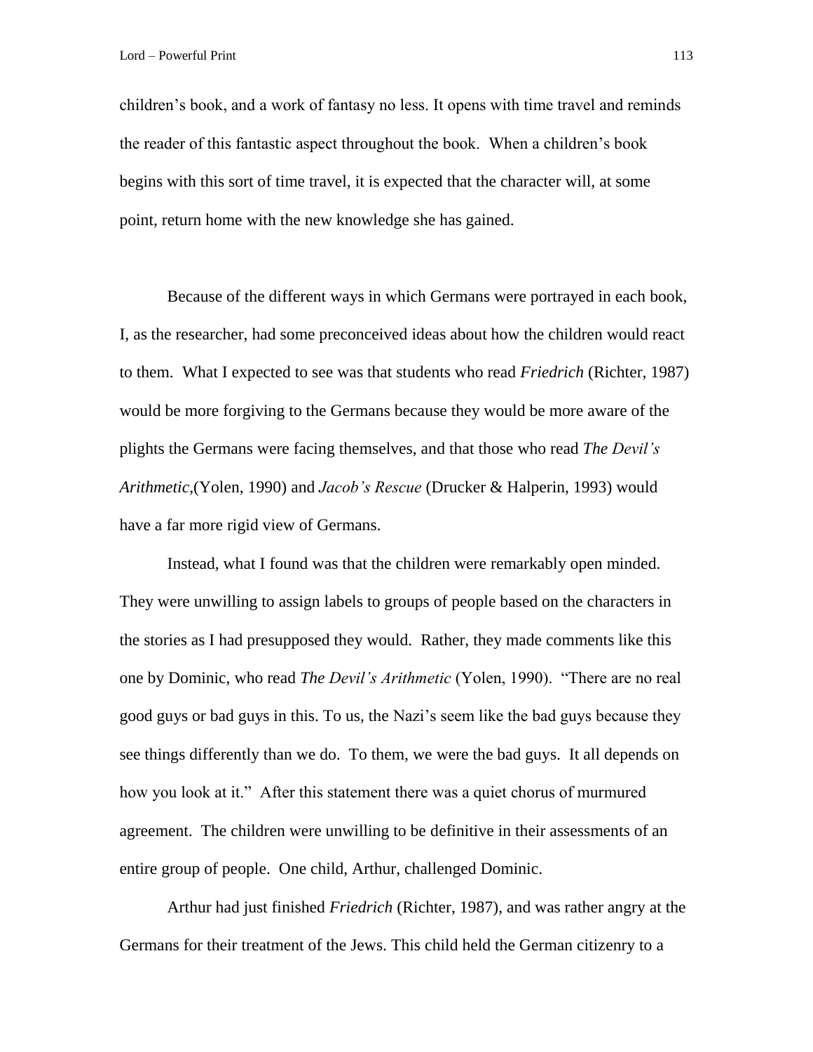children's book, and a work of fantasy no less. It opens with time travel and reminds the reader of this fantastic aspect throughout the book. When a children's book begins with this sort of time travel, it is expected that the character will, at some point, return home with the new knowledge she has gained.

Because of the different ways in which Germans were portrayed in each book, I, as the researcher, had some preconceived ideas about how the children would react to them. What I expected to see was that students who read *Friedrich* (Richter, 1987) would be more forgiving to the Germans because they would be more aware of the plights the Germans were facing themselves, and that those who read *The Devil's Arithmetic*,(Yolen, 1990) and *Jacob's Rescue* (Drucker & Halperin, 1993) would have a far more rigid view of Germans.

Instead, what I found was that the children were remarkably open minded. They were unwilling to assign labels to groups of people based on the characters in the stories as I had presupposed they would. Rather, they made comments like this one by Dominic, who read *The Devil's Arithmetic* (Yolen, 1990). "There are no real good guys or bad guys in this. To us, the Nazi's seem like the bad guys because they see things differently than we do. To them, we were the bad guys. It all depends on how you look at it." After this statement there was a quiet chorus of murmured agreement. The children were unwilling to be definitive in their assessments of an entire group of people. One child, Arthur, challenged Dominic.

Arthur had just finished *Friedrich* (Richter, 1987), and was rather angry at the Germans for their treatment of the Jews. This child held the German citizenry to a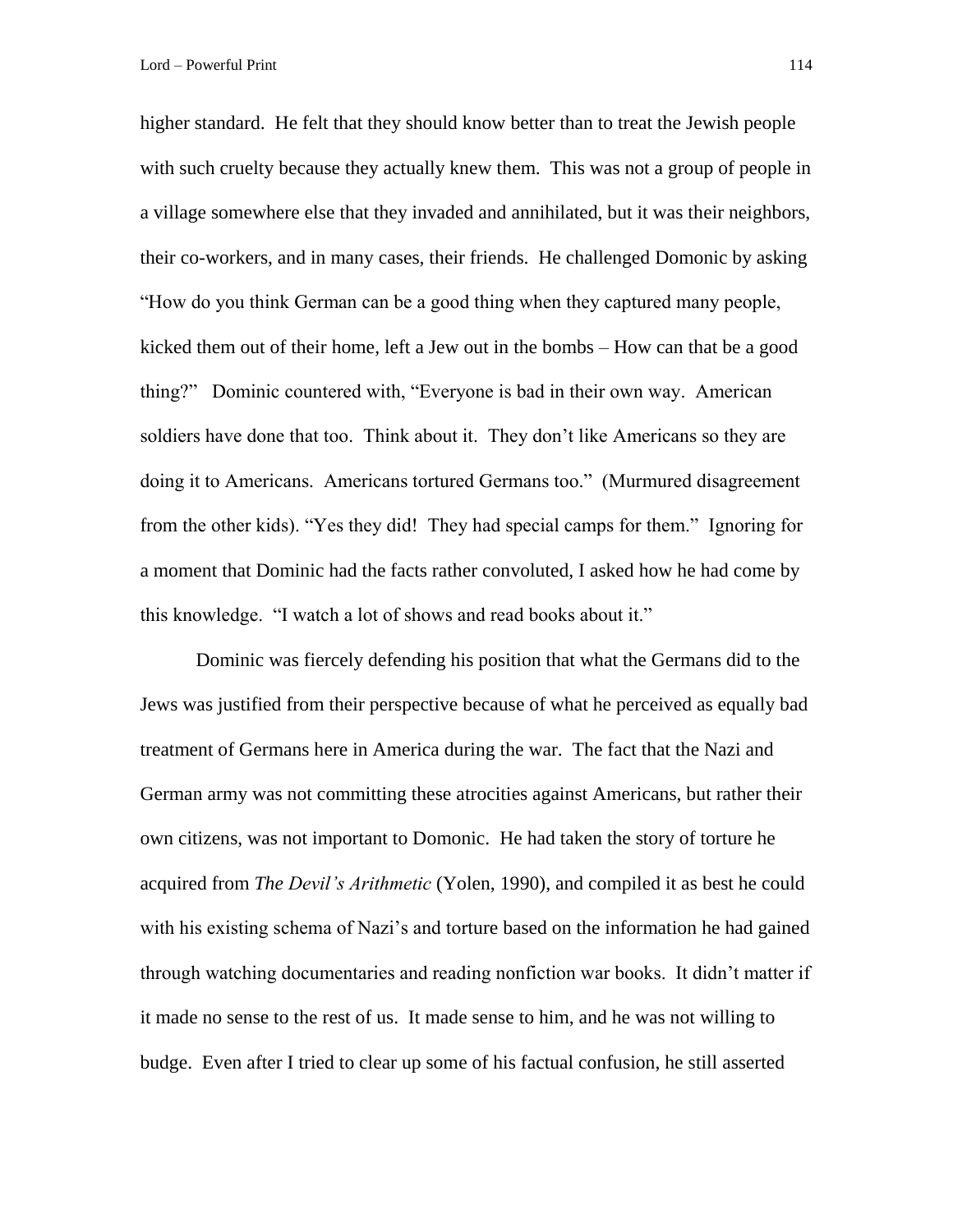higher standard. He felt that they should know better than to treat the Jewish people with such cruelty because they actually knew them. This was not a group of people in a village somewhere else that they invaded and annihilated, but it was their neighbors, their co-workers, and in many cases, their friends. He challenged Domonic by asking "How do you think German can be a good thing when they captured many people, kicked them out of their home, left a Jew out in the bombs – How can that be a good thing?" Dominic countered with, "Everyone is bad in their own way. American soldiers have done that too. Think about it. They don't like Americans so they are doing it to Americans. Americans tortured Germans too." (Murmured disagreement from the other kids). "Yes they did! They had special camps for them." Ignoring for a moment that Dominic had the facts rather convoluted, I asked how he had come by this knowledge. "I watch a lot of shows and read books about it."

Dominic was fiercely defending his position that what the Germans did to the Jews was justified from their perspective because of what he perceived as equally bad treatment of Germans here in America during the war. The fact that the Nazi and German army was not committing these atrocities against Americans, but rather their own citizens, was not important to Domonic. He had taken the story of torture he acquired from *The Devil's Arithmetic* (Yolen, 1990), and compiled it as best he could with his existing schema of Nazi's and torture based on the information he had gained through watching documentaries and reading nonfiction war books. It didn't matter if it made no sense to the rest of us. It made sense to him, and he was not willing to budge. Even after I tried to clear up some of his factual confusion, he still asserted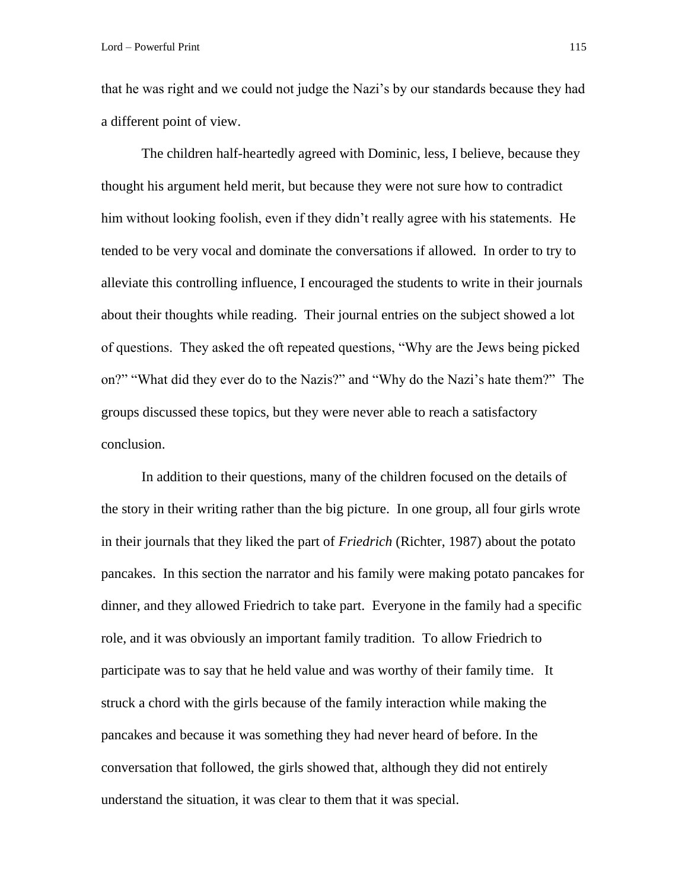that he was right and we could not judge the Nazi's by our standards because they had a different point of view.

The children half-heartedly agreed with Dominic, less, I believe, because they thought his argument held merit, but because they were not sure how to contradict him without looking foolish, even if they didn't really agree with his statements. He tended to be very vocal and dominate the conversations if allowed. In order to try to alleviate this controlling influence, I encouraged the students to write in their journals about their thoughts while reading. Their journal entries on the subject showed a lot of questions. They asked the oft repeated questions, "Why are the Jews being picked on?" "What did they ever do to the Nazis?" and "Why do the Nazi's hate them?" The groups discussed these topics, but they were never able to reach a satisfactory conclusion.

In addition to their questions, many of the children focused on the details of the story in their writing rather than the big picture. In one group, all four girls wrote in their journals that they liked the part of *Friedrich* (Richter, 1987) about the potato pancakes. In this section the narrator and his family were making potato pancakes for dinner, and they allowed Friedrich to take part. Everyone in the family had a specific role, and it was obviously an important family tradition. To allow Friedrich to participate was to say that he held value and was worthy of their family time. It struck a chord with the girls because of the family interaction while making the pancakes and because it was something they had never heard of before. In the conversation that followed, the girls showed that, although they did not entirely understand the situation, it was clear to them that it was special.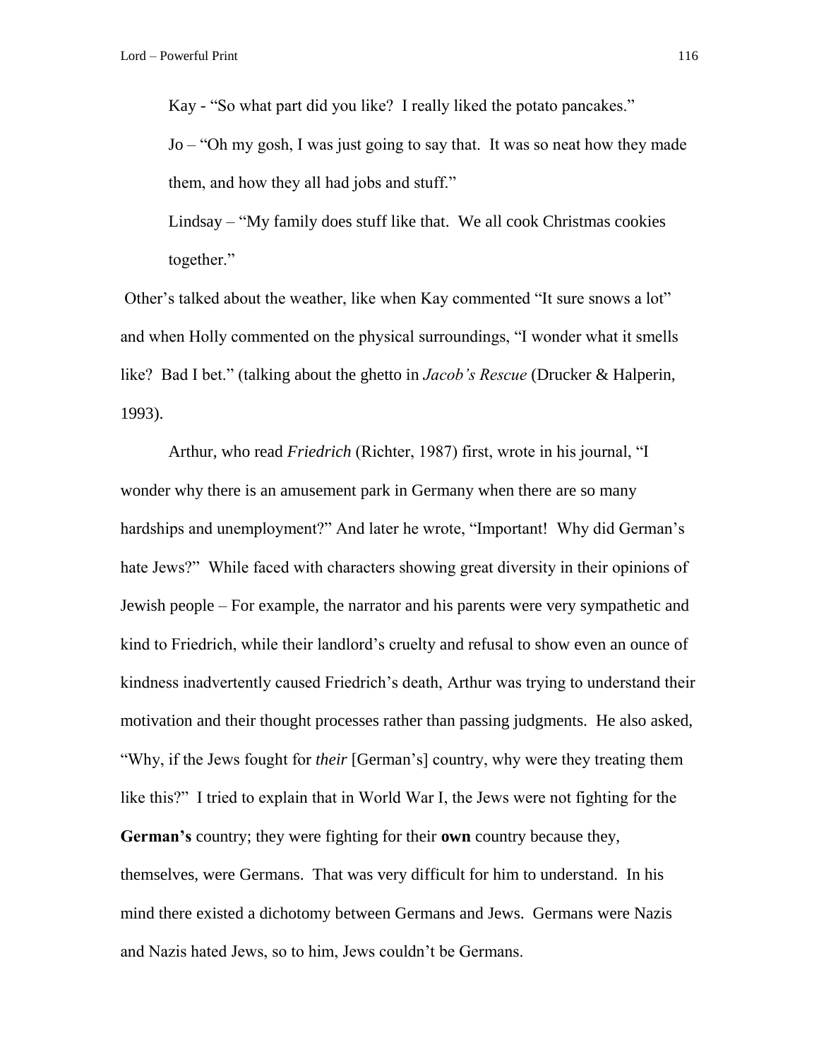Kay - "So what part did you like?  I really liked the potato pancakes."

Jo – "Oh my gosh, I was just going to say that.  It was so neat how they made them, and how they all had jobs and stuff."

Lindsay – "My family does stuff like that.  We all cook Christmas cookies together."

Other's talked about the weather, like when Kay commented "It sure snows a lot" and when Holly commented on the physical surroundings, "I wonder what it smells like?  Bad I bet." (talking about the ghetto in *Jacob's Rescue* (Drucker & Halperin, 1993).

Arthur, who read *Friedrich* (Richter, 1987) first, wrote in his journal, "I wonder why there is an amusement park in Germany when there are so many hardships and unemployment?" And later he wrote, "Important!  Why did German's hate Jews?"  While faced with characters showing great diversity in their opinions of Jewish people – For example, the narrator and his parents were very sympathetic and kind to Friedrich, while their landlord's cruelty and refusal to show even an ounce of kindness inadvertently caused Friedrich's death, Arthur was trying to understand their motivation and their thought processes rather than passing judgments.  He also asked, "Why, if the Jews fought for *their* [German's] country, why were they treating them like this?"  I tried to explain that in World War I, the Jews were not fighting for the **German's** country; they were fighting for their **own** country because they, themselves, were Germans.  That was very difficult for him to understand.  In his mind there existed a dichotomy between Germans and Jews.  Germans were Nazis and Nazis hated Jews, so to him, Jews couldn't be Germans.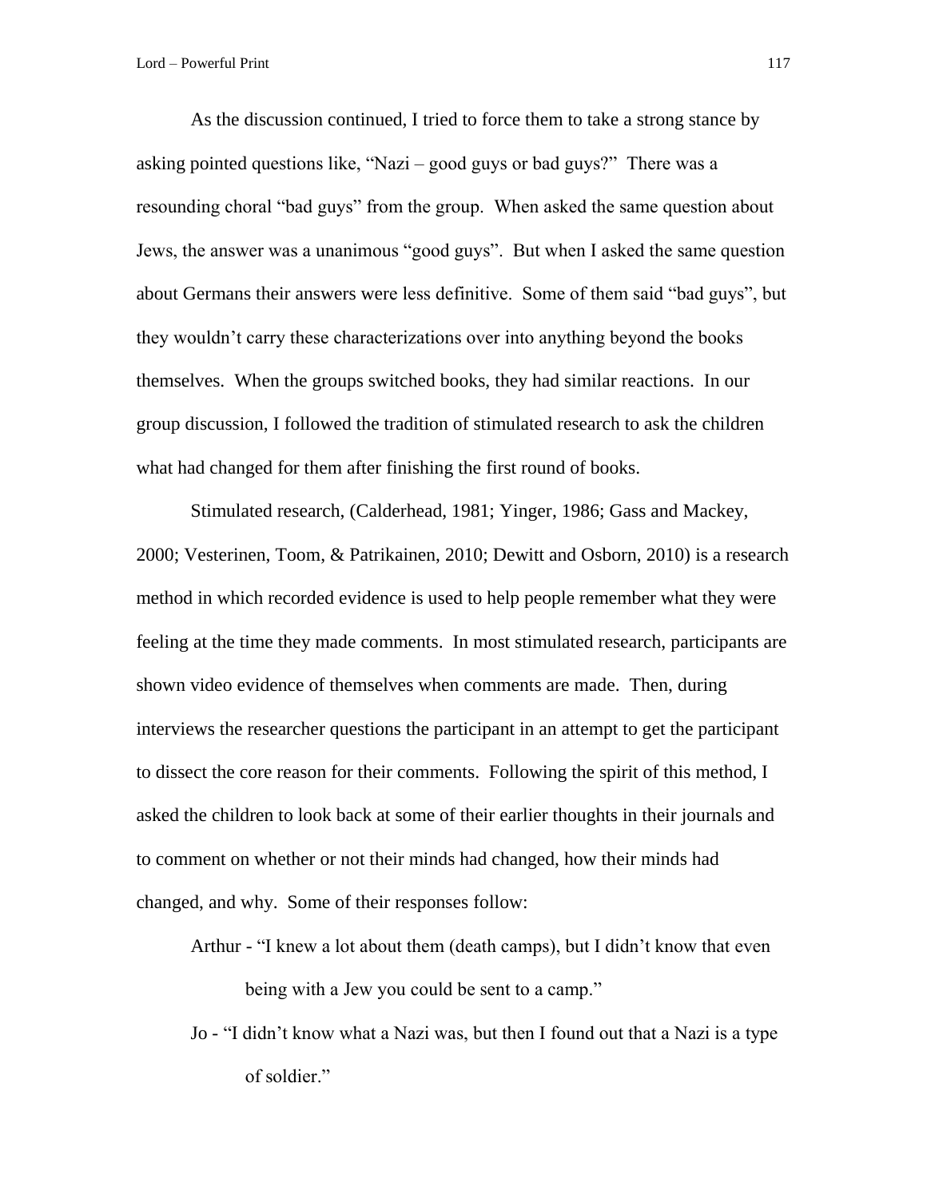As the discussion continued, I tried to force them to take a strong stance by asking pointed questions like, "Nazi – good guys or bad guys?" There was a resounding choral "bad guys" from the group. When asked the same question about Jews, the answer was a unanimous "good guys". But when I asked the same question about Germans their answers were less definitive. Some of them said "bad guys", but they wouldn't carry these characterizations over into anything beyond the books themselves. When the groups switched books, they had similar reactions. In our group discussion, I followed the tradition of stimulated research to ask the children what had changed for them after finishing the first round of books.

Stimulated research, (Calderhead, 1981; Yinger, 1986; Gass and Mackey, 2000; Vesterinen, Toom, & Patrikainen, 2010; Dewitt and Osborn, 2010) is a research method in which recorded evidence is used to help people remember what they were feeling at the time they made comments. In most stimulated research, participants are shown video evidence of themselves when comments are made. Then, during interviews the researcher questions the participant in an attempt to get the participant to dissect the core reason for their comments. Following the spirit of this method, I asked the children to look back at some of their earlier thoughts in their journals and to comment on whether or not their minds had changed, how their minds had changed, and why. Some of their responses follow:

> Arthur - "I knew a lot about them (death camps), but I didn't know that even being with a Jew you could be sent to a camp."
>
> Jo - "I didn't know what a Nazi was, but then I found out that a Nazi is a type of soldier."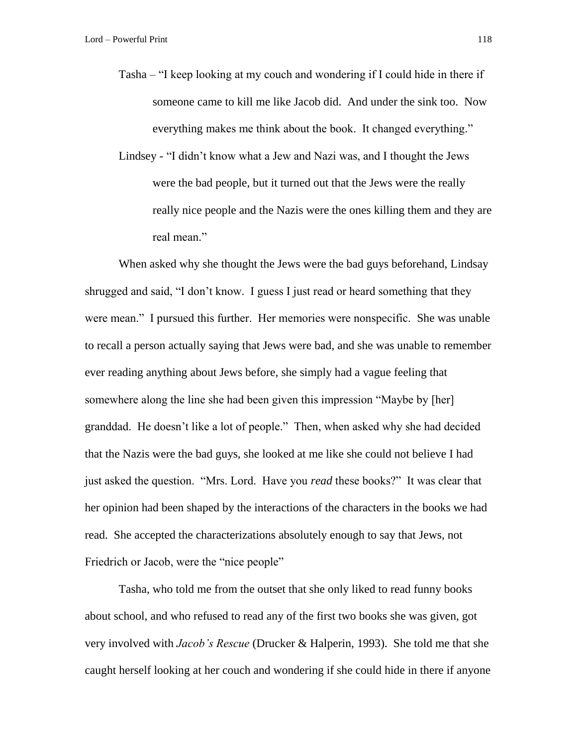Tasha – "I keep looking at my couch and wondering if I could hide in there if someone came to kill me like Jacob did. And under the sink too. Now everything makes me think about the book. It changed everything."

Lindsey - "I didn't know what a Jew and Nazi was, and I thought the Jews were the bad people, but it turned out that the Jews were the really really nice people and the Nazis were the ones killing them and they are real mean."

When asked why she thought the Jews were the bad guys beforehand, Lindsay shrugged and said, "I don't know. I guess I just read or heard something that they were mean." I pursued this further. Her memories were nonspecific. She was unable to recall a person actually saying that Jews were bad, and she was unable to remember ever reading anything about Jews before, she simply had a vague feeling that somewhere along the line she had been given this impression "Maybe by [her] granddad. He doesn't like a lot of people." Then, when asked why she had decided that the Nazis were the bad guys, she looked at me like she could not believe I had just asked the question. "Mrs. Lord. Have you *read* these books?" It was clear that her opinion had been shaped by the interactions of the characters in the books we had read. She accepted the characterizations absolutely enough to say that Jews, not Friedrich or Jacob, were the "nice people"

Tasha, who told me from the outset that she only liked to read funny books about school, and who refused to read any of the first two books she was given, got very involved with *Jacob's Rescue* (Drucker & Halperin, 1993). She told me that she caught herself looking at her couch and wondering if she could hide in there if anyone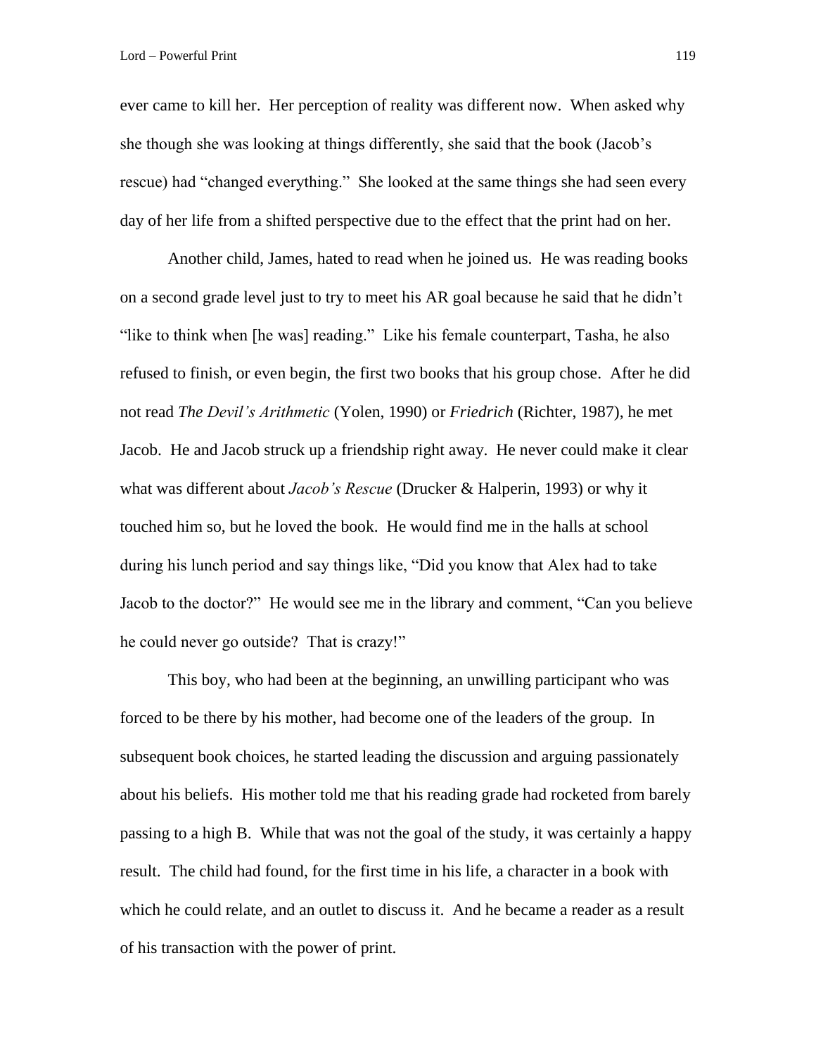ever came to kill her. Her perception of reality was different now. When asked why she though she was looking at things differently, she said that the book (Jacob's rescue) had "changed everything." She looked at the same things she had seen every day of her life from a shifted perspective due to the effect that the print had on her.

Another child, James, hated to read when he joined us. He was reading books on a second grade level just to try to meet his AR goal because he said that he didn't "like to think when [he was] reading." Like his female counterpart, Tasha, he also refused to finish, or even begin, the first two books that his group chose. After he did not read *The Devil's Arithmetic* (Yolen, 1990) or *Friedrich* (Richter, 1987), he met Jacob. He and Jacob struck up a friendship right away. He never could make it clear what was different about *Jacob's Rescue* (Drucker & Halperin, 1993) or why it touched him so, but he loved the book. He would find me in the halls at school during his lunch period and say things like, "Did you know that Alex had to take Jacob to the doctor?" He would see me in the library and comment, "Can you believe he could never go outside? That is crazy!"

This boy, who had been at the beginning, an unwilling participant who was forced to be there by his mother, had become one of the leaders of the group. In subsequent book choices, he started leading the discussion and arguing passionately about his beliefs. His mother told me that his reading grade had rocketed from barely passing to a high B. While that was not the goal of the study, it was certainly a happy result. The child had found, for the first time in his life, a character in a book with which he could relate, and an outlet to discuss it. And he became a reader as a result of his transaction with the power of print.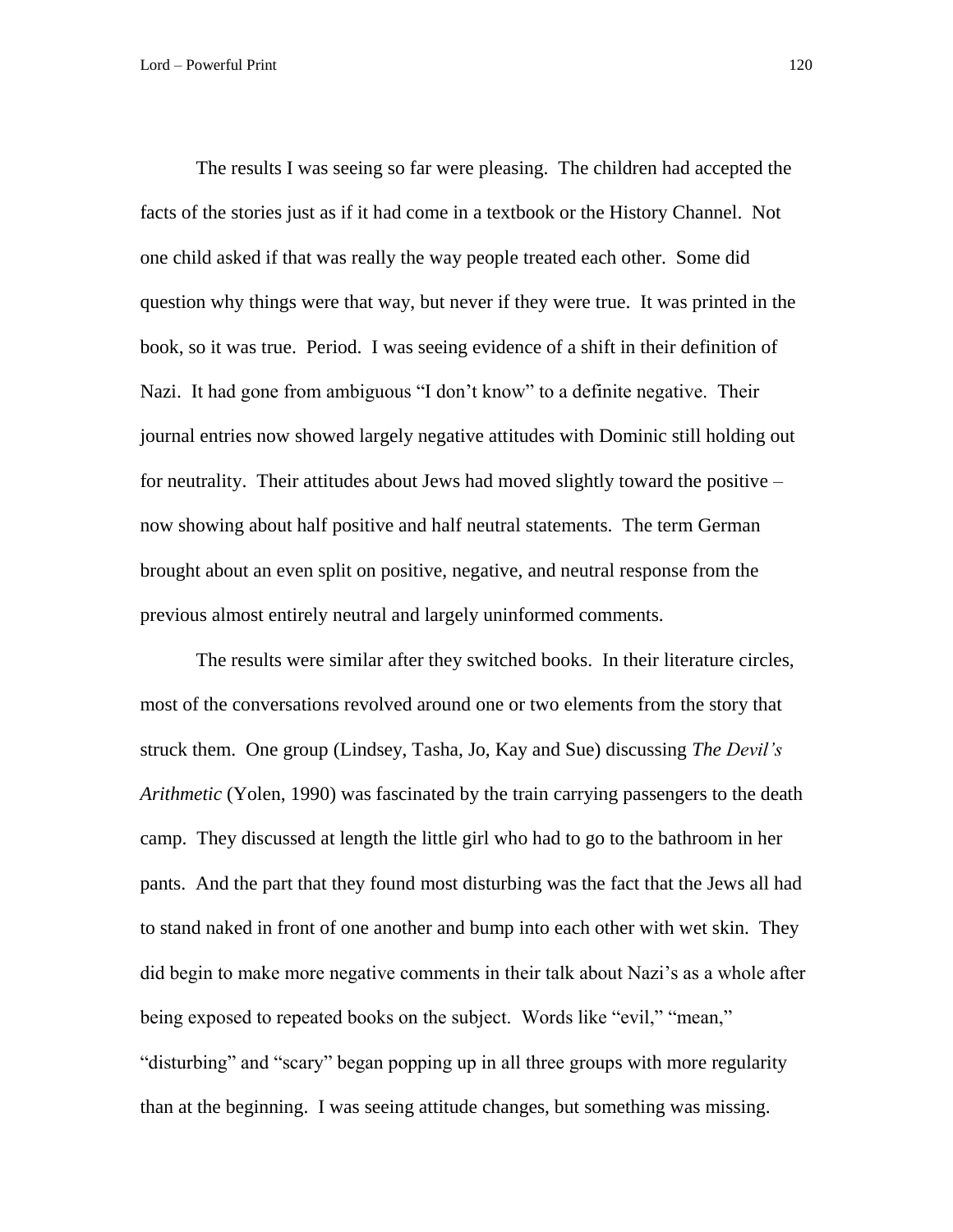The results I was seeing so far were pleasing. The children had accepted the facts of the stories just as if it had come in a textbook or the History Channel. Not one child asked if that was really the way people treated each other. Some did question why things were that way, but never if they were true. It was printed in the book, so it was true. Period. I was seeing evidence of a shift in their definition of Nazi. It had gone from ambiguous "I don't know" to a definite negative. Their journal entries now showed largely negative attitudes with Dominic still holding out for neutrality. Their attitudes about Jews had moved slightly toward the positive – now showing about half positive and half neutral statements. The term German brought about an even split on positive, negative, and neutral response from the previous almost entirely neutral and largely uninformed comments.

The results were similar after they switched books. In their literature circles, most of the conversations revolved around one or two elements from the story that struck them. One group (Lindsey, Tasha, Jo, Kay and Sue) discussing *The Devil's Arithmetic* (Yolen, 1990) was fascinated by the train carrying passengers to the death camp. They discussed at length the little girl who had to go to the bathroom in her pants. And the part that they found most disturbing was the fact that the Jews all had to stand naked in front of one another and bump into each other with wet skin. They did begin to make more negative comments in their talk about Nazi's as a whole after being exposed to repeated books on the subject. Words like "evil," "mean," "disturbing" and "scary" began popping up in all three groups with more regularity than at the beginning. I was seeing attitude changes, but something was missing.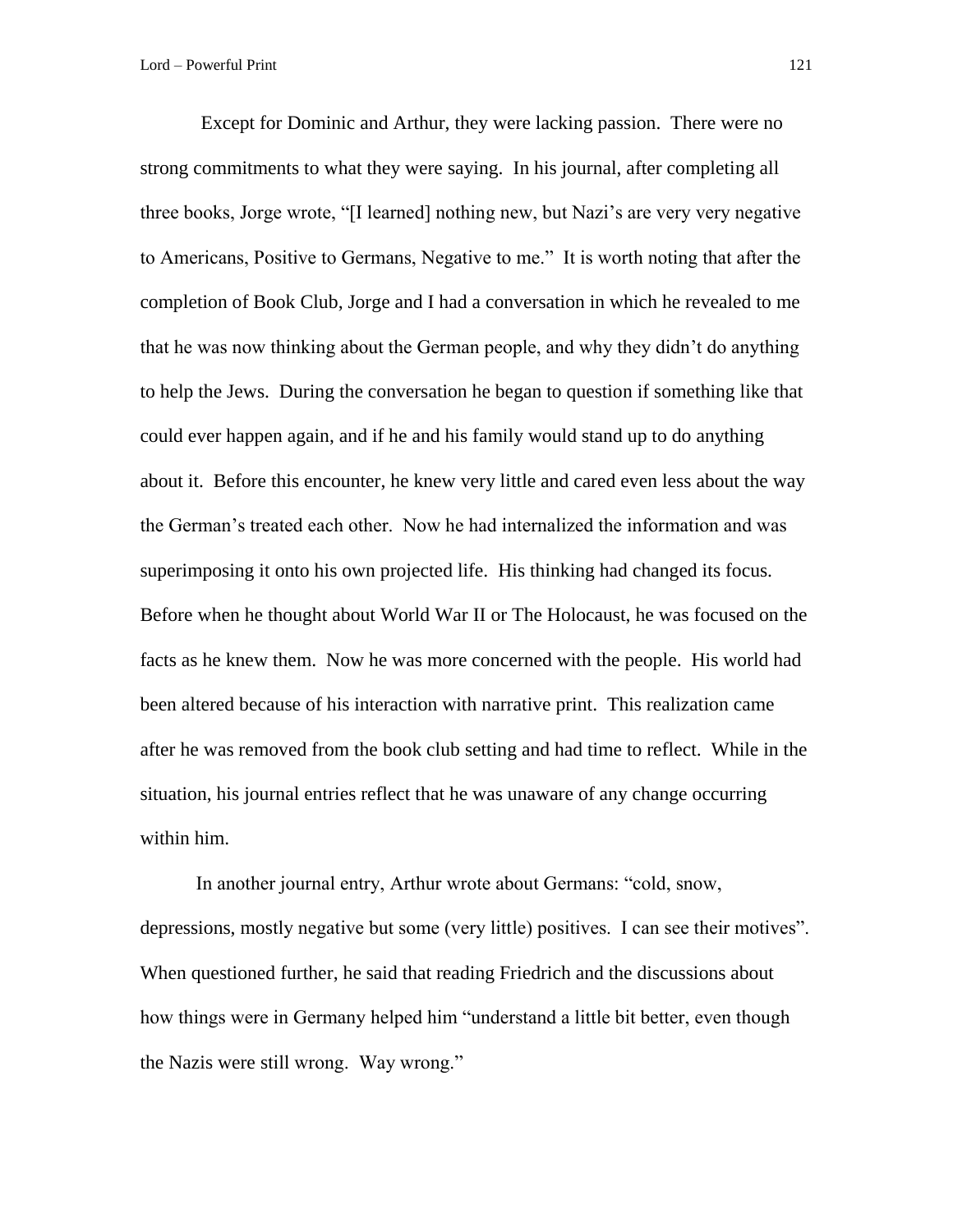Except for Dominic and Arthur, they were lacking passion. There were no strong commitments to what they were saying. In his journal, after completing all three books, Jorge wrote, "[I learned] nothing new, but Nazi's are very very negative to Americans, Positive to Germans, Negative to me." It is worth noting that after the completion of Book Club, Jorge and I had a conversation in which he revealed to me that he was now thinking about the German people, and why they didn't do anything to help the Jews. During the conversation he began to question if something like that could ever happen again, and if he and his family would stand up to do anything about it. Before this encounter, he knew very little and cared even less about the way the German's treated each other. Now he had internalized the information and was superimposing it onto his own projected life. His thinking had changed its focus. Before when he thought about World War II or The Holocaust, he was focused on the facts as he knew them. Now he was more concerned with the people. His world had been altered because of his interaction with narrative print. This realization came after he was removed from the book club setting and had time to reflect. While in the situation, his journal entries reflect that he was unaware of any change occurring within him.

In another journal entry, Arthur wrote about Germans: "cold, snow, depressions, mostly negative but some (very little) positives. I can see their motives". When questioned further, he said that reading Friedrich and the discussions about how things were in Germany helped him "understand a little bit better, even though the Nazis were still wrong. Way wrong."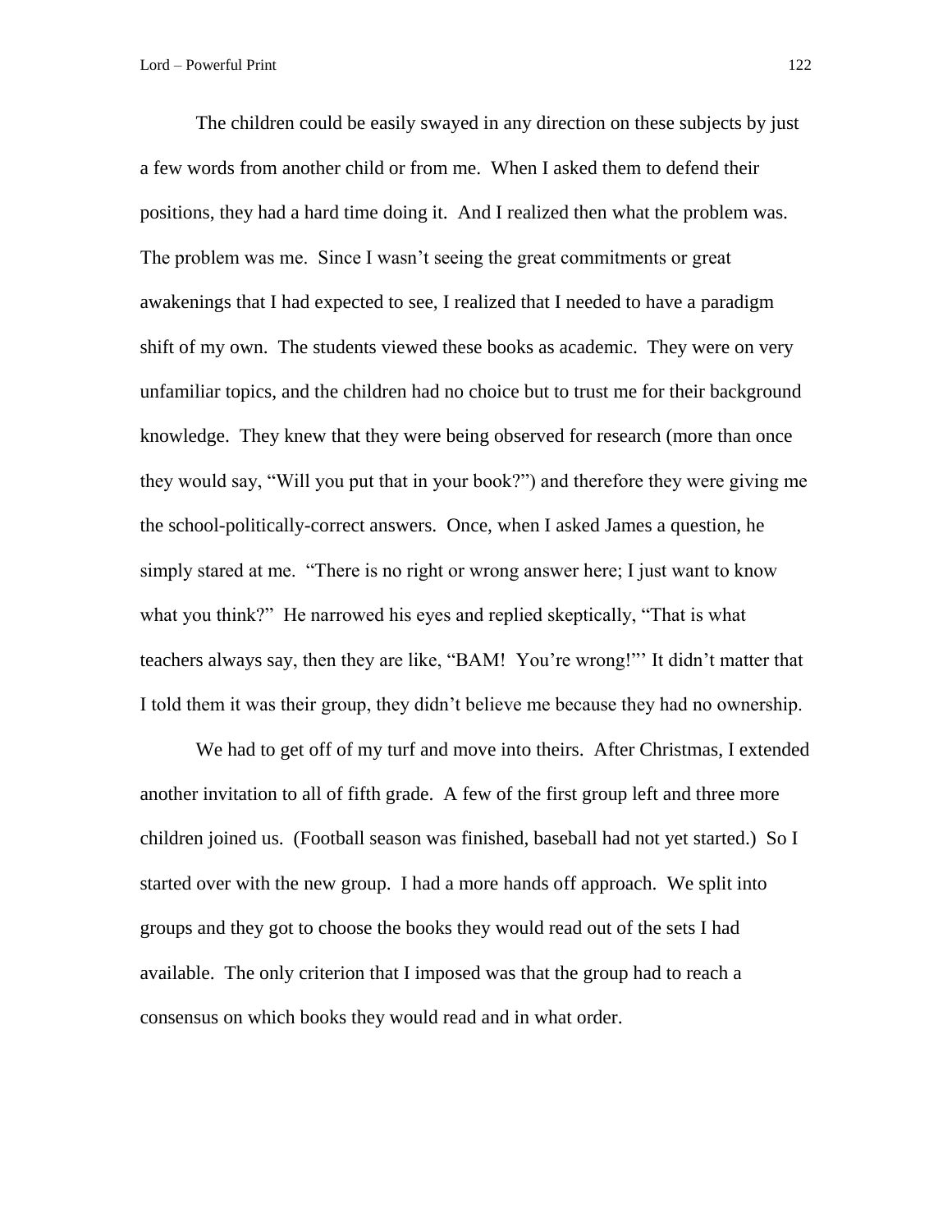The children could be easily swayed in any direction on these subjects by just a few words from another child or from me. When I asked them to defend their positions, they had a hard time doing it. And I realized then what the problem was. The problem was me. Since I wasn't seeing the great commitments or great awakenings that I had expected to see, I realized that I needed to have a paradigm shift of my own. The students viewed these books as academic. They were on very unfamiliar topics, and the children had no choice but to trust me for their background knowledge. They knew that they were being observed for research (more than once they would say, "Will you put that in your book?") and therefore they were giving me the school-politically-correct answers. Once, when I asked James a question, he simply stared at me. "There is no right or wrong answer here; I just want to know what you think?" He narrowed his eyes and replied skeptically, "That is what teachers always say, then they are like, "BAM! You're wrong!"' It didn't matter that I told them it was their group, they didn't believe me because they had no ownership.

We had to get off of my turf and move into theirs. After Christmas, I extended another invitation to all of fifth grade. A few of the first group left and three more children joined us. (Football season was finished, baseball had not yet started.) So I started over with the new group. I had a more hands off approach. We split into groups and they got to choose the books they would read out of the sets I had available. The only criterion that I imposed was that the group had to reach a consensus on which books they would read and in what order.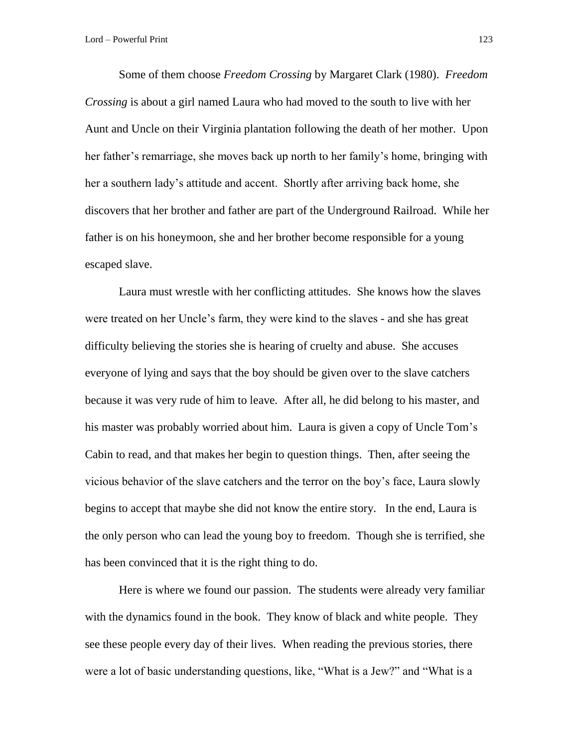Some of them choose *Freedom Crossing* by Margaret Clark (1980). *Freedom Crossing* is about a girl named Laura who had moved to the south to live with her Aunt and Uncle on their Virginia plantation following the death of her mother. Upon her father's remarriage, she moves back up north to her family's home, bringing with her a southern lady's attitude and accent. Shortly after arriving back home, she discovers that her brother and father are part of the Underground Railroad. While her father is on his honeymoon, she and her brother become responsible for a young escaped slave.

Laura must wrestle with her conflicting attitudes. She knows how the slaves were treated on her Uncle's farm, they were kind to the slaves - and she has great difficulty believing the stories she is hearing of cruelty and abuse. She accuses everyone of lying and says that the boy should be given over to the slave catchers because it was very rude of him to leave. After all, he did belong to his master, and his master was probably worried about him. Laura is given a copy of Uncle Tom's Cabin to read, and that makes her begin to question things. Then, after seeing the vicious behavior of the slave catchers and the terror on the boy's face, Laura slowly begins to accept that maybe she did not know the entire story. In the end, Laura is the only person who can lead the young boy to freedom. Though she is terrified, she has been convinced that it is the right thing to do.

Here is where we found our passion. The students were already very familiar with the dynamics found in the book. They know of black and white people. They see these people every day of their lives. When reading the previous stories, there were a lot of basic understanding questions, like, "What is a Jew?" and "What is a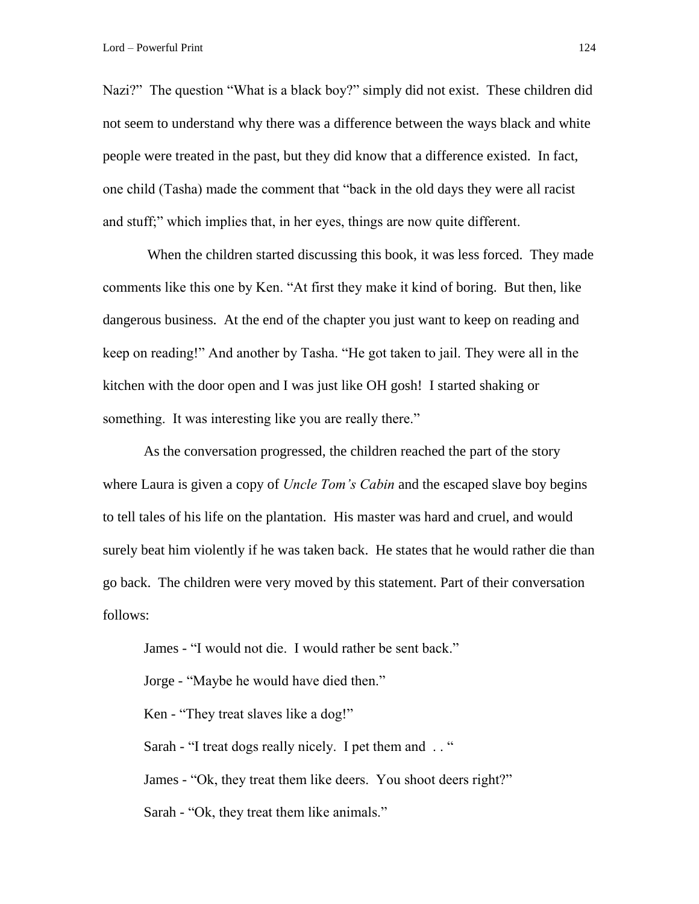Nazi?" The question "What is a black boy?" simply did not exist. These children did not seem to understand why there was a difference between the ways black and white people were treated in the past, but they did know that a difference existed. In fact, one child (Tasha) made the comment that "back in the old days they were all racist and stuff;" which implies that, in her eyes, things are now quite different.

When the children started discussing this book, it was less forced. They made comments like this one by Ken. "At first they make it kind of boring. But then, like dangerous business. At the end of the chapter you just want to keep on reading and keep on reading!" And another by Tasha. "He got taken to jail. They were all in the kitchen with the door open and I was just like OH gosh! I started shaking or something. It was interesting like you are really there."

As the conversation progressed, the children reached the part of the story where Laura is given a copy of *Uncle Tom's Cabin* and the escaped slave boy begins to tell tales of his life on the plantation. His master was hard and cruel, and would surely beat him violently if he was taken back. He states that he would rather die than go back. The children were very moved by this statement. Part of their conversation follows:

James - "I would not die. I would rather be sent back."

Jorge - "Maybe he would have died then."

Ken - "They treat slaves like a dog!"

Sarah - "I treat dogs really nicely. I pet them and . . "

James - "Ok, they treat them like deers. You shoot deers right?"

Sarah - "Ok, they treat them like animals."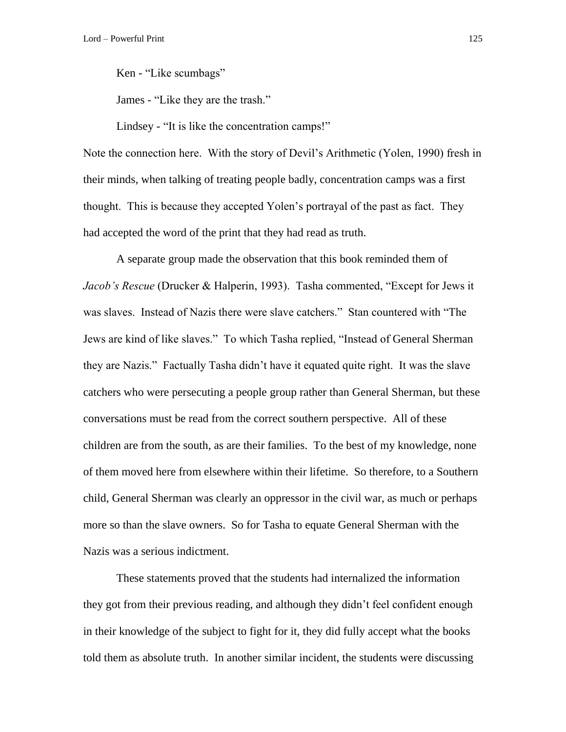Ken - "Like scumbags"

James - "Like they are the trash."

Lindsey - "It is like the concentration camps!"

Note the connection here. With the story of Devil's Arithmetic (Yolen, 1990) fresh in their minds, when talking of treating people badly, concentration camps was a first thought. This is because they accepted Yolen's portrayal of the past as fact. They had accepted the word of the print that they had read as truth.

A separate group made the observation that this book reminded them of *Jacob's Rescue* (Drucker & Halperin, 1993). Tasha commented, "Except for Jews it was slaves. Instead of Nazis there were slave catchers." Stan countered with "The Jews are kind of like slaves." To which Tasha replied, "Instead of General Sherman they are Nazis." Factually Tasha didn't have it equated quite right. It was the slave catchers who were persecuting a people group rather than General Sherman, but these conversations must be read from the correct southern perspective. All of these children are from the south, as are their families. To the best of my knowledge, none of them moved here from elsewhere within their lifetime. So therefore, to a Southern child, General Sherman was clearly an oppressor in the civil war, as much or perhaps more so than the slave owners. So for Tasha to equate General Sherman with the Nazis was a serious indictment.

These statements proved that the students had internalized the information they got from their previous reading, and although they didn't feel confident enough in their knowledge of the subject to fight for it, they did fully accept what the books told them as absolute truth. In another similar incident, the students were discussing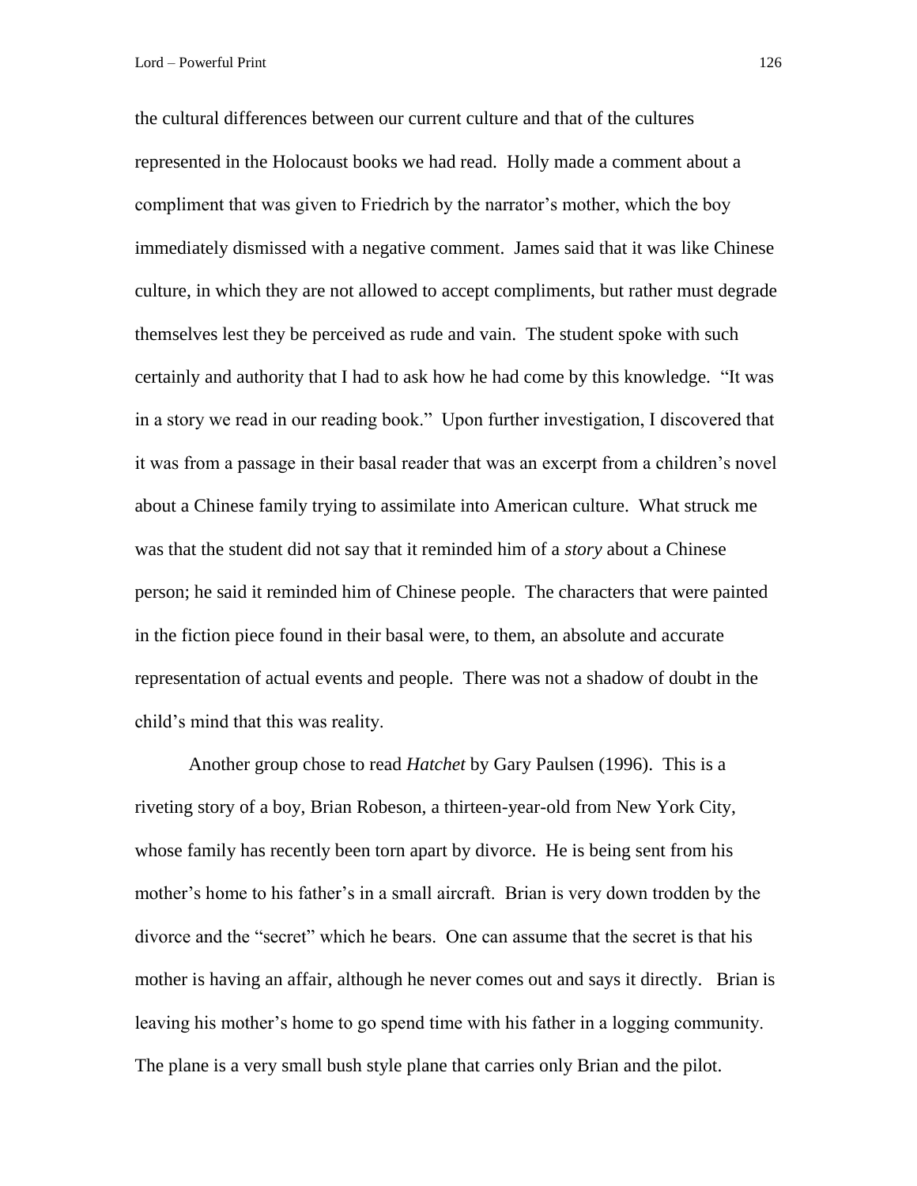the cultural differences between our current culture and that of the cultures represented in the Holocaust books we had read. Holly made a comment about a compliment that was given to Friedrich by the narrator's mother, which the boy immediately dismissed with a negative comment. James said that it was like Chinese culture, in which they are not allowed to accept compliments, but rather must degrade themselves lest they be perceived as rude and vain. The student spoke with such certainly and authority that I had to ask how he had come by this knowledge. "It was in a story we read in our reading book." Upon further investigation, I discovered that it was from a passage in their basal reader that was an excerpt from a children's novel about a Chinese family trying to assimilate into American culture. What struck me was that the student did not say that it reminded him of a *story* about a Chinese person; he said it reminded him of Chinese people. The characters that were painted in the fiction piece found in their basal were, to them, an absolute and accurate representation of actual events and people. There was not a shadow of doubt in the child's mind that this was reality.

Another group chose to read *Hatchet* by Gary Paulsen (1996). This is a riveting story of a boy, Brian Robeson, a thirteen-year-old from New York City, whose family has recently been torn apart by divorce. He is being sent from his mother's home to his father's in a small aircraft. Brian is very down trodden by the divorce and the "secret" which he bears. One can assume that the secret is that his mother is having an affair, although he never comes out and says it directly. Brian is leaving his mother's home to go spend time with his father in a logging community. The plane is a very small bush style plane that carries only Brian and the pilot.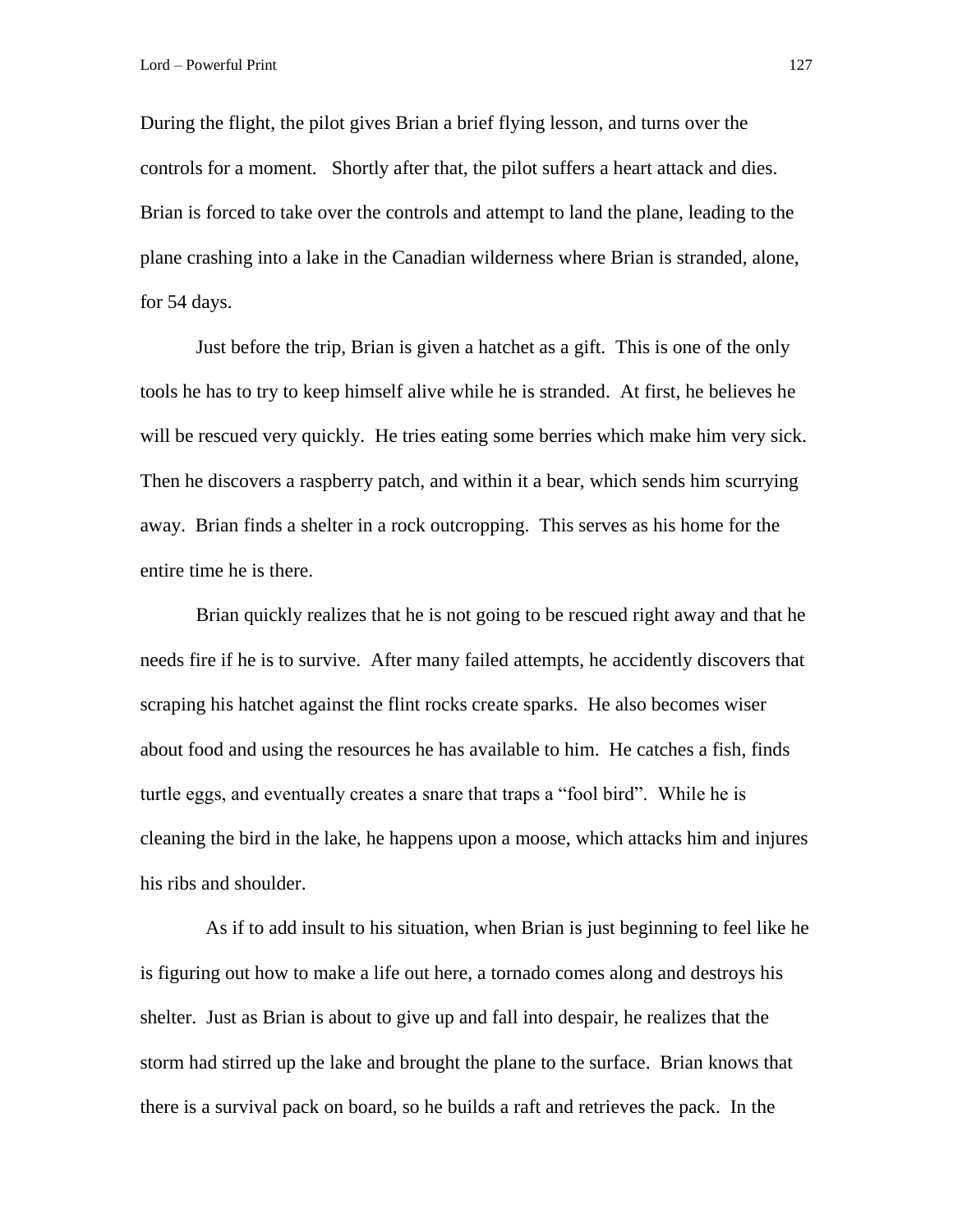During the flight, the pilot gives Brian a brief flying lesson, and turns over the controls for a moment. Shortly after that, the pilot suffers a heart attack and dies. Brian is forced to take over the controls and attempt to land the plane, leading to the plane crashing into a lake in the Canadian wilderness where Brian is stranded, alone, for 54 days.

Just before the trip, Brian is given a hatchet as a gift. This is one of the only tools he has to try to keep himself alive while he is stranded. At first, he believes he will be rescued very quickly. He tries eating some berries which make him very sick. Then he discovers a raspberry patch, and within it a bear, which sends him scurrying away. Brian finds a shelter in a rock outcropping. This serves as his home for the entire time he is there.

Brian quickly realizes that he is not going to be rescued right away and that he needs fire if he is to survive. After many failed attempts, he accidently discovers that scraping his hatchet against the flint rocks create sparks. He also becomes wiser about food and using the resources he has available to him. He catches a fish, finds turtle eggs, and eventually creates a snare that traps a "fool bird". While he is cleaning the bird in the lake, he happens upon a moose, which attacks him and injures his ribs and shoulder.

As if to add insult to his situation, when Brian is just beginning to feel like he is figuring out how to make a life out here, a tornado comes along and destroys his shelter. Just as Brian is about to give up and fall into despair, he realizes that the storm had stirred up the lake and brought the plane to the surface. Brian knows that there is a survival pack on board, so he builds a raft and retrieves the pack. In the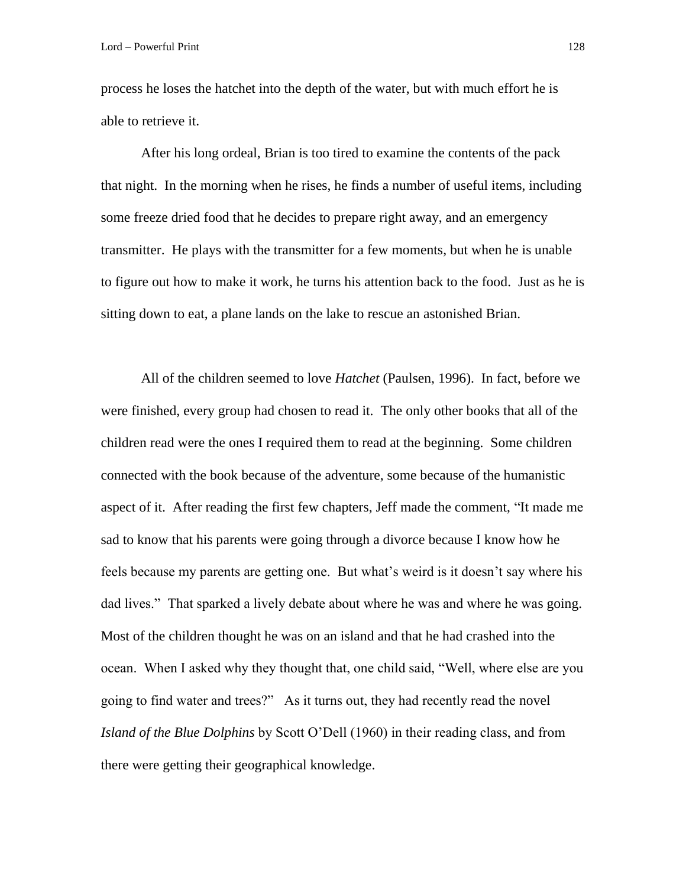process he loses the hatchet into the depth of the water, but with much effort he is able to retrieve it.

After his long ordeal, Brian is too tired to examine the contents of the pack that night. In the morning when he rises, he finds a number of useful items, including some freeze dried food that he decides to prepare right away, and an emergency transmitter. He plays with the transmitter for a few moments, but when he is unable to figure out how to make it work, he turns his attention back to the food. Just as he is sitting down to eat, a plane lands on the lake to rescue an astonished Brian.

All of the children seemed to love *Hatchet* (Paulsen, 1996). In fact, before we were finished, every group had chosen to read it. The only other books that all of the children read were the ones I required them to read at the beginning. Some children connected with the book because of the adventure, some because of the humanistic aspect of it. After reading the first few chapters, Jeff made the comment, "It made me sad to know that his parents were going through a divorce because I know how he feels because my parents are getting one. But what's weird is it doesn't say where his dad lives." That sparked a lively debate about where he was and where he was going. Most of the children thought he was on an island and that he had crashed into the ocean. When I asked why they thought that, one child said, "Well, where else are you going to find water and trees?" As it turns out, they had recently read the novel *Island of the Blue Dolphins* by Scott O'Dell (1960) in their reading class, and from there were getting their geographical knowledge.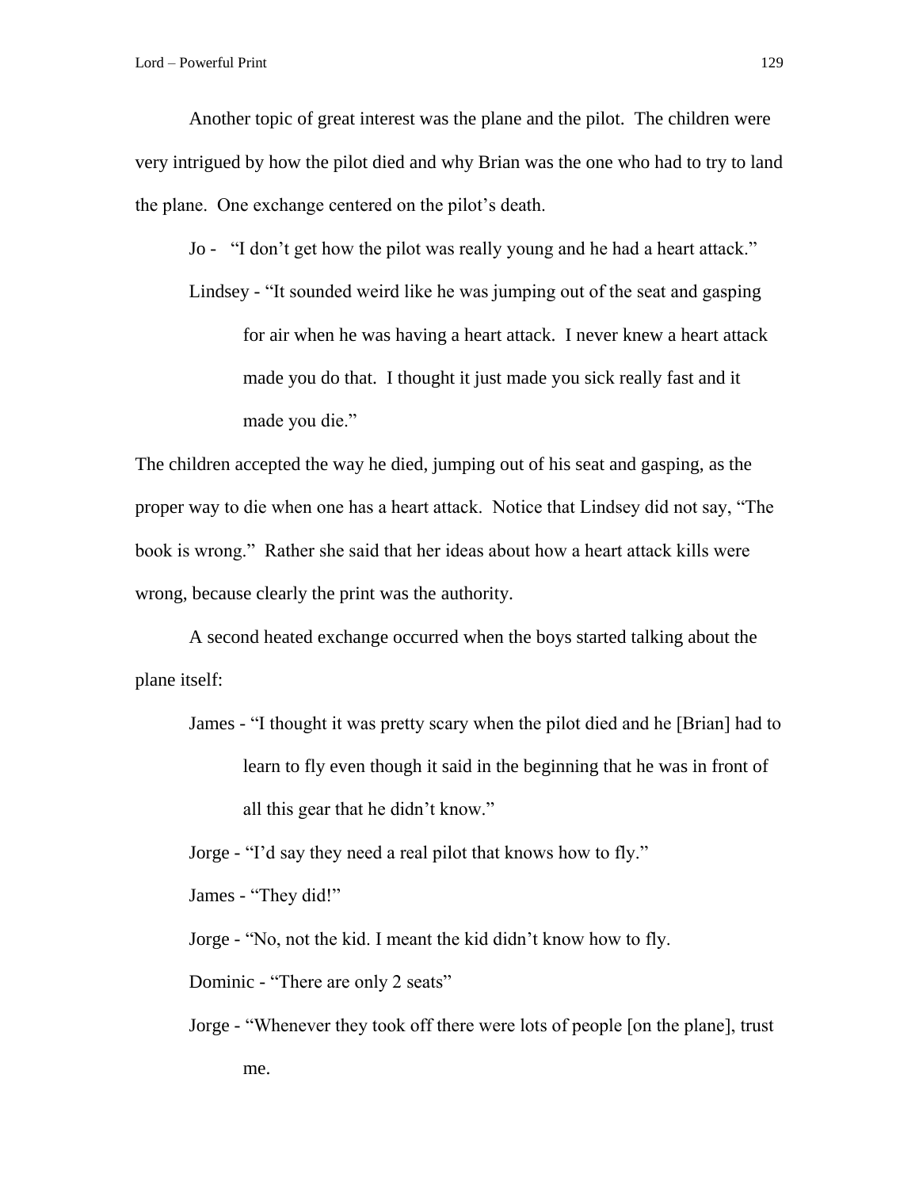Another topic of great interest was the plane and the pilot. The children were very intrigued by how the pilot died and why Brian was the one who had to try to land the plane. One exchange centered on the pilot's death.

> Jo - "I don't get how the pilot was really young and he had a heart attack."
>
> Lindsey - "It sounded weird like he was jumping out of the seat and gasping for air when he was having a heart attack. I never knew a heart attack made you do that. I thought it just made you sick really fast and it made you die."

The children accepted the way he died, jumping out of his seat and gasping, as the proper way to die when one has a heart attack. Notice that Lindsey did not say, "The book is wrong." Rather she said that her ideas about how a heart attack kills were wrong, because clearly the print was the authority.

A second heated exchange occurred when the boys started talking about the plane itself:

> James - "I thought it was pretty scary when the pilot died and he [Brian] had to learn to fly even though it said in the beginning that he was in front of all this gear that he didn't know."
>
> Jorge - "I'd say they need a real pilot that knows how to fly."
>
> James - "They did!"
>
> Jorge - "No, not the kid. I meant the kid didn't know how to fly.
>
> Dominic - "There are only 2 seats"
>
> Jorge - "Whenever they took off there were lots of people [on the plane], trust me.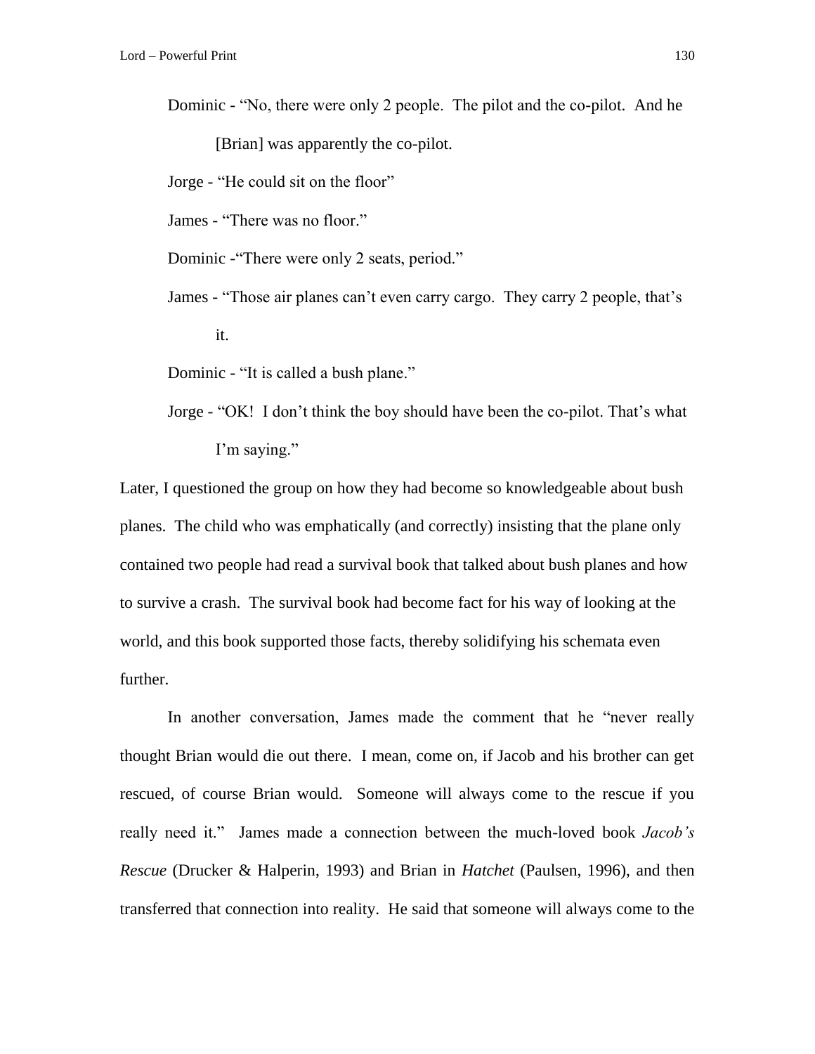Dominic - "No, there were only 2 people. The pilot and the co-pilot. And he [Brian] was apparently the co-pilot.

Jorge - "He could sit on the floor"

James - "There was no floor."

Dominic -"There were only 2 seats, period."

James - "Those air planes can't even carry cargo. They carry 2 people, that's it.

Dominic - "It is called a bush plane."

Jorge - "OK! I don't think the boy should have been the co-pilot. That's what I'm saying."

Later, I questioned the group on how they had become so knowledgeable about bush planes. The child who was emphatically (and correctly) insisting that the plane only contained two people had read a survival book that talked about bush planes and how to survive a crash. The survival book had become fact for his way of looking at the world, and this book supported those facts, thereby solidifying his schemata even further.

In another conversation, James made the comment that he "never really thought Brian would die out there. I mean, come on, if Jacob and his brother can get rescued, of course Brian would. Someone will always come to the rescue if you really need it." James made a connection between the much-loved book *Jacob's Rescue* (Drucker & Halperin, 1993) and Brian in *Hatchet* (Paulsen, 1996), and then transferred that connection into reality. He said that someone will always come to the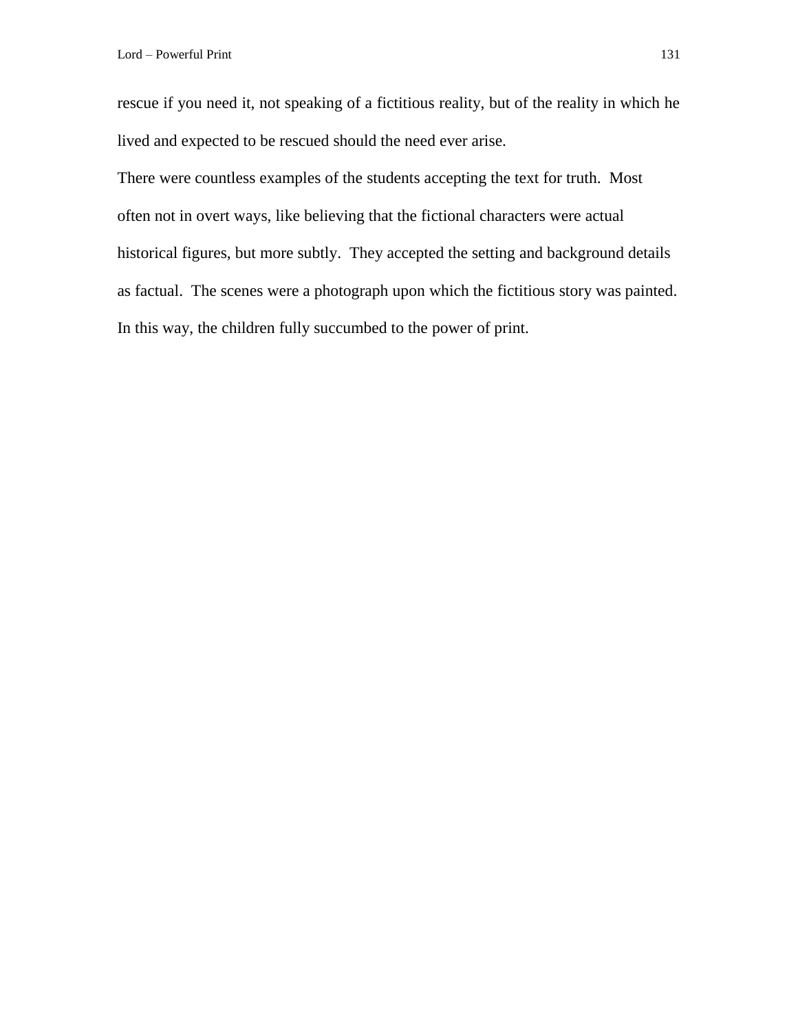rescue if you need it, not speaking of a fictitious reality, but of the reality in which he lived and expected to be rescued should the need ever arise.

There were countless examples of the students accepting the text for truth. Most often not in overt ways, like believing that the fictional characters were actual historical figures, but more subtly. They accepted the setting and background details as factual. The scenes were a photograph upon which the fictitious story was painted. In this way, the children fully succumbed to the power of print.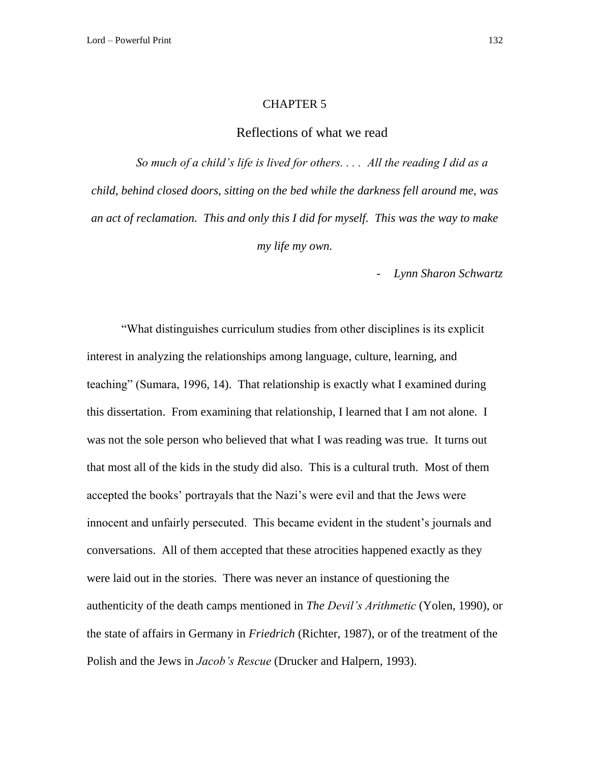# CHAPTER 5

## Reflections of what we read

> *So much of a child's life is lived for others. . . . All the reading I did as a child, behind closed doors, sitting on the bed while the darkness fell around me, was an act of reclamation. This and only this I did for myself. This was the way to make my life my own.*
>
> \- *Lynn Sharon Schwartz*

"What distinguishes curriculum studies from other disciplines is its explicit interest in analyzing the relationships among language, culture, learning, and teaching" (Sumara, 1996, 14). That relationship is exactly what I examined during this dissertation. From examining that relationship, I learned that I am not alone. I was not the sole person who believed that what I was reading was true. It turns out that most all of the kids in the study did also. This is a cultural truth. Most of them accepted the books' portrayals that the Nazi's were evil and that the Jews were innocent and unfairly persecuted. This became evident in the student's journals and conversations. All of them accepted that these atrocities happened exactly as they were laid out in the stories. There was never an instance of questioning the authenticity of the death camps mentioned in *The Devil's Arithmetic* (Yolen, 1990), or the state of affairs in Germany in *Friedrich* (Richter, 1987), or of the treatment of the Polish and the Jews in *Jacob's Rescue* (Drucker and Halpern, 1993).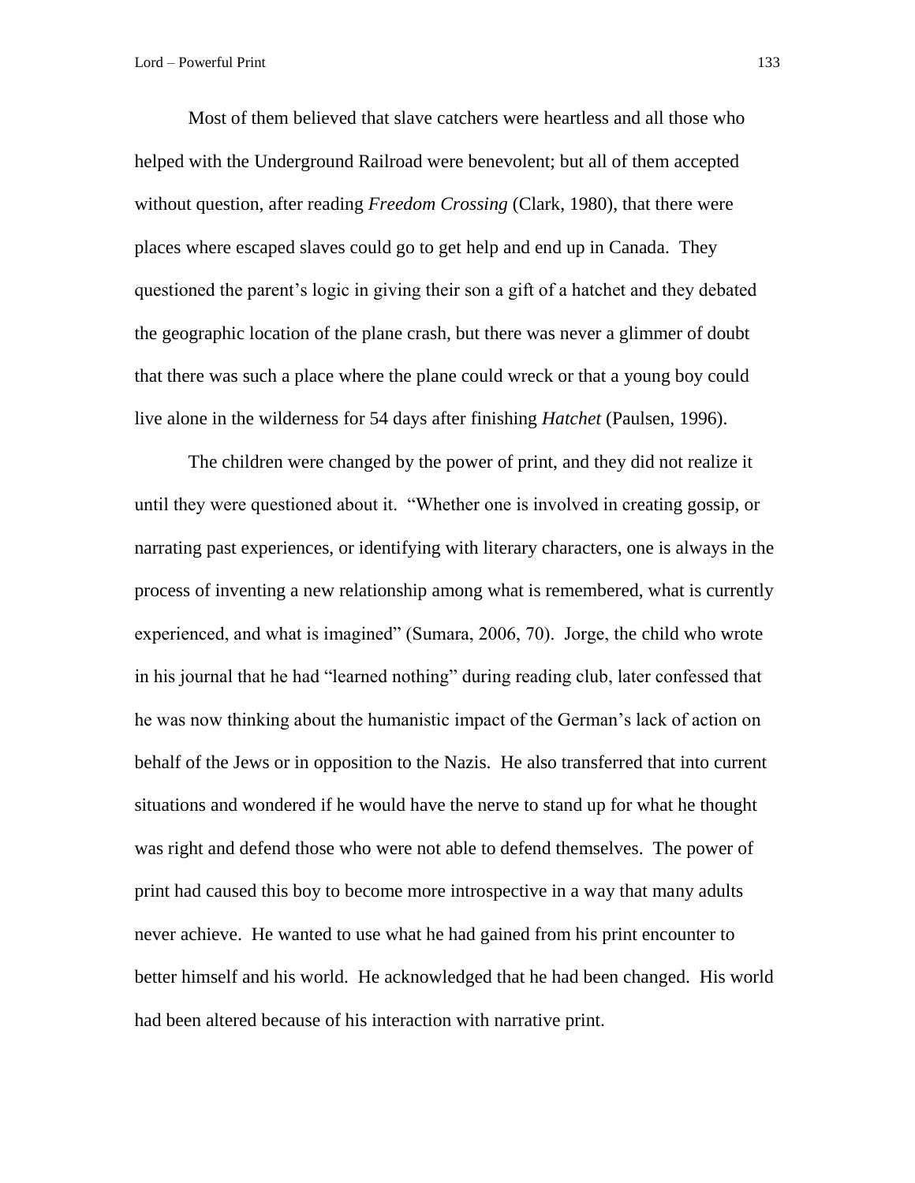Most of them believed that slave catchers were heartless and all those who helped with the Underground Railroad were benevolent; but all of them accepted without question, after reading *Freedom Crossing* (Clark, 1980), that there were places where escaped slaves could go to get help and end up in Canada. They questioned the parent's logic in giving their son a gift of a hatchet and they debated the geographic location of the plane crash, but there was never a glimmer of doubt that there was such a place where the plane could wreck or that a young boy could live alone in the wilderness for 54 days after finishing *Hatchet* (Paulsen, 1996).

The children were changed by the power of print, and they did not realize it until they were questioned about it. "Whether one is involved in creating gossip, or narrating past experiences, or identifying with literary characters, one is always in the process of inventing a new relationship among what is remembered, what is currently experienced, and what is imagined" (Sumara, 2006, 70). Jorge, the child who wrote in his journal that he had "learned nothing" during reading club, later confessed that he was now thinking about the humanistic impact of the German's lack of action on behalf of the Jews or in opposition to the Nazis. He also transferred that into current situations and wondered if he would have the nerve to stand up for what he thought was right and defend those who were not able to defend themselves. The power of print had caused this boy to become more introspective in a way that many adults never achieve. He wanted to use what he had gained from his print encounter to better himself and his world. He acknowledged that he had been changed. His world had been altered because of his interaction with narrative print.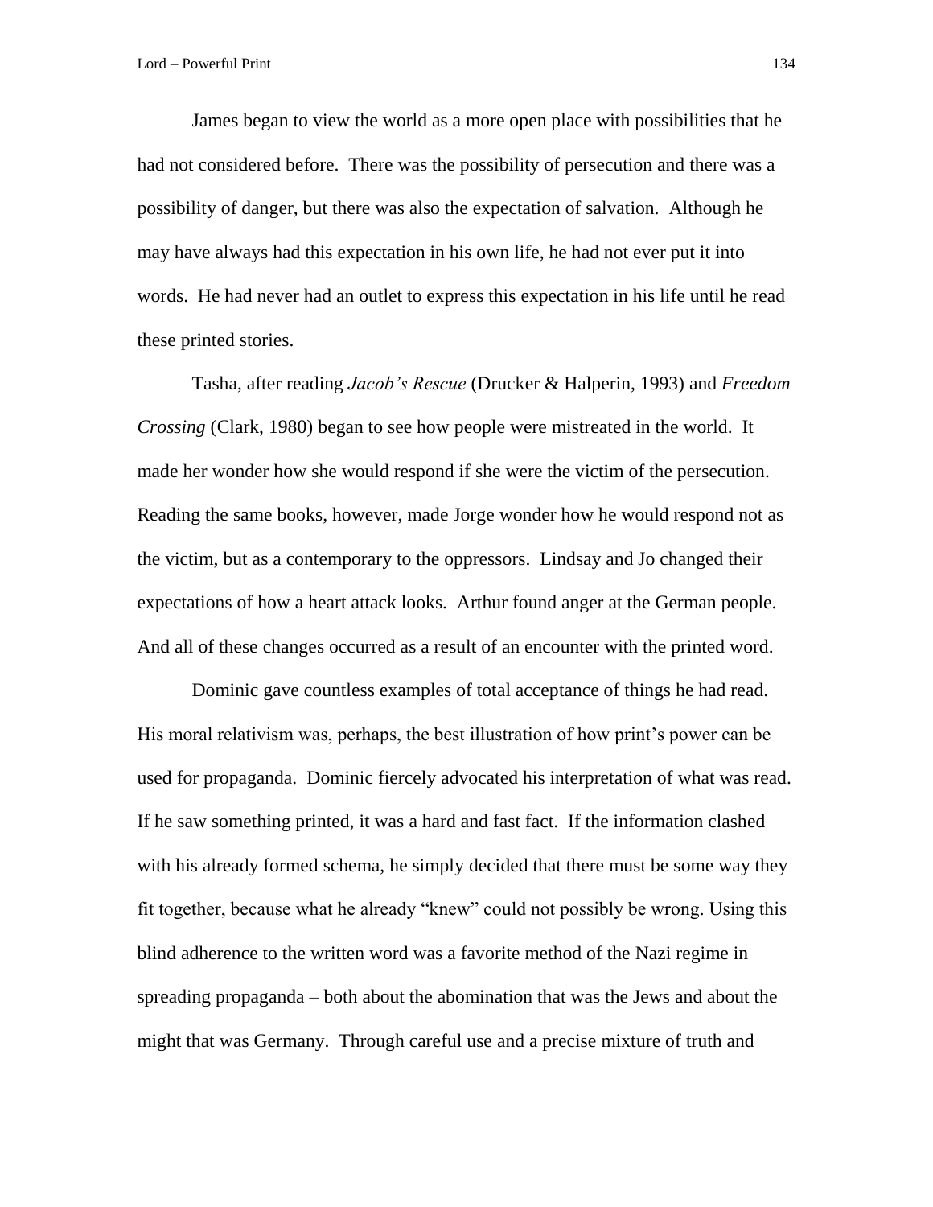James began to view the world as a more open place with possibilities that he had not considered before. There was the possibility of persecution and there was a possibility of danger, but there was also the expectation of salvation. Although he may have always had this expectation in his own life, he had not ever put it into words. He had never had an outlet to express this expectation in his life until he read these printed stories.

Tasha, after reading *Jacob's Rescue* (Drucker & Halperin, 1993) and *Freedom Crossing* (Clark, 1980) began to see how people were mistreated in the world. It made her wonder how she would respond if she were the victim of the persecution. Reading the same books, however, made Jorge wonder how he would respond not as the victim, but as a contemporary to the oppressors. Lindsay and Jo changed their expectations of how a heart attack looks. Arthur found anger at the German people. And all of these changes occurred as a result of an encounter with the printed word.

Dominic gave countless examples of total acceptance of things he had read. His moral relativism was, perhaps, the best illustration of how print's power can be used for propaganda. Dominic fiercely advocated his interpretation of what was read. If he saw something printed, it was a hard and fast fact. If the information clashed with his already formed schema, he simply decided that there must be some way they fit together, because what he already "knew" could not possibly be wrong. Using this blind adherence to the written word was a favorite method of the Nazi regime in spreading propaganda – both about the abomination that was the Jews and about the might that was Germany. Through careful use and a precise mixture of truth and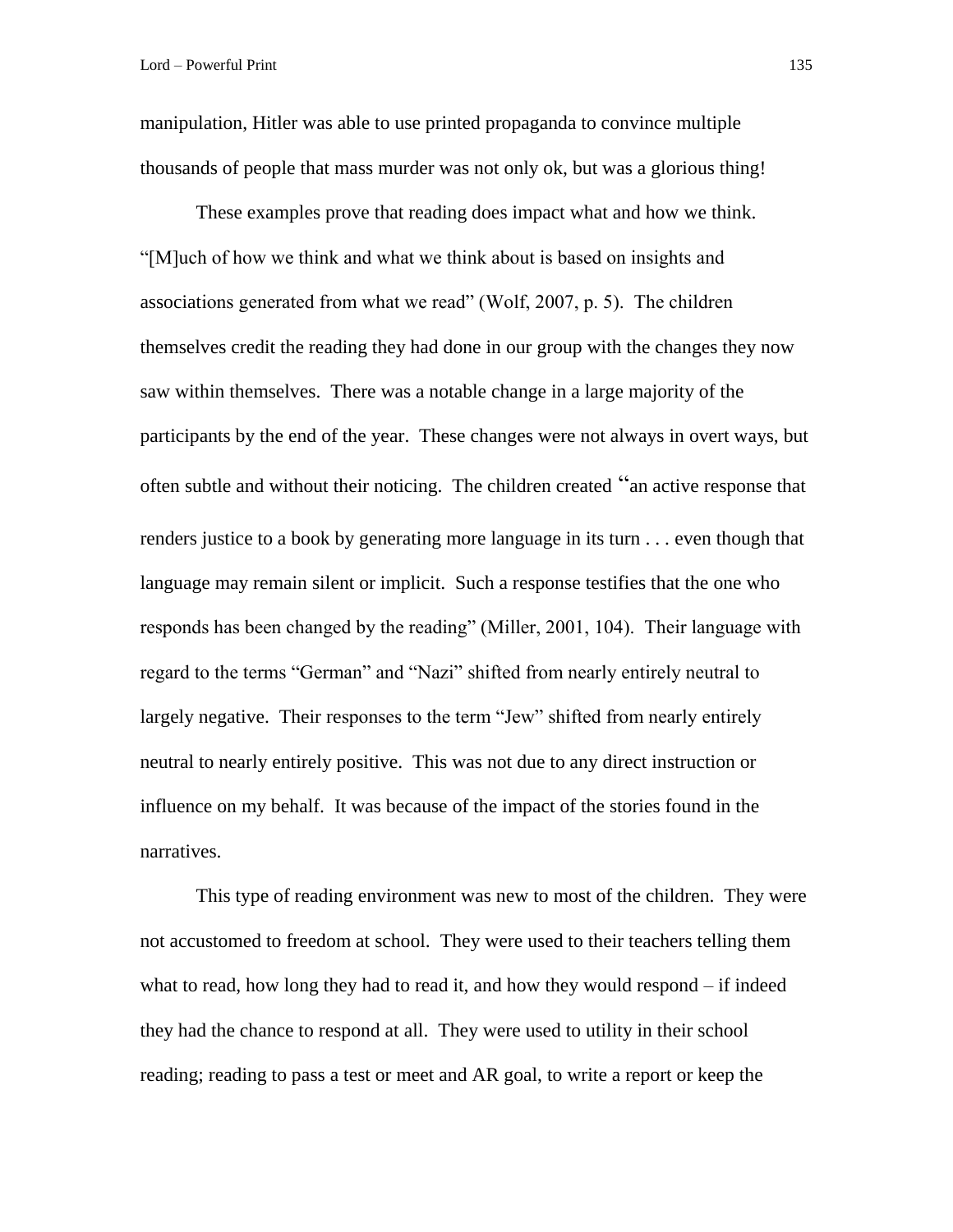manipulation, Hitler was able to use printed propaganda to convince multiple thousands of people that mass murder was not only ok, but was a glorious thing!

These examples prove that reading does impact what and how we think. "[M]uch of how we think and what we think about is based on insights and associations generated from what we read" (Wolf, 2007, p. 5). The children themselves credit the reading they had done in our group with the changes they now saw within themselves. There was a notable change in a large majority of the participants by the end of the year. These changes were not always in overt ways, but often subtle and without their noticing. The children created "an active response that renders justice to a book by generating more language in its turn . . . even though that language may remain silent or implicit. Such a response testifies that the one who responds has been changed by the reading" (Miller, 2001, 104). Their language with regard to the terms "German" and "Nazi" shifted from nearly entirely neutral to largely negative. Their responses to the term "Jew" shifted from nearly entirely neutral to nearly entirely positive. This was not due to any direct instruction or influence on my behalf. It was because of the impact of the stories found in the narratives.

This type of reading environment was new to most of the children. They were not accustomed to freedom at school. They were used to their teachers telling them what to read, how long they had to read it, and how they would respond – if indeed they had the chance to respond at all. They were used to utility in their school reading; reading to pass a test or meet and AR goal, to write a report or keep the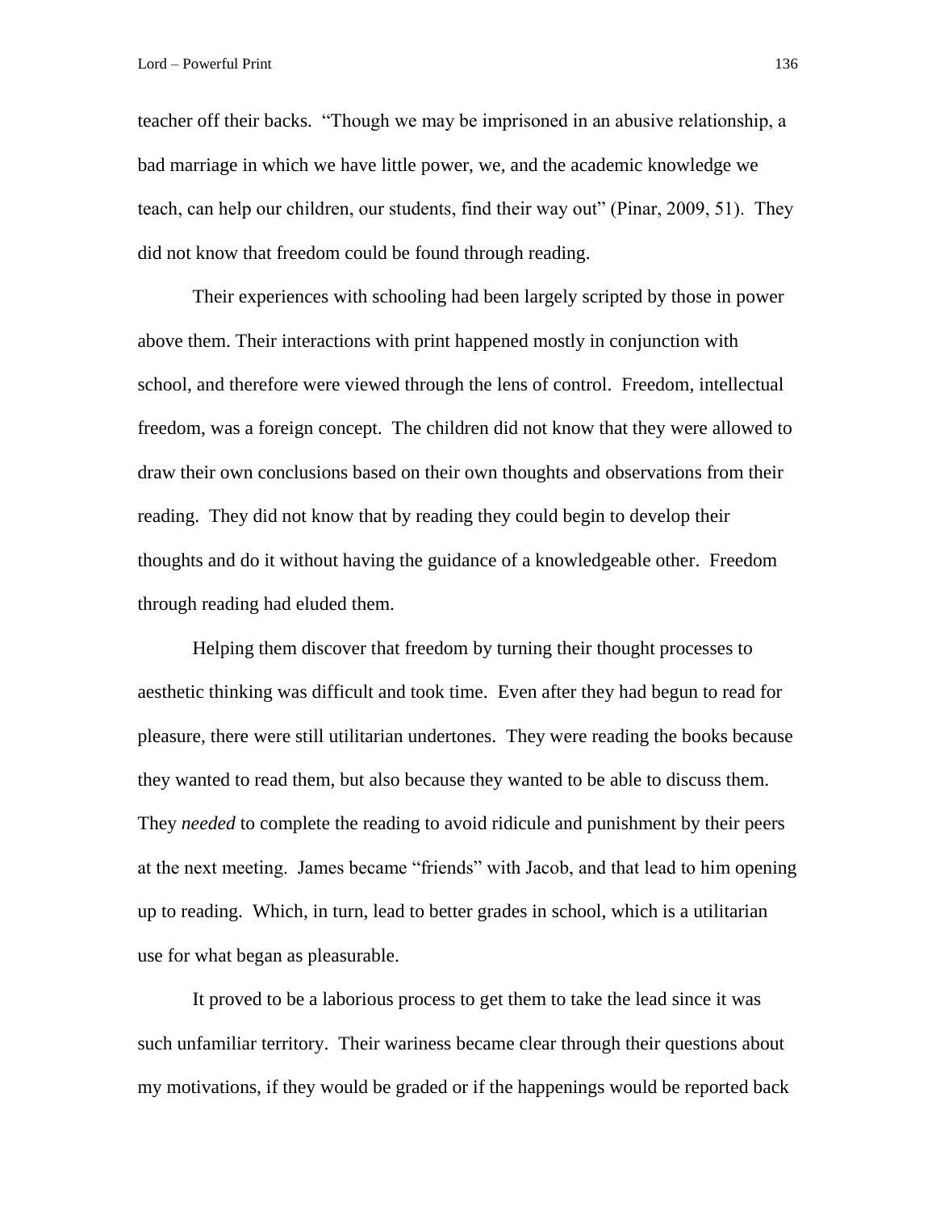teacher off their backs. "Though we may be imprisoned in an abusive relationship, a bad marriage in which we have little power, we, and the academic knowledge we teach, can help our children, our students, find their way out" (Pinar, 2009, 51). They did not know that freedom could be found through reading.

Their experiences with schooling had been largely scripted by those in power above them. Their interactions with print happened mostly in conjunction with school, and therefore were viewed through the lens of control. Freedom, intellectual freedom, was a foreign concept. The children did not know that they were allowed to draw their own conclusions based on their own thoughts and observations from their reading. They did not know that by reading they could begin to develop their thoughts and do it without having the guidance of a knowledgeable other. Freedom through reading had eluded them.

Helping them discover that freedom by turning their thought processes to aesthetic thinking was difficult and took time. Even after they had begun to read for pleasure, there were still utilitarian undertones. They were reading the books because they wanted to read them, but also because they wanted to be able to discuss them. They *needed* to complete the reading to avoid ridicule and punishment by their peers at the next meeting. James became "friends" with Jacob, and that lead to him opening up to reading. Which, in turn, lead to better grades in school, which is a utilitarian use for what began as pleasurable.

It proved to be a laborious process to get them to take the lead since it was such unfamiliar territory. Their wariness became clear through their questions about my motivations, if they would be graded or if the happenings would be reported back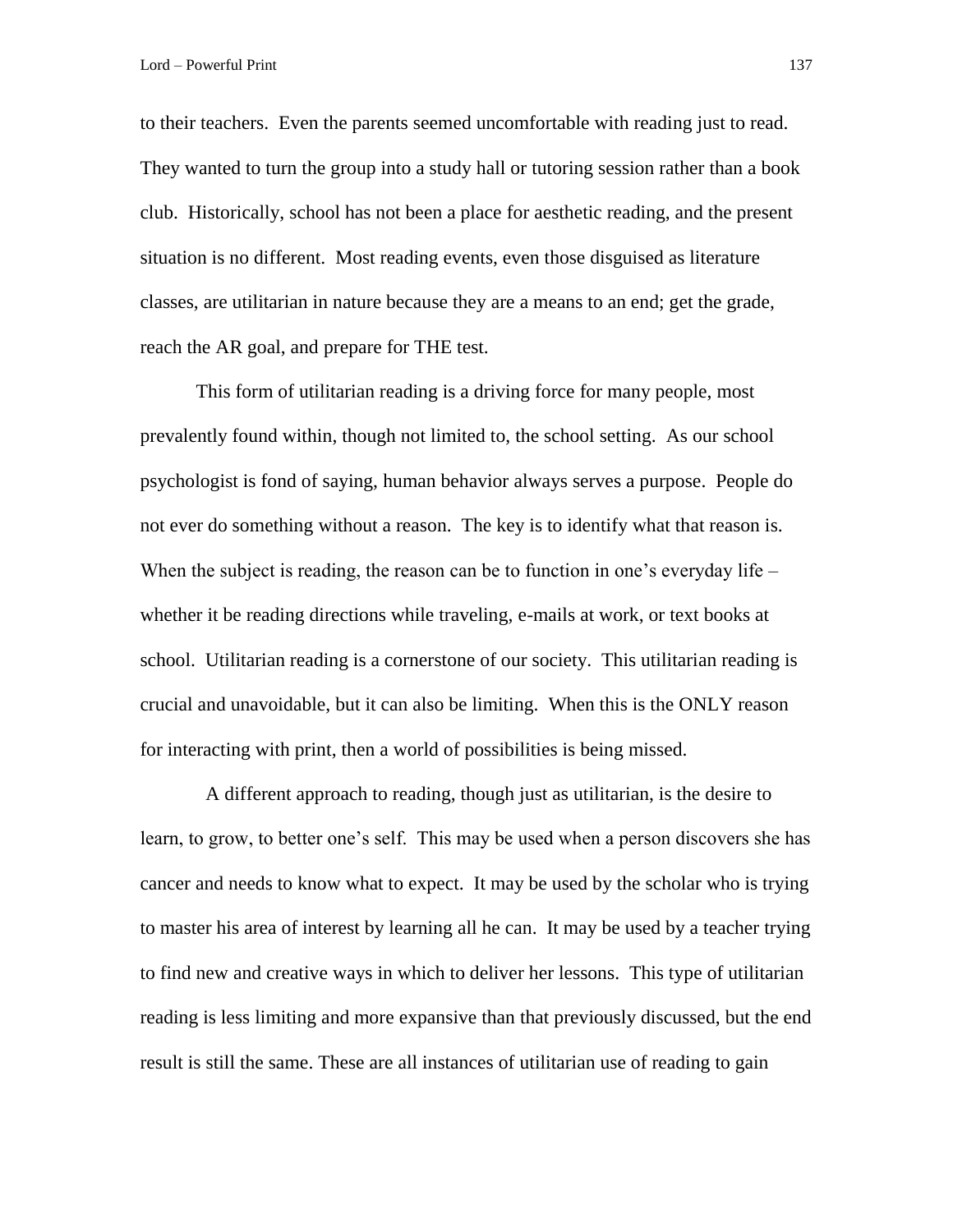to their teachers. Even the parents seemed uncomfortable with reading just to read. They wanted to turn the group into a study hall or tutoring session rather than a book club. Historically, school has not been a place for aesthetic reading, and the present situation is no different. Most reading events, even those disguised as literature classes, are utilitarian in nature because they are a means to an end; get the grade, reach the AR goal, and prepare for THE test.

This form of utilitarian reading is a driving force for many people, most prevalently found within, though not limited to, the school setting. As our school psychologist is fond of saying, human behavior always serves a purpose. People do not ever do something without a reason. The key is to identify what that reason is. When the subject is reading, the reason can be to function in one's everyday life – whether it be reading directions while traveling, e-mails at work, or text books at school. Utilitarian reading is a cornerstone of our society. This utilitarian reading is crucial and unavoidable, but it can also be limiting. When this is the ONLY reason for interacting with print, then a world of possibilities is being missed.

A different approach to reading, though just as utilitarian, is the desire to learn, to grow, to better one's self. This may be used when a person discovers she has cancer and needs to know what to expect. It may be used by the scholar who is trying to master his area of interest by learning all he can. It may be used by a teacher trying to find new and creative ways in which to deliver her lessons. This type of utilitarian reading is less limiting and more expansive than that previously discussed, but the end result is still the same. These are all instances of utilitarian use of reading to gain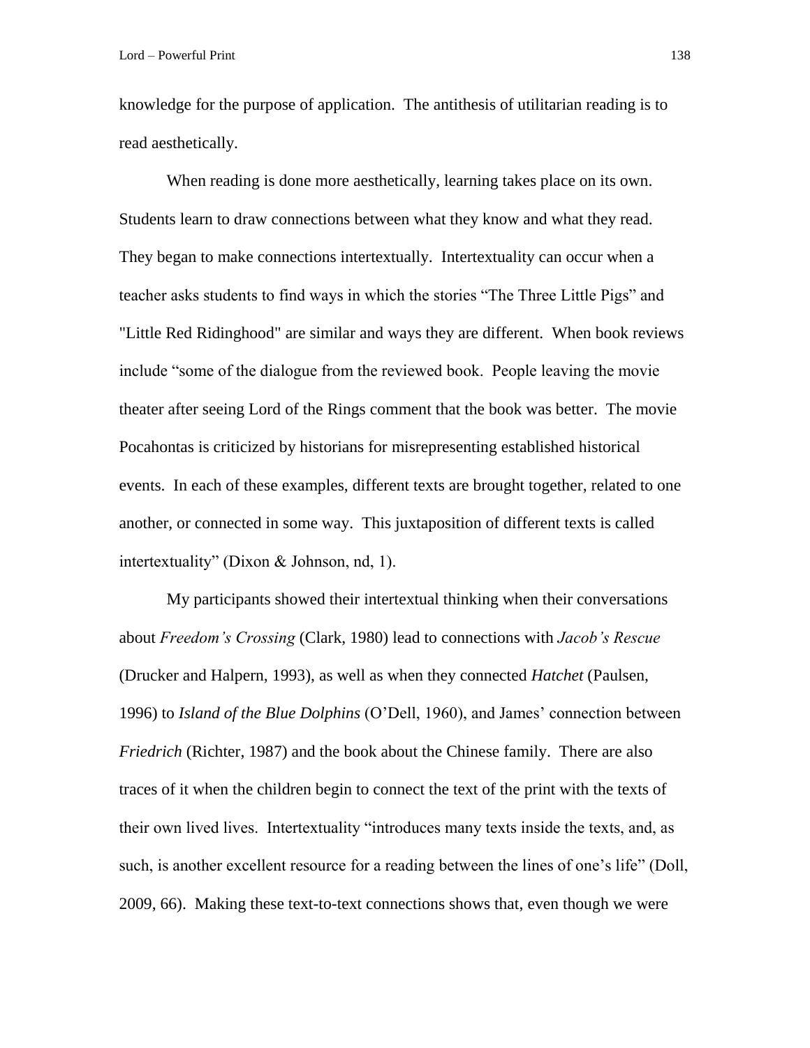knowledge for the purpose of application. The antithesis of utilitarian reading is to read aesthetically.

When reading is done more aesthetically, learning takes place on its own. Students learn to draw connections between what they know and what they read. They began to make connections intertextually. Intertextuality can occur when a teacher asks students to find ways in which the stories “The Three Little Pigs” and "Little Red Ridinghood" are similar and ways they are different. When book reviews include “some of the dialogue from the reviewed book. People leaving the movie theater after seeing Lord of the Rings comment that the book was better. The movie Pocahontas is criticized by historians for misrepresenting established historical events. In each of these examples, different texts are brought together, related to one another, or connected in some way. This juxtaposition of different texts is called intertextuality” (Dixon & Johnson, nd, 1).

My participants showed their intertextual thinking when their conversations about *Freedom’s Crossing* (Clark, 1980) lead to connections with *Jacob’s Rescue* (Drucker and Halpern, 1993), as well as when they connected *Hatchet* (Paulsen, 1996) to *Island of the Blue Dolphins* (O’Dell, 1960), and James’ connection between *Friedrich* (Richter, 1987) and the book about the Chinese family. There are also traces of it when the children begin to connect the text of the print with the texts of their own lived lives. Intertextuality “introduces many texts inside the texts, and, as such, is another excellent resource for a reading between the lines of one’s life” (Doll, 2009, 66). Making these text-to-text connections shows that, even though we were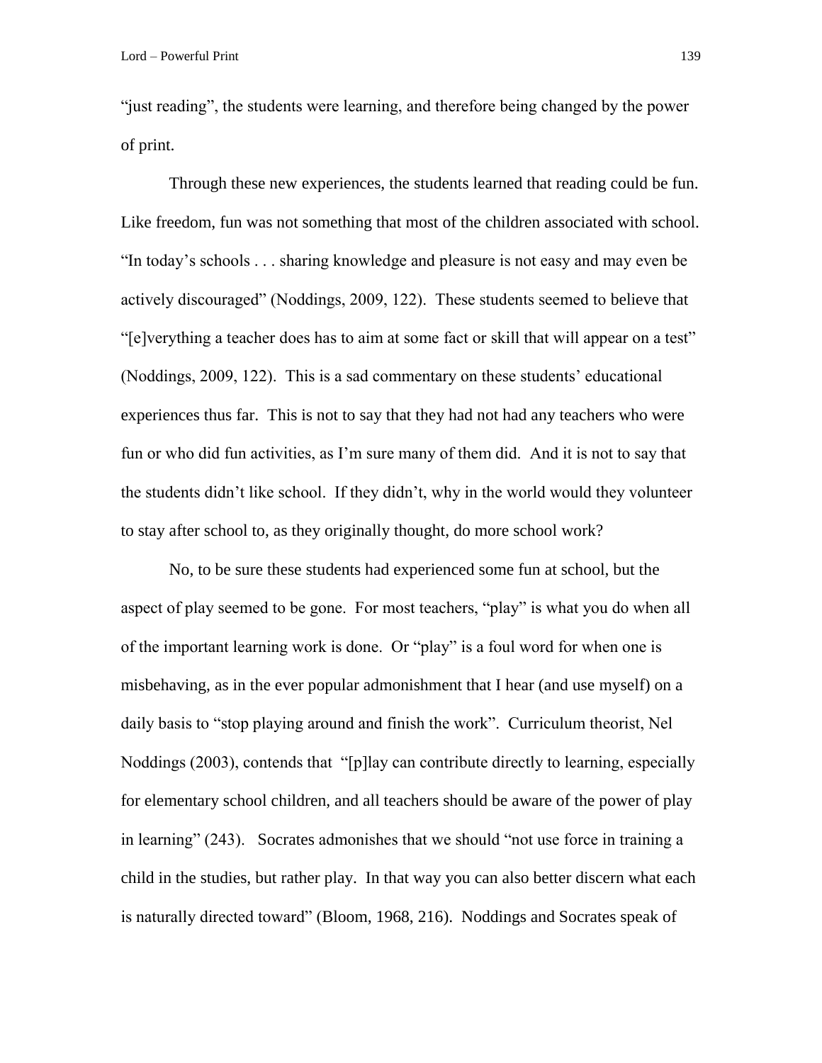"just reading", the students were learning, and therefore being changed by the power of print.

Through these new experiences, the students learned that reading could be fun. Like freedom, fun was not something that most of the children associated with school. "In today's schools . . . sharing knowledge and pleasure is not easy and may even be actively discouraged" (Noddings, 2009, 122). These students seemed to believe that "[e]verything a teacher does has to aim at some fact or skill that will appear on a test" (Noddings, 2009, 122). This is a sad commentary on these students' educational experiences thus far. This is not to say that they had not had any teachers who were fun or who did fun activities, as I'm sure many of them did. And it is not to say that the students didn't like school. If they didn't, why in the world would they volunteer to stay after school to, as they originally thought, do more school work?

No, to be sure these students had experienced some fun at school, but the aspect of play seemed to be gone. For most teachers, "play" is what you do when all of the important learning work is done. Or "play" is a foul word for when one is misbehaving, as in the ever popular admonishment that I hear (and use myself) on a daily basis to "stop playing around and finish the work". Curriculum theorist, Nel Noddings (2003), contends that "[p]lay can contribute directly to learning, especially for elementary school children, and all teachers should be aware of the power of play in learning" (243). Socrates admonishes that we should "not use force in training a child in the studies, but rather play. In that way you can also better discern what each is naturally directed toward" (Bloom, 1968, 216). Noddings and Socrates speak of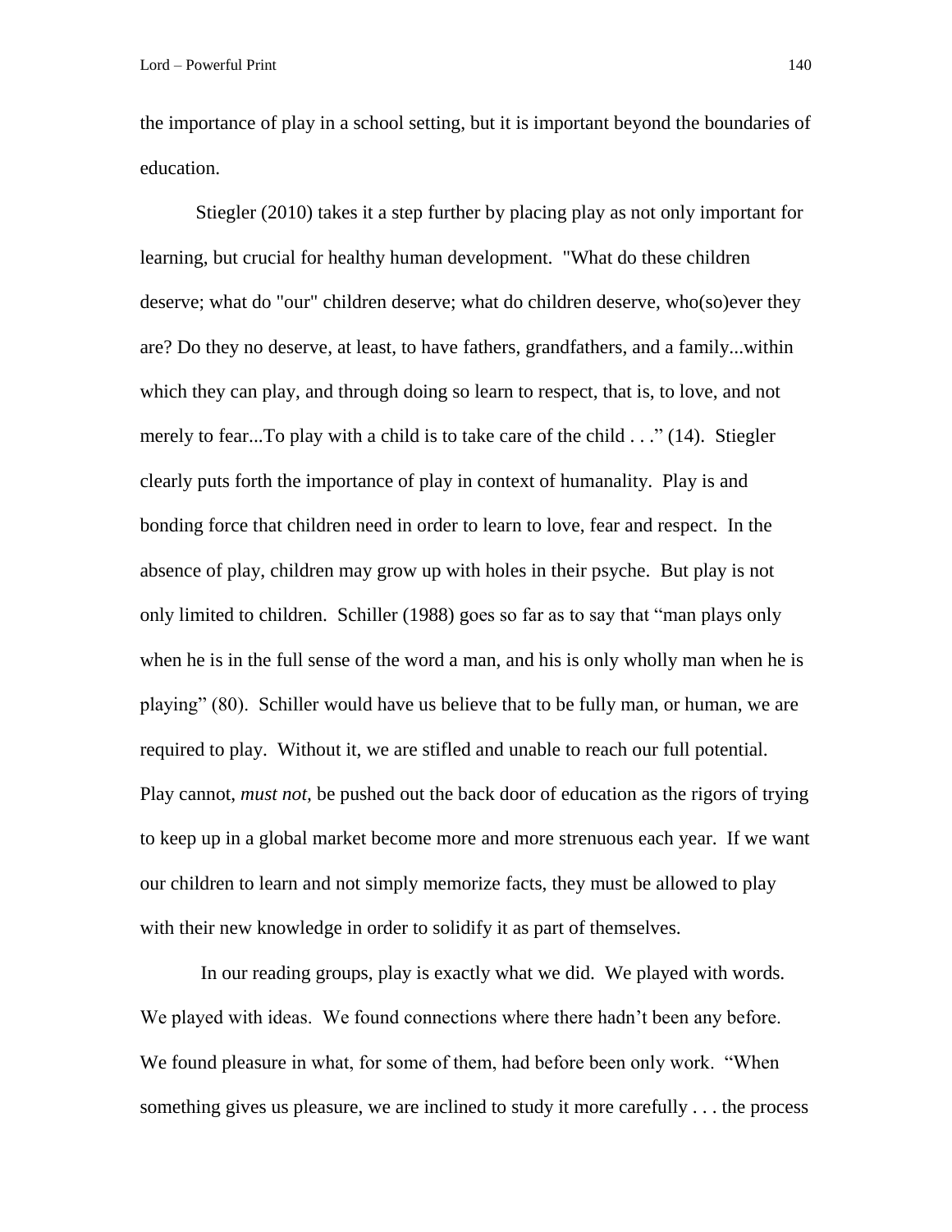the importance of play in a school setting, but it is important beyond the boundaries of education.

Stiegler (2010) takes it a step further by placing play as not only important for learning, but crucial for healthy human development. "What do these children deserve; what do "our" children deserve; what do children deserve, who(so)ever they are? Do they no deserve, at least, to have fathers, grandfathers, and a family...within which they can play, and through doing so learn to respect, that is, to love, and not merely to fear...To play with a child is to take care of the child . . ." (14). Stiegler clearly puts forth the importance of play in context of humanality. Play is and bonding force that children need in order to learn to love, fear and respect. In the absence of play, children may grow up with holes in their psyche. But play is not only limited to children. Schiller (1988) goes so far as to say that "man plays only when he is in the full sense of the word a man, and his is only wholly man when he is playing" (80). Schiller would have us believe that to be fully man, or human, we are required to play. Without it, we are stifled and unable to reach our full potential. Play cannot, *must not,* be pushed out the back door of education as the rigors of trying to keep up in a global market become more and more strenuous each year. If we want our children to learn and not simply memorize facts, they must be allowed to play with their new knowledge in order to solidify it as part of themselves.

In our reading groups, play is exactly what we did. We played with words. We played with ideas. We found connections where there hadn't been any before. We found pleasure in what, for some of them, had before been only work. "When something gives us pleasure, we are inclined to study it more carefully . . . the process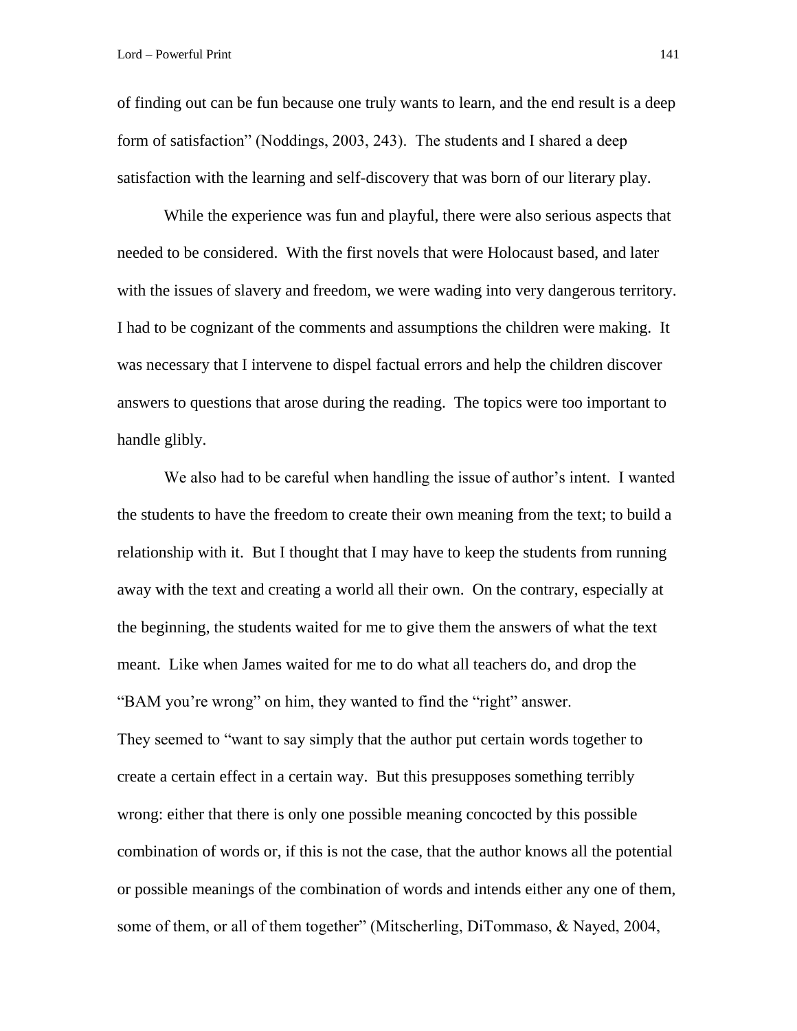of finding out can be fun because one truly wants to learn, and the end result is a deep form of satisfaction" (Noddings, 2003, 243). The students and I shared a deep satisfaction with the learning and self-discovery that was born of our literary play.

While the experience was fun and playful, there were also serious aspects that needed to be considered. With the first novels that were Holocaust based, and later with the issues of slavery and freedom, we were wading into very dangerous territory. I had to be cognizant of the comments and assumptions the children were making. It was necessary that I intervene to dispel factual errors and help the children discover answers to questions that arose during the reading. The topics were too important to handle glibly.

We also had to be careful when handling the issue of author's intent. I wanted the students to have the freedom to create their own meaning from the text; to build a relationship with it. But I thought that I may have to keep the students from running away with the text and creating a world all their own. On the contrary, especially at the beginning, the students waited for me to give them the answers of what the text meant. Like when James waited for me to do what all teachers do, and drop the "BAM you're wrong" on him, they wanted to find the "right" answer.
They seemed to "want to say simply that the author put certain words together to create a certain effect in a certain way. But this presupposes something terribly wrong: either that there is only one possible meaning concocted by this possible combination of words or, if this is not the case, that the author knows all the potential or possible meanings of the combination of words and intends either any one of them, some of them, or all of them together" (Mitscherling, DiTommaso, & Nayed, 2004,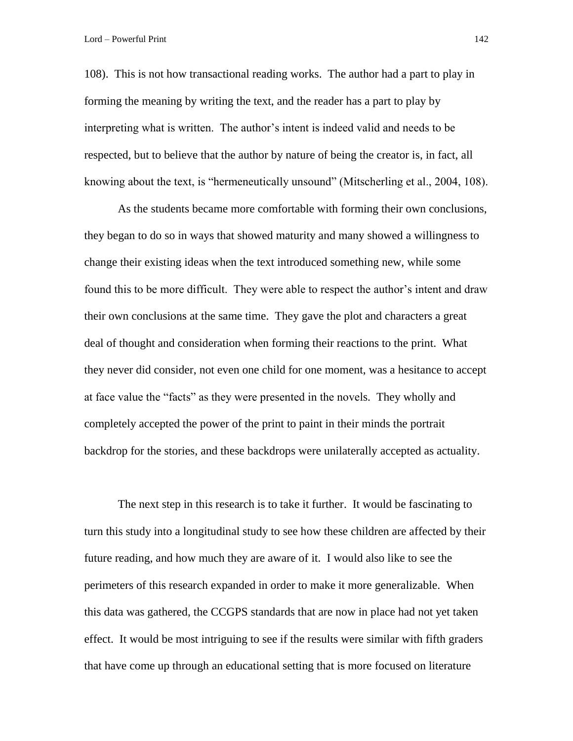108). This is not how transactional reading works. The author had a part to play in forming the meaning by writing the text, and the reader has a part to play by interpreting what is written. The author's intent is indeed valid and needs to be respected, but to believe that the author by nature of being the creator is, in fact, all knowing about the text, is "hermeneutically unsound" (Mitscherling et al., 2004, 108).

As the students became more comfortable with forming their own conclusions, they began to do so in ways that showed maturity and many showed a willingness to change their existing ideas when the text introduced something new, while some found this to be more difficult. They were able to respect the author's intent and draw their own conclusions at the same time. They gave the plot and characters a great deal of thought and consideration when forming their reactions to the print. What they never did consider, not even one child for one moment, was a hesitance to accept at face value the "facts" as they were presented in the novels. They wholly and completely accepted the power of the print to paint in their minds the portrait backdrop for the stories, and these backdrops were unilaterally accepted as actuality.

The next step in this research is to take it further. It would be fascinating to turn this study into a longitudinal study to see how these children are affected by their future reading, and how much they are aware of it. I would also like to see the perimeters of this research expanded in order to make it more generalizable. When this data was gathered, the CCGPS standards that are now in place had not yet taken effect. It would be most intriguing to see if the results were similar with fifth graders that have come up through an educational setting that is more focused on literature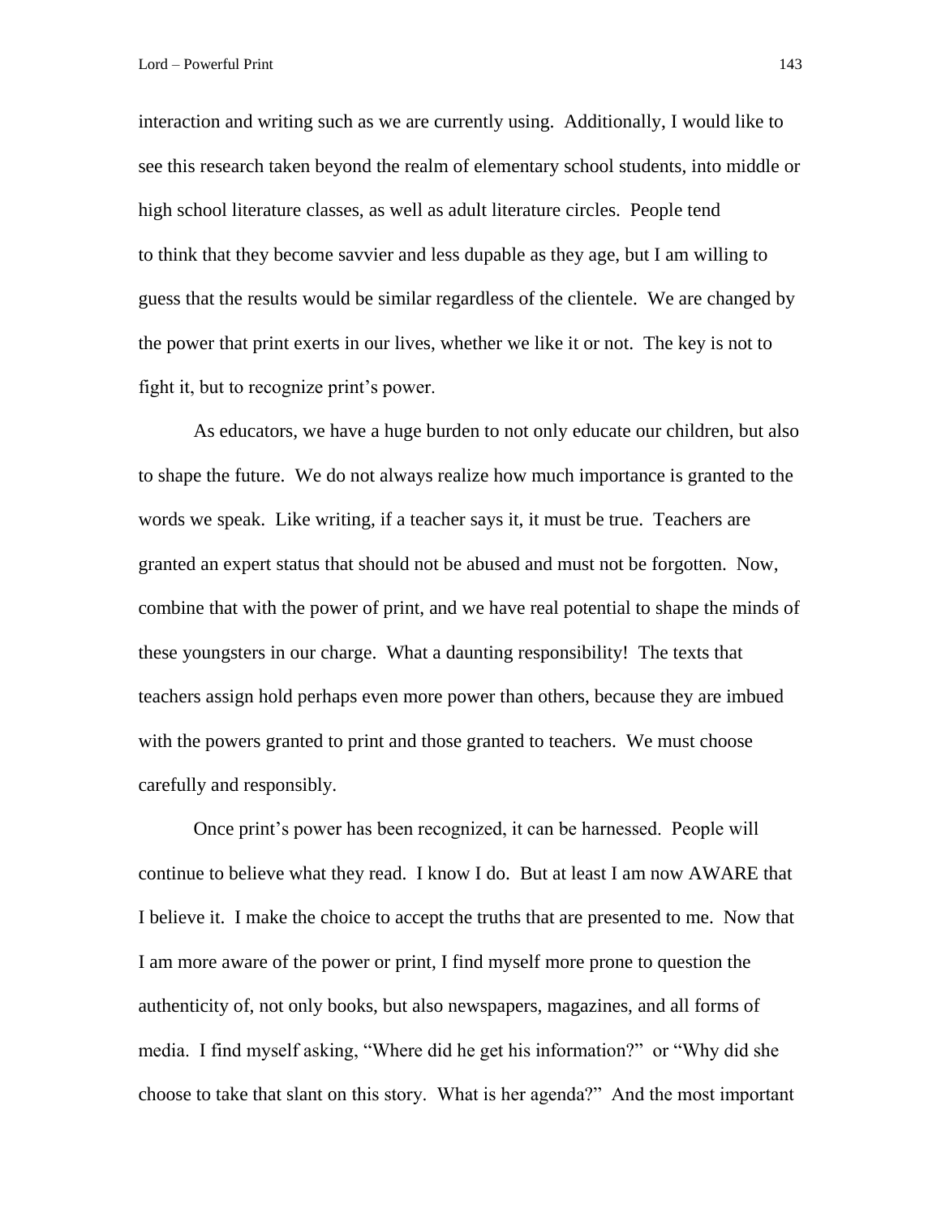interaction and writing such as we are currently using. Additionally, I would like to see this research taken beyond the realm of elementary school students, into middle or high school literature classes, as well as adult literature circles. People tend to think that they become savvier and less dupable as they age, but I am willing to guess that the results would be similar regardless of the clientele. We are changed by the power that print exerts in our lives, whether we like it or not. The key is not to fight it, but to recognize print's power.

As educators, we have a huge burden to not only educate our children, but also to shape the future. We do not always realize how much importance is granted to the words we speak. Like writing, if a teacher says it, it must be true. Teachers are granted an expert status that should not be abused and must not be forgotten. Now, combine that with the power of print, and we have real potential to shape the minds of these youngsters in our charge. What a daunting responsibility! The texts that teachers assign hold perhaps even more power than others, because they are imbued with the powers granted to print and those granted to teachers. We must choose carefully and responsibly.

Once print's power has been recognized, it can be harnessed. People will continue to believe what they read. I know I do. But at least I am now AWARE that I believe it. I make the choice to accept the truths that are presented to me. Now that I am more aware of the power or print, I find myself more prone to question the authenticity of, not only books, but also newspapers, magazines, and all forms of media. I find myself asking, "Where did he get his information?" or "Why did she choose to take that slant on this story. What is her agenda?" And the most important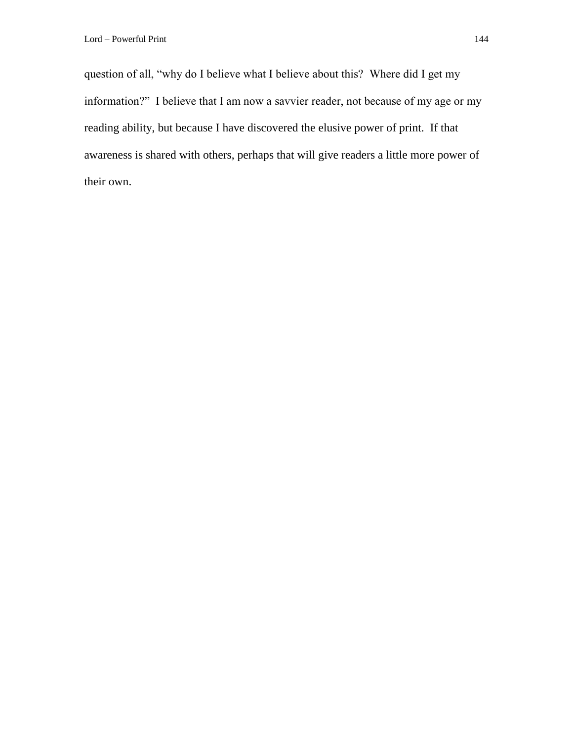question of all, "why do I believe what I believe about this? Where did I get my information?" I believe that I am now a savvier reader, not because of my age or my reading ability, but because I have discovered the elusive power of print. If that awareness is shared with others, perhaps that will give readers a little more power of their own.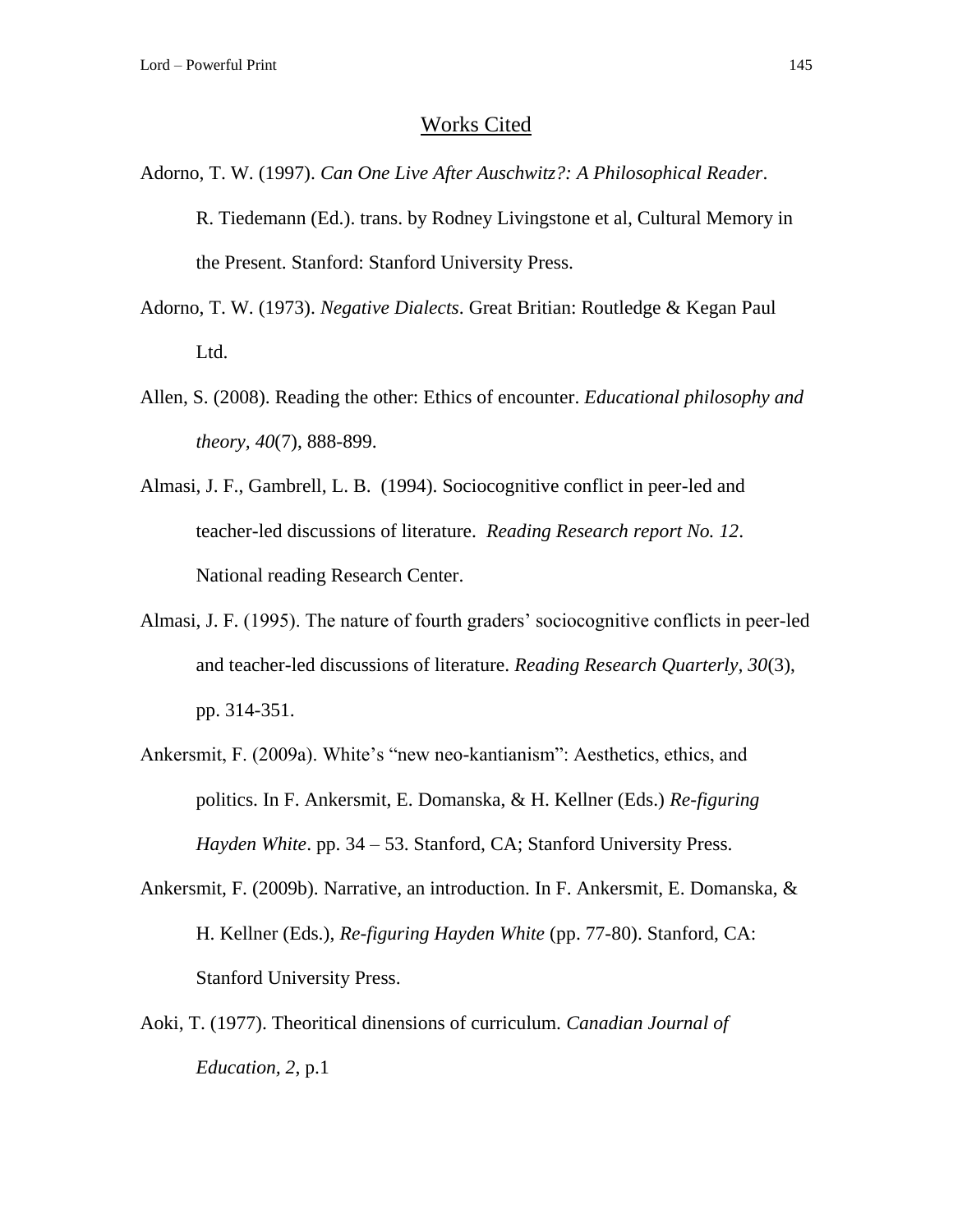## Works Cited

Adorno, T. W. (1997). *Can One Live After Auschwitz?: A Philosophical Reader*. R. Tiedemann (Ed.). trans. by Rodney Livingstone et al, Cultural Memory in the Present. Stanford: Stanford University Press.

Adorno, T. W. (1973). *Negative Dialects*. Great Britian: Routledge & Kegan Paul Ltd.

Allen, S. (2008). Reading the other: Ethics of encounter. *Educational philosophy and theory, 40*(7), 888-899.

Almasi, J. F., Gambrell, L. B. (1994). Sociocognitive conflict in peer-led and teacher-led discussions of literature. *Reading Research report No. 12*. National reading Research Center.

Almasi, J. F. (1995). The nature of fourth graders' sociocognitive conflicts in peer-led and teacher-led discussions of literature. *Reading Research Quarterly, 30*(3), pp. 314-351.

Ankersmit, F. (2009a). White's "new neo-kantianism": Aesthetics, ethics, and politics. In F. Ankersmit, E. Domanska, & H. Kellner (Eds.) *Re-figuring Hayden White*. pp. 34 – 53. Stanford, CA; Stanford University Press.

Ankersmit, F. (2009b). Narrative, an introduction. In F. Ankersmit, E. Domanska, & H. Kellner (Eds.), *Re-figuring Hayden White* (pp. 77-80). Stanford, CA: Stanford University Press.

Aoki, T. (1977). Theoritical dinensions of curriculum. *Canadian Journal of Education, 2*, p.1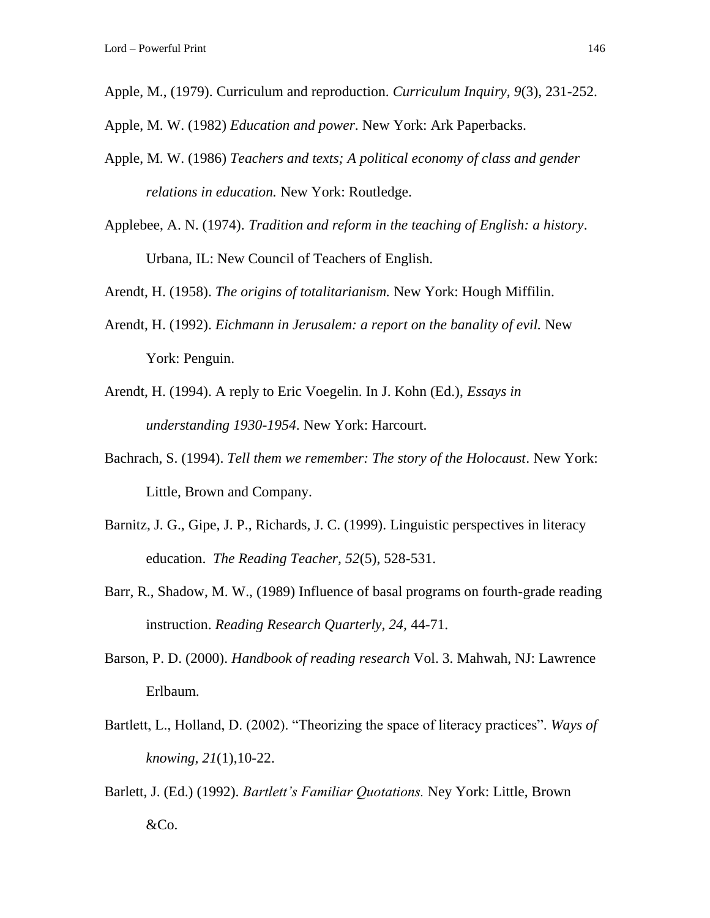Apple, M., (1979). Curriculum and reproduction. *Curriculum Inquiry, 9*(3), 231-252.

Apple, M. W. (1982) *Education and power*. New York: Ark Paperbacks.

Apple, M. W. (1986) *Teachers and texts; A political economy of class and gender relations in education.* New York: Routledge.

Applebee, A. N. (1974). *Tradition and reform in the teaching of English: a history*. Urbana, IL: New Council of Teachers of English.

Arendt, H. (1958). *The origins of totalitarianism.* New York: Hough Miffilin.

Arendt, H. (1992). *Eichmann in Jerusalem: a report on the banality of evil.* New York: Penguin.

Arendt, H. (1994). A reply to Eric Voegelin. In J. Kohn (Ed.), *Essays in understanding 1930-1954*. New York: Harcourt.

Bachrach, S. (1994). *Tell them we remember: The story of the Holocaust*. New York: Little, Brown and Company.

Barnitz, J. G., Gipe, J. P., Richards, J. C. (1999). Linguistic perspectives in literacy education. *The Reading Teacher, 52*(5), 528-531.

Barr, R., Shadow, M. W., (1989) Influence of basal programs on fourth-grade reading instruction. *Reading Research Quarterly, 24,* 44-71.

Barson, P. D. (2000). *Handbook of reading research* Vol. 3. Mahwah, NJ: Lawrence Erlbaum.

Bartlett, L., Holland, D. (2002). "Theorizing the space of literacy practices". *Ways of knowing, 21*(1),10-22.

Barlett, J. (Ed.) (1992). *Bartlett's Familiar Quotations.* Ney York: Little, Brown &Co.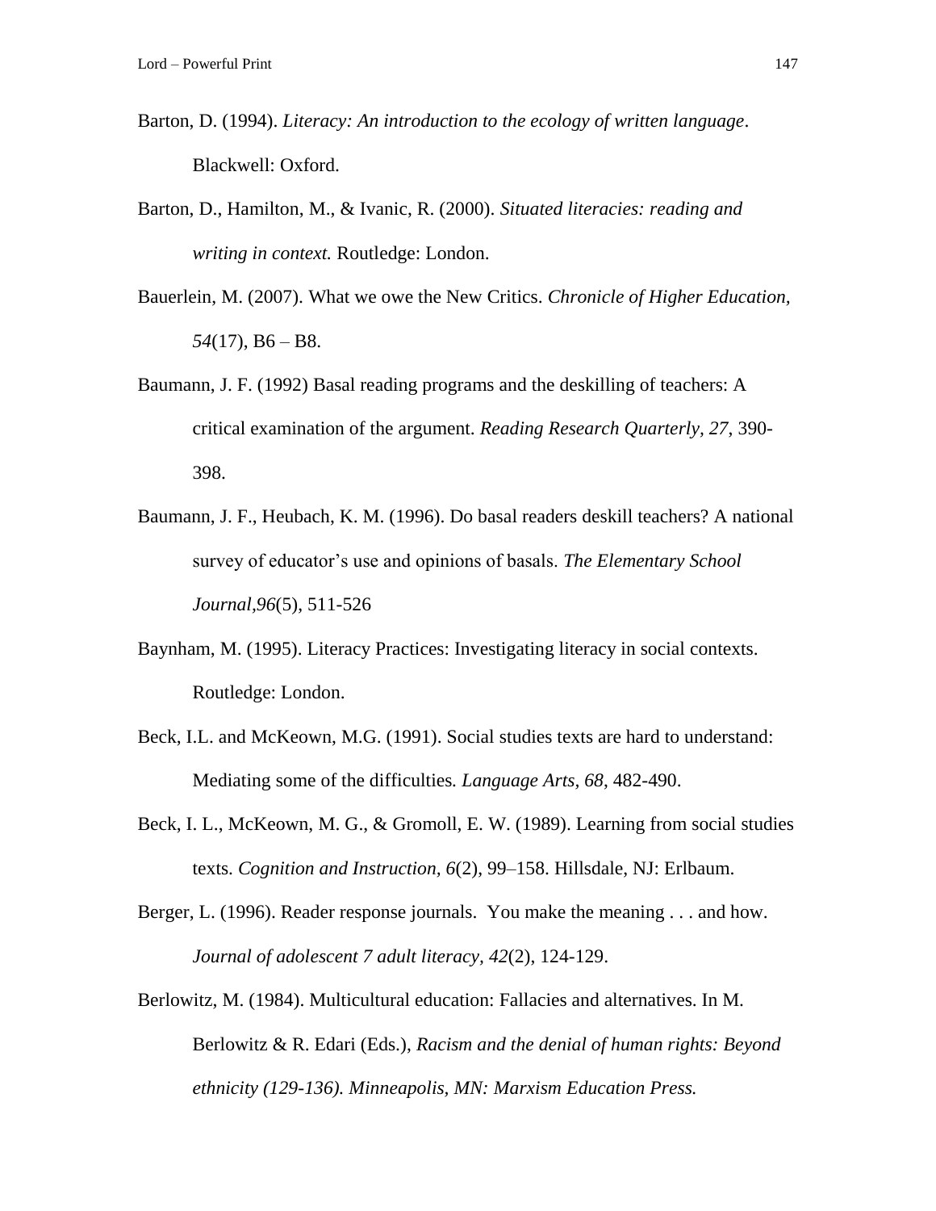Barton, D. (1994). *Literacy: An introduction to the ecology of written language*. Blackwell: Oxford.

Barton, D., Hamilton, M., & Ivanic, R. (2000). *Situated literacies: reading and writing in context.* Routledge: London.

Bauerlein, M. (2007). What we owe the New Critics. *Chronicle of Higher Education, 54*(17), B6 – B8.

Baumann, J. F. (1992) Basal reading programs and the deskilling of teachers: A critical examination of the argument. *Reading Research Quarterly, 27*, 390-398.

Baumann, J. F., Heubach, K. M. (1996). Do basal readers deskill teachers? A national survey of educator's use and opinions of basals. *The Elementary School Journal,96*(5), 511-526

Baynham, M. (1995). Literacy Practices: Investigating literacy in social contexts. Routledge: London.

Beck, I.L. and McKeown, M.G. (1991). Social studies texts are hard to understand: Mediating some of the difficulties. *Language Arts, 68*, 482-490.

Beck, I. L., McKeown, M. G., & Gromoll, E. W. (1989). Learning from social studies texts. *Cognition and Instruction, 6*(2), 99–158. Hillsdale, NJ: Erlbaum.

Berger, L. (1996). Reader response journals. You make the meaning . . . and how. *Journal of adolescent 7 adult literacy, 42*(2), 124-129.

Berlowitz, M. (1984). Multicultural education: Fallacies and alternatives. In M. Berlowitz & R. Edari (Eds.), *Racism and the denial of human rights: Beyond ethnicity (129-136). Minneapolis, MN: Marxism Education Press.*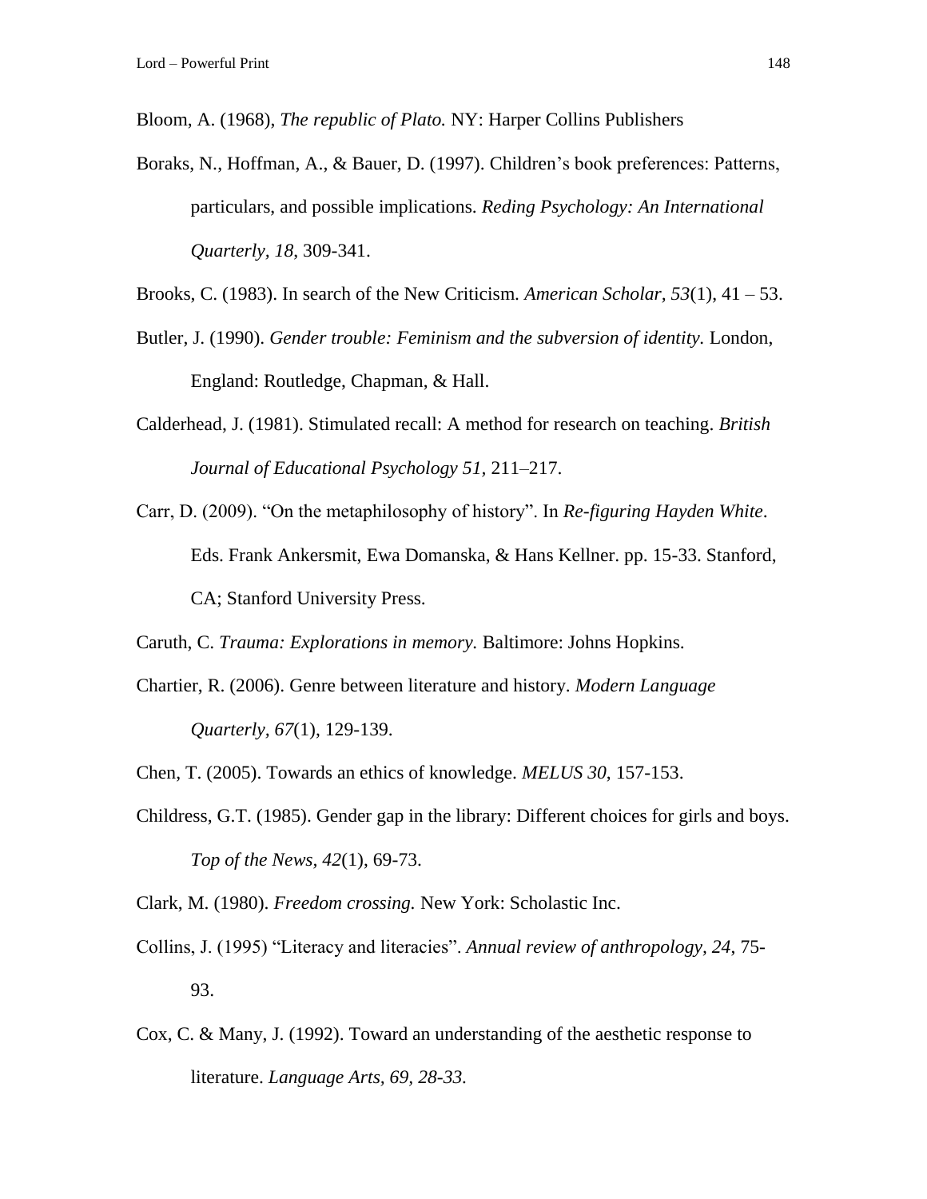Bloom, A. (1968), *The republic of Plato.* NY: Harper Collins Publishers

Boraks, N., Hoffman, A., & Bauer, D. (1997). Children's book preferences: Patterns, particulars, and possible implications. *Reding Psychology: An International Quarterly, 18*, 309-341.

Brooks, C. (1983). In search of the New Criticism. *American Scholar, 53*(1), 41 – 53.

Butler, J. (1990). *Gender trouble: Feminism and the subversion of identity.* London, England: Routledge, Chapman, & Hall.

Calderhead, J. (1981). Stimulated recall: A method for research on teaching. *British Journal of Educational Psychology 51*, 211–217.

Carr, D. (2009). "On the metaphilosophy of history". In *Re-figuring Hayden White*. Eds. Frank Ankersmit, Ewa Domanska, & Hans Kellner. pp. 15-33. Stanford, CA; Stanford University Press.

Caruth, C. *Trauma: Explorations in memory.* Baltimore: Johns Hopkins.

Chartier, R. (2006). Genre between literature and history. *Modern Language Quarterly, 67*(1), 129-139.

Chen, T. (2005). Towards an ethics of knowledge. *MELUS 30*, 157-153.

Childress, G.T. (1985). Gender gap in the library: Different choices for girls and boys. *Top of the News, 42*(1), 69-73.

Clark, M. (1980). *Freedom crossing.* New York: Scholastic Inc.

Collins, J. (1995) "Literacy and literacies". *Annual review of anthropology, 24,* 75-93.

Cox, C. & Many, J. (1992). Toward an understanding of the aesthetic response to literature. *Language Arts, 69, 28-33.*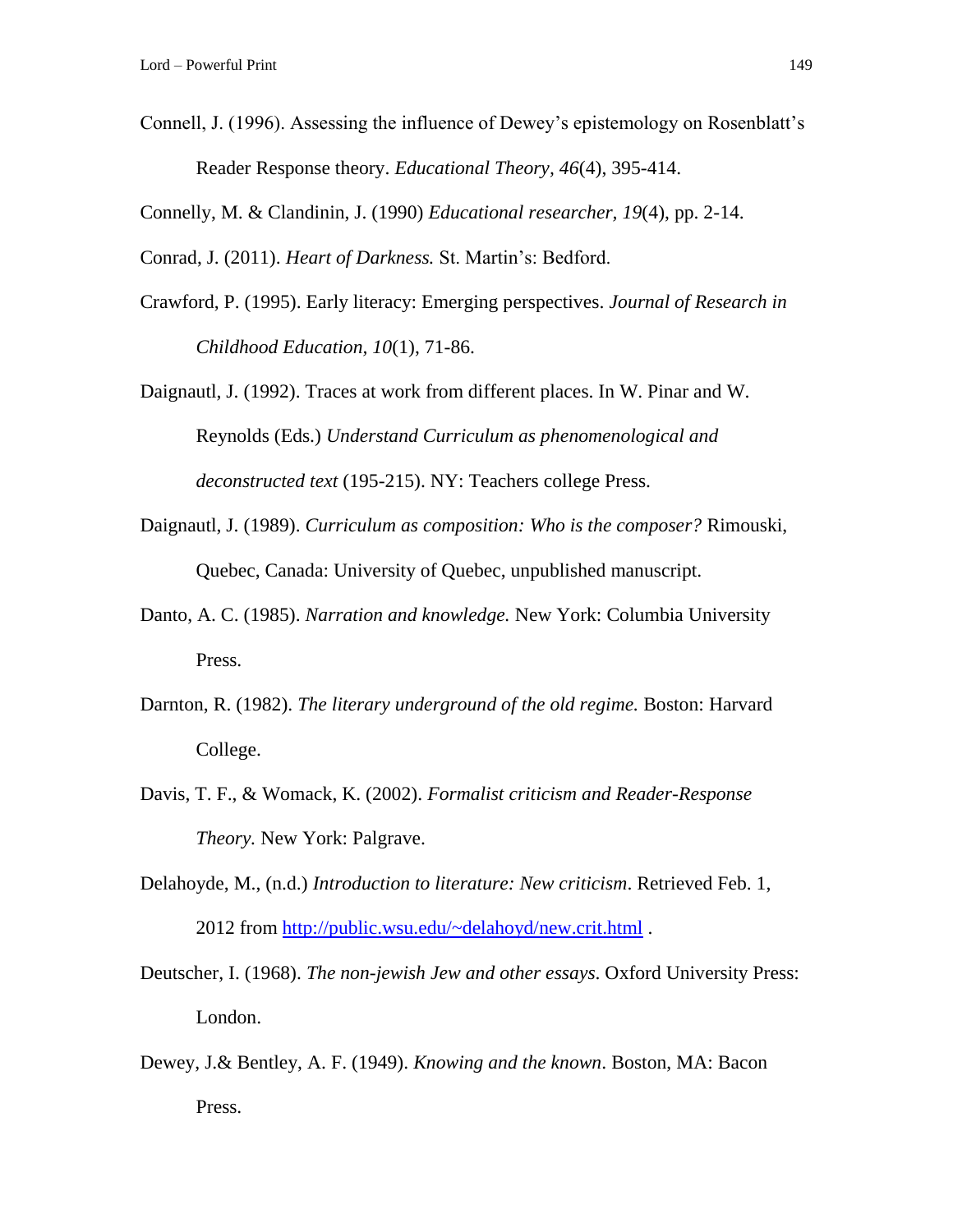Connell, J. (1996). Assessing the influence of Dewey's epistemology on Rosenblatt's Reader Response theory. *Educational Theory, 46*(4), 395-414.

Connelly, M. & Clandinin, J. (1990) *Educational researcher, 19*(4), pp. 2-14.

Conrad, J. (2011). *Heart of Darkness.* St. Martin's: Bedford.

Crawford, P. (1995). Early literacy: Emerging perspectives. *Journal of Research in Childhood Education, 10*(1), 71-86.

Daignautl, J. (1992). Traces at work from different places. In W. Pinar and W. Reynolds (Eds.) *Understand Curriculum as phenomenological and deconstructed text* (195-215). NY: Teachers college Press.

Daignautl, J. (1989). *Curriculum as composition: Who is the composer?* Rimouski, Quebec, Canada: University of Quebec, unpublished manuscript.

Danto, A. C. (1985). *Narration and knowledge.* New York: Columbia University Press.

Darnton, R. (1982). *The literary underground of the old regime.* Boston: Harvard College.

Davis, T. F., & Womack, K. (2002). *Formalist criticism and Reader-Response Theory.* New York: Palgrave.

Delahoyde, M., (n.d.) *Introduction to literature: New criticism*. Retrieved Feb. 1, 2012 from http://public.wsu.edu/~delahoyd/new.crit.html .

Deutscher, I. (1968). *The non-jewish Jew and other essays*. Oxford University Press: London.

Dewey, J.& Bentley, A. F. (1949). *Knowing and the known*. Boston, MA: Bacon Press.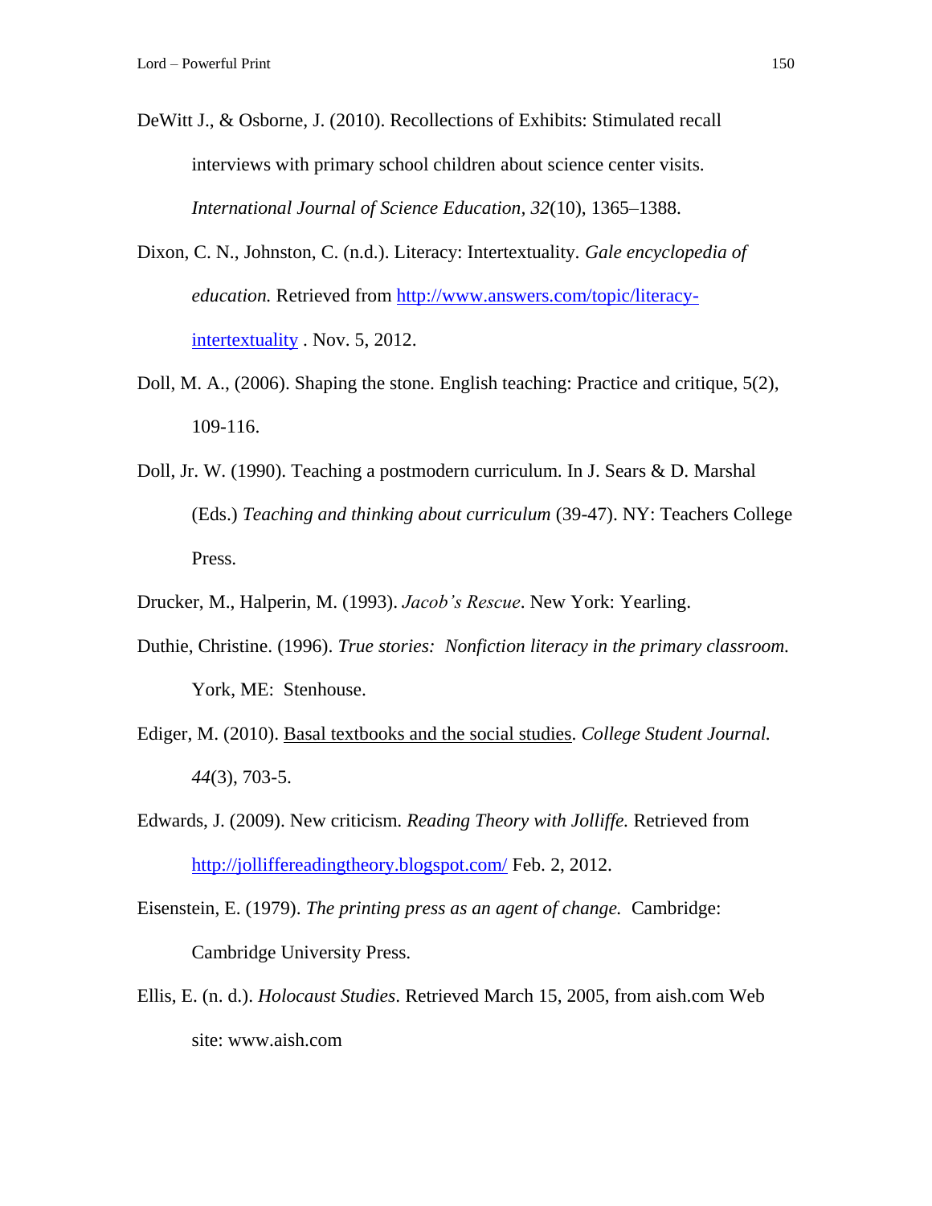DeWitt J., & Osborne, J. (2010). Recollections of Exhibits: Stimulated recall interviews with primary school children about science center visits. *International Journal of Science Education, 32*(10), 1365–1388.

Dixon, C. N., Johnston, C. (n.d.). Literacy: Intertextuality. *Gale encyclopedia of education.* Retrieved from [http://www.answers.com/topic/literacy-intertextuality](http://www.answers.com/topic/literacy-intertextuality) . Nov. 5, 2012.

Doll, M. A., (2006). Shaping the stone. English teaching: Practice and critique, 5(2), 109-116.

Doll, Jr. W. (1990). Teaching a postmodern curriculum. In J. Sears & D. Marshal (Eds.) *Teaching and thinking about curriculum* (39-47). NY: Teachers College Press.

Drucker, M., Halperin, M. (1993). *Jacob's Rescue*. New York: Yearling.

Duthie, Christine. (1996). *True stories: Nonfiction literacy in the primary classroom.* York, ME: Stenhouse.

Ediger, M. (2010). Basal textbooks and the social studies. *College Student Journal. 44*(3), 703-5.

Edwards, J. (2009). New criticism. *Reading Theory with Jolliffe.* Retrieved from [http://jollifereadingtheory.blogspot.com/](http://jollifereadingtheory.blogspot.com/) Feb. 2, 2012.

Eisenstein, E. (1979). *The printing press as an agent of change.* Cambridge: Cambridge University Press.

Ellis, E. (n. d.). *Holocaust Studies*. Retrieved March 15, 2005, from aish.com Web site: www.aish.com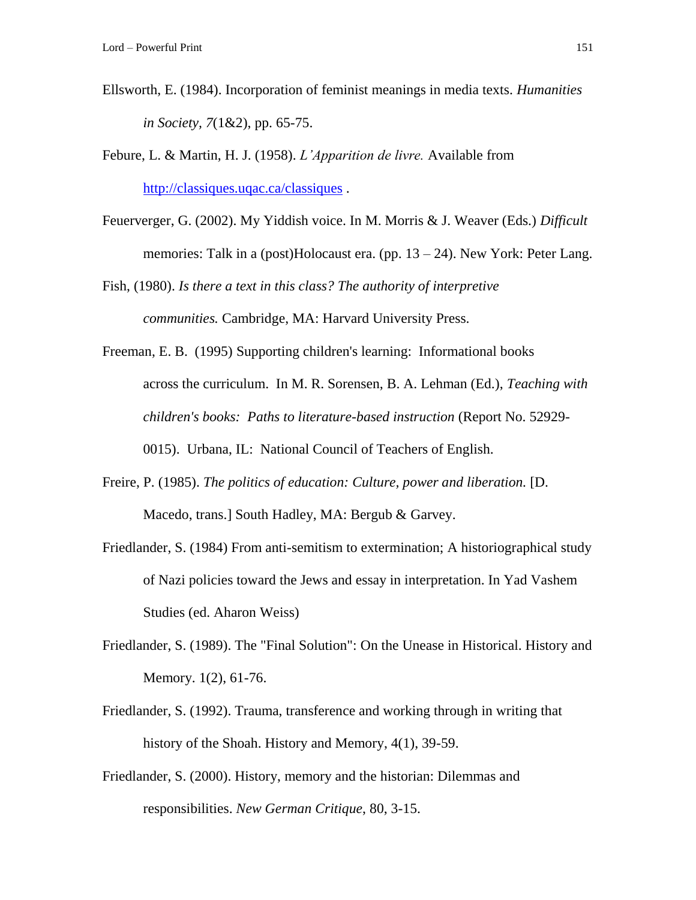Ellsworth, E. (1984). Incorporation of feminist meanings in media texts. *Humanities in Society*, *7*(1&2), pp. 65-75.

Febure, L. & Martin, H. J. (1958). *L'Apparition de livre.* Available from http://classiques.uqac.ca/classiques .

Feuerverger, G. (2002). My Yiddish voice. In M. Morris & J. Weaver (Eds.) *Difficult* memories: Talk in a (post)Holocaust era. (pp. 13 – 24). New York: Peter Lang.

Fish, (1980). *Is there a text in this class? The authority of interpretive communities.* Cambridge, MA: Harvard University Press.

Freeman, E. B. (1995) Supporting children's learning: Informational books across the curriculum. In M. R. Sorensen, B. A. Lehman (Ed.), *Teaching with children's books: Paths to literature-based instruction* (Report No. 52929-0015). Urbana, IL: National Council of Teachers of English.

Freire, P. (1985). *The politics of education: Culture, power and liberation.* [D. Macedo, trans.] South Hadley, MA: Bergub & Garvey.

Friedlander, S. (1984) From anti-semitism to extermination; A historiographical study of Nazi policies toward the Jews and essay in interpretation. In Yad Vashem Studies (ed. Aharon Weiss)

Friedlander, S. (1989). The "Final Solution": On the Unease in Historical. History and Memory. 1(2), 61-76.

Friedlander, S. (1992). Trauma, transference and working through in writing that history of the Shoah. History and Memory, 4(1), 39-59.

Friedlander, S. (2000). History, memory and the historian: Dilemmas and responsibilities. *New German Critique*, 80, 3-15.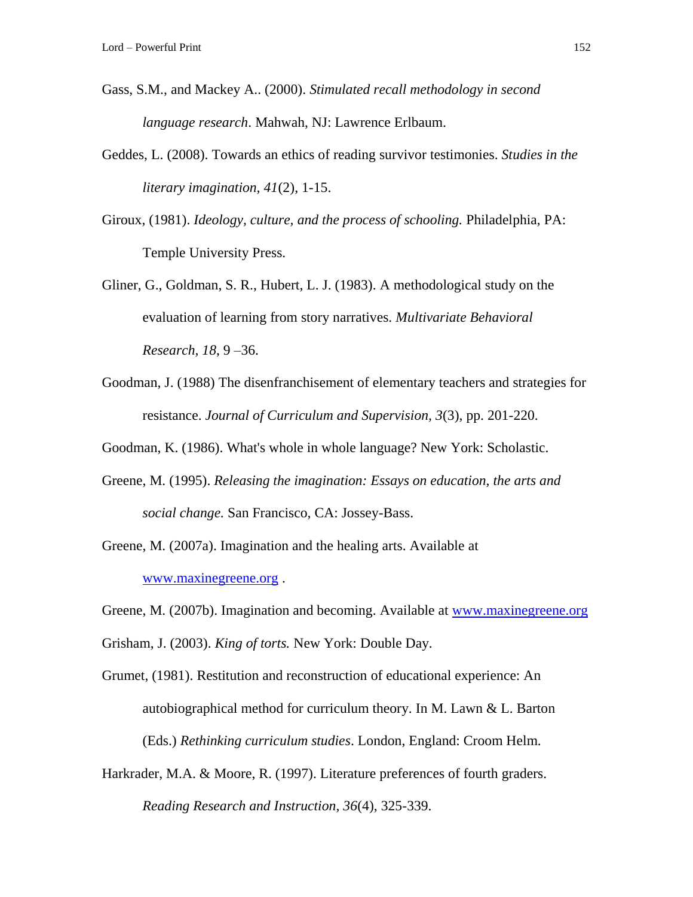Gass, S.M., and Mackey A.. (2000). *Stimulated recall methodology in second language research*. Mahwah, NJ: Lawrence Erlbaum.

Geddes, L. (2008). Towards an ethics of reading survivor testimonies. *Studies in the literary imagination, 41*(2), 1-15.

Giroux, (1981). *Ideology, culture, and the process of schooling.* Philadelphia, PA: Temple University Press.

Gliner, G., Goldman, S. R., Hubert, L. J. (1983). A methodological study on the evaluation of learning from story narratives. *Multivariate Behavioral Research, 18,* 9 –36.

Goodman, J. (1988) The disenfranchisement of elementary teachers and strategies for resistance. *Journal of Curriculum and Supervision, 3*(3), pp. 201-220.

Goodman, K. (1986). What's whole in whole language? New York: Scholastic.

Greene, M. (1995). *Releasing the imagination: Essays on education, the arts and social change.* San Francisco, CA: Jossey-Bass.

Greene, M. (2007a). Imagination and the healing arts. Available at www.maxinegreene.org .

Greene, M. (2007b). Imagination and becoming. Available at www.maxinegreene.org

Grisham, J. (2003). *King of torts.* New York: Double Day.

Grumet, (1981). Restitution and reconstruction of educational experience: An autobiographical method for curriculum theory. In M. Lawn & L. Barton (Eds.) *Rethinking curriculum studies*. London, England: Croom Helm.

Harkrader, M.A. & Moore, R. (1997). Literature preferences of fourth graders. *Reading Research and Instruction*, *36*(4), 325-339.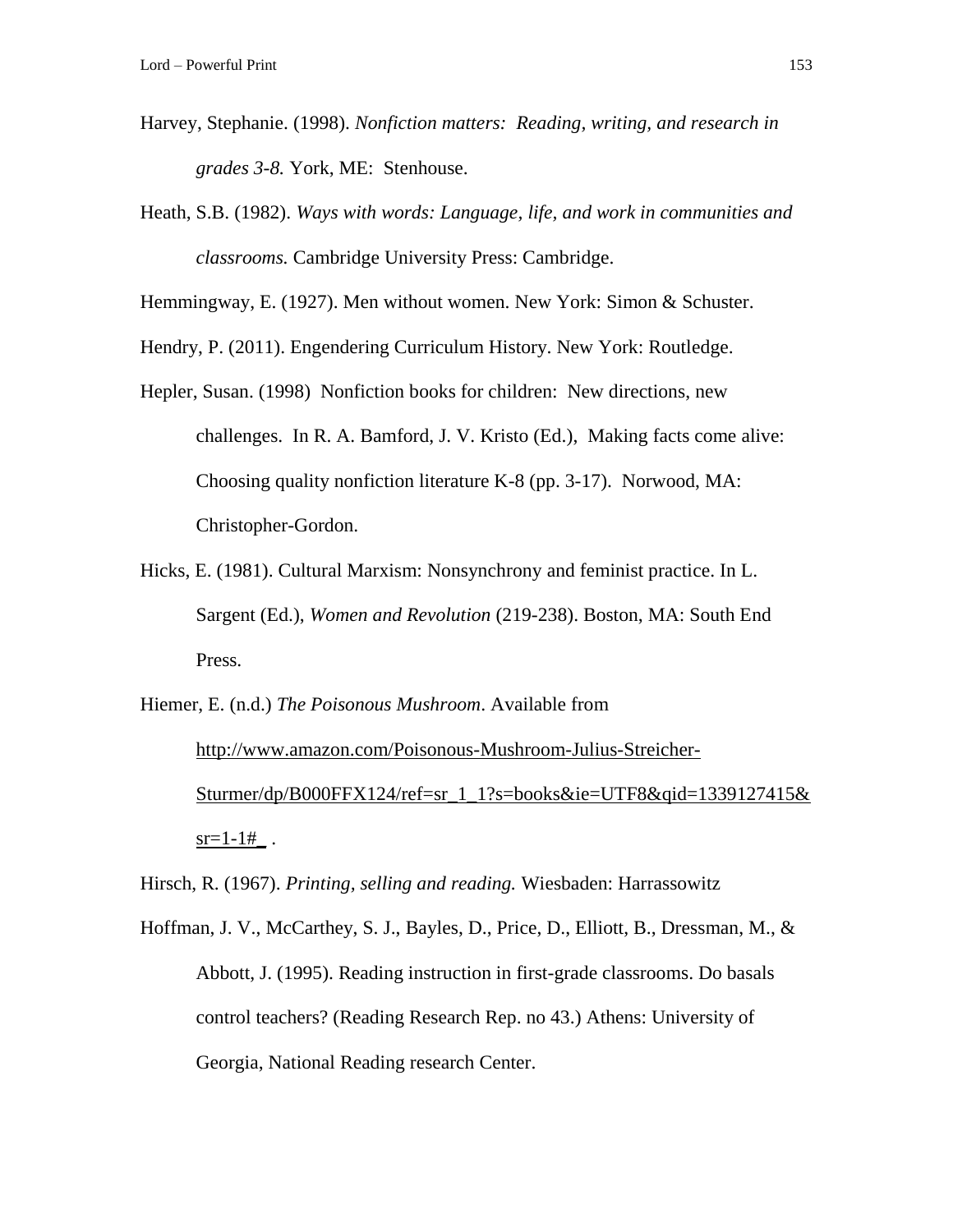Harvey, Stephanie. (1998). *Nonfiction matters: Reading, writing, and research in grades 3-8.* York, ME: Stenhouse.

Heath, S.B. (1982). *Ways with words: Language, life, and work in communities and classrooms.* Cambridge University Press: Cambridge.

Hemmingway, E. (1927). Men without women. New York: Simon & Schuster.

Hendry, P. (2011). Engendering Curriculum History. New York: Routledge.

Hepler, Susan. (1998) Nonfiction books for children: New directions, new challenges. In R. A. Bamford, J. V. Kristo (Ed.), Making facts come alive: Choosing quality nonfiction literature K-8 (pp. 3-17). Norwood, MA: Christopher-Gordon.

Hicks, E. (1981). Cultural Marxism: Nonsynchrony and feminist practice. In L. Sargent (Ed.), *Women and Revolution* (219-238). Boston, MA: South End Press.

Hiemer, E. (n.d.) *The Poisonous Mushroom*. Available from http://www.amazon.com/Poisonous-Mushroom-Julius-Streicher-Sturmer/dp/B000FFX124/ref=sr_1_1?s=books&ie=UTF8&qid=1339127415&sr=1-1#_ .

Hirsch, R. (1967). *Printing, selling and reading.* Wiesbaden: Harrassowitz

Hoffman, J. V., McCarthey, S. J., Bayles, D., Price, D., Elliott, B., Dressman, M., & Abbott, J. (1995). Reading instruction in first-grade classrooms. Do basals control teachers? (Reading Research Rep. no 43.) Athens: University of Georgia, National Reading research Center.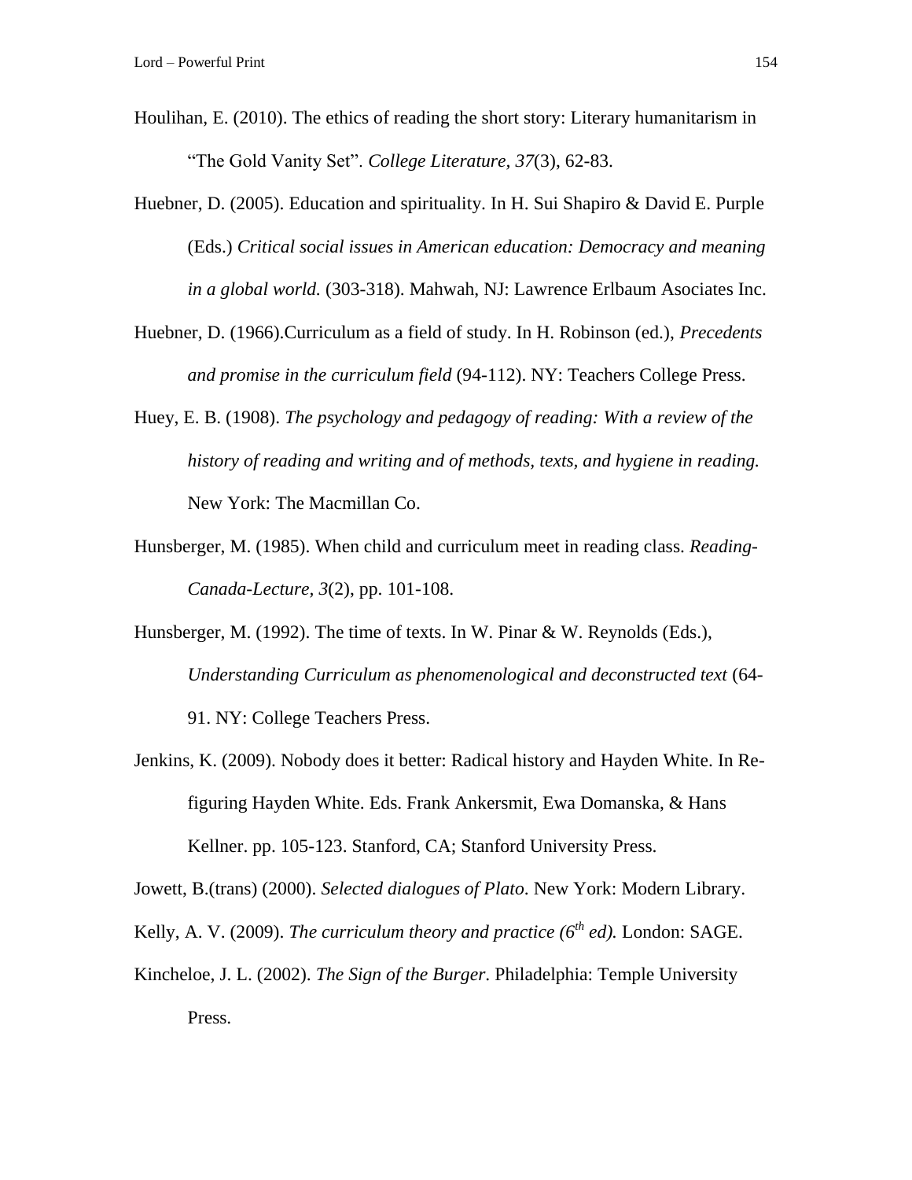Houlihan, E. (2010). The ethics of reading the short story: Literary humanitarism in "The Gold Vanity Set". *College Literature*, *37*(3), 62-83.

Huebner, D. (2005). Education and spirituality. In H. Sui Shapiro & David E. Purple (Eds.) *Critical social issues in American education: Democracy and meaning in a global world.* (303-318). Mahwah, NJ: Lawrence Erlbaum Asociates Inc.

Huebner, D. (1966).Curriculum as a field of study. In H. Robinson (ed.), *Precedents and promise in the curriculum field* (94-112). NY: Teachers College Press.

Huey, E. B. (1908). *The psychology and pedagogy of reading: With a review of the history of reading and writing and of methods, texts, and hygiene in reading.* New York: The Macmillan Co.

Hunsberger, M. (1985). When child and curriculum meet in reading class. *Reading-Canada-Lecture, 3*(2), pp. 101-108.

Hunsberger, M. (1992). The time of texts. In W. Pinar & W. Reynolds (Eds.), *Understanding Curriculum as phenomenological and deconstructed text* (64-91. NY: College Teachers Press.

Jenkins, K. (2009). Nobody does it better: Radical history and Hayden White. In Re-figuring Hayden White. Eds. Frank Ankersmit, Ewa Domanska, & Hans Kellner. pp. 105-123. Stanford, CA; Stanford University Press.

Jowett, B.(trans) (2000). *Selected dialogues of Plato*. New York: Modern Library.

Kelly, A. V. (2009). *The curriculum theory and practice (6th ed).* London: SAGE.

Kincheloe, J. L. (2002). *The Sign of the Burger*. Philadelphia: Temple University Press.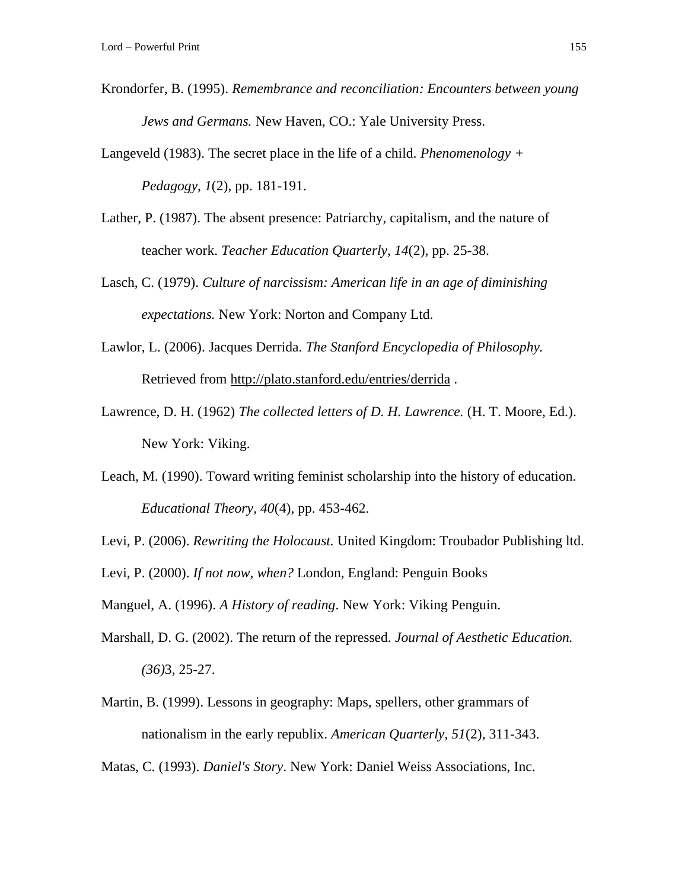Krondorfer, B. (1995). *Remembrance and reconciliation: Encounters between young Jews and Germans.* New Haven, CO.: Yale University Press.

Langeveld (1983). The secret place in the life of a child. *Phenomenology + Pedagogy, 1*(2), pp. 181-191.

Lather, P. (1987). The absent presence: Patriarchy, capitalism, and the nature of teacher work. *Teacher Education Quarterly, 14*(2), pp. 25-38.

Lasch, C. (1979). *Culture of narcissism: American life in an age of diminishing expectations.* New York: Norton and Company Ltd.

Lawlor, L. (2006). Jacques Derrida. *The Stanford Encyclopedia of Philosophy.* Retrieved from http://plato.stanford.edu/entries/derrida .

Lawrence, D. H. (1962) *The collected letters of D. H. Lawrence.* (H. T. Moore, Ed.). New York: Viking.

Leach, M. (1990). Toward writing feminist scholarship into the history of education. *Educational Theory, 40*(4), pp. 453-462.

Levi, P. (2006). *Rewriting the Holocaust.* United Kingdom: Troubador Publishing ltd.

Levi, P. (2000). *If not now, when?* London, England: Penguin Books

Manguel, A. (1996). *A History of reading*. New York: Viking Penguin.

Marshall, D. G. (2002). The return of the repressed. *Journal of Aesthetic Education. (36)*3, 25-27.

Martin, B. (1999). Lessons in geography: Maps, spellers, other grammars of nationalism in the early republix. *American Quarterly, 51*(2), 311-343.

Matas, C. (1993). *Daniel's Story*. New York: Daniel Weiss Associations, Inc.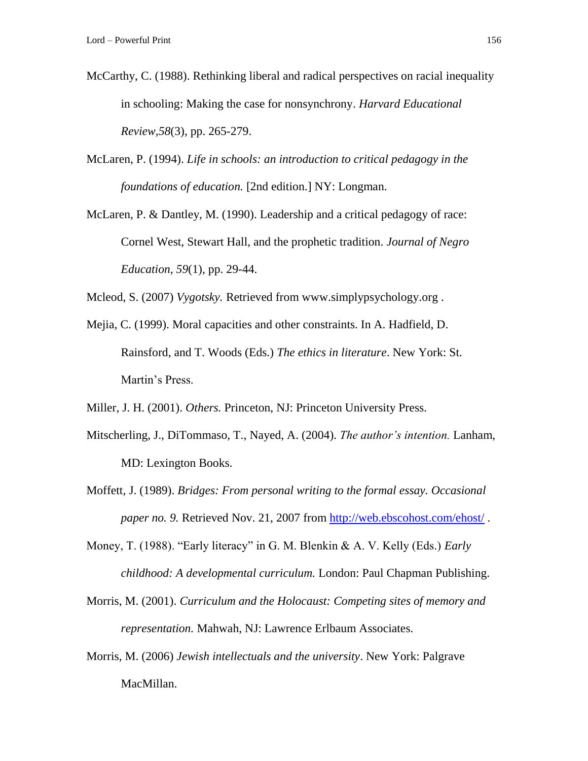McCarthy, C. (1988). Rethinking liberal and radical perspectives on racial inequality in schooling: Making the case for nonsynchrony. *Harvard Educational Review,58*(3), pp. 265-279.

McLaren, P. (1994). *Life in schools: an introduction to critical pedagogy in the foundations of education.* [2nd edition.] NY: Longman.

McLaren, P. & Dantley, M. (1990). Leadership and a critical pedagogy of race: Cornel West, Stewart Hall, and the prophetic tradition. *Journal of Negro Education, 59*(1), pp. 29-44.

Mcleod, S. (2007) *Vygotsky.* Retrieved from www.simplypsychology.org .

Mejia, C. (1999). Moral capacities and other constraints. In A. Hadfield, D. Rainsford, and T. Woods (Eds.) *The ethics in literature*. New York: St. Martin's Press.

Miller, J. H. (2001). *Others.* Princeton, NJ: Princeton University Press.

Mitscherling, J., DiTommaso, T., Nayed, A. (2004). *The author's intention.* Lanham, MD: Lexington Books.

Moffett, J. (1989). *Bridges: From personal writing to the formal essay. Occasional paper no. 9.* Retrieved Nov. 21, 2007 from http://web.ebscohost.com/ehost/ .

Money, T. (1988). "Early literacy" in G. M. Blenkin & A. V. Kelly (Eds.) *Early childhood: A developmental curriculum.* London: Paul Chapman Publishing.

Morris, M. (2001). *Curriculum and the Holocaust: Competing sites of memory and representation.* Mahwah, NJ: Lawrence Erlbaum Associates.

Morris, M. (2006) *Jewish intellectuals and the university*. New York: Palgrave MacMillan.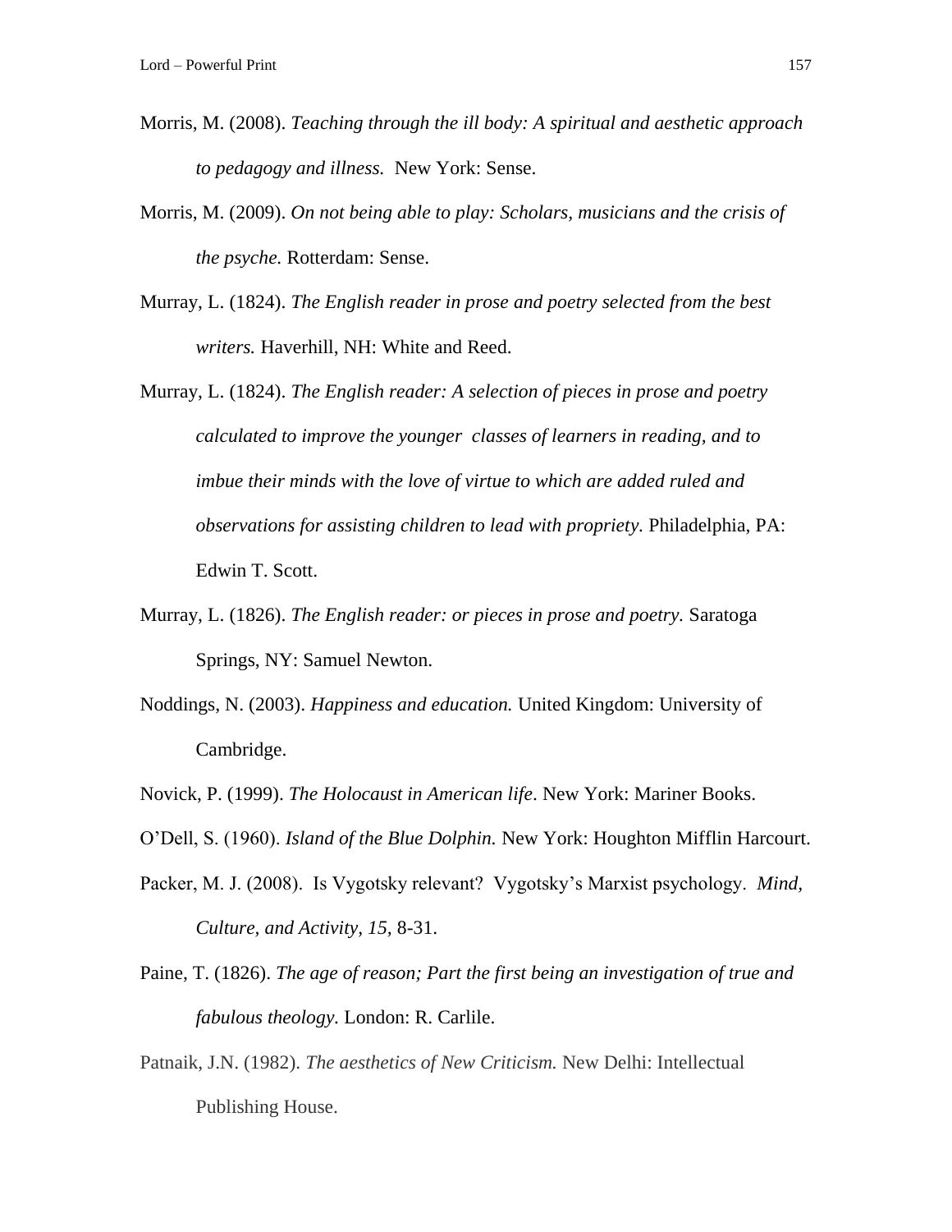Morris, M. (2008). *Teaching through the ill body: A spiritual and aesthetic approach to pedagogy and illness.* New York: Sense.

Morris, M. (2009). *On not being able to play: Scholars, musicians and the crisis of the psyche.* Rotterdam: Sense.

Murray, L. (1824). *The English reader in prose and poetry selected from the best writers.* Haverhill, NH: White and Reed.

Murray, L. (1824). *The English reader: A selection of pieces in prose and poetry calculated to improve the younger  classes of learners in reading, and to imbue their minds with the love of virtue to which are added ruled and observations for assisting children to lead with propriety*. Philadelphia, PA: Edwin T. Scott.

Murray, L. (1826). *The English reader: or pieces in prose and poetry.* Saratoga Springs, NY: Samuel Newton.

Noddings, N. (2003). *Happiness and education.* United Kingdom: University of Cambridge.

Novick, P. (1999). *The Holocaust in American life*. New York: Mariner Books.

O'Dell, S. (1960). *Island of the Blue Dolphin.* New York: Houghton Mifflin Harcourt.

Packer, M. J. (2008).  Is Vygotsky relevant?  Vygotsky's Marxist psychology.  *Mind, Culture, and Activity, 15,* 8-31.

Paine, T. (1826). *The age of reason; Part the first being an investigation of true and fabulous theology.* London: R. Carlile.

Patnaik, J.N. (1982). *The aesthetics of New Criticism.* New Delhi: Intellectual Publishing House.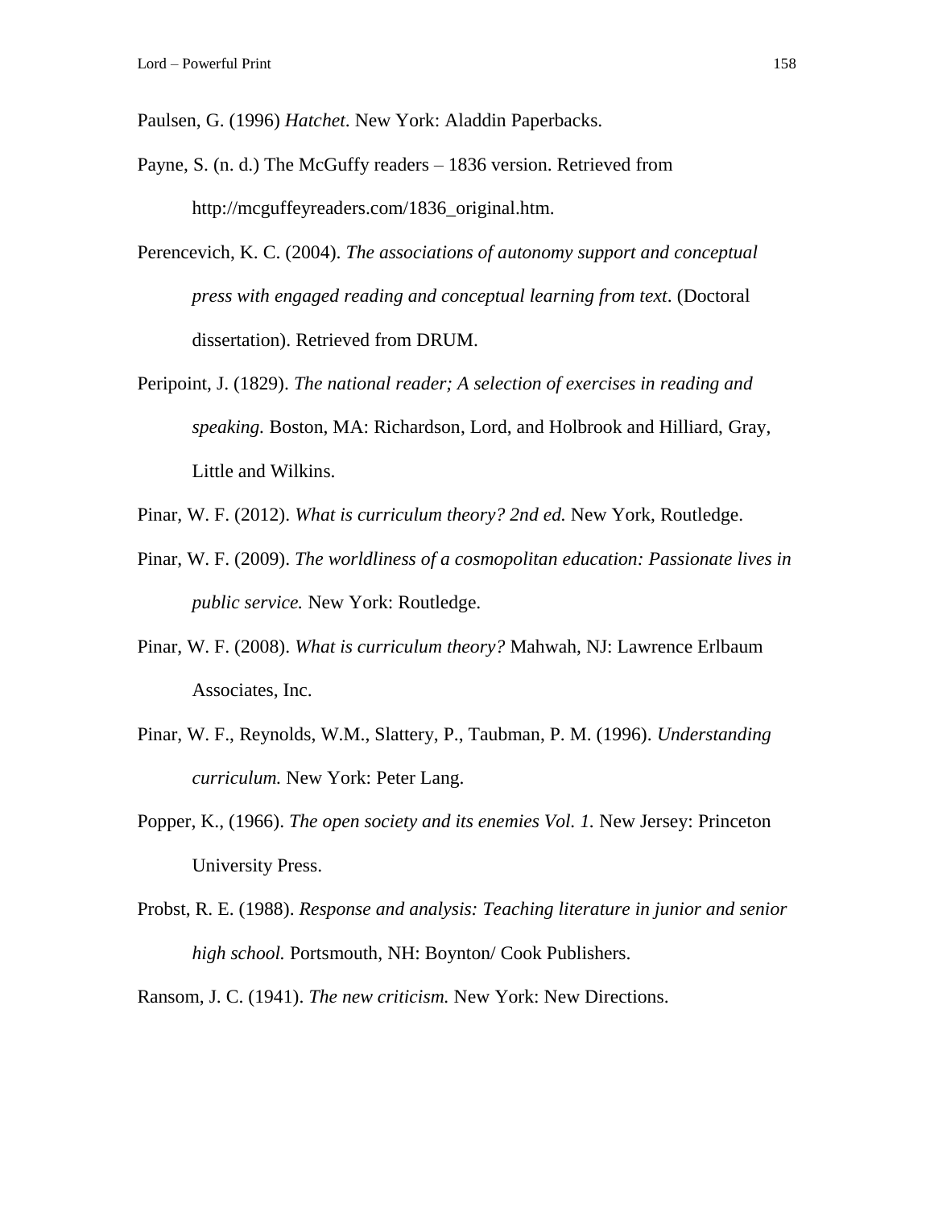Paulsen, G. (1996) *Hatchet*. New York: Aladdin Paperbacks.

Payne, S. (n. d.) The McGuffy readers – 1836 version. Retrieved from http://mcguffeyreaders.com/1836_original.htm.

Perencevich, K. C. (2004). *The associations of autonomy support and conceptual press with engaged reading and conceptual learning from text*. (Doctoral dissertation). Retrieved from DRUM.

Peripoint, J. (1829). *The national reader; A selection of exercises in reading and speaking.* Boston, MA: Richardson, Lord, and Holbrook and Hilliard, Gray, Little and Wilkins.

Pinar, W. F. (2012). *What is curriculum theory? 2nd ed.* New York, Routledge.

Pinar, W. F. (2009). *The worldliness of a cosmopolitan education: Passionate lives in public service.* New York: Routledge.

Pinar, W. F. (2008). *What is curriculum theory?* Mahwah, NJ: Lawrence Erlbaum Associates, Inc.

Pinar, W. F., Reynolds, W.M., Slattery, P., Taubman, P. M. (1996). *Understanding curriculum.* New York: Peter Lang.

Popper, K., (1966). *The open society and its enemies Vol. 1.* New Jersey: Princeton University Press.

Probst, R. E. (1988). *Response and analysis: Teaching literature in junior and senior high school.* Portsmouth, NH: Boynton/ Cook Publishers.

Ransom, J. C. (1941). *The new criticism.* New York: New Directions.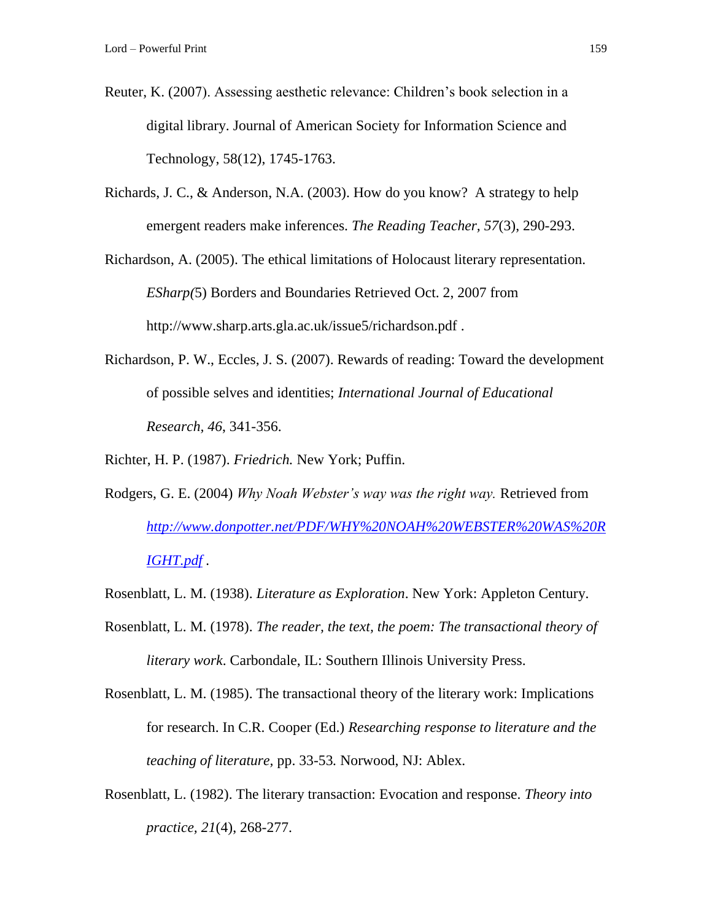Reuter, K. (2007). Assessing aesthetic relevance: Children's book selection in a digital library. Journal of American Society for Information Science and Technology, 58(12), 1745-1763.

Richards, J. C., & Anderson, N.A. (2003). How do you know? A strategy to help emergent readers make inferences. *The Reading Teacher, 57*(3), 290-293.

Richardson, A. (2005). The ethical limitations of Holocaust literary representation. *ESharp(*5) Borders and Boundaries Retrieved Oct. 2, 2007 from http://www.sharp.arts.gla.ac.uk/issue5/richardson.pdf .

Richardson, P. W., Eccles, J. S. (2007). Rewards of reading: Toward the development of possible selves and identities; *International Journal of Educational Research, 46*, 341-356.

Richter, H. P. (1987). *Friedrich.* New York; Puffin.

Rodgers, G. E. (2004) *Why Noah Webster's way was the right way.* Retrieved from [http://www.donpotter.net/PDF/WHY%20NOAH%20WEBSTER%20WAS%20RIGHT.pdf](http://www.donpotter.net/PDF/WHY%20NOAH%20WEBSTER%20WAS%20RIGHT.pdf) .

Rosenblatt, L. M. (1938). *Literature as Exploration*. New York: Appleton Century.

Rosenblatt, L. M. (1978). *The reader, the text, the poem: The transactional theory of literary work*. Carbondale, IL: Southern Illinois University Press.

Rosenblatt, L. M. (1985). The transactional theory of the literary work: Implications for research. In C.R. Cooper (Ed.) *Researching response to literature and the teaching of literature,* pp. 33-53. Norwood, NJ: Ablex.

Rosenblatt, L. (1982). The literary transaction: Evocation and response. *Theory into practice, 21*(4), 268-277.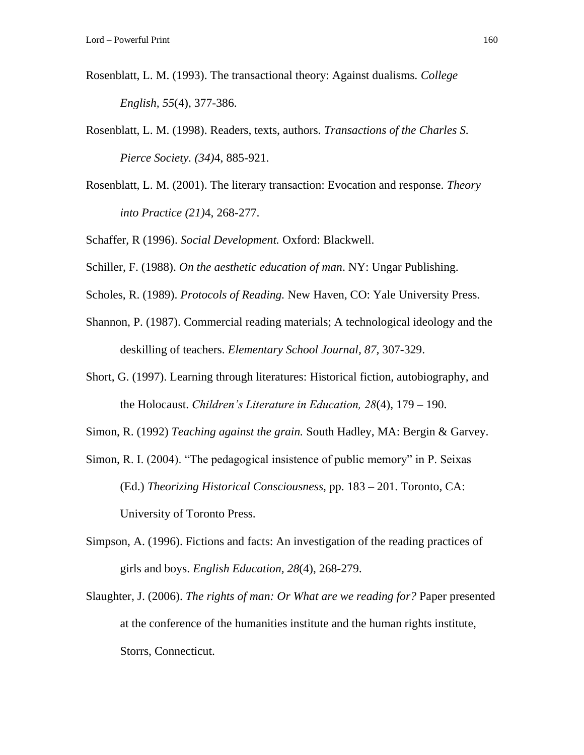Rosenblatt, L. M. (1993). The transactional theory: Against dualisms. *College English, 55*(4), 377-386.

Rosenblatt, L. M. (1998). Readers, texts, authors. *Transactions of the Charles S. Pierce Society. (34)*4, 885-921.

Rosenblatt, L. M. (2001). The literary transaction: Evocation and response. *Theory into Practice (21)*4, 268-277.

Schaffer, R (1996). *Social Development.* Oxford: Blackwell.

Schiller, F. (1988). *On the aesthetic education of man*. NY: Ungar Publishing.

Scholes, R. (1989). *Protocols of Reading.* New Haven, CO: Yale University Press.

Shannon, P. (1987). Commercial reading materials; A technological ideology and the deskilling of teachers. *Elementary School Journal, 87,* 307-329.

Short, G. (1997). Learning through literatures: Historical fiction, autobiography, and the Holocaust. *Children's Literature in Education, 28*(4), 179 – 190.

Simon, R. (1992) *Teaching against the grain.* South Hadley, MA: Bergin & Garvey.

Simon, R. I. (2004). "The pedagogical insistence of public memory" in P. Seixas (Ed.) *Theorizing Historical Consciousness,* pp. 183 – 201. Toronto, CA: University of Toronto Press.

Simpson, A. (1996). Fictions and facts: An investigation of the reading practices of girls and boys. *English Education, 28*(4), 268-279.

Slaughter, J. (2006). *The rights of man: Or What are we reading for?* Paper presented at the conference of the humanities institute and the human rights institute, Storrs, Connecticut.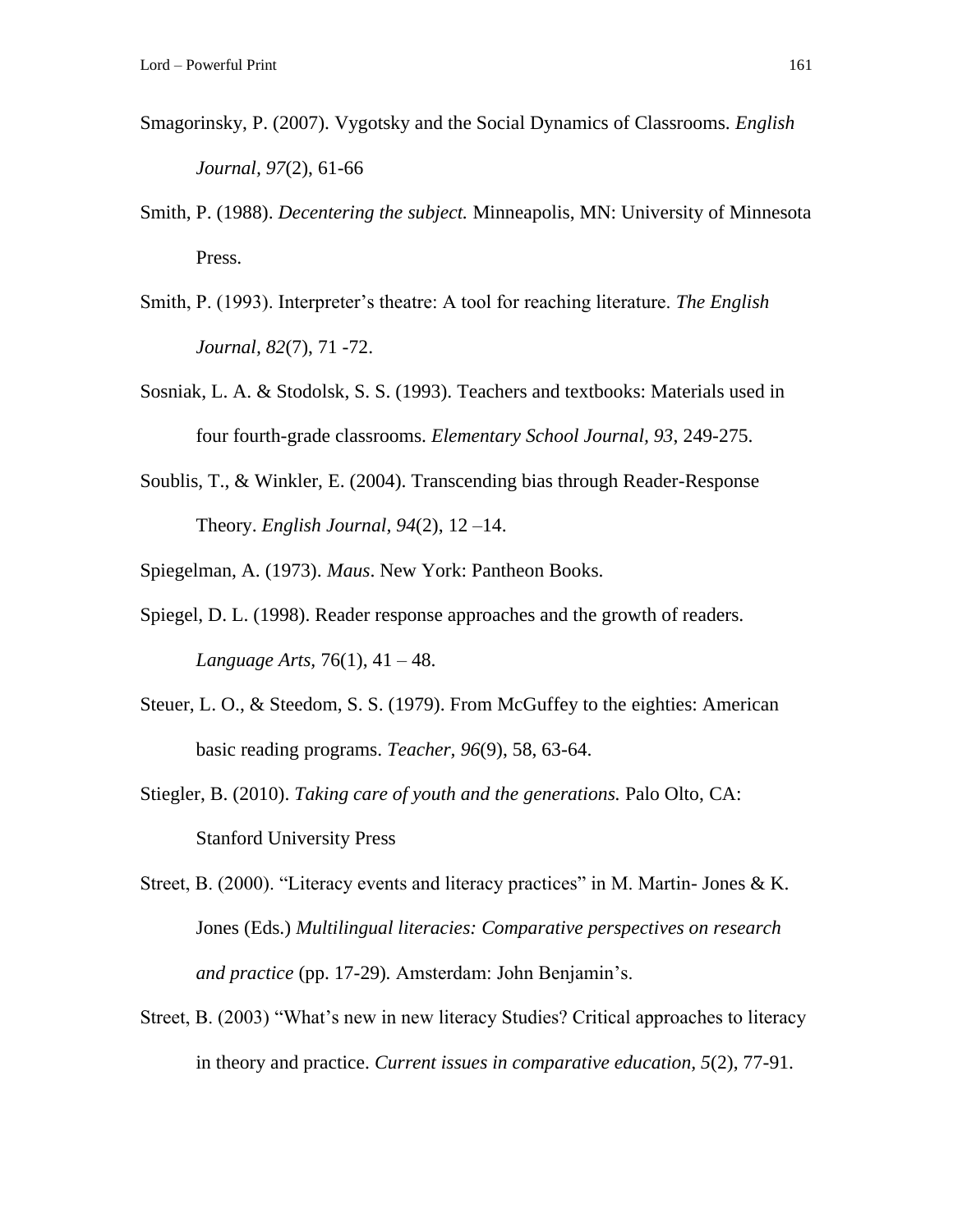Smagorinsky, P. (2007). Vygotsky and the Social Dynamics of Classrooms. *English Journal, 97*(2), 61-66

Smith, P. (1988). *Decentering the subject.* Minneapolis, MN: University of Minnesota Press.

Smith, P. (1993). Interpreter's theatre: A tool for reaching literature. *The English Journal, 82*(7), 71 -72.

Sosniak, L. A. & Stodolsk, S. S. (1993). Teachers and textbooks: Materials used in four fourth-grade classrooms. *Elementary School Journal, 93*, 249-275.

Soublis, T., & Winkler, E. (2004). Transcending bias through Reader-Response Theory. *English Journal, 94*(2), 12 –14.

Spiegelman, A. (1973). *Maus*. New York: Pantheon Books.

Spiegel, D. L. (1998). Reader response approaches and the growth of readers. *Language Arts,* 76(1), 41 – 48.

Steuer, L. O., & Steedom, S. S. (1979). From McGuffey to the eighties: American basic reading programs. *Teacher, 96*(9), 58, 63-64.

Stiegler, B. (2010). *Taking care of youth and the generations.* Palo Olto, CA: Stanford University Press

Street, B. (2000). "Literacy events and literacy practices" in M. Martin- Jones & K. Jones (Eds.) *Multilingual literacies: Comparative perspectives on research and practice* (pp. 17-29). Amsterdam: John Benjamin's.

Street, B. (2003) "What's new in new literacy Studies? Critical approaches to literacy in theory and practice. *Current issues in comparative education, 5*(2), 77-91.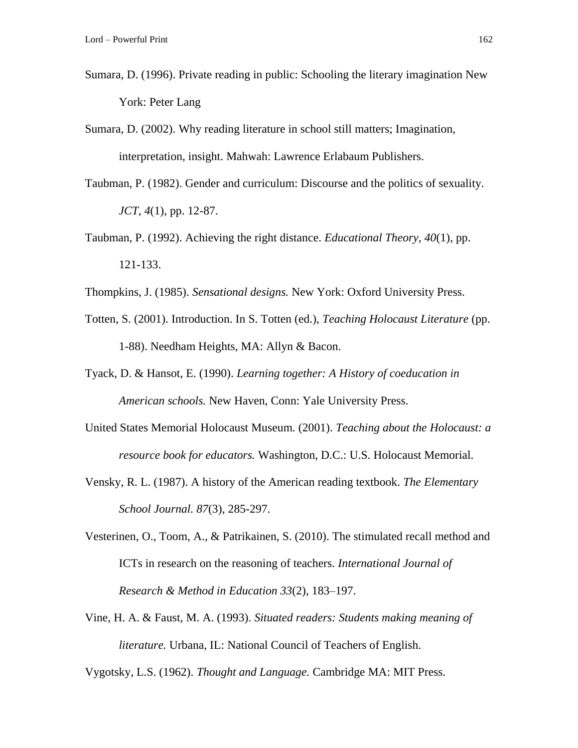Sumara, D. (1996). Private reading in public: Schooling the literary imagination New York: Peter Lang

Sumara, D. (2002). Why reading literature in school still matters; Imagination, interpretation, insight. Mahwah: Lawrence Erlabaum Publishers.

Taubman, P. (1982). Gender and curriculum: Discourse and the politics of sexuality. *JCT, 4*(1), pp. 12-87.

Taubman, P. (1992). Achieving the right distance. *Educational Theory, 40*(1), pp. 121-133.

Thompkins, J. (1985). *Sensational designs.* New York: Oxford University Press.

Totten, S. (2001). Introduction. In S. Totten (ed.), *Teaching Holocaust Literature* (pp. 1-88). Needham Heights, MA: Allyn & Bacon.

Tyack, D. & Hansot, E. (1990). *Learning together: A History of coeducation in American schools.* New Haven, Conn: Yale University Press.

United States Memorial Holocaust Museum. (2001). *Teaching about the Holocaust: a resource book for educators.* Washington, D.C.: U.S. Holocaust Memorial.

Vensky, R. L. (1987). A history of the American reading textbook. *The Elementary School Journal. 87*(3), 285-297.

Vesterinen, O., Toom, A., & Patrikainen, S. (2010). The stimulated recall method and ICTs in research on the reasoning of teachers. *International Journal of Research & Method in Education 33*(2), 183–197.

Vine, H. A. & Faust, M. A. (1993). *Situated readers: Students making meaning of literature.* Urbana, IL: National Council of Teachers of English.

Vygotsky, L.S. (1962). *Thought and Language.* Cambridge MA: MIT Press.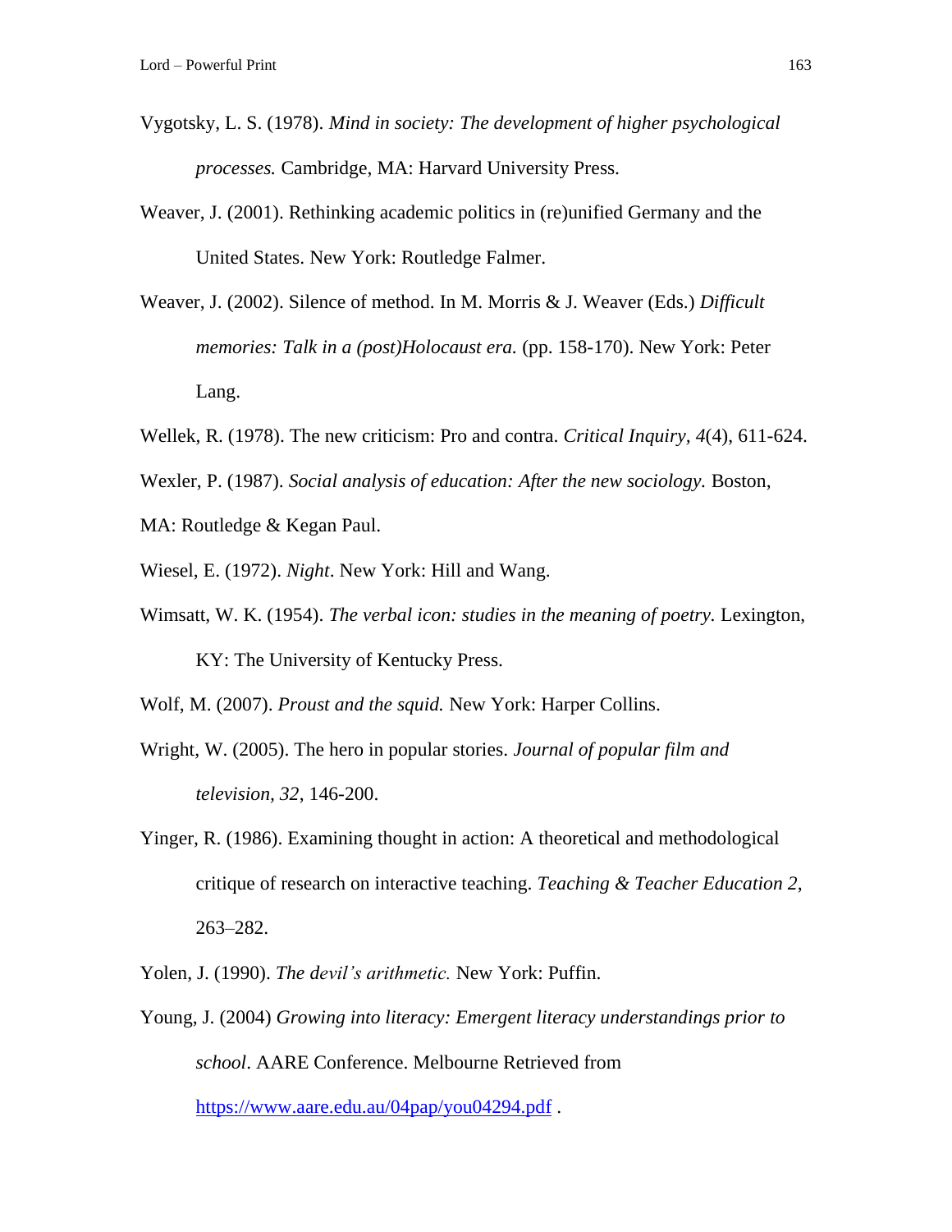Vygotsky, L. S. (1978). *Mind in society: The development of higher psychological processes.* Cambridge, MA: Harvard University Press.

Weaver, J. (2001). Rethinking academic politics in (re)unified Germany and the United States. New York: Routledge Falmer.

Weaver, J. (2002). Silence of method. In M. Morris & J. Weaver (Eds.) *Difficult memories: Talk in a (post)Holocaust era.* (pp. 158-170). New York: Peter Lang.

Wellek, R. (1978). The new criticism: Pro and contra. *Critical Inquiry, 4*(4), 611-624.

Wexler, P. (1987). *Social analysis of education: After the new sociology.* Boston, MA: Routledge & Kegan Paul.

Wiesel, E. (1972). *Night*. New York: Hill and Wang.

Wimsatt, W. K. (1954). *The verbal icon: studies in the meaning of poetry.* Lexington, KY: The University of Kentucky Press.

Wolf, M. (2007). *Proust and the squid.* New York: Harper Collins.

Wright, W. (2005). The hero in popular stories. *Journal of popular film and television*, *32*, 146-200.

Yinger, R. (1986). Examining thought in action: A theoretical and methodological critique of research on interactive teaching. *Teaching & Teacher Education 2*, 263–282.

Yolen, J. (1990). *The devil's arithmetic.* New York: Puffin.

Young, J. (2004) *Growing into literacy: Emergent literacy understandings prior to school*. AARE Conference. Melbourne Retrieved from https://www.aare.edu.au/04pap/you04294.pdf .